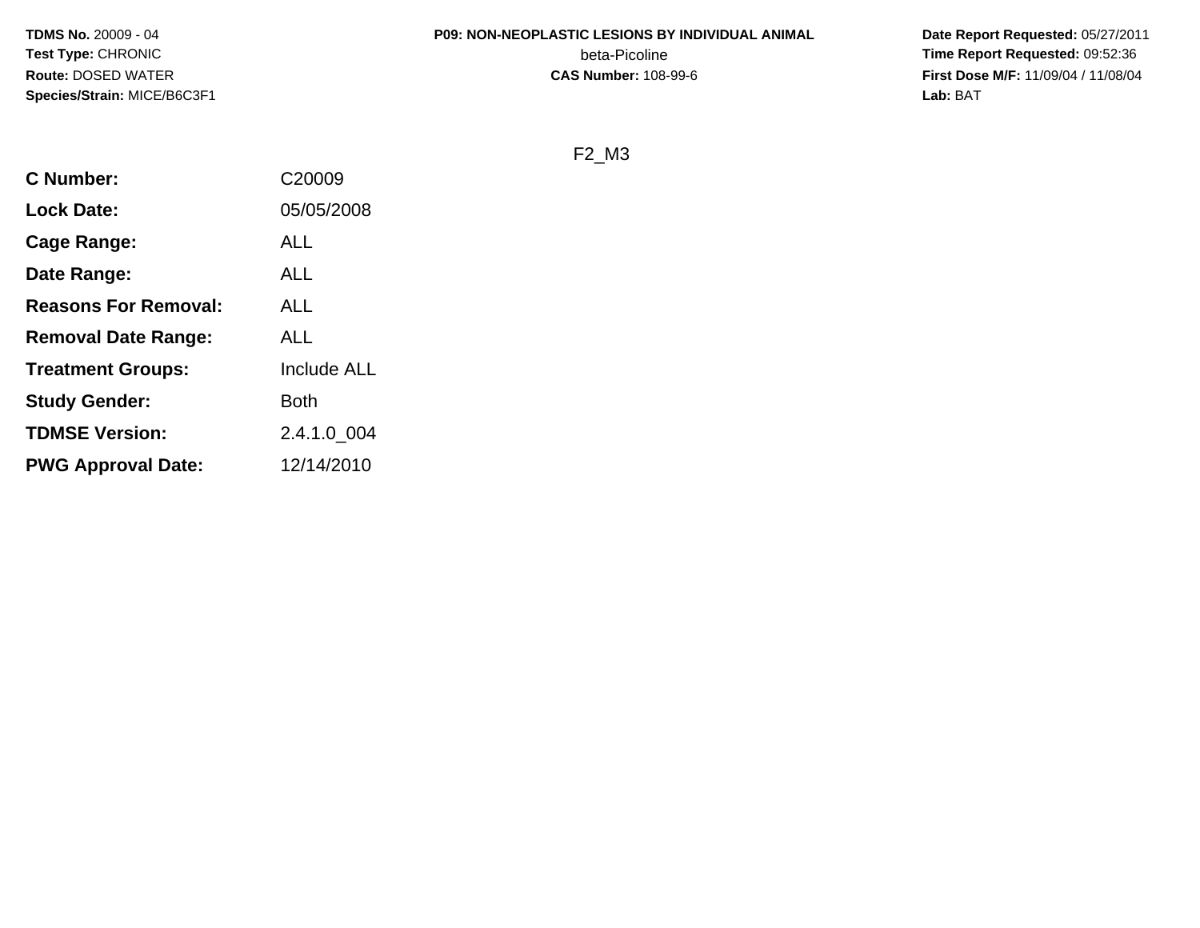**TDMS No.** 20009 - 04
**Test Type:** CHRONIC
**Route:** DOSED WATER
**Species/Strain:** MICE/B6C3F1

**P09: NON-NEOPLASTIC LESIONS BY INDIVIDUAL ANIMAL**
beta-Picoline
**CAS Number:** 108-99-6

**Date Report Requested:** 05/27/2011
**Time Report Requested:** 09:52:36
**First Dose M/F:** 11/09/04 / 11/08/04
**Lab:** BAT

F2_M3

| | |
|---|---|
| **C Number:** | C20009 |
| **Lock Date:** | 05/05/2008 |
| **Cage Range:** | ALL |
| **Date Range:** | ALL |
| **Reasons For Removal:** | ALL |
| **Removal Date Range:** | ALL |
| **Treatment Groups:** | Include ALL |
| **Study Gender:** | Both |
| **TDMSE Version:** | 2.4.1.0_004 |
| **PWG Approval Date:** | 12/14/2010 |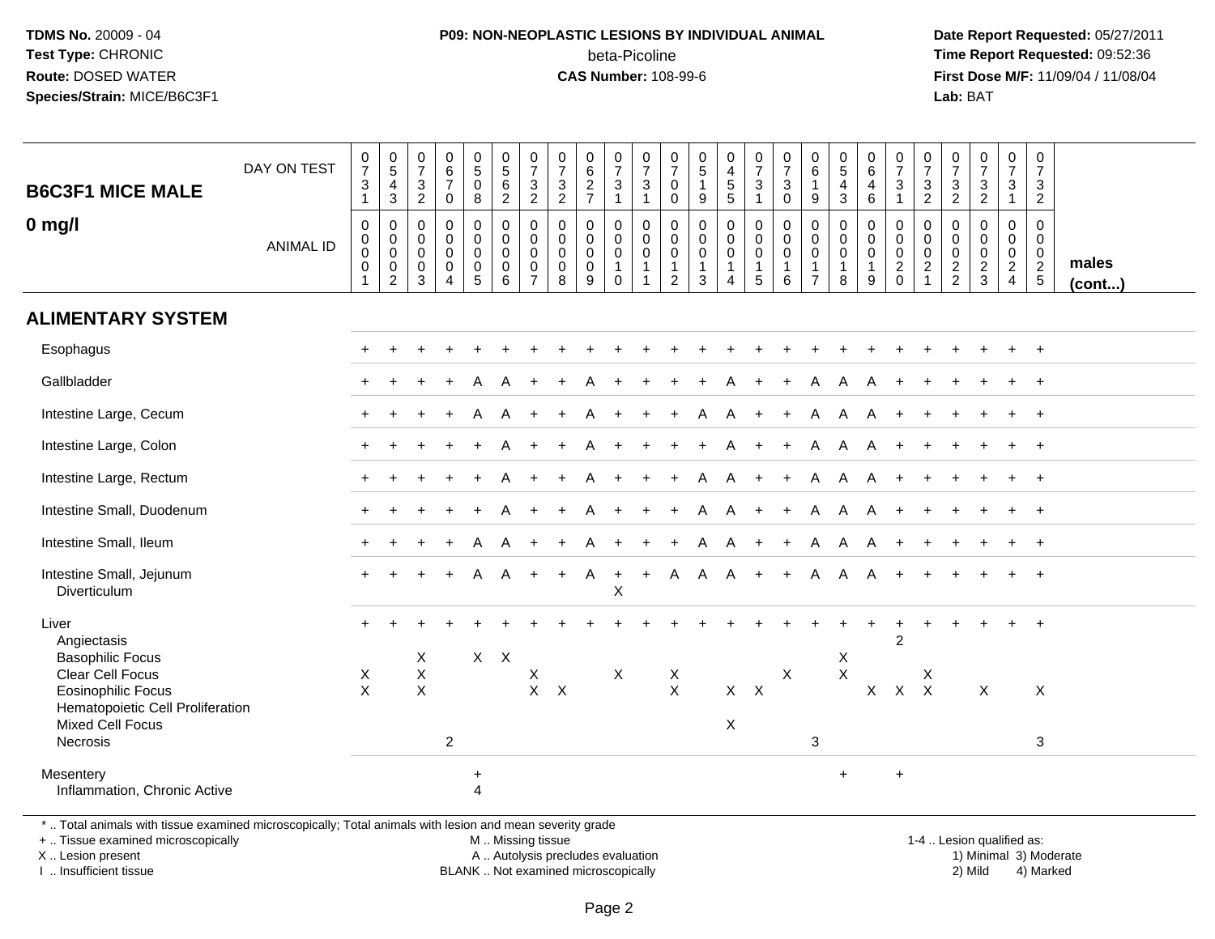**TDMS No.** 20009 - 04
**Test Type:** CHRONIC
**Route:** DOSED WATER
**Species/Strain:** MICE/B6C3F1

**P09: NON-NEOPLASTIC LESIONS BY INDIVIDUAL ANIMAL**
beta-Picoline
**CAS Number:** 108-99-6

**Date Report Requested:** 05/27/2011
**Time Report Requested:** 09:52:36
**First Dose M/F:** 11/09/04 / 11/08/04
**Lab:** BAT

## B6C3F1 MICE MALE

## 0 mg/l

| DAY ON TEST | 0731 | 0543 | 0732 | 0670 | 0508 | 0562 | 0732 | 0732 | 0627 | 0731 | 0731 | 0700 | 0519 | 0455 | 0731 | 0730 | 0619 | 0543 | 0646 | 0731 | 0732 | 0732 | 0732 | 0731 | 0732 | |
|---|---|---|---|---|---|---|---|---|---|---|---|---|---|---|---|---|---|---|---|---|---|---|---|---|---|---|
| **ANIMAL ID** | 0001 | 0002 | 0003 | 0004 | 0005 | 0006 | 0007 | 0008 | 0009 | 0010 | 0011 | 0012 | 0013 | 0014 | 0015 | 0016 | 0017 | 0018 | 0019 | 0020 | 0021 | 0022 | 0023 | 0024 | 0025 | **males (cont...)** |
| **ALIMENTARY SYSTEM** | | | | | | | | | | | | | | | | | | | | | | | | | | |
| Esophagus | + | + | + | + | + | + | + | + | + | + | + | + | + | + | + | + | + | + | + | + | + | + | + | + | + | |
| Gallbladder | + | + | + | + | A | A | + | + | A | + | + | + | + | A | + | + | A | A | A | + | + | + | + | + | + | |
| Intestine Large, Cecum | + | + | + | + | A | A | + | + | A | + | + | + | A | A | + | + | A | A | A | + | + | + | + | + | + | |
| Intestine Large, Colon | + | + | + | + | + | A | + | + | A | + | + | + | + | A | + | + | A | A | A | + | + | + | + | + | + | |
| Intestine Large, Rectum | + | + | + | + | + | A | + | + | A | + | + | + | A | A | + | + | A | A | A | + | + | + | + | + | + | |
| Intestine Small, Duodenum | + | + | + | + | + | A | + | + | A | + | + | + | A | A | + | + | A | A | A | + | + | + | + | + | + | |
| Intestine Small, Ileum | + | + | + | + | A | A | + | + | A | + | + | + | A | A | + | + | A | A | A | + | + | + | + | + | + | |
| Intestine Small, Jejunum | + | + | + | + | A | A | + | + | A | + | + | A | A | A | + | + | A | A | A | + | + | + | + | + | + | |
| Diverticulum | | | | | | | | | | X | | | | | | | | | | | | | | | | |
| Liver | + | + | + | + | + | + | + | + | + | + | + | + | + | + | + | + | + | + | + | + | + | + | + | + | + | |
| Angiectasis | | | | | | | | | | | | | | | | | | | | 2 | | | | | | |
| Basophilic Focus | | | X | | X | X | | | | | | | | | | | | X | | | | | | | | |
| Clear Cell Focus | X | | X | | | | X | | | X | | X | | | | X | | X | | | X | | | | | |
| Eosinophilic Focus | X | | X | | | | X | X | | | | X | | X | X | | | | X | X | X | | X | | X | |
| Hematopoietic Cell Proliferation | | | | | | | | | | | | | | | | | | | | | | | | | | |
| Mixed Cell Focus | | | | | | | | | | | | | | X | | | | | | | | | | | | |
| Necrosis | | | | 2 | | | | | | | | | | | | | 3 | | | | | | | | 3 | |
| Mesentery | | | | | + | | | | | | | | | | | | | + | | + | | | | | | |
| Inflammation, Chronic Active | | | | | 4 | | | | | | | | | | | | | | | | | | | | | |

\* .. Total animals with tissue examined microscopically; Total animals with lesion and mean severity grade
+ .. Tissue examined microscopically
X .. Lesion present
I .. Insufficient tissue

M .. Missing tissue
A .. Autolysis precludes evaluation
BLANK .. Not examined microscopically

1-4 .. Lesion qualified as:
1) Minimal 3) Moderate
2) Mild 4) Marked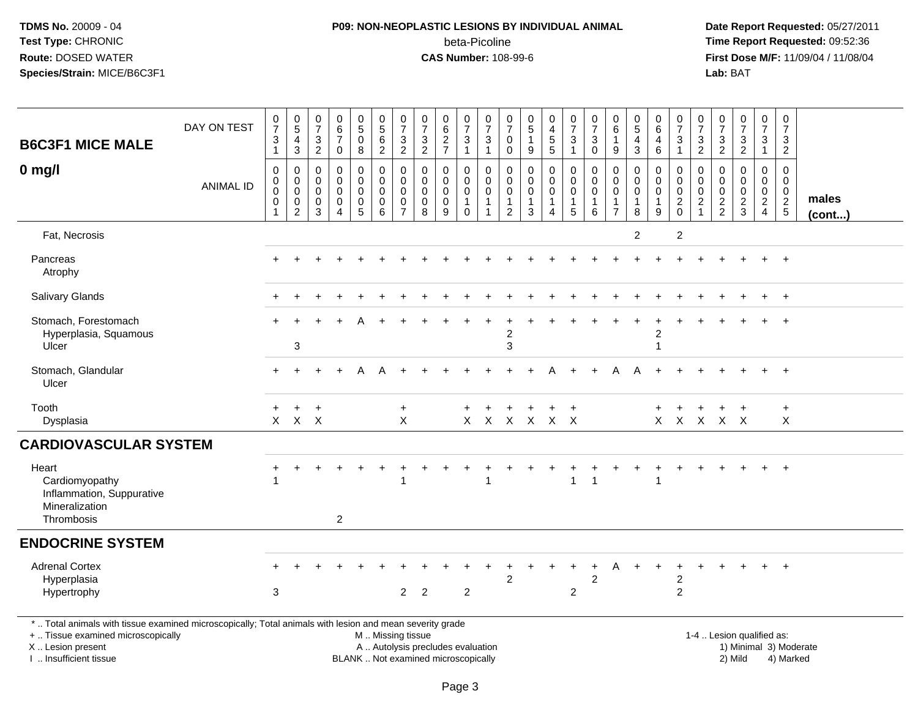**TDMS No.** 20009 - 04
**Test Type:** CHRONIC
**Route:** DOSED WATER
**Species/Strain:** MICE/B6C3F1

**P09: NON-NEOPLASTIC LESIONS BY INDIVIDUAL ANIMAL**
beta-Picoline
**CAS Number:** 108-99-6

**Date Report Requested:** 05/27/2011
**Time Report Requested:** 09:52:36
**First Dose M/F:** 11/09/04 / 11/08/04
**Lab:** BAT

| B6C3F1 MICE MALE 0 mg/l | | | | | | | | | | | | | | | | | | | | | | | | | | |
|---|---|---|---|---|---|---|---|---|---|---|---|---|---|---|---|---|---|---|---|---|---|---|---|---|---|---|
| DAY ON TEST | 0731 | 0543 | 0732 | 0670 | 0508 | 0562 | 0732 | 0732 | 0627 | 0731 | 0731 | 0700 | 0519 | 0455 | 0731 | 0730 | 0619 | 0543 | 0646 | 0731 | 0732 | 0732 | 0732 | 0731 | 0732 | |
| ANIMAL ID | 00001 | 00002 | 00003 | 00004 | 00005 | 00006 | 00007 | 00008 | 00009 | 00010 | 00011 | 00012 | 00013 | 00014 | 00015 | 00016 | 00017 | 00018 | 00019 | 00020 | 00021 | 00022 | 00023 | 00024 | 00025 | males (cont...) |
| Fat, Necrosis | | | | | | | | | | | | | | | | | | 2 | | 2 | | | | | | |
| Pancreas | + | + | + | + | + | + | + | + | + | + | + | + | + | + | + | + | + | + | + | + | + | + | + | + | + | |
| Atrophy | | | | | | | | | | | | | | | | | | | | | | | | | | |
| Salivary Glands | + | + | + | + | + | + | + | + | + | + | + | + | + | + | + | + | + | + | + | + | + | + | + | + | + | |
| Stomach, Forestomach | + | + | + | + | A | + | + | + | + | + | + | + | + | + | + | + | + | + | + | + | + | + | + | + | + | |
| Hyperplasia, Squamous | | | | | | | | | | | | 2 | | | | | | | 2 | | | | | | | |
| Ulcer | | 3 | | | | | | | | | | 3 | | | | | | | 1 | | | | | | | |
| Stomach, Glandular | + | + | + | + | A | A | + | + | + | + | + | + | + | A | + | + | A | A | + | + | + | + | + | + | + | |
| Ulcer | | | | | | | | | | | | | | | | | | | | | | | | | | |
| Tooth | + | + | + | | | | + | | | + | + | + | + | + | + | | | | + | + | + | + | + | | + | |
| Dysplasia | X | X | X | | | | X | | | X | X | X | X | X | X | | | | X | X | X | X | X | | X | |
| **CARDIOVASCULAR SYSTEM** | | | | | | | | | | | | | | | | | | | | | | | | | | |
| Heart | + | + | + | + | + | + | + | + | + | + | + | + | + | + | + | + | + | + | + | + | + | + | + | + | + | |
| Cardiomyopathy | 1 | | | | | | 1 | | | | 1 | | | | 1 | 1 | | | 1 | | | | | | | |
| Inflammation, Suppurative | | | | | | | | | | | | | | | | | | | | | | | | | | |
| Mineralization | | | | | | | | | | | | | | | | | | | | | | | | | | |
| Thrombosis | | | | 2 | | | | | | | | | | | | | | | | | | | | | | |
| **ENDOCRINE SYSTEM** | | | | | | | | | | | | | | | | | | | | | | | | | | |
| Adrenal Cortex | + | + | + | + | + | + | + | + | + | + | + | + | + | + | + | + | A | + | + | + | + | + | + | + | + | |
| Hyperplasia | | | | | | | | | | | | 2 | | | | 2 | | | | 2 | | | | | | |
| Hypertrophy | 3 | | | | | | 2 | 2 | | 2 | | | | | 2 | | | | | 2 | | | | | | |

\* .. Total animals with tissue examined microscopically; Total animals with lesion and mean severity grade
\+ .. Tissue examined microscopically
X .. Lesion present
I .. Insufficient tissue

M .. Missing tissue
A .. Autolysis precludes evaluation
BLANK .. Not examined microscopically

1-4 .. Lesion qualified as:
1) Minimal 3) Moderate
2) Mild 4) Marked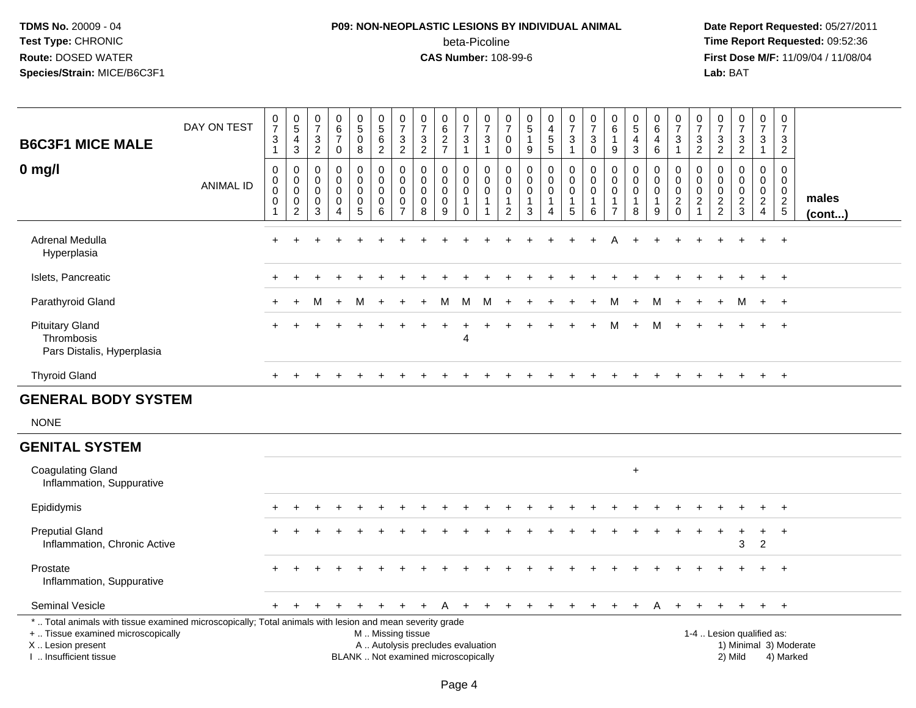**TDMS No.** 20009 - 04
**Test Type:** CHRONIC
**Route:** DOSED WATER
**Species/Strain:** MICE/B6C3F1

**P09: NON-NEOPLASTIC LESIONS BY INDIVIDUAL ANIMAL**
beta-Picoline
**CAS Number:** 108-99-6

**Date Report Requested:** 05/27/2011
**Time Report Requested:** 09:52:36
**First Dose M/F:** 11/09/04 / 11/08/04
**Lab:** BAT

| B6C3F1 MICE MALE 0 mg/l | | | | | | | | | | | | | | | | | | | | | | | | | | |
|---|---|---|---|---|---|---|---|---|---|---|---|---|---|---|---|---|---|---|---|---|---|---|---|---|---|---|
| DAY ON TEST | 0731 | 0543 | 0732 | 0670 | 0508 | 0562 | 0732 | 0732 | 0627 | 0731 | 0731 | 0700 | 0519 | 0455 | 0731 | 0730 | 0619 | 0543 | 0646 | 0731 | 0732 | 0732 | 0732 | 0731 | 0732 | |
| ANIMAL ID | 0001 | 0002 | 0003 | 0004 | 0005 | 0006 | 0007 | 0008 | 0009 | 0010 | 0011 | 0012 | 0013 | 0014 | 0015 | 0016 | 0017 | 0018 | 0019 | 0020 | 0021 | 0022 | 0023 | 0024 | 0025 | males (cont...) |
| Adrenal Medulla | + | + | + | + | + | + | + | + | + | + | + | + | + | + | + | + | A | + | + | + | + | + | + | + | + | |
| Hyperplasia | | | | | | | | | | | | | | | | | | | | | | | | | | |
| Islets, Pancreatic | + | + | + | + | + | + | + | + | + | + | + | + | + | + | + | + | + | + | + | + | + | + | + | + | + | |
| Parathyroid Gland | + | + | M | + | M | + | + | + | M | M | M | + | + | + | + | + | M | + | M | + | + | + | M | + | + | |
| Pituitary Gland | + | + | + | + | + | + | + | + | + | + | + | + | + | + | + | + | M | + | M | + | + | + | + | + | + | |
| Thrombosis | | | | | | | | | | 4 | | | | | | | | | | | | | | | | |
| Pars Distalis, Hyperplasia | | | | | | | | | | | | | | | | | | | | | | | | | | |
| Thyroid Gland | + | + | + | + | + | + | + | + | + | + | + | + | + | + | + | + | + | + | + | + | + | + | + | + | + | |
| **GENERAL BODY SYSTEM** | | | | | | | | | | | | | | | | | | | | | | | | | | |
| NONE | | | | | | | | | | | | | | | | | | | | | | | | | | |
| **GENITAL SYSTEM** | | | | | | | | | | | | | | | | | | | | | | | | | | |
| Coagulating Gland | | | | | | | | | | | | | | | | | | + | | | | | | | | |
| Inflammation, Suppurative | | | | | | | | | | | | | | | | | | | | | | | | | | |
| Epididymis | + | + | + | + | + | + | + | + | + | + | + | + | + | + | + | + | + | + | + | + | + | + | + | + | + | |
| Preputial Gland | + | + | + | + | + | + | + | + | + | + | + | + | + | + | + | + | + | + | + | + | + | + | + | + | + | |
| Inflammation, Chronic Active | | | | | | | | | | | | | | | | | | | | | | | 3 | 2 | | |
| Prostate | + | + | + | + | + | + | + | + | + | + | + | + | + | + | + | + | + | + | + | + | + | + | + | + | + | |
| Inflammation, Suppurative | | | | | | | | | | | | | | | | | | | | | | | | | | |
| Seminal Vesicle | + | + | + | + | + | + | + | + | A | + | + | + | + | + | + | + | + | + | A | + | + | + | + | + | + | |

\* .. Total animals with tissue examined microscopically; Total animals with lesion and mean severity grade
+ .. Tissue examined microscopically
X .. Lesion present
I .. Insufficient tissue

M .. Missing tissue
A .. Autolysis precludes evaluation
BLANK .. Not examined microscopically

1-4 .. Lesion qualified as:
1) Minimal 3) Moderate
2) Mild 4) Marked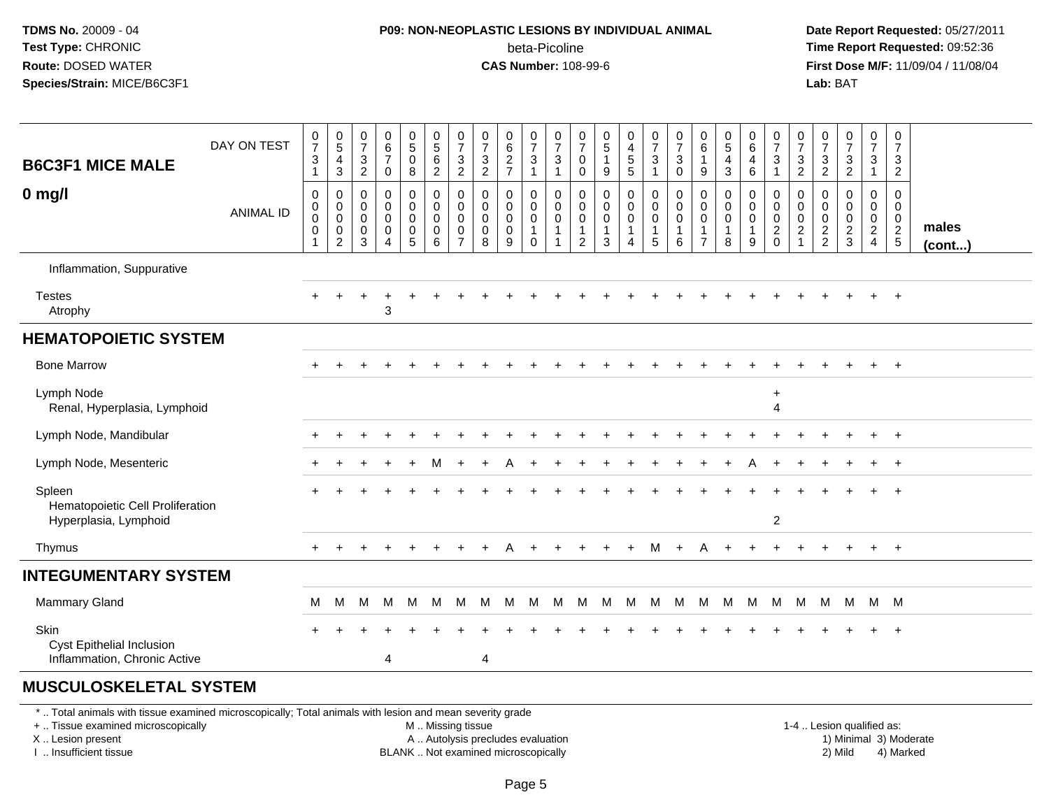**TDMS No.** 20009 - 04
**Test Type:** CHRONIC
**Route:** DOSED WATER
**Species/Strain:** MICE/B6C3F1

**P09: NON-NEOPLASTIC LESIONS BY INDIVIDUAL ANIMAL**
beta-Picoline
**CAS Number:** 108-99-6

**Date Report Requested:** 05/27/2011
**Time Report Requested:** 09:52:36
**First Dose M/F:** 11/09/04 / 11/08/04
**Lab:** BAT

| B6C3F1 MICE MALE — DAY ON TEST | 0731 | 0543 | 0732 | 0670 | 0508 | 0562 | 0732 | 0732 | 0627 | 0731 | 0731 | 0700 | 0519 | 0455 | 0731 | 0730 | 0619 | 0543 | 0646 | 0731 | 0732 | 0732 | 0732 | 0731 | 0732 | |
|---|---|---|---|---|---|---|---|---|---|---|---|---|---|---|---|---|---|---|---|---|---|---|---|---|---|---|
| **0 mg/l** — ANIMAL ID | 00001 | 00002 | 00003 | 00004 | 00005 | 00006 | 00007 | 00008 | 00009 | 00010 | 00011 | 00012 | 00013 | 00014 | 00015 | 00016 | 00017 | 00018 | 00019 | 00020 | 00021 | 00022 | 00023 | 00024 | 00025 | **males (cont...)** |
| Inflammation, Suppurative | | | | | | | | | | | | | | | | | | | | | | | | | | |
| Testes | + | + | + | + | + | + | + | + | + | + | + | + | + | + | + | + | + | + | + | + | + | + | + | + | + | |
| Atrophy | | | | 3 | | | | | | | | | | | | | | | | | | | | | | |
| **HEMATOPOIETIC SYSTEM** | | | | | | | | | | | | | | | | | | | | | | | | | | |
| Bone Marrow | + | + | + | + | + | + | + | + | + | + | + | + | + | + | + | + | + | + | + | + | + | + | + | + | + | |
| Lymph Node | | | | | | | | | | | | | | | | | | | | + | | | | | | |
| Renal, Hyperplasia, Lymphoid | | | | | | | | | | | | | | | | | | | | 4 | | | | | | |
| Lymph Node, Mandibular | + | + | + | + | + | + | + | + | + | + | + | + | + | + | + | + | + | + | + | + | + | + | + | + | + | |
| Lymph Node, Mesenteric | + | + | + | + | + | M | + | + | A | + | + | + | + | + | + | + | + | + | A | + | + | + | + | + | + | |
| Spleen | + | + | + | + | + | + | + | + | + | + | + | + | + | + | + | + | + | + | + | + | + | + | + | + | + | |
| Hematopoietic Cell Proliferation | | | | | | | | | | | | | | | | | | | | | | | | | | |
| Hyperplasia, Lymphoid | | | | | | | | | | | | | | | | | | | | 2 | | | | | | |
| Thymus | + | + | + | + | + | + | + | + | A | + | + | + | + | + | M | + | A | + | + | + | + | + | + | + | + | |
| **INTEGUMENTARY SYSTEM** | | | | | | | | | | | | | | | | | | | | | | | | | | |
| Mammary Gland | M | M | M | M | M | M | M | M | M | M | M | M | M | M | M | M | M | M | M | M | M | M | M | M | M | |
| Skin | + | + | + | + | + | + | + | + | + | + | + | + | + | + | + | + | + | + | + | + | + | + | + | + | + | |
| Cyst Epithelial Inclusion | | | | | | | | | | | | | | | | | | | | | | | | | | |
| Inflammation, Chronic Active | | | | 4 | | | | 4 | | | | | | | | | | | | | | | | | | |
| **MUSCULOSKELETAL SYSTEM** | | | | | | | | | | | | | | | | | | | | | | | | | | |

\* .. Total animals with tissue examined microscopically; Total animals with lesion and mean severity grade
+ .. Tissue examined microscopically
X .. Lesion present
I .. Insufficient tissue

M .. Missing tissue
A .. Autolysis precludes evaluation
BLANK .. Not examined microscopically

1-4 .. Lesion qualified as:
1) Minimal 3) Moderate
2) Mild 4) Marked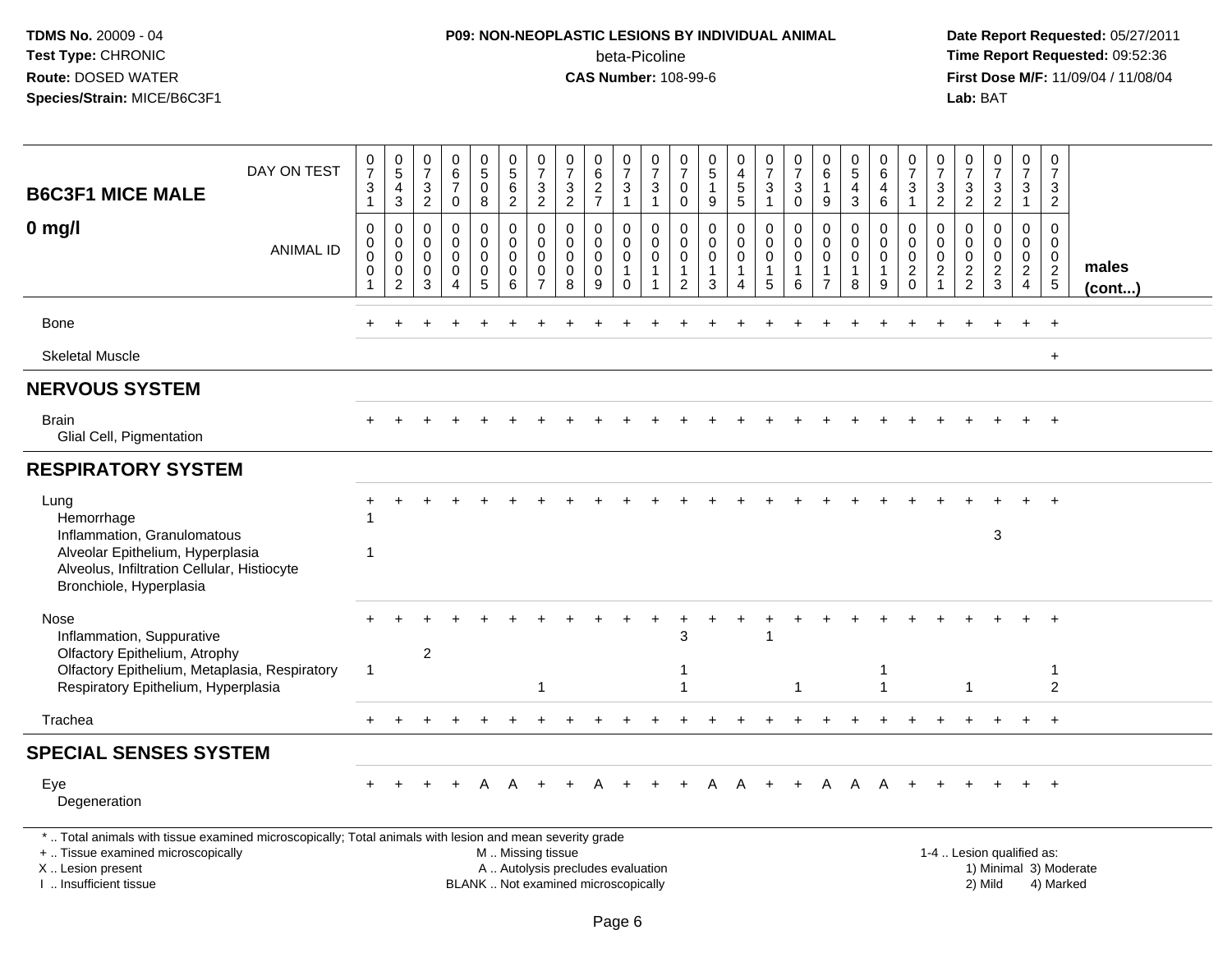**TDMS No.** 20009 - 04
**Test Type:** CHRONIC
**Route:** DOSED WATER
**Species/Strain:** MICE/B6C3F1

**P09: NON-NEOPLASTIC LESIONS BY INDIVIDUAL ANIMAL**
beta-Picoline
**CAS Number:** 108-99-6

**Date Report Requested:** 05/27/2011
**Time Report Requested:** 09:52:36
**First Dose M/F:** 11/09/04 / 11/08/04
**Lab:** BAT

| B6C3F1 MICE MALE — 0 mg/l | | | | | | | | | | | | | | | | | | | | | | | | | | |
|---|---|---|---|---|---|---|---|---|---|---|---|---|---|---|---|---|---|---|---|---|---|---|---|---|---|---|
| DAY ON TEST | 0731 | 0543 | 0732 | 0670 | 0508 | 0562 | 0732 | 0732 | 0627 | 0731 | 0731 | 0700 | 0519 | 0455 | 0731 | 0730 | 0619 | 0543 | 0646 | 0731 | 0732 | 0732 | 0732 | 0731 | 0732 | |
| ANIMAL ID | 0001 | 0002 | 0003 | 0004 | 0005 | 0006 | 0007 | 0008 | 0009 | 0010 | 0011 | 0012 | 0013 | 0014 | 0015 | 0016 | 0017 | 0018 | 0019 | 0020 | 0021 | 0022 | 0023 | 0024 | 0025 | males (cont...) |
| Bone | + | + | + | + | + | + | + | + | + | + | + | + | + | + | + | + | + | + | + | + | + | + | + | + | + | |
| Skeletal Muscle | | | | | | | | | | | | | | | | | | | | | | | | | + | |
| **NERVOUS SYSTEM** | | | | | | | | | | | | | | | | | | | | | | | | | | |
| Brain | + | + | + | + | + | + | + | + | + | + | + | + | + | + | + | + | + | + | + | + | + | + | + | + | + | |
| Glial Cell, Pigmentation | | | | | | | | | | | | | | | | | | | | | | | | | | |
| **RESPIRATORY SYSTEM** | | | | | | | | | | | | | | | | | | | | | | | | | | |
| Lung | + | + | + | + | + | + | + | + | + | + | + | + | + | + | + | + | + | + | + | + | + | + | + | + | + | |
| Hemorrhage | 1 | | | | | | | | | | | | | | | | | | | | | | | | | |
| Inflammation, Granulomatous | | | | | | | | | | | | | | | | | | | | | | | 3 | | | |
| Alveolar Epithelium, Hyperplasia | 1 | | | | | | | | | | | | | | | | | | | | | | | | | |
| Alveolus, Infiltration Cellular, Histiocyte | | | | | | | | | | | | | | | | | | | | | | | | | | |
| Bronchiole, Hyperplasia | | | | | | | | | | | | | | | | | | | | | | | | | | |
| Nose | + | + | + | + | + | + | + | + | + | + | + | + | + | + | + | + | + | + | + | + | + | + | + | + | + | |
| Inflammation, Suppurative | | | | | | | | | | | | 3 | | | 1 | | | | | | | | | | | |
| Olfactory Epithelium, Atrophy | | | 2 | | | | | | | | | | | | | | | | | | | | | | | |
| Olfactory Epithelium, Metaplasia, Respiratory | 1 | | | | | | | | | | | 1 | | | | | | | 1 | | | | | | 1 | |
| Respiratory Epithelium, Hyperplasia | | | | | | | 1 | | | | | 1 | | | | 1 | | | 1 | | | 1 | | | 2 | |
| Trachea | + | + | + | + | + | + | + | + | + | + | + | + | + | + | + | + | + | + | + | + | + | + | + | + | + | |
| **SPECIAL SENSES SYSTEM** | | | | | | | | | | | | | | | | | | | | | | | | | | |
| Eye | + | + | + | + | A | A | + | + | A | + | + | + | A | A | + | + | A | A | A | + | + | + | + | + | + | |
| Degeneration | | | | | | | | | | | | | | | | | | | | | | | | | | |

\* .. Total animals with tissue examined microscopically; Total animals with lesion and mean severity grade
\+ .. Tissue examined microscopically
X .. Lesion present
I .. Insufficient tissue
M .. Missing tissue
A .. Autolysis precludes evaluation
BLANK .. Not examined microscopically
1-4 .. Lesion qualified as: 1) Minimal 2) Mild 3) Moderate 4) Marked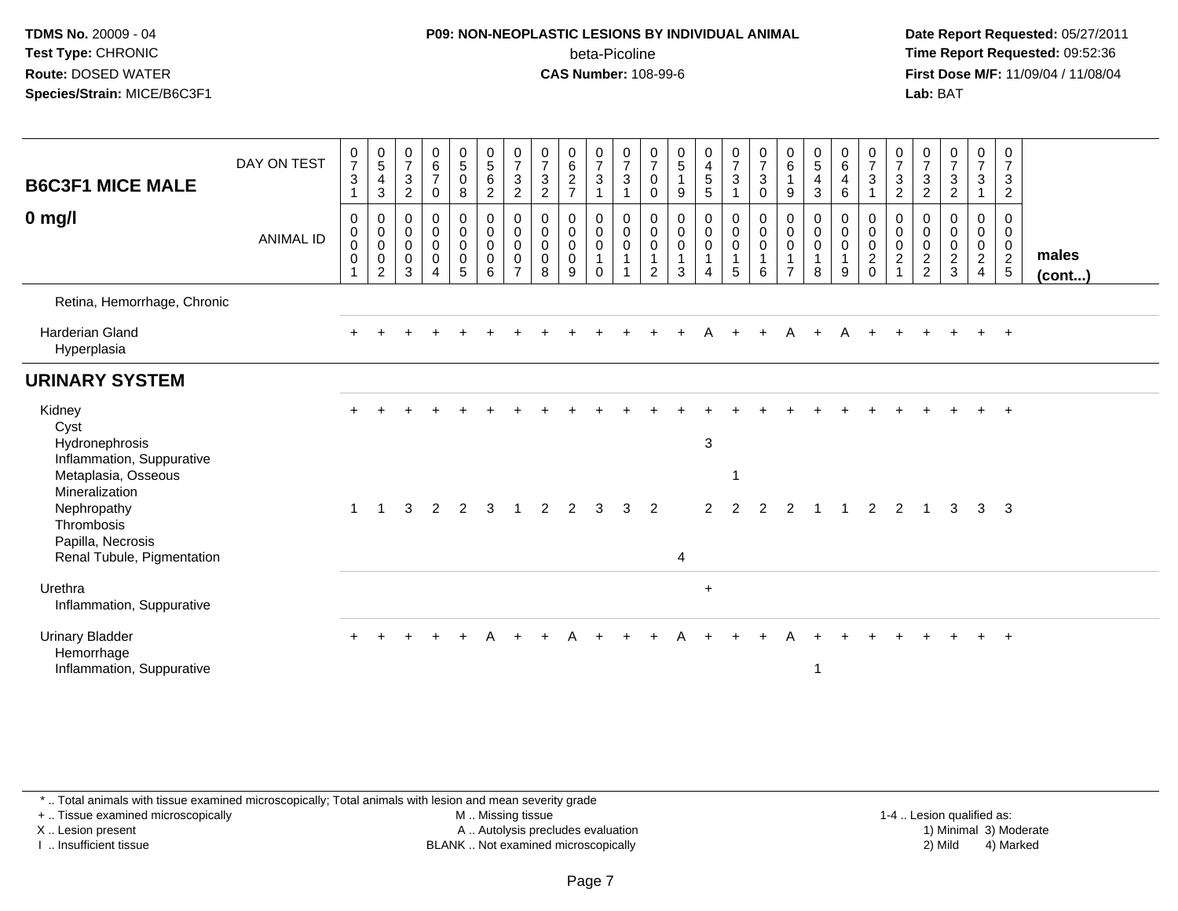**TDMS No.** 20009 - 04
**Test Type:** CHRONIC
**Route:** DOSED WATER
**Species/Strain:** MICE/B6C3F1

**P09: NON-NEOPLASTIC LESIONS BY INDIVIDUAL ANIMAL**
beta-Picoline
**CAS Number:** 108-99-6

**Date Report Requested:** 05/27/2011
**Time Report Requested:** 09:52:36
**First Dose M/F:** 11/09/04 / 11/08/04
**Lab:** BAT

| B6C3F1 MICE MALE 0 mg/l | 1 | 2 | 3 | 4 | 5 | 6 | 7 | 8 | 9 | 10 | 11 | 12 | 13 | 14 | 15 | 16 | 17 | 18 | 19 | 20 | 21 | 22 | 23 | 24 | 25 | |
|---|---|---|---|---|---|---|---|---|---|---|---|---|---|---|---|---|---|---|---|---|---|---|---|---|---|---|
| DAY ON TEST | 0731 | 0543 | 0732 | 0670 | 0508 | 0562 | 0732 | 0732 | 0627 | 0731 | 0731 | 0700 | 0519 | 0455 | 0731 | 0730 | 0619 | 0543 | 0646 | 0731 | 0732 | 0732 | 0732 | 0731 | 0732 | |
| ANIMAL ID | 0001 | 0002 | 0003 | 0004 | 0005 | 0006 | 0007 | 0008 | 0009 | 0010 | 0011 | 0012 | 0013 | 0014 | 0015 | 0016 | 0017 | 0018 | 0019 | 0020 | 0021 | 0022 | 0023 | 0024 | 0025 | males (cont...) |
| Retina, Hemorrhage, Chronic | | | | | | | | | | | | | | | | | | | | | | | | | | |
| Harderian Gland | + | + | + | + | + | + | + | + | + | + | + | + | + | A | + | + | A | + | A | + | + | + | + | + | + | |
| Hyperplasia | | | | | | | | | | | | | | | | | | | | | | | | | | |
| **URINARY SYSTEM** | | | | | | | | | | | | | | | | | | | | | | | | | | |
| Kidney | + | + | + | + | + | + | + | + | + | + | + | + | + | + | + | + | + | + | + | + | + | + | + | + | + | |
| Cyst | | | | | | | | | | | | | | | | | | | | | | | | | | |
| Hydronephrosis | | | | | | | | | | | | | | 3 | | | | | | | | | | | | |
| Inflammation, Suppurative | | | | | | | | | | | | | | | | | | | | | | | | | | |
| Metaplasia, Osseous | | | | | | | | | | | | | | | 1 | | | | | | | | | | | |
| Mineralization | | | | | | | | | | | | | | | | | | | | | | | | | | |
| Nephropathy | 1 | 1 | 3 | 2 | 2 | 3 | 1 | 2 | 2 | 3 | 3 | 2 | | 2 | 2 | 2 | 2 | 1 | 1 | 2 | 2 | 1 | 3 | 3 | 3 | |
| Thrombosis | | | | | | | | | | | | | | | | | | | | | | | | | | |
| Papilla, Necrosis | | | | | | | | | | | | | | | | | | | | | | | | | | |
| Renal Tubule, Pigmentation | | | | | | | | | | | | | 4 | | | | | | | | | | | | | |
| Urethra | | | | | | | | | | | | | | + | | | | | | | | | | | | |
| Inflammation, Suppurative | | | | | | | | | | | | | | | | | | | | | | | | | | |
| Urinary Bladder | + | + | + | + | + | A | + | + | A | + | + | + | A | + | + | + | A | + | + | + | + | + | + | + | + | |
| Hemorrhage | | | | | | | | | | | | | | | | | | | | | | | | | | |
| Inflammation, Suppurative | | | | | | | | | | | | | | | | | | 1 | | | | | | | | |

\* .. Total animals with tissue examined microscopically; Total animals with lesion and mean severity grade
+ .. Tissue examined microscopically
X .. Lesion present
I .. Insufficient tissue
M .. Missing tissue
A .. Autolysis precludes evaluation
BLANK .. Not examined microscopically
1-4 .. Lesion qualified as: 1) Minimal 2) Mild 3) Moderate 4) Marked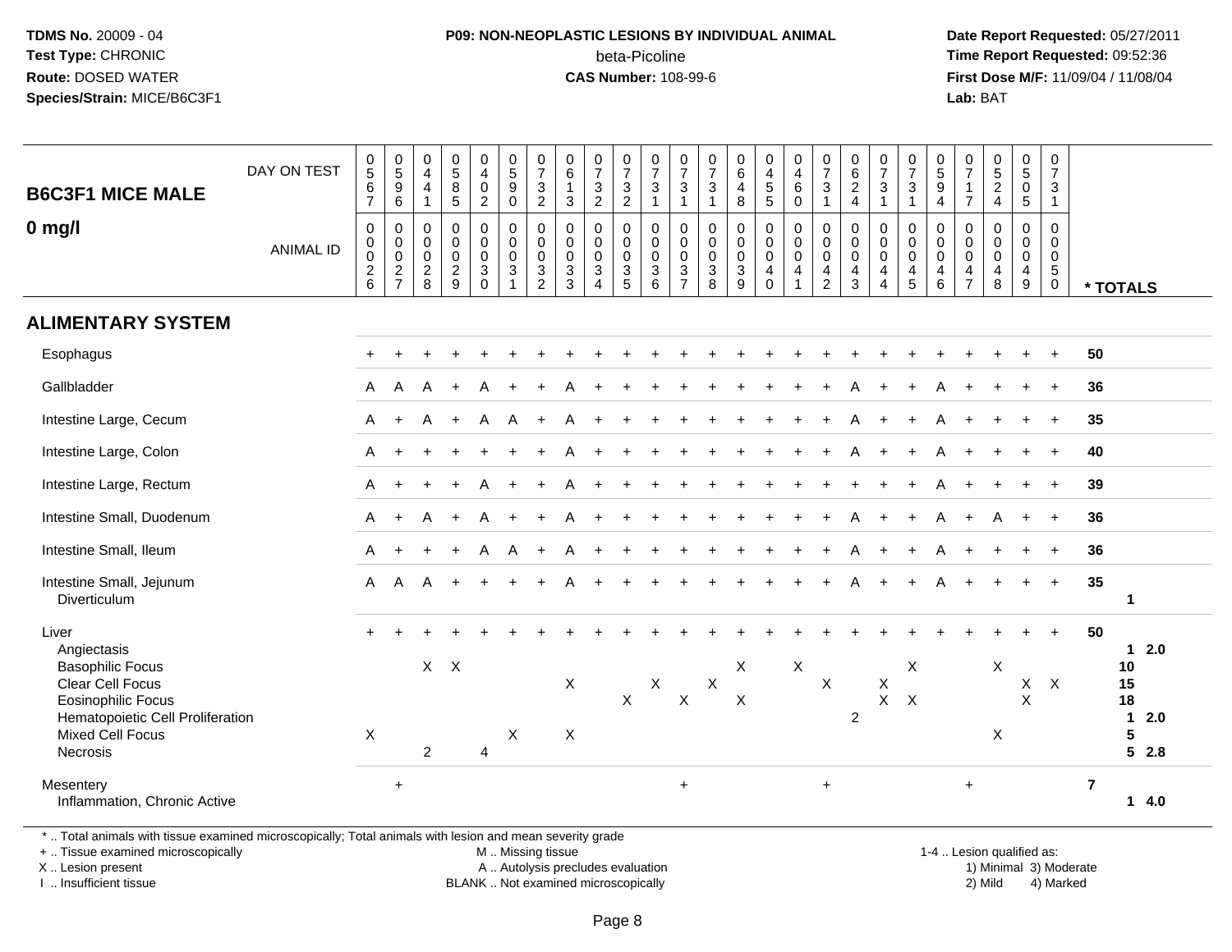**TDMS No.** 20009 - 04
**Test Type:** CHRONIC
**Route:** DOSED WATER
**Species/Strain:** MICE/B6C3F1

**P09: NON-NEOPLASTIC LESIONS BY INDIVIDUAL ANIMAL**
beta-Picoline
**CAS Number:** 108-99-6

**Date Report Requested:** 05/27/2011
**Time Report Requested:** 09:52:36
**First Dose M/F:** 11/09/04 / 11/08/04
**Lab:** BAT

**B6C3F1 MICE MALE**

**0 mg/l**

| DAY ON TEST | 0567 | 0596 | 0441 | 0585 | 0402 | 0590 | 0732 | 0613 | 0732 | 0732 | 0731 | 0731 | 0731 | 0648 | 0455 | 0460 | 0731 | 0624 | 0731 | 0731 | 0594 | 0717 | 0524 | 0505 | 0731 | |
|---|---|---|---|---|---|---|---|---|---|---|---|---|---|---|---|---|---|---|---|---|---|---|---|---|---|---|
| **ANIMAL ID** | 0000026 | 0000027 | 0000028 | 0000029 | 0000030 | 0000031 | 0000032 | 0000033 | 0000034 | 0000035 | 0000036 | 0000037 | 0000038 | 0000039 | 0000040 | 0000041 | 0000042 | 0000043 | 0000044 | 0000045 | 0000046 | 0000047 | 0000048 | 0000049 | 0000050 | *** TOTALS** |
| **ALIMENTARY SYSTEM** | | | | | | | | | | | | | | | | | | | | | | | | | | |
| Esophagus | + | + | + | + | + | + | + | + | + | + | + | + | + | + | + | + | + | + | + | + | + | + | + | + | + | 50 |
| Gallbladder | A | A | A | + | A | + | + | A | + | + | + | + | + | + | + | + | + | A | + | + | A | + | + | + | + | 36 |
| Intestine Large, Cecum | A | + | A | + | A | A | + | A | + | + | + | + | + | + | + | + | + | A | + | + | A | + | + | + | + | 35 |
| Intestine Large, Colon | A | + | + | + | + | + | + | A | + | + | + | + | + | + | + | + | + | A | + | + | A | + | + | + | + | 40 |
| Intestine Large, Rectum | A | + | + | + | A | + | + | A | + | + | + | + | + | + | + | + | + | + | + | + | A | + | + | + | + | 39 |
| Intestine Small, Duodenum | A | + | A | + | A | + | + | A | + | + | + | + | + | + | + | + | + | A | + | + | A | + | A | + | + | 36 |
| Intestine Small, Ileum | A | + | + | + | A | A | + | A | + | + | + | + | + | + | + | + | + | A | + | + | A | + | + | + | + | 36 |
| Intestine Small, Jejunum | A | A | A | + | + | + | + | A | + | + | + | + | + | + | + | + | + | A | + | + | A | + | + | + | + | 35 |
| Diverticulum | | | | | | | | | | | | | | | | | | | | | | | | | | 1 |
| Liver | + | + | + | + | + | + | + | + | + | + | + | + | + | + | + | + | + | + | + | + | + | + | + | + | + | 50 |
| Angiectasis | | | | | | | | | | | | | | | | | | | | | | | | | | 1 2.0 |
| Basophilic Focus | | | X | X | | | | | | | | | | X | | X | | | | X | | | X | | | 10 |
| Clear Cell Focus | | | | | | | | X | | | X | | X | | | | X | | X | | | | | X | X | 15 |
| Eosinophilic Focus | | | | | | | | | | X | | X | | X | | | | | X | X | | | | X | | 18 |
| Hematopoietic Cell Proliferation | | | | | | | | | | | | | | | | | | 2 | | | | | | | | 1 2.0 |
| Mixed Cell Focus | X | | | | | X | | X | | | | | | | | | | | | | | | X | | | 5 |
| Necrosis | | | 2 | | 4 | | | | | | | | | | | | | | | | | | | | | 5 2.8 |
| Mesentery | | + | | | | | | | | | | + | | | | | + | | | | | + | | | | 7 |
| Inflammation, Chronic Active | | | | | | | | | | | | | | | | | | | | | | | | | | 1 4.0 |

\* .. Total animals with tissue examined microscopically; Total animals with lesion and mean severity grade
\+ .. Tissue examined microscopically
X .. Lesion present
I .. Insufficient tissue

M .. Missing tissue
A .. Autolysis precludes evaluation
BLANK .. Not examined microscopically

1-4 .. Lesion qualified as:
1) Minimal 3) Moderate
2) Mild 4) Marked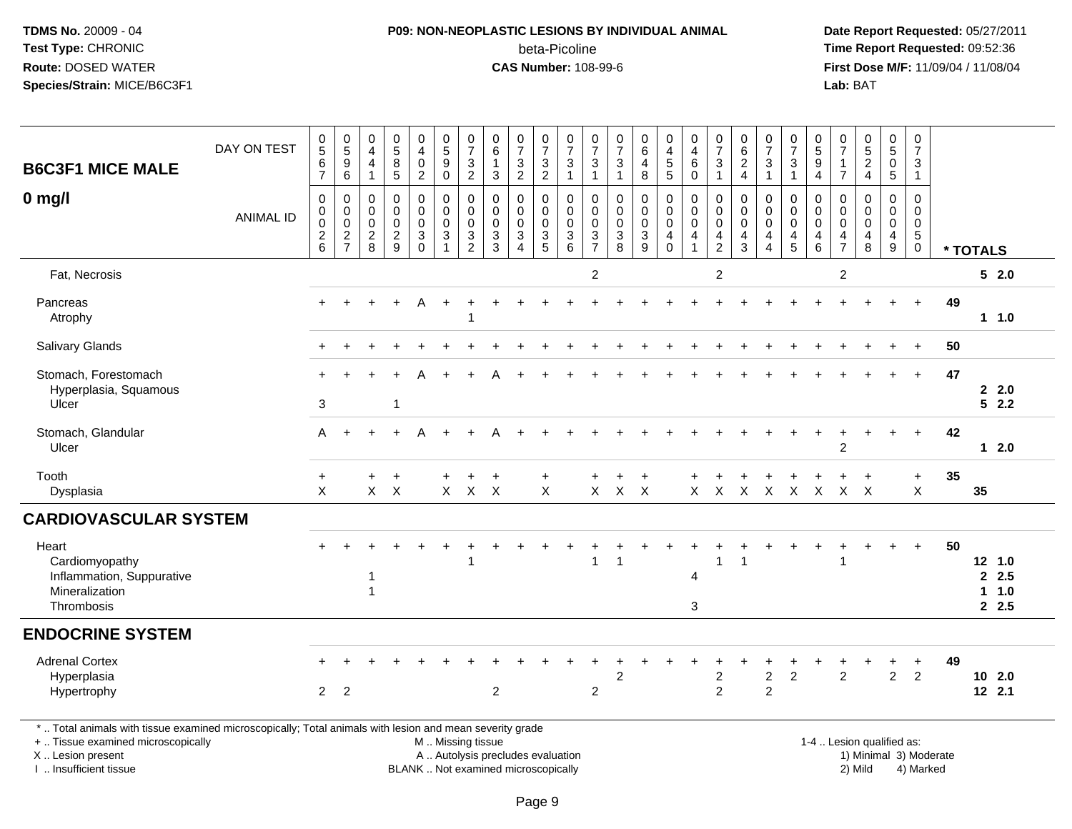**TDMS No.** 20009 - 04
**Test Type:** CHRONIC
**Route:** DOSED WATER
**Species/Strain:** MICE/B6C3F1

**P09: NON-NEOPLASTIC LESIONS BY INDIVIDUAL ANIMAL**
beta-Picoline
**CAS Number:** 108-99-6

**Date Report Requested:** 05/27/2011
**Time Report Requested:** 09:52:36
**First Dose M/F:** 11/09/04 / 11/08/04
**Lab:** BAT

| B6C3F1 MICE MALE 0 mg/l | | | | | | | | | | | | | | | | | | | | | | | | | | | |
|---|---|---|---|---|---|---|---|---|---|---|---|---|---|---|---|---|---|---|---|---|---|---|---|---|---|---|---|
| DAY ON TEST | 0567 | 0596 | 0441 | 0585 | 0402 | 0590 | 0732 | 0613 | 0732 | 0732 | 0731 | 0731 | 0731 | 0648 | 0455 | 0460 | 0731 | 0624 | 0731 | 0731 | 0594 | 0717 | 0524 | 0505 | 0731 | | |
| ANIMAL ID | 00026 | 00027 | 00028 | 00029 | 00030 | 00031 | 00032 | 00033 | 00034 | 00035 | 00036 | 00037 | 00038 | 00039 | 00040 | 00041 | 00042 | 00043 | 00044 | 00045 | 00046 | 00047 | 00048 | 00049 | 00050 | | * TOTALS |
| Fat, Necrosis | | | | | | | | | | | | 2 | | | | | 2 | | | | | 2 | | | | | 5 2.0 |
| Pancreas | + | + | + | + | A | + | + | + | + | + | + | + | + | + | + | + | + | + | + | + | + | + | + | + | + | 49 | |
| Atrophy | | | | | | | 1 | | | | | | | | | | | | | | | | | | | | 1 1.0 |
| Salivary Glands | + | + | + | + | + | + | + | + | + | + | + | + | + | + | + | + | + | + | + | + | + | + | + | + | + | 50 | |
| Stomach, Forestomach | + | + | + | + | A | + | + | A | + | + | + | + | + | + | + | + | + | + | + | + | + | + | + | + | + | 47 | |
| Hyperplasia, Squamous | | | | | | | | | | | | | | | | | | | | | | | | | | | 2 2.0 |
| Ulcer | 3 | | | 1 | | | | | | | | | | | | | | | | | | | | | | | 5 2.2 |
| Stomach, Glandular | A | + | + | + | A | + | + | A | + | + | + | + | + | + | + | + | + | + | + | + | + | + | + | + | + | 42 | |
| Ulcer | | | | | | | | | | | | | | | | | | | | | | 2 | | | | | 1 2.0 |
| Tooth | + | | + | + | | + | + | + | | + | | + | + | + | | + | + | + | + | + | + | + | + | | + | 35 | |
| Dysplasia | X | | X | X | | X | X | X | | X | | X | X | X | | X | X | X | X | X | X | X | X | | X | | 35 |
| **CARDIOVASCULAR SYSTEM** | | | | | | | | | | | | | | | | | | | | | | | | | | | |
| Heart | + | + | + | + | + | + | + | + | + | + | + | + | + | + | + | + | + | + | + | + | + | + | + | + | + | 50 | |
| Cardiomyopathy | | | | | | | 1 | | | | | 1 | 1 | | | | 1 | 1 | | | | 1 | | | | | 12 1.0 |
| Inflammation, Suppurative | | | 1 | | | | | | | | | | | | | 4 | | | | | | | | | | | 2 2.5 |
| Mineralization | | | 1 | | | | | | | | | | | | | | | | | | | | | | | | 1 1.0 |
| Thrombosis | | | | | | | | | | | | | | | | 3 | | | | | | | | | | | 2 2.5 |
| **ENDOCRINE SYSTEM** | | | | | | | | | | | | | | | | | | | | | | | | | | | |
| Adrenal Cortex | + | + | + | + | + | + | + | + | + | + | + | + | + | + | + | + | + | + | + | + | + | + | + | + | + | 49 | |
| Hyperplasia | | | | | | | | | | | | | 2 | | | | 2 | | 2 | 2 | | 2 | | 2 | 2 | | 10 2.0 |
| Hypertrophy | 2 | 2 | | | | | | 2 | | | | 2 | | | | | 2 | | 2 | | | | | | | | 12 2.1 |

\* .. Total animals with tissue examined microscopically; Total animals with lesion and mean severity grade
\+ .. Tissue examined microscopically
X .. Lesion present
I .. Insufficient tissue

M .. Missing tissue
A .. Autolysis precludes evaluation
BLANK .. Not examined microscopically

1-4 .. Lesion qualified as:
1) Minimal 3) Moderate
2) Mild 4) Marked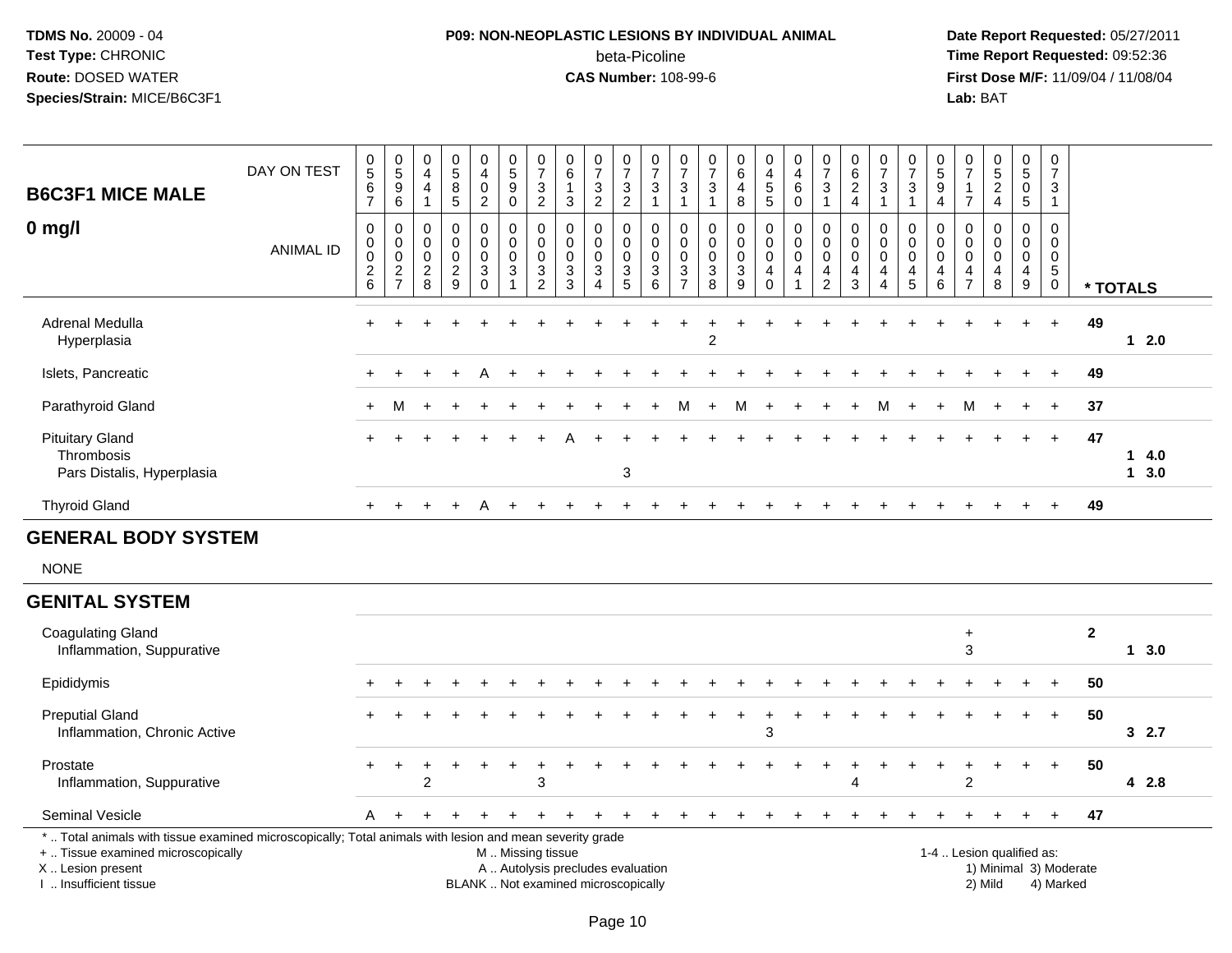**TDMS No.** 20009 - 04
**Test Type:** CHRONIC
**Route:** DOSED WATER
**Species/Strain:** MICE/B6C3F1

**P09: NON-NEOPLASTIC LESIONS BY INDIVIDUAL ANIMAL**
beta-Picoline
**CAS Number:** 108-99-6

**Date Report Requested:** 05/27/2011
**Time Report Requested:** 09:52:36
**First Dose M/F:** 11/09/04 / 11/08/04
**Lab:** BAT

## B6C3F1 MICE MALE

### 0 mg/l

| DAY ON TEST | 0567 | 0596 | 0441 | 0585 | 0402 | 0590 | 0732 | 0613 | 0732 | 0732 | 0731 | 0731 | 0731 | 0648 | 0455 | 0460 | 0731 | 0624 | 0731 | 0731 | 0594 | 0717 | 0524 | 0505 | 0731 | |
|---|---|---|---|---|---|---|---|---|---|---|---|---|---|---|---|---|---|---|---|---|---|---|---|---|---|---|
| **ANIMAL ID** | 0026 | 0027 | 0028 | 0029 | 0030 | 0031 | 0032 | 0033 | 0034 | 0035 | 0036 | 0037 | 0038 | 0039 | 0040 | 0041 | 0042 | 0043 | 0044 | 0045 | 0046 | 0047 | 0048 | 0049 | 0050 | *** TOTALS** |
| Adrenal Medulla | + | + | + | + | + | + | + | + | + | + | + | + | + | + | + | + | + | + | + | + | + | + | + | + | + | 49 |
| Hyperplasia | | | | | | | | | | | | | 2 | | | | | | | | | | | | | 1 2.0 |
| Islets, Pancreatic | + | + | + | + | A | + | + | + | + | + | + | + | + | + | + | + | + | + | + | + | + | + | + | + | + | 49 |
| Parathyroid Gland | + | M | + | + | + | + | + | + | + | + | + | M | + | M | + | + | + | + | M | + | + | M | + | + | + | 37 |
| Pituitary Gland | + | + | + | + | + | + | + | A | + | + | + | + | + | + | + | + | + | + | + | + | + | + | + | + | + | 47 |
| Thrombosis | | | | | | | | | | | | | | | | | | | | | | | | | | 1 4.0 |
| Pars Distalis, Hyperplasia | | | | | | | | | | 3 | | | | | | | | | | | | | | | | 1 3.0 |
| Thyroid Gland | + | + | + | + | A | + | + | + | + | + | + | + | + | + | + | + | + | + | + | + | + | + | + | + | + | 49 |

## GENERAL BODY SYSTEM

NONE

## GENITAL SYSTEM

| | 0026 | 0027 | 0028 | 0029 | 0030 | 0031 | 0032 | 0033 | 0034 | 0035 | 0036 | 0037 | 0038 | 0039 | 0040 | 0041 | 0042 | 0043 | 0044 | 0045 | 0046 | 0047 | 0048 | 0049 | 0050 | *** TOTALS** |
|---|---|---|---|---|---|---|---|---|---|---|---|---|---|---|---|---|---|---|---|---|---|---|---|---|---|---|
| Coagulating Gland | | | | | | | | | | | | | | | | | | | | | | + | | | | 2 |
| Inflammation, Suppurative | | | | | | | | | | | | | | | | | | | | | | 3 | | | | 1 3.0 |
| Epididymis | + | + | + | + | + | + | + | + | + | + | + | + | + | + | + | + | + | + | + | + | + | + | + | + | + | 50 |
| Preputial Gland | + | + | + | + | + | + | + | + | + | + | + | + | + | + | + | + | + | + | + | + | + | + | + | + | + | 50 |
| Inflammation, Chronic Active | | | | | | | | | | | | | | | 3 | | | | | | | | | | | 3 2.7 |
| Prostate | + | + | + | + | + | + | + | + | + | + | + | + | + | + | + | + | + | + | + | + | + | + | + | + | + | 50 |
| Inflammation, Suppurative | | | 2 | | | | 3 | | | | | | | | | | | 4 | | | | 2 | | | | 4 2.8 |
| Seminal Vesicle | A | + | + | + | + | + | + | + | + | + | + | + | + | + | + | + | + | + | + | + | + | + | + | + | + | 47 |

\* .. Total animals with tissue examined microscopically; Total animals with lesion and mean severity grade
\+ .. Tissue examined microscopically
X .. Lesion present
I .. Insufficient tissue

M .. Missing tissue
A .. Autolysis precludes evaluation
BLANK .. Not examined microscopically

1-4 .. Lesion qualified as:
1) Minimal 3) Moderate
2) Mild 4) Marked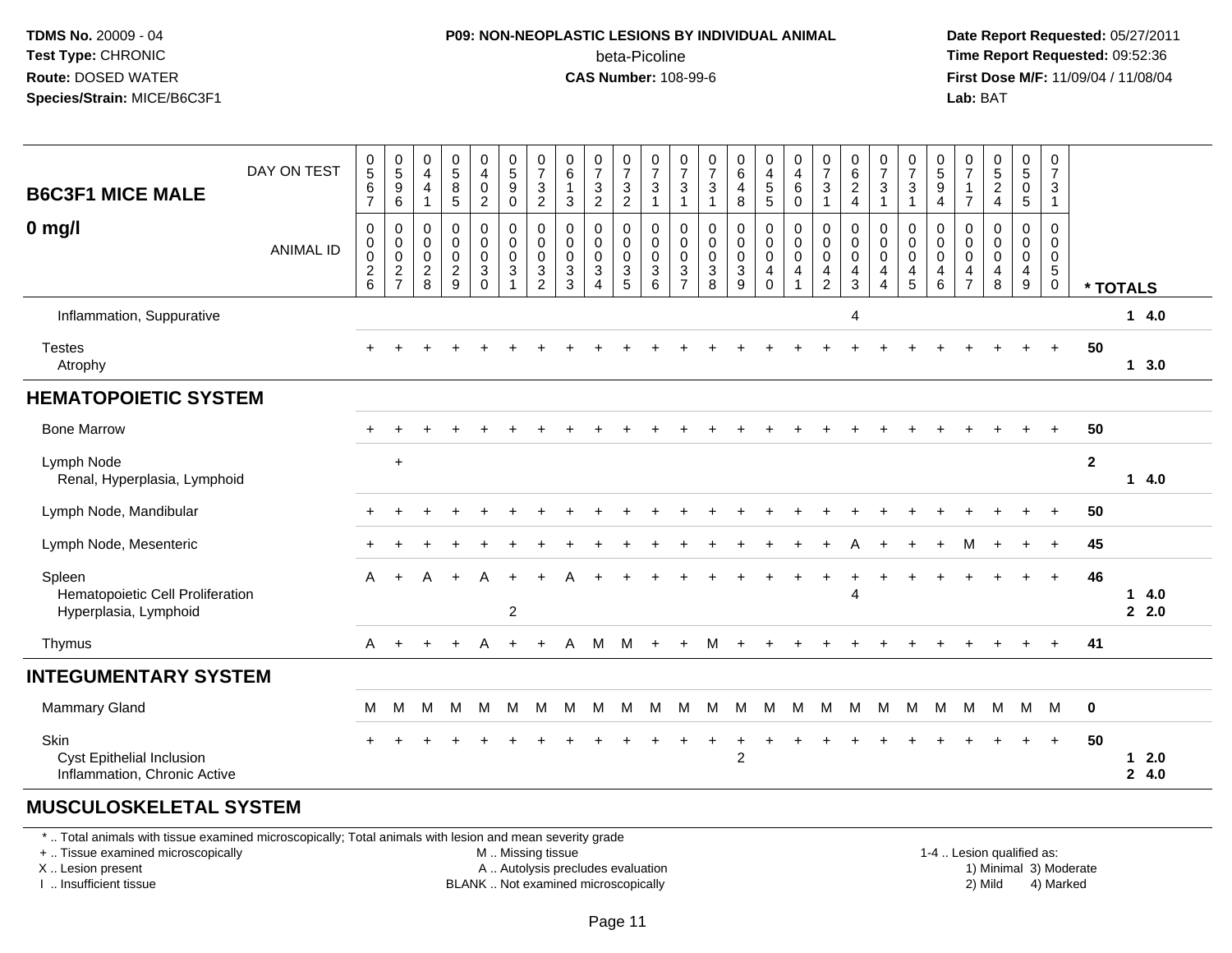**TDMS No.** 20009 - 04
**Test Type:** CHRONIC
**Route:** DOSED WATER
**Species/Strain:** MICE/B6C3F1

**P09: NON-NEOPLASTIC LESIONS BY INDIVIDUAL ANIMAL**
beta-Picoline
**CAS Number:** 108-99-6

**Date Report Requested:** 05/27/2011
**Time Report Requested:** 09:52:36
**First Dose M/F:** 11/09/04 / 11/08/04
**Lab:** BAT

**B6C3F1 MICE MALE**

**0 mg/l**

| DAY ON TEST | 0567 | 0596 | 0441 | 0585 | 0402 | 0590 | 0732 | 0613 | 0732 | 0732 | 0731 | 0731 | 0731 | 0648 | 0455 | 0460 | 0731 | 0624 | 0731 | 0731 | 0594 | 0717 | 0524 | 0505 | 0731 | |
|---|---|---|---|---|---|---|---|---|---|---|---|---|---|---|---|---|---|---|---|---|---|---|---|---|---|---|
| ANIMAL ID | 0026 | 0027 | 0028 | 0029 | 0030 | 0031 | 0032 | 0033 | 0034 | 0035 | 0036 | 0037 | 0038 | 0039 | 0040 | 0041 | 0042 | 0043 | 0044 | 0045 | 0046 | 0047 | 0048 | 0049 | 0050 | * TOTALS |
| Inflammation, Suppurative | | | | | | | | | | | | | | | | | | 4 | | | | | | | | 1 4.0 |
| Testes | + | + | + | + | + | + | + | + | + | + | + | + | + | + | + | + | + | + | + | + | + | + | + | + | + | 50 |
| Atrophy | | | | | | | | | | | | | | | | | | | | | | | | | | 1 3.0 |
| **HEMATOPOIETIC SYSTEM** | | | | | | | | | | | | | | | | | | | | | | | | | | |
| Bone Marrow | + | + | + | + | + | + | + | + | + | + | + | + | + | + | + | + | + | + | + | + | + | + | + | + | + | 50 |
| Lymph Node | | + | | | | | | | | | | | | | | | | | | | | | | | | 2 |
| Renal, Hyperplasia, Lymphoid | | | | | | | | | | | | | | | | | | | | | | | | | | 1 4.0 |
| Lymph Node, Mandibular | + | + | + | + | + | + | + | + | + | + | + | + | + | + | + | + | + | + | + | + | + | + | + | + | + | 50 |
| Lymph Node, Mesenteric | + | + | + | + | + | + | + | + | + | + | + | + | + | + | + | + | + | A | + | + | + | M | + | + | + | 45 |
| Spleen | A | + | A | + | A | + | + | A | + | + | + | + | + | + | + | + | + | + | + | + | + | + | + | + | + | 46 |
| Hematopoietic Cell Proliferation | | | | | | | | | | | | | | | | | | 4 | | | | | | | | 1 4.0 |
| Hyperplasia, Lymphoid | | | | | | 2 | | | | | | | | | | | | | | | | | | | | 2 2.0 |
| Thymus | A | + | + | + | A | + | + | A | M | M | + | + | M | + | + | + | + | + | + | + | + | + | + | + | + | 41 |
| **INTEGUMENTARY SYSTEM** | | | | | | | | | | | | | | | | | | | | | | | | | | |
| Mammary Gland | M | M | M | M | M | M | M | M | M | M | M | M | M | M | M | M | M | M | M | M | M | M | M | M | M | 0 |
| Skin | + | + | + | + | + | + | + | + | + | + | + | + | + | + | + | + | + | + | + | + | + | + | + | + | + | 50 |
| Cyst Epithelial Inclusion | | | | | | | | | | | | | | 2 | | | | | | | | | | | | 1 2.0 |
| Inflammation, Chronic Active | | | | | | | | | | | | | | | | | | | | | | | | | | 2 4.0 |
| **MUSCULOSKELETAL SYSTEM** | | | | | | | | | | | | | | | | | | | | | | | | | | |

\* .. Total animals with tissue examined microscopically; Total animals with lesion and mean severity grade
\+ .. Tissue examined microscopically
X .. Lesion present
I .. Insufficient tissue

M .. Missing tissue
A .. Autolysis precludes evaluation
BLANK .. Not examined microscopically

1-4 .. Lesion qualified as:
1) Minimal 3) Moderate
2) Mild 4) Marked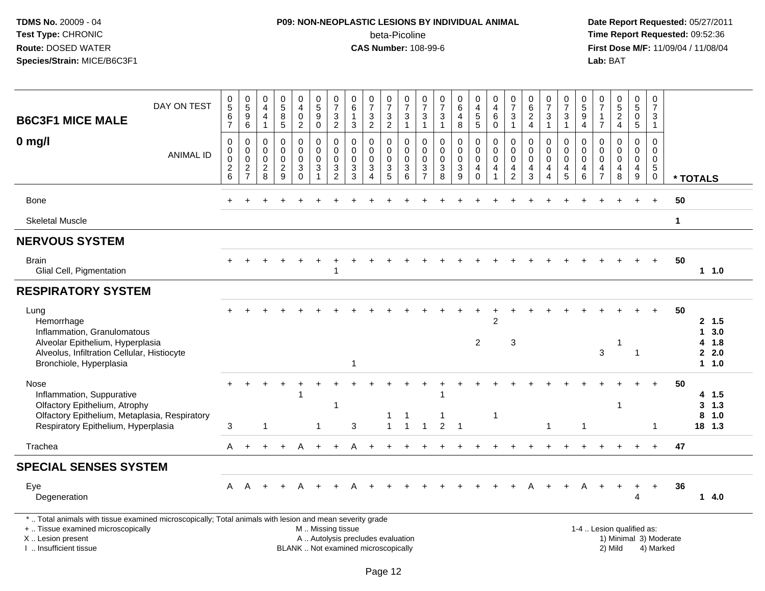**TDMS No.** 20009 - 04
**Test Type:** CHRONIC
**Route:** DOSED WATER
**Species/Strain:** MICE/B6C3F1

**P09: NON-NEOPLASTIC LESIONS BY INDIVIDUAL ANIMAL**
beta-Picoline
**CAS Number:** 108-99-6

**Date Report Requested:** 05/27/2011
**Time Report Requested:** 09:52:36
**First Dose M/F:** 11/09/04 / 11/08/04
**Lab:** BAT

## B6C3F1 MICE MALE 0 mg/l

| DAY ON TEST | 0567 | 0596 | 0441 | 0585 | 0402 | 0590 | 0732 | 0613 | 0732 | 0732 | 0731 | 0731 | 0731 | 0648 | 0455 | 0460 | 0731 | 0624 | 0731 | 0731 | 0594 | 0717 | 0524 | 0505 | 0731 | |
|---|---|---|---|---|---|---|---|---|---|---|---|---|---|---|---|---|---|---|---|---|---|---|---|---|---|---|
| **ANIMAL ID** | 0026 | 0027 | 0028 | 0029 | 0030 | 0031 | 0032 | 0033 | 0034 | 0035 | 0036 | 0037 | 0038 | 0039 | 0040 | 0041 | 0042 | 0043 | 0044 | 0045 | 0046 | 0047 | 0048 | 0049 | 0050 | *** TOTALS** |
| Bone | + | + | + | + | + | + | + | + | + | + | + | + | + | + | + | + | + | + | + | + | + | + | + | + | + | 50 |
| Skeletal Muscle | | | | | | | | | | | | | | | | | | | | | | | | | | 1 |
| **NERVOUS SYSTEM** | | | | | | | | | | | | | | | | | | | | | | | | | | |
| Brain | + | + | + | + | + | + | + | + | + | + | + | + | + | + | + | + | + | + | + | + | + | + | + | + | + | 50 |
| Glial Cell, Pigmentation | | | | | | | 1 | | | | | | | | | | | | | | | | | | | 1 1.0 |
| **RESPIRATORY SYSTEM** | | | | | | | | | | | | | | | | | | | | | | | | | | |
| Lung | + | + | + | + | + | + | + | + | + | + | + | + | + | + | + | + | + | + | + | + | + | + | + | + | + | 50 |
| Hemorrhage | | | | | | | | | | | | | | | | 2 | | | | | | | | | | 2 1.5 |
| Inflammation, Granulomatous | | | | | | | | | | | | | | | | | | | | | | | | | | 1 3.0 |
| Alveolar Epithelium, Hyperplasia | | | | | | | | | | | | | | | 2 | | 3 | | | | | | 1 | | | 4 1.8 |
| Alveolus, Infiltration Cellular, Histiocyte | | | | | | | | | | | | | | | | | | | | | | 3 | | 1 | | 2 2.0 |
| Bronchiole, Hyperplasia | | | | | | | | 1 | | | | | | | | | | | | | | | | | | 1 1.0 |
| Nose | + | + | + | + | + | + | + | + | + | + | + | + | + | + | + | + | + | + | + | + | + | + | + | + | + | 50 |
| Inflammation, Suppurative | | | | | 1 | | | | | | | | 1 | | | | | | | | | | | | | 4 1.5 |
| Olfactory Epithelium, Atrophy | | | | | | | 1 | | | | | | | | | | | | | | | | 1 | | | 3 1.3 |
| Olfactory Epithelium, Metaplasia, Respiratory | | | | | | | | | | 1 | 1 | | 1 | | | 1 | | | | | | | | | | 8 1.0 |
| Respiratory Epithelium, Hyperplasia | 3 | | 1 | | | 1 | | 3 | | 1 | 1 | 1 | 2 | 1 | | | | | 1 | | 1 | | | | 1 | 18 1.3 |
| Trachea | A | + | + | + | A | + | + | A | + | + | + | + | + | + | + | + | + | + | + | + | + | + | + | + | + | 47 |
| **SPECIAL SENSES SYSTEM** | | | | | | | | | | | | | | | | | | | | | | | | | | |
| Eye | A | A | + | + | A | + | + | A | + | + | + | + | + | + | + | + | + | A | + | + | A | + | + | + | + | 36 |
| Degeneration | | | | | | | | | | | | | | | | | | | | | | | | 4 | | 1 4.0 |

* .. Total animals with tissue examined microscopically; Total animals with lesion and mean severity grade
+ .. Tissue examined microscopically
X .. Lesion present
I .. Insufficient tissue
M .. Missing tissue
A .. Autolysis precludes evaluation
BLANK .. Not examined microscopically
1-4 .. Lesion qualified as: 1) Minimal 2) Mild 3) Moderate 4) Marked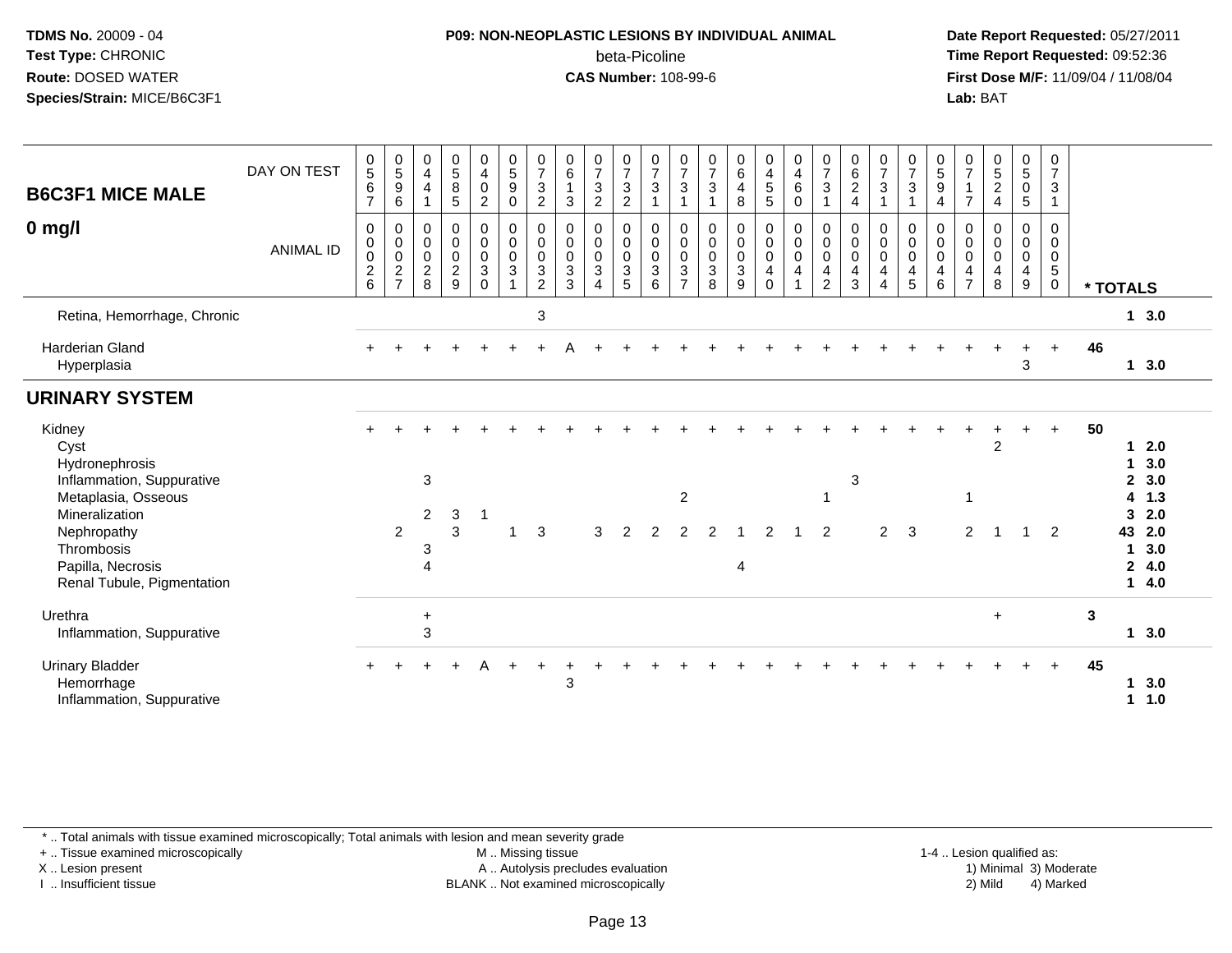**TDMS No.** 20009 - 04
**Test Type:** CHRONIC
**Route:** DOSED WATER
**Species/Strain:** MICE/B6C3F1

**P09: NON-NEOPLASTIC LESIONS BY INDIVIDUAL ANIMAL**
beta-Picoline
**CAS Number:** 108-99-6

**Date Report Requested:** 05/27/2011
**Time Report Requested:** 09:52:36
**First Dose M/F:** 11/09/04 / 11/08/04
**Lab:** BAT

## B6C3F1 MICE MALE 0 mg/l

| DAY ON TEST | 0567 | 0596 | 0441 | 0585 | 0402 | 0590 | 0732 | 0613 | 0732 | 0732 | 0731 | 0731 | 0731 | 0648 | 0455 | 0460 | 0731 | 0624 | 0731 | 0731 | 0594 | 0717 | 0524 | 0505 | 0731 | |
|---|---|---|---|---|---|---|---|---|---|---|---|---|---|---|---|---|---|---|---|---|---|---|---|---|---|---|
| **ANIMAL ID** | 0026 | 0027 | 0028 | 0029 | 0030 | 0031 | 0032 | 0033 | 0034 | 0035 | 0036 | 0037 | 0038 | 0039 | 0040 | 0041 | 0042 | 0043 | 0044 | 0045 | 0046 | 0047 | 0048 | 0049 | 0050 | *** TOTALS** |
| Retina, Hemorrhage, Chronic | | | | | | | 3 | | | | | | | | | | | | | | | | | | | 1 3.0 |
| Harderian Gland | + | + | + | + | + | + | + | A | + | + | + | + | + | + | + | + | + | + | + | + | + | + | + | + | + | 46 |
| Hyperplasia | | | | | | | | | | | | | | | | | | | | | | | | 3 | | 1 3.0 |
| **URINARY SYSTEM** | | | | | | | | | | | | | | | | | | | | | | | | | | |
| Kidney | + | + | + | + | + | + | + | + | + | + | + | + | + | + | + | + | + | + | + | + | + | + | + | + | + | 50 |
| Cyst | | | | | | | | | | | | | | | | | | | | | | | 2 | | | 1 2.0 |
| Hydronephrosis | | | | | | | | | | | | | | | | | | | | | | | | | | 1 3.0 |
| Inflammation, Suppurative | | | 3 | | | | | | | | | | | | | | | 3 | | | | | | | | 2 3.0 |
| Metaplasia, Osseous | | | | | | | | | | | | 2 | | | | | 1 | | | | | 1 | | | | 4 1.3 |
| Mineralization | | | 2 | 3 | 1 | | | | | | | | | | | | | | | | | | | | | 3 2.0 |
| Nephropathy | | 2 | | 3 | | 1 | 3 | | 3 | 2 | 2 | 2 | 2 | 1 | 2 | 1 | 2 | | 2 | 3 | | 2 | 1 | 1 | 2 | 43 2.0 |
| Thrombosis | | | 3 | | | | | | | | | | | | | | | | | | | | | | | 1 3.0 |
| Papilla, Necrosis | | | 4 | | | | | | | | | | | | 4 | | | | | | | | | | | 2 4.0 |
| Renal Tubule, Pigmentation | | | | | | | | | | | | | | | | | | | | | | | | | | 1 4.0 |
| Urethra | | | + | | | | | | | | | | | | | | | | | | | | + | | | 3 |
| Inflammation, Suppurative | | | 3 | | | | | | | | | | | | | | | | | | | | | | | 1 3.0 |
| Urinary Bladder | + | + | + | + | A | + | + | + | + | + | + | + | + | + | + | + | + | + | + | + | + | + | + | + | + | 45 |
| Hemorrhage | | | | | | | | 3 | | | | | | | | | | | | | | | | | | 1 3.0 |
| Inflammation, Suppurative | | | | | | | | | | | | | | | | | | | | | | | | | | 1 1.0 |

\* .. Total animals with tissue examined microscopically; Total animals with lesion and mean severity grade
+ .. Tissue examined microscopically
X .. Lesion present
I .. Insufficient tissue
M .. Missing tissue
A .. Autolysis precludes evaluation
BLANK .. Not examined microscopically
1-4 .. Lesion qualified as: 1) Minimal 2) Mild 3) Moderate 4) Marked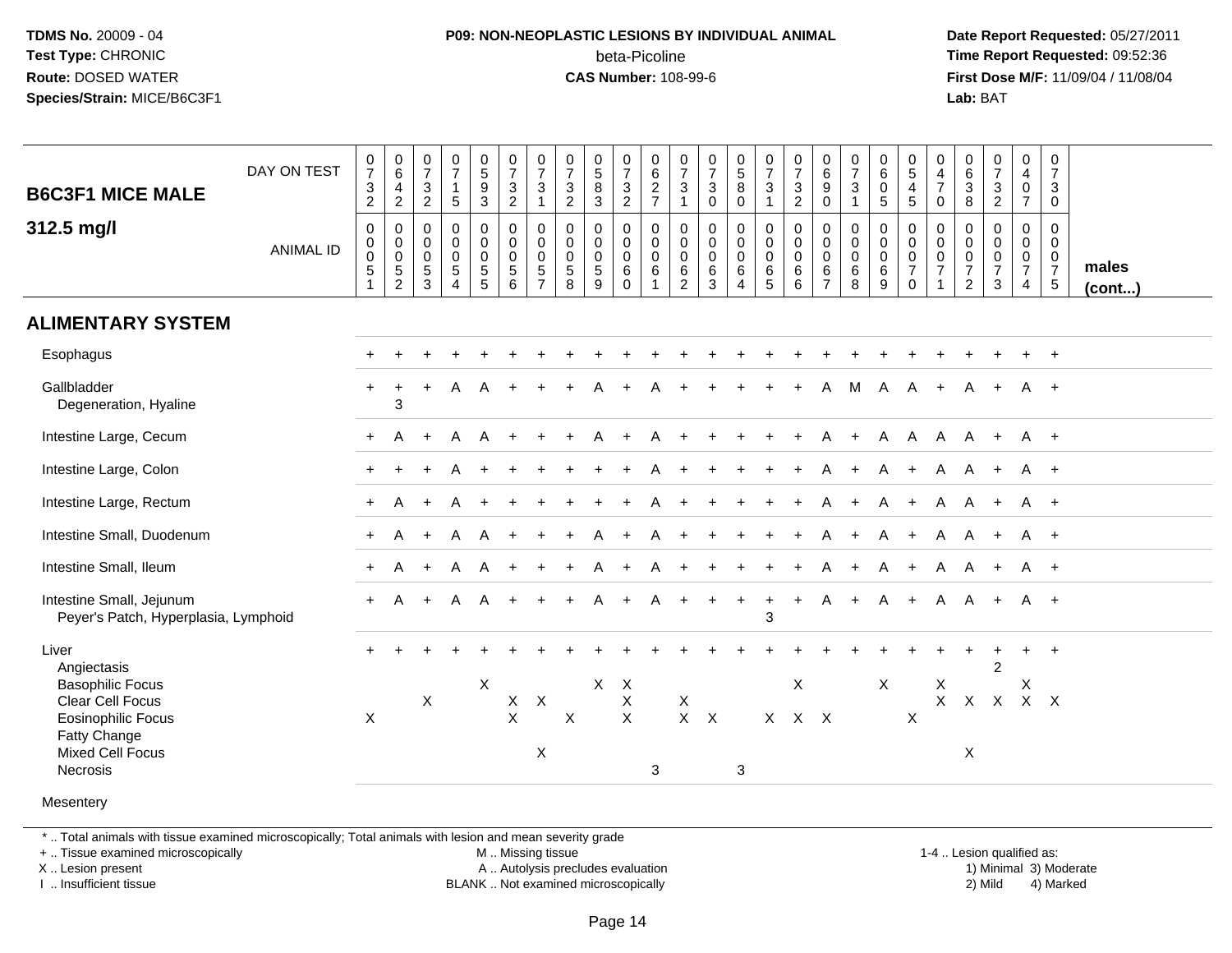**TDMS No.** 20009 - 04
**Test Type:** CHRONIC
**Route:** DOSED WATER
**Species/Strain:** MICE/B6C3F1

**P09: NON-NEOPLASTIC LESIONS BY INDIVIDUAL ANIMAL**
beta-Picoline
**CAS Number:** 108-99-6

**Date Report Requested:** 05/27/2011
**Time Report Requested:** 09:52:36
**First Dose M/F:** 11/09/04 / 11/08/04
**Lab:** BAT

| B6C3F1 MICE MALE 312.5 mg/l — DAY ON TEST | 0732 | 0642 | 0732 | 0715 | 0593 | 0732 | 0731 | 0732 | 0583 | 0732 | 0627 | 0731 | 0730 | 0580 | 0731 | 0732 | 0690 | 0731 | 0605 | 0545 | 0470 | 0638 | 0732 | 0407 | 0730 | |
|---|---|---|---|---|---|---|---|---|---|---|---|---|---|---|---|---|---|---|---|---|---|---|---|---|---|---|
| ANIMAL ID | 00051 | 00052 | 00053 | 00054 | 00055 | 00056 | 00057 | 00058 | 00059 | 00060 | 00061 | 00062 | 00063 | 00064 | 00065 | 00066 | 00067 | 00068 | 00069 | 00070 | 00071 | 00072 | 00073 | 00074 | 00075 | males (cont...) |
| **ALIMENTARY SYSTEM** | | | | | | | | | | | | | | | | | | | | | | | | | | |
| Esophagus | + | + | + | + | + | + | + | + | + | + | + | + | + | + | + | + | + | + | + | + | + | + | + | + | + | |
| Gallbladder | + | + | + | A | A | + | + | + | A | + | A | + | + | + | + | + | A | M | A | A | + | A | + | A | + | |
| Degeneration, Hyaline | | 3 | | | | | | | | | | | | | | | | | | | | | | | | |
| Intestine Large, Cecum | + | A | + | A | A | + | + | + | A | + | A | + | + | + | + | + | A | + | A | A | A | A | + | A | + | |
| Intestine Large, Colon | + | + | + | A | + | + | + | + | + | + | A | + | + | + | + | + | A | + | A | + | A | A | + | A | + | |
| Intestine Large, Rectum | + | A | + | A | + | + | + | + | + | + | A | + | + | + | + | + | A | + | A | + | A | A | + | A | + | |
| Intestine Small, Duodenum | + | A | + | A | A | + | + | + | A | + | A | + | + | + | + | + | A | + | A | + | A | A | + | A | + | |
| Intestine Small, Ileum | + | A | + | A | A | + | + | + | A | + | A | + | + | + | + | + | A | + | A | + | A | A | + | A | + | |
| Intestine Small, Jejunum | + | A | + | A | A | + | + | + | A | + | A | + | + | + | + | + | A | + | A | + | A | A | + | A | + | |
| Peyer's Patch, Hyperplasia, Lymphoid | | | | | | | | | | | | | | | 3 | | | | | | | | | | | |
| Liver | + | + | + | + | + | + | + | + | + | + | + | + | + | + | + | + | + | + | + | + | + | + | + | + | + | |
| Angiectasis | | | | | | | | | | | | | | | | | | | | | | | 2 | | | |
| Basophilic Focus | | | | | X | | | | X | X | | | | | | X | | | X | | X | | | X | | |
| Clear Cell Focus | | | X | | | X | X | | | X | | X | | | | | | | | | X | X | X | X | X | |
| Eosinophilic Focus | X | | | | | X | | X | | X | | X | X | | X | X | X | | | X | | | | | | |
| Fatty Change | | | | | | | | | | | | | | | | | | | | | | | | | | |
| Mixed Cell Focus | | | | | | | X | | | | | | | | | | | | | | | X | | | | |
| Necrosis | | | | | | | | | | | 3 | | | 3 | | | | | | | | | | | | |
| Mesentery | | | | | | | | | | | | | | | | | | | | | | | | | | |

\* .. Total animals with tissue examined microscopically; Total animals with lesion and mean severity grade
\+ .. Tissue examined microscopically
X .. Lesion present
I .. Insufficient tissue

M .. Missing tissue
A .. Autolysis precludes evaluation
BLANK .. Not examined microscopically

1-4 .. Lesion qualified as:
1) Minimal 3) Moderate
2) Mild 4) Marked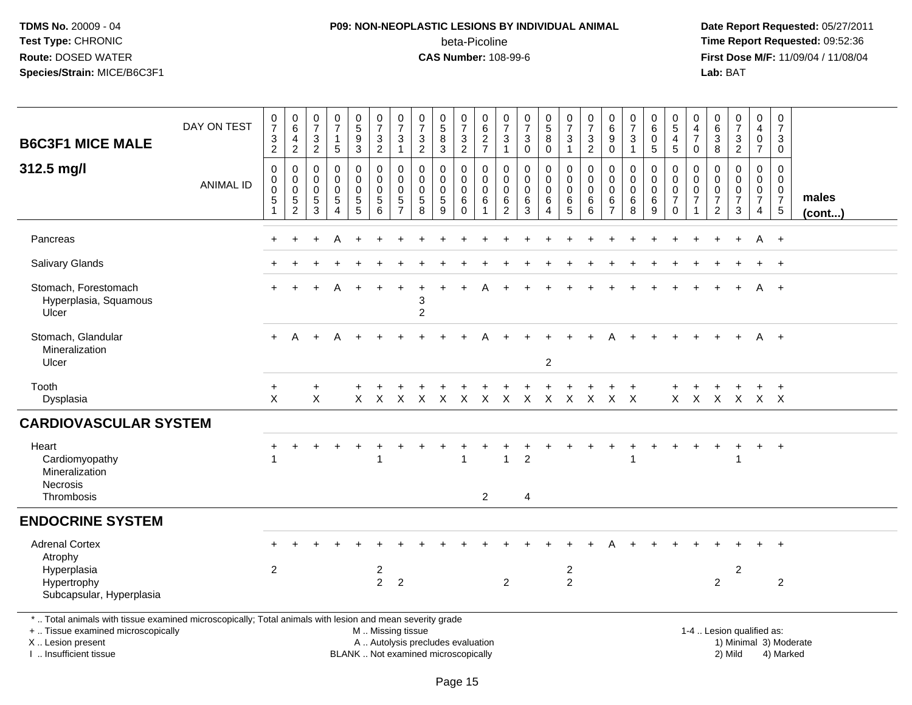**TDMS No.** 20009 - 04
**Test Type:** CHRONIC
**Route:** DOSED WATER
**Species/Strain:** MICE/B6C3F1

**P09: NON-NEOPLASTIC LESIONS BY INDIVIDUAL ANIMAL**
beta-Picoline
**CAS Number:** 108-99-6

**Date Report Requested:** 05/27/2011
**Time Report Requested:** 09:52:36
**First Dose M/F:** 11/09/04 / 11/08/04
**Lab:** BAT

| B6C3F1 MICE MALE 312.5 mg/l | | | | | | | | | | | | | | | | | | | | | | | | | | |
|---|---|---|---|---|---|---|---|---|---|---|---|---|---|---|---|---|---|---|---|---|---|---|---|---|---|---|
| DAY ON TEST | 0732 | 0642 | 0732 | 0715 | 0593 | 0732 | 0731 | 0732 | 0583 | 0732 | 0627 | 0731 | 0730 | 0580 | 0731 | 0732 | 0690 | 0731 | 0605 | 0545 | 0470 | 0638 | 0732 | 0407 | 0730 | |
| ANIMAL ID | 0051 | 0052 | 0053 | 0054 | 0055 | 0056 | 0057 | 0058 | 0059 | 0060 | 0061 | 0062 | 0063 | 0064 | 0065 | 0066 | 0067 | 0068 | 0069 | 0070 | 0071 | 0072 | 0073 | 0074 | 0075 | males (cont...) |
| Pancreas | + | + | + | A | + | + | + | + | + | + | + | + | + | + | + | + | + | + | + | + | + | + | + | A | + | |
| Salivary Glands | + | + | + | + | + | + | + | + | + | + | + | + | + | + | + | + | + | + | + | + | + | + | + | + | + | |
| Stomach, Forestomach | + | + | + | A | + | + | + | + | + | + | A | + | + | + | + | + | + | + | + | + | + | + | + | A | + | |
| Hyperplasia, Squamous | | | | | | | | 3 | | | | | | | | | | | | | | | | | | |
| Ulcer | | | | | | | | 2 | | | | | | | | | | | | | | | | | | |
| Stomach, Glandular | + | A | + | A | + | + | + | + | + | + | A | + | + | + | + | + | A | + | + | + | + | + | + | A | + | |
| Mineralization | | | | | | | | | | | | | | | | | | | | | | | | | | |
| Ulcer | | | | | | | | | | | | | | 2 | | | | | | | | | | | | |
| Tooth | + | | + | | + | + | + | + | + | + | + | + | + | + | + | + | + | + | | + | + | + | + | + | + | |
| Dysplasia | X | | X | | X | X | X | X | X | X | X | X | X | X | X | X | X | X | | X | X | X | X | X | X | |
| **CARDIOVASCULAR SYSTEM** | | | | | | | | | | | | | | | | | | | | | | | | | | |
| Heart | + | + | + | + | + | + | + | + | + | + | + | + | + | + | + | + | + | + | + | + | + | + | + | + | + | |
| Cardiomyopathy | 1 | | | | | 1 | | | | 1 | | 1 | 2 | | | | | 1 | | | | | 1 | | | |
| Mineralization | | | | | | | | | | | | | | | | | | | | | | | | | | |
| Necrosis | | | | | | | | | | | | | | | | | | | | | | | | | | |
| Thrombosis | | | | | | | | | | | 2 | | 4 | | | | | | | | | | | | | |
| **ENDOCRINE SYSTEM** | | | | | | | | | | | | | | | | | | | | | | | | | | |
| Adrenal Cortex | + | + | + | + | + | + | + | + | + | + | + | + | + | + | + | + | A | + | + | + | + | + | + | + | + | |
| Atrophy | | | | | | | | | | | | | | | | | | | | | | | | | | |
| Hyperplasia | 2 | | | | | 2 | | | | | | | | | 2 | | | | | | | | 2 | | | |
| Hypertrophy | | | | | | 2 | 2 | | | | | 2 | | | 2 | | | | | | | 2 | | | 2 | |
| Subcapsular, Hyperplasia | | | | | | | | | | | | | | | | | | | | | | | | | | |

\* .. Total animals with tissue examined microscopically; Total animals with lesion and mean severity grade
\+ .. Tissue examined microscopically
X .. Lesion present
I .. Insufficient tissue

M .. Missing tissue
A .. Autolysis precludes evaluation
BLANK .. Not examined microscopically

1-4 .. Lesion qualified as:
1) Minimal 3) Moderate
2) Mild 4) Marked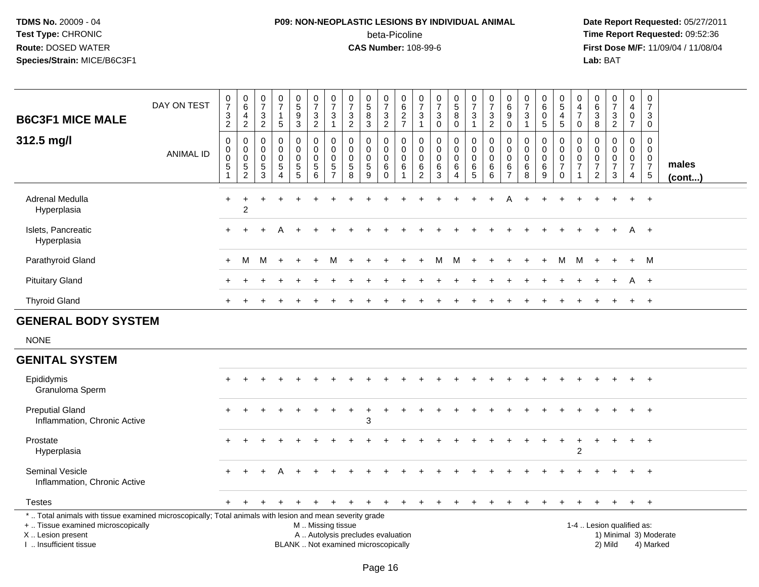**TDMS No.** 20009 - 04
**Test Type:** CHRONIC
**Route:** DOSED WATER
**Species/Strain:** MICE/B6C3F1

**P09: NON-NEOPLASTIC LESIONS BY INDIVIDUAL ANIMAL**
beta-Picoline
**CAS Number:** 108-99-6

**Date Report Requested:** 05/27/2011
**Time Report Requested:** 09:52:36
**First Dose M/F:** 11/09/04 / 11/08/04
**Lab:** BAT

## B6C3F1 MICE MALE

## 312.5 mg/l

| DAY ON TEST | 0732 | 0642 | 0732 | 0715 | 0593 | 0732 | 0731 | 0732 | 0583 | 0732 | 0627 | 0731 | 0730 | 0580 | 0731 | 0732 | 0690 | 0731 | 0605 | 0545 | 0470 | 0638 | 0732 | 0407 | 0730 | |
|---|---|---|---|---|---|---|---|---|---|---|---|---|---|---|---|---|---|---|---|---|---|---|---|---|---|---|
| **ANIMAL ID** | 0051 | 0052 | 0053 | 0054 | 0055 | 0056 | 0057 | 0058 | 0059 | 0060 | 0061 | 0062 | 0063 | 0064 | 0065 | 0066 | 0067 | 0068 | 0069 | 0070 | 0071 | 0072 | 0073 | 0074 | 0075 | **males (cont...)** |
| Adrenal Medulla | + | + | + | + | + | + | + | + | + | + | + | + | + | + | + | + | A | + | + | + | + | + | + | + | + | |
| Hyperplasia | | 2 | | | | | | | | | | | | | | | | | | | | | | | | |
| Islets, Pancreatic | + | + | + | A | + | + | + | + | + | + | + | + | + | + | + | + | + | + | + | + | + | + | + | A | + | |
| Hyperplasia | | | | | | | | | | | | | | | | | | | | | | | | | | |
| Parathyroid Gland | + | M | M | + | + | + | M | + | + | + | + | + | M | M | + | + | + | + | + | M | M | + | + | + | M | |
| Pituitary Gland | + | + | + | + | + | + | + | + | + | + | + | + | + | + | + | + | + | + | + | + | + | + | + | A | + | |
| Thyroid Gland | + | + | + | + | + | + | + | + | + | + | + | + | + | + | + | + | + | + | + | + | + | + | + | + | + | |

## GENERAL BODY SYSTEM

NONE

## GENITAL SYSTEM

| | 0051 | 0052 | 0053 | 0054 | 0055 | 0056 | 0057 | 0058 | 0059 | 0060 | 0061 | 0062 | 0063 | 0064 | 0065 | 0066 | 0067 | 0068 | 0069 | 0070 | 0071 | 0072 | 0073 | 0074 | 0075 |
|---|---|---|---|---|---|---|---|---|---|---|---|---|---|---|---|---|---|---|---|---|---|---|---|---|---|
| Epididymis | + | + | + | + | + | + | + | + | + | + | + | + | + | + | + | + | + | + | + | + | + | + | + | + | + |
| Granuloma Sperm | | | | | | | | | | | | | | | | | | | | | | | | | |
| Preputial Gland | + | + | + | + | + | + | + | + | + | + | + | + | + | + | + | + | + | + | + | + | + | + | + | + | + |
| Inflammation, Chronic Active | | | | | | | | | 3 | | | | | | | | | | | | | | | | |
| Prostate | + | + | + | + | + | + | + | + | + | + | + | + | + | + | + | + | + | + | + | + | + | + | + | + | + |
| Hyperplasia | | | | | | | | | | | | | | | | | | | | | 2 | | | | |
| Seminal Vesicle | + | + | + | A | + | + | + | + | + | + | + | + | + | + | + | + | + | + | + | + | + | + | + | + | + |
| Inflammation, Chronic Active | | | | | | | | | | | | | | | | | | | | | | | | | |
| Testes | + | + | + | + | + | + | + | + | + | + | + | + | + | + | + | + | + | + | + | + | + | + | + | + | + |

\* .. Total animals with tissue examined microscopically; Total animals with lesion and mean severity grade
+ .. Tissue examined microscopically
X .. Lesion present
I .. Insufficient tissue

M .. Missing tissue
A .. Autolysis precludes evaluation
BLANK .. Not examined microscopically

1-4 .. Lesion qualified as:
1) Minimal 3) Moderate
2) Mild 4) Marked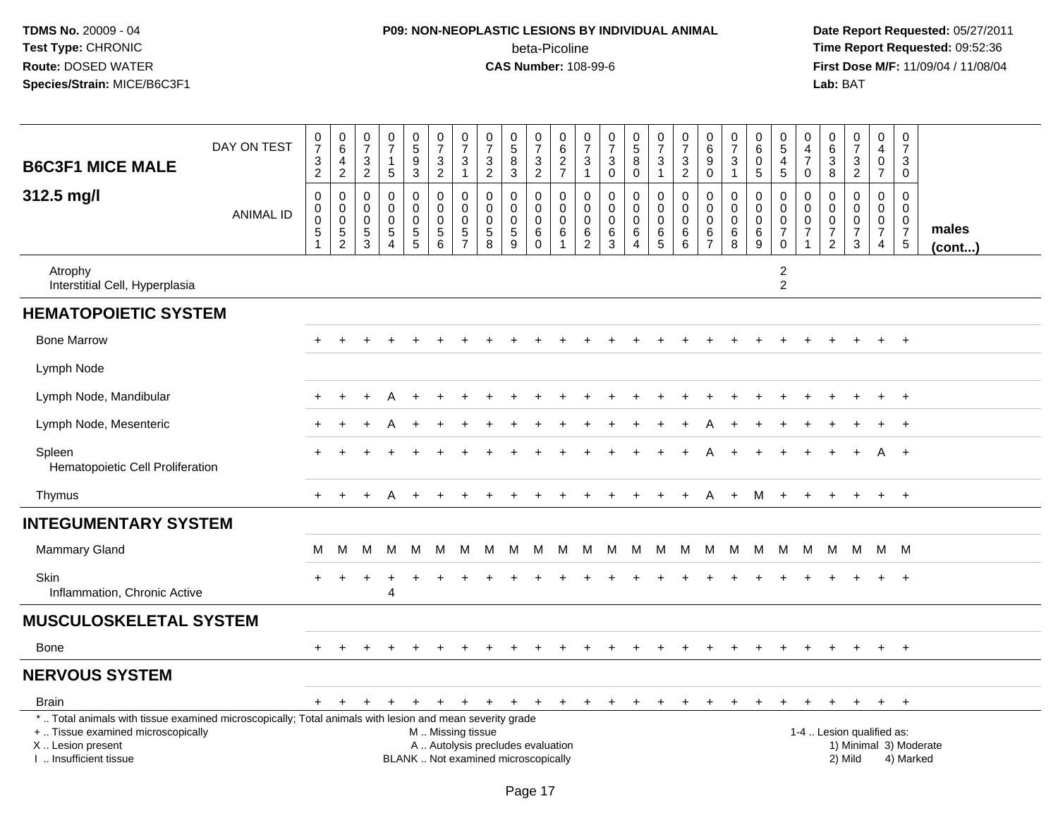**TDMS No.** 20009 - 04
**Test Type:** CHRONIC
**Route:** DOSED WATER
**Species/Strain:** MICE/B6C3F1

**P09: NON-NEOPLASTIC LESIONS BY INDIVIDUAL ANIMAL**
beta-Picoline
**CAS Number:** 108-99-6

**Date Report Requested:** 05/27/2011
**Time Report Requested:** 09:52:36
**First Dose M/F:** 11/09/04 / 11/08/04
**Lab:** BAT

| B6C3F1 MICE MALE — DAY ON TEST | 0732 | 0642 | 0732 | 0715 | 0593 | 0732 | 0731 | 0732 | 0583 | 0732 | 0627 | 0731 | 0730 | 0580 | 0731 | 0732 | 0690 | 0731 | 0605 | 0545 | 0470 | 0638 | 0732 | 0407 | 0730 | |
|---|---|---|---|---|---|---|---|---|---|---|---|---|---|---|---|---|---|---|---|---|---|---|---|---|---|---|
| **312.5 mg/l** — ANIMAL ID | 0051 | 0052 | 0053 | 0054 | 0055 | 0056 | 0057 | 0058 | 0059 | 0060 | 0061 | 0062 | 0063 | 0064 | 0065 | 0066 | 0067 | 0068 | 0069 | 0070 | 0071 | 0072 | 0073 | 0074 | 0075 | **males (cont...)** |
| Atrophy | | | | | | | | | | | | | | | | | | | | 2 | | | | | | |
| Interstitial Cell, Hyperplasia | | | | | | | | | | | | | | | | | | | | 2 | | | | | | |
| **HEMATOPOIETIC SYSTEM** | | | | | | | | | | | | | | | | | | | | | | | | | | |
| Bone Marrow | + | + | + | + | + | + | + | + | + | + | + | + | + | + | + | + | + | + | + | + | + | + | + | + | + | |
| Lymph Node | | | | | | | | | | | | | | | | | | | | | | | | | | |
| Lymph Node, Mandibular | + | + | + | A | + | + | + | + | + | + | + | + | + | + | + | + | + | + | + | + | + | + | + | + | + | |
| Lymph Node, Mesenteric | + | + | + | A | + | + | + | + | + | + | + | + | + | + | + | + | A | + | + | + | + | + | + | + | + | |
| Spleen | + | + | + | + | + | + | + | + | + | + | + | + | + | + | + | + | A | + | + | + | + | + | + | A | + | |
| Hematopoietic Cell Proliferation | | | | | | | | | | | | | | | | | | | | | | | | | | |
| Thymus | + | + | + | A | + | + | + | + | + | + | + | + | + | + | + | + | A | + | M | + | + | + | + | + | + | |
| **INTEGUMENTARY SYSTEM** | | | | | | | | | | | | | | | | | | | | | | | | | | |
| Mammary Gland | M | M | M | M | M | M | M | M | M | M | M | M | M | M | M | M | M | M | M | M | M | M | M | M | M | |
| Skin | + | + | + | + | + | + | + | + | + | + | + | + | + | + | + | + | + | + | + | + | + | + | + | + | + | |
| Inflammation, Chronic Active | | | | 4 | | | | | | | | | | | | | | | | | | | | | | |
| **MUSCULOSKELETAL SYSTEM** | | | | | | | | | | | | | | | | | | | | | | | | | | |
| Bone | + | + | + | + | + | + | + | + | + | + | + | + | + | + | + | + | + | + | + | + | + | + | + | + | + | |
| **NERVOUS SYSTEM** | | | | | | | | | | | | | | | | | | | | | | | | | | |
| Brain | + | + | + | + | + | + | + | + | + | + | + | + | + | + | + | + | + | + | + | + | + | + | + | + | + | |

* .. Total animals with tissue examined microscopically; Total animals with lesion and mean severity grade
+ .. Tissue examined microscopically
X .. Lesion present
I .. Insufficient tissue

M .. Missing tissue
A .. Autolysis precludes evaluation
BLANK .. Not examined microscopically

1-4 .. Lesion qualified as:
1) Minimal 3) Moderate
2) Mild 4) Marked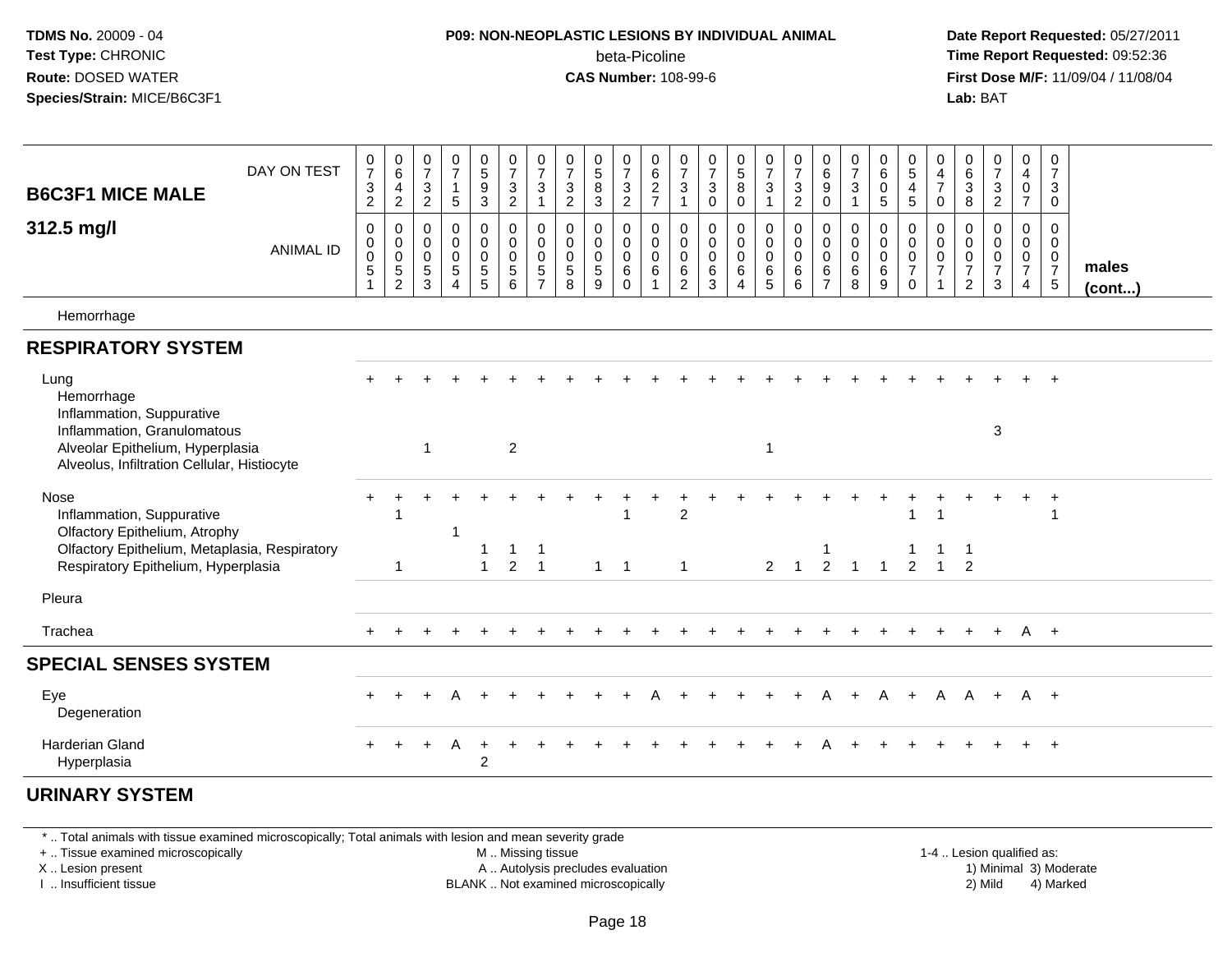TDMS No. 20009 - 04
Test Type: CHRONIC
Route: DOSED WATER
Species/Strain: MICE/B6C3F1

**P09: NON-NEOPLASTIC LESIONS BY INDIVIDUAL ANIMAL**
beta-Picoline
**CAS Number:** 108-99-6

Date Report Requested: 05/27/2011
Time Report Requested: 09:52:36
First Dose M/F: 11/09/04 / 11/08/04
Lab: BAT

| B6C3F1 MICE MALE 312.5 mg/l | | | | | | | | | | | | | | | | | | | | | | | | | | |
|---|---|---|---|---|---|---|---|---|---|---|---|---|---|---|---|---|---|---|---|---|---|---|---|---|---|---|
| DAY ON TEST | 0732 | 0642 | 0732 | 0715 | 0593 | 0732 | 0731 | 0732 | 0583 | 0732 | 0627 | 0731 | 0730 | 0580 | 0731 | 0732 | 0690 | 0731 | 0605 | 0545 | 0470 | 0638 | 0732 | 0407 | 0730 | |
| ANIMAL ID | 0051 | 0052 | 0053 | 0054 | 0055 | 0056 | 0057 | 0058 | 0059 | 0060 | 0061 | 0062 | 0063 | 0064 | 0065 | 0066 | 0067 | 0068 | 0069 | 0070 | 0071 | 0072 | 0073 | 0074 | 0075 | males (cont...) |
| Hemorrhage | | | | | | | | | | | | | | | | | | | | | | | | | | |
| **RESPIRATORY SYSTEM** | | | | | | | | | | | | | | | | | | | | | | | | | | |
| Lung | + | + | + | + | + | + | + | + | + | + | + | + | + | + | + | + | + | + | + | + | + | + | + | + | + | |
| Hemorrhage | | | | | | | | | | | | | | | | | | | | | | | | | | |
| Inflammation, Suppurative | | | | | | | | | | | | | | | | | | | | | | | | | | |
| Inflammation, Granulomatous | | | | | | | | | | | | | | | | | | | | | | | 3 | | | |
| Alveolar Epithelium, Hyperplasia | | | 1 | | | 2 | | | | | | | | | 1 | | | | | | | | | | | |
| Alveolus, Infiltration Cellular, Histiocyte | | | | | | | | | | | | | | | | | | | | | | | | | | |
| Nose | + | + | + | + | + | + | + | + | + | + | + | + | + | + | + | + | + | + | + | + | + | + | + | + | + | |
| Inflammation, Suppurative | | 1 | | | | | | | | 1 | | 2 | | | | | | | | 1 | 1 | | | | 1 | |
| Olfactory Epithelium, Atrophy | | | | 1 | | | | | | | | | | | | | | | | | | | | | | |
| Olfactory Epithelium, Metaplasia, Respiratory | | | | | 1 | 1 | 1 | | | | | | | | | | 1 | | | 1 | 1 | 1 | | | | |
| Respiratory Epithelium, Hyperplasia | | 1 | | | 1 | 2 | 1 | | 1 | 1 | | 1 | | | 2 | 1 | 2 | 1 | 1 | 2 | 1 | 2 | | | | |
| Pleura | | | | | | | | | | | | | | | | | | | | | | | | | | |
| Trachea | + | + | + | + | + | + | + | + | + | + | + | + | + | + | + | + | + | + | + | + | + | + | + | A | + | |
| **SPECIAL SENSES SYSTEM** | | | | | | | | | | | | | | | | | | | | | | | | | | |
| Eye | + | + | + | A | + | + | + | + | + | + | A | + | + | + | + | + | A | + | A | + | A | A | + | A | + | |
| Degeneration | | | | | | | | | | | | | | | | | | | | | | | | | | |
| Harderian Gland | + | + | + | A | + | + | + | + | + | + | + | + | + | + | + | + | A | + | + | + | + | + | + | + | + | |
| Hyperplasia | | | | | 2 | | | | | | | | | | | | | | | | | | | | | |
| **URINARY SYSTEM** | | | | | | | | | | | | | | | | | | | | | | | | | | |

\* .. Total animals with tissue examined microscopically; Total animals with lesion and mean severity grade
+ .. Tissue examined microscopically
X .. Lesion present
I .. Insufficient tissue
M .. Missing tissue
A .. Autolysis precludes evaluation
BLANK .. Not examined microscopically
1-4 .. Lesion qualified as: 1) Minimal 2) Mild 3) Moderate 4) Marked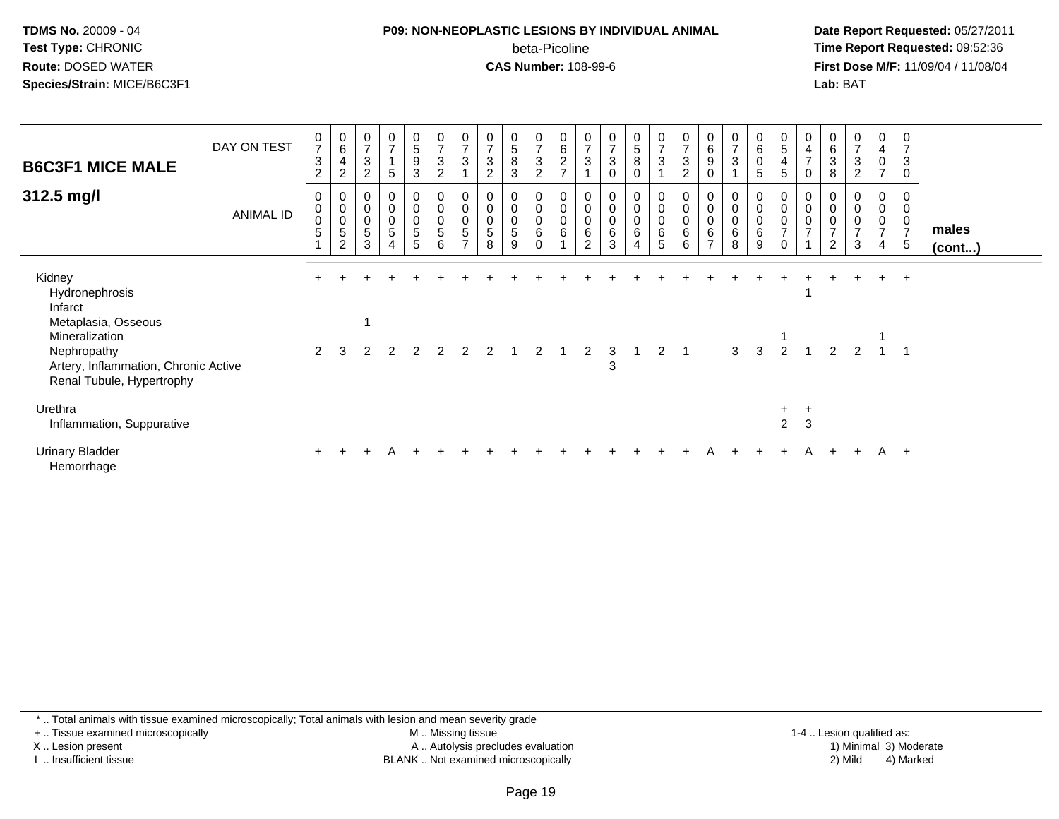TDMS No. 20009 - 04
Test Type: CHRONIC
Route: DOSED WATER
Species/Strain: MICE/B6C3F1

**P09: NON-NEOPLASTIC LESIONS BY INDIVIDUAL ANIMAL**
beta-Picoline
**CAS Number:** 108-99-6

Date Report Requested: 05/27/2011
Time Report Requested: 09:52:36
First Dose M/F: 11/09/04 / 11/08/04
Lab: BAT

## B6C3F1 MICE MALE 312.5 mg/l

| DAY ON TEST | 0732 | 0642 | 0732 | 0715 | 0593 | 0732 | 0731 | 0732 | 0583 | 0732 | 0627 | 0731 | 0730 | 0580 | 0731 | 0732 | 0690 | 0731 | 0605 | 0545 | 0470 | 0638 | 0732 | 0407 | 0730 | |
|---|---|---|---|---|---|---|---|---|---|---|---|---|---|---|---|---|---|---|---|---|---|---|---|---|---|---|
| **ANIMAL ID** | 0051 | 0052 | 0053 | 0054 | 0055 | 0056 | 0057 | 0058 | 0059 | 0060 | 0061 | 0062 | 0063 | 0064 | 0065 | 0066 | 0067 | 0068 | 0069 | 0070 | 0071 | 0072 | 0073 | 0074 | 0075 | **males (cont...)** |
| Kidney | + | + | + | + | + | + | + | + | + | + | + | + | + | + | + | + | + | + | + | + | + | + | + | + | + | |
| Hydronephrosis | | | | | | | | | | | | | | | | | | | | | 1 | | | | | |
| Infarct | | | | | | | | | | | | | | | | | | | | | | | | | | |
| Metaplasia, Osseous | | | 1 | | | | | | | | | | | | | | | | | | | | | | | |
| Mineralization | | | | | | | | | | | | | | | | | | | | 1 | | | | 1 | | |
| Nephropathy | 2 | 3 | 2 | 2 | 2 | 2 | 2 | 2 | 1 | 2 | 1 | 2 | 3 | 1 | 2 | 1 | | 3 | 3 | 2 | 1 | 2 | 2 | 1 | 1 | |
| Artery, Inflammation, Chronic Active | | | | | | | | | | | | | 3 | | | | | | | | | | | | | |
| Renal Tubule, Hypertrophy | | | | | | | | | | | | | | | | | | | | | | | | | | |
| Urethra | | | | | | | | | | | | | | | | | | | | + | + | | | | | |
| Inflammation, Suppurative | | | | | | | | | | | | | | | | | | | | 2 | 3 | | | | | |
| Urinary Bladder | + | + | + | A | + | + | + | + | + | + | + | + | + | + | + | + | A | + | + | + | A | + | + | A | + | |
| Hemorrhage | | | | | | | | | | | | | | | | | | | | | | | | | | |

\* .. Total animals with tissue examined microscopically; Total animals with lesion and mean severity grade
+ .. Tissue examined microscopically
X .. Lesion present
I .. Insufficient tissue
M .. Missing tissue
A .. Autolysis precludes evaluation
BLANK .. Not examined microscopically
1-4 .. Lesion qualified as: 1) Minimal 2) Mild 3) Moderate 4) Marked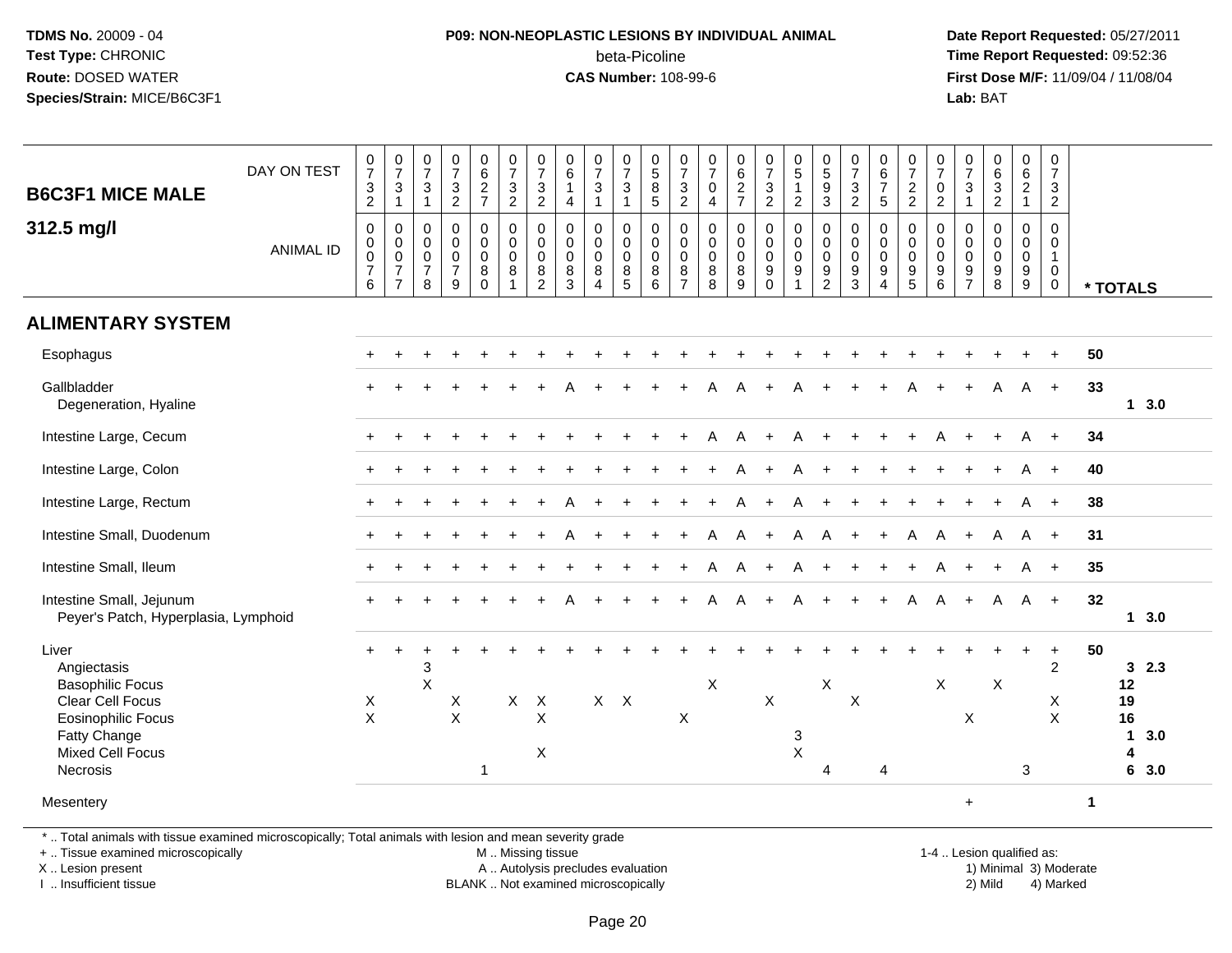**TDMS No.** 20009 - 04
**Test Type:** CHRONIC
**Route:** DOSED WATER
**Species/Strain:** MICE/B6C3F1

**P09: NON-NEOPLASTIC LESIONS BY INDIVIDUAL ANIMAL**
beta-Picoline
**CAS Number:** 108-99-6

**Date Report Requested:** 05/27/2011
**Time Report Requested:** 09:52:36
**First Dose M/F:** 11/09/04 / 11/08/04
**Lab:** BAT

## B6C3F1 MICE MALE

## 312.5 mg/l

| DAY ON TEST | 0732 | 0731 | 0731 | 0732 | 0627 | 0732 | 0732 | 0614 | 0731 | 0731 | 0585 | 0732 | 0704 | 0627 | 0732 | 0512 | 0593 | 0732 | 0675 | 0722 | 0702 | 0731 | 0632 | 0621 | 0732 | |
|---|---|---|---|---|---|---|---|---|---|---|---|---|---|---|---|---|---|---|---|---|---|---|---|---|---|---|
| **ANIMAL ID** | 0000776 | 0000777 | 0000778 | 0000779 | 0000780 | 0000781 | 0000782 | 0000783 | 0000784 | 0000785 | 0000786 | 0000787 | 0000788 | 0000789 | 0000790 | 0000791 | 0000792 | 0000793 | 0000794 | 0000795 | 0000796 | 0000797 | 0000798 | 0000799 | 0001000 | **\* TOTALS** |
| **ALIMENTARY SYSTEM** | | | | | | | | | | | | | | | | | | | | | | | | | | |
| Esophagus | + | + | + | + | + | + | + | + | + | + | + | + | + | + | + | + | + | + | + | + | + | + | + | + | + | 50 |
| Gallbladder | + | + | + | + | + | + | + | A | + | + | + | + | A | A | + | A | + | + | + | A | + | + | A | A | + | 33 |
| Degeneration, Hyaline | | | | | | | | | | | | | | | | | | | | | | | | | | 1 3.0 |
| Intestine Large, Cecum | + | + | + | + | + | + | + | + | + | + | + | + | A | A | + | A | + | + | + | + | A | + | + | A | + | 34 |
| Intestine Large, Colon | + | + | + | + | + | + | + | + | + | + | + | + | + | A | + | A | + | + | + | + | + | + | + | A | + | 40 |
| Intestine Large, Rectum | + | + | + | + | + | + | + | A | + | + | + | + | + | A | + | A | + | + | + | + | + | + | + | A | + | 38 |
| Intestine Small, Duodenum | + | + | + | + | + | + | + | A | + | + | + | + | A | A | + | A | A | + | + | A | A | + | A | A | + | 31 |
| Intestine Small, Ileum | + | + | + | + | + | + | + | + | + | + | + | + | A | A | + | A | + | + | + | + | A | + | + | A | + | 35 |
| Intestine Small, Jejunum | + | + | + | + | + | + | + | A | + | + | + | + | A | A | + | A | + | + | + | A | A | + | A | A | + | 32 |
| Peyer's Patch, Hyperplasia, Lymphoid | | | | | | | | | | | | | | | | | | | | | | | | | | 1 3.0 |
| Liver | + | + | + | + | + | + | + | + | + | + | + | + | + | + | + | + | + | + | + | + | + | + | + | + | + | 50 |
| Angiectasis | | | 3 | | | | | | | | | | | | | | | | | | | | | | 2 | 3 2.3 |
| Basophilic Focus | | | X | | | | | | | | | | X | | | | X | | | | X | | X | | | 12 |
| Clear Cell Focus | X | | | X | | X | X | | X | X | | | | | X | | | X | | | | | | | X | 19 |
| Eosinophilic Focus | X | | | X | | | X | | | | | X | | | | | | | | | | X | | | X | 16 |
| Fatty Change | | | | | | | | | | | | | | | | 3 | | | | | | | | | | 1 3.0 |
| Mixed Cell Focus | | | | | | | X | | | | | | | | | X | | | | | | | | | | 4 |
| Necrosis | | | | | 1 | | | | | | | | | | | | 4 | | 4 | | | | | 3 | | 6 3.0 |
| Mesentery | | | | | | | | | | | | | | | | | | | | | | + | | | | 1 |

\* .. Total animals with tissue examined microscopically; Total animals with lesion and mean severity grade
\+ .. Tissue examined microscopically
X .. Lesion present
I .. Insufficient tissue

M .. Missing tissue
A .. Autolysis precludes evaluation
BLANK .. Not examined microscopically

1-4 .. Lesion qualified as:
1) Minimal 3) Moderate
2) Mild 4) Marked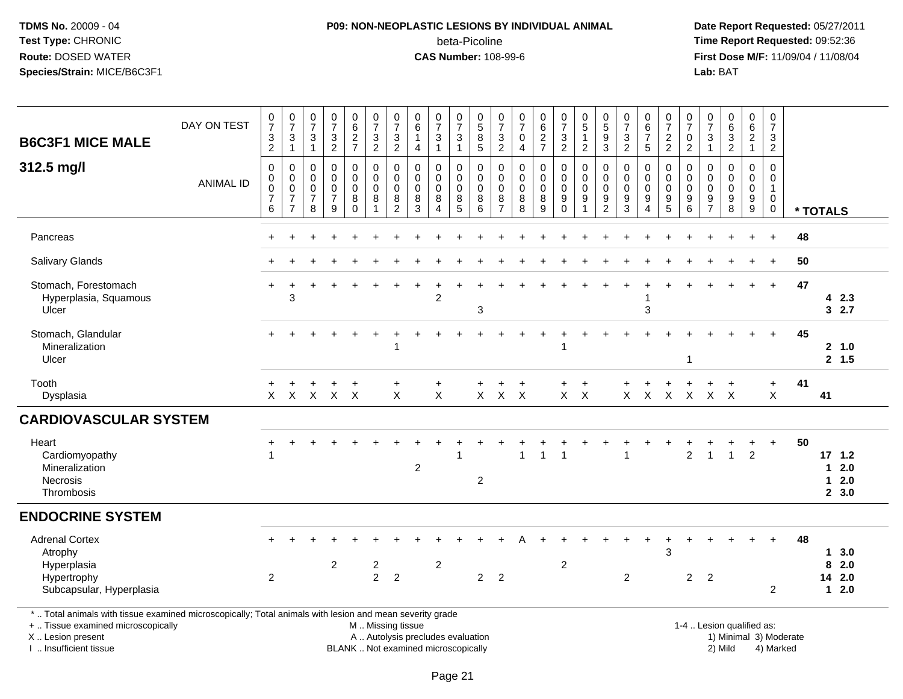**TDMS No.** 20009 - 04
**Test Type:** CHRONIC
**Route:** DOSED WATER
**Species/Strain:** MICE/B6C3F1

**P09: NON-NEOPLASTIC LESIONS BY INDIVIDUAL ANIMAL**
beta-Picoline
**CAS Number:** 108-99-6

**Date Report Requested:** 05/27/2011
**Time Report Requested:** 09:52:36
**First Dose M/F:** 11/09/04 / 11/08/04
**Lab:** BAT

## B6C3F1 MICE MALE 312.5 mg/l

| DAY ON TEST | 0732 | 0731 | 0731 | 0732 | 0627 | 0732 | 0732 | 0614 | 0731 | 0731 | 0585 | 0732 | 0704 | 0627 | 0732 | 0512 | 0593 | 0732 | 0675 | 0722 | 0702 | 0731 | 0632 | 0621 | 0732 | |
|---|---|---|---|---|---|---|---|---|---|---|---|---|---|---|---|---|---|---|---|---|---|---|---|---|---|---|
| **ANIMAL ID** | 00076 | 00077 | 00078 | 00079 | 00080 | 00081 | 00082 | 00083 | 00084 | 00085 | 00086 | 00087 | 00088 | 00089 | 00090 | 00091 | 00092 | 00093 | 00094 | 00095 | 00096 | 00097 | 00098 | 00099 | 00100 | *** TOTALS** |
| Pancreas | + | + | + | + | + | + | + | + | + | + | + | + | + | + | + | + | + | + | + | + | + | + | + | + | + | 48 |
| Salivary Glands | + | + | + | + | + | + | + | + | + | + | + | + | + | + | + | + | + | + | + | + | + | + | + | + | + | 50 |
| Stomach, Forestomach | + | + | + | + | + | + | + | + | + | + | + | + | + | + | + | + | + | + | + | + | + | + | + | + | + | 47 |
| Hyperplasia, Squamous | | 3 | | | | | | | 2 | | | | | | | | | | 1 | | | | | | | 4 2.3 |
| Ulcer | | | | | | | | | | | 3 | | | | | | | | 3 | | | | | | | 3 2.7 |
| Stomach, Glandular | + | + | + | + | + | + | + | + | + | + | + | + | + | + | + | + | + | + | + | + | + | + | + | + | + | 45 |
| Mineralization | | | | | | | 1 | | | | | | | | 1 | | | | | | | | | | | 2 1.0 |
| Ulcer | | | | | | | | | | | | | | | | | | | | | 1 | | | | | 2 1.5 |
| Tooth | + | + | + | + | + | | + | | + | | + | + | + | | + | + | | + | + | + | + | + | + | | + | 41 |
| Dysplasia | X | X | X | X | X | | X | | X | | X | X | X | | X | X | | X | X | X | X | X | X | | X | 41 |
| **CARDIOVASCULAR SYSTEM** | | | | | | | | | | | | | | | | | | | | | | | | | | |
| Heart | + | + | + | + | + | + | + | + | + | + | + | + | + | + | + | + | + | + | + | + | + | + | + | + | + | 50 |
| Cardiomyopathy | 1 | | | | | | | | | 1 | | | 1 | 1 | 1 | | | 1 | | | 2 | 1 | 1 | 2 | | 17 1.2 |
| Mineralization | | | | | | | | 2 | | | | | | | | | | | | | | | | | | 1 2.0 |
| Necrosis | | | | | | | | | | | 2 | | | | | | | | | | | | | | | 1 2.0 |
| Thrombosis | | | | | | | | | | | | | | | | | | | | | | | | | | 2 3.0 |
| **ENDOCRINE SYSTEM** | | | | | | | | | | | | | | | | | | | | | | | | | | |
| Adrenal Cortex | + | + | + | + | + | + | + | + | + | + | + | + | A | + | + | + | + | + | + | + | + | + | + | + | + | 48 |
| Atrophy | | | | | | | | | | | | | | | | | | | | 3 | | | | | | 1 3.0 |
| Hyperplasia | | | | 2 | | 2 | | | 2 | | | | | | 2 | | | | | | | | | | | 8 2.0 |
| Hypertrophy | 2 | | | | | 2 | 2 | | | | 2 | 2 | | | | | | 2 | | | 2 | 2 | | | | 14 2.0 |
| Subcapsular, Hyperplasia | | | | | | | | | | | | | | | | | | | | | | | | | 2 | 1 2.0 |

* .. Total animals with tissue examined microscopically; Total animals with lesion and mean severity grade
+ .. Tissue examined microscopically
X .. Lesion present
I .. Insufficient tissue

M .. Missing tissue
A .. Autolysis precludes evaluation
BLANK .. Not examined microscopically

1-4 .. Lesion qualified as:
1) Minimal 3) Moderate
2) Mild 4) Marked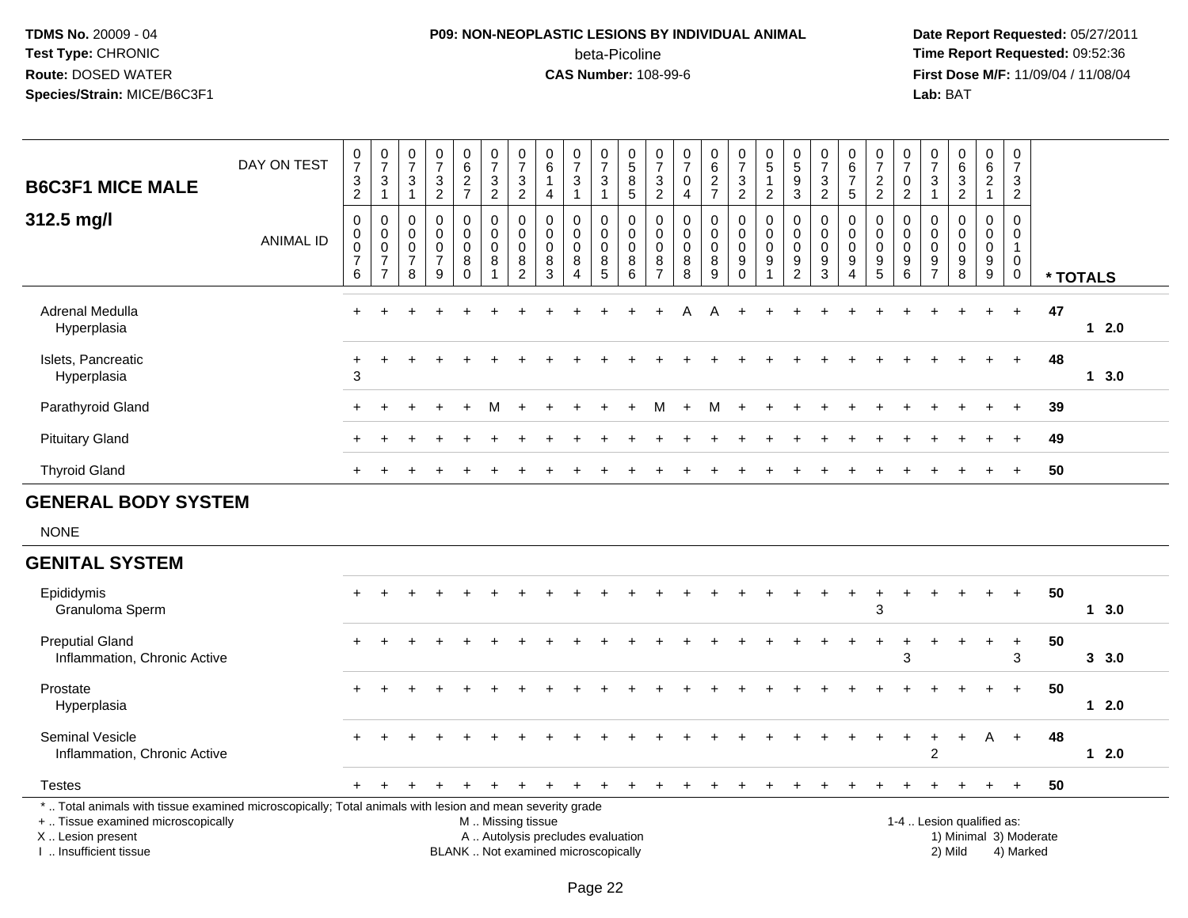**TDMS No.** 20009 - 04
**Test Type:** CHRONIC
**Route:** DOSED WATER
**Species/Strain:** MICE/B6C3F1

**P09: NON-NEOPLASTIC LESIONS BY INDIVIDUAL ANIMAL**
beta-Picoline
**CAS Number:** 108-99-6

**Date Report Requested:** 05/27/2011
**Time Report Requested:** 09:52:36
**First Dose M/F:** 11/09/04 / 11/08/04
**Lab:** BAT

## B6C3F1 MICE MALE

## 312.5 mg/l

| DAY ON TEST | 0732 | 0731 | 0731 | 0732 | 0627 | 0732 | 0732 | 0614 | 0731 | 0731 | 0585 | 0732 | 0704 | 0627 | 0732 | 0512 | 0593 | 0732 | 0675 | 0722 | 0702 | 0731 | 0632 | 0621 | 0732 | |
|---|---|---|---|---|---|---|---|---|---|---|---|---|---|---|---|---|---|---|---|---|---|---|---|---|---|---|
| **ANIMAL ID** | 0076 | 0077 | 0078 | 0079 | 0080 | 0081 | 0082 | 0083 | 0084 | 0085 | 0086 | 0087 | 0088 | 0089 | 0090 | 0091 | 0092 | 0093 | 0094 | 0095 | 0096 | 0097 | 0098 | 0099 | 0100 | *** TOTALS** |
| Adrenal Medulla | + | + | + | + | + | + | + | + | + | + | + | + | A | A | + | + | + | + | + | + | + | + | + | + | + | 47 |
| Hyperplasia | | | | | | | | | | | | | | | | | | | | | | | | | | 1 2.0 |
| Islets, Pancreatic | + | + | + | + | + | + | + | + | + | + | + | + | + | + | + | + | + | + | + | + | + | + | + | + | + | 48 |
| Hyperplasia | 3 | | | | | | | | | | | | | | | | | | | | | | | | | 1 3.0 |
| Parathyroid Gland | + | + | + | + | + | M | + | + | + | + | + | M | + | M | + | + | + | + | + | + | + | + | + | + | + | 39 |
| Pituitary Gland | + | + | + | + | + | + | + | + | + | + | + | + | + | + | + | + | + | + | + | + | + | + | + | + | + | 49 |
| Thyroid Gland | + | + | + | + | + | + | + | + | + | + | + | + | + | + | + | + | + | + | + | + | + | + | + | + | + | 50 |

## GENERAL BODY SYSTEM

NONE

## GENITAL SYSTEM

| | 0076 | 0077 | 0078 | 0079 | 0080 | 0081 | 0082 | 0083 | 0084 | 0085 | 0086 | 0087 | 0088 | 0089 | 0090 | 0091 | 0092 | 0093 | 0094 | 0095 | 0096 | 0097 | 0098 | 0099 | 0100 | *** TOTALS** |
|---|---|---|---|---|---|---|---|---|---|---|---|---|---|---|---|---|---|---|---|---|---|---|---|---|---|---|
| Epididymis | + | + | + | + | + | + | + | + | + | + | + | + | + | + | + | + | + | + | + | + | + | + | + | + | + | 50 |
| Granuloma Sperm | | | | | | | | | | | | | | | | | | | | 3 | | | | | | 1 3.0 |
| Preputial Gland | + | + | + | + | + | + | + | + | + | + | + | + | + | + | + | + | + | + | + | + | + | + | + | + | + | 50 |
| Inflammation, Chronic Active | | | | | | | | | | | | | | | | | | | | | 3 | | | | 3 | 3 3.0 |
| Prostate | + | + | + | + | + | + | + | + | + | + | + | + | + | + | + | + | + | + | + | + | + | + | + | + | + | 50 |
| Hyperplasia | | | | | | | | | | | | | | | | | | | | | | | | | | 1 2.0 |
| Seminal Vesicle | + | + | + | + | + | + | + | + | + | + | + | + | + | + | + | + | + | + | + | + | + | + | + | A | + | 48 |
| Inflammation, Chronic Active | | | | | | | | | | | | | | | | | | | | | | 2 | | | | 1 2.0 |
| Testes | + | + | + | + | + | + | + | + | + | + | + | + | + | + | + | + | + | + | + | + | + | + | + | + | + | 50 |

\* .. Total animals with tissue examined microscopically; Total animals with lesion and mean severity grade
+ .. Tissue examined microscopically
X .. Lesion present
I .. Insufficient tissue

M .. Missing tissue
A .. Autolysis precludes evaluation
BLANK .. Not examined microscopically

1-4 .. Lesion qualified as:
1) Minimal 3) Moderate
2) Mild 4) Marked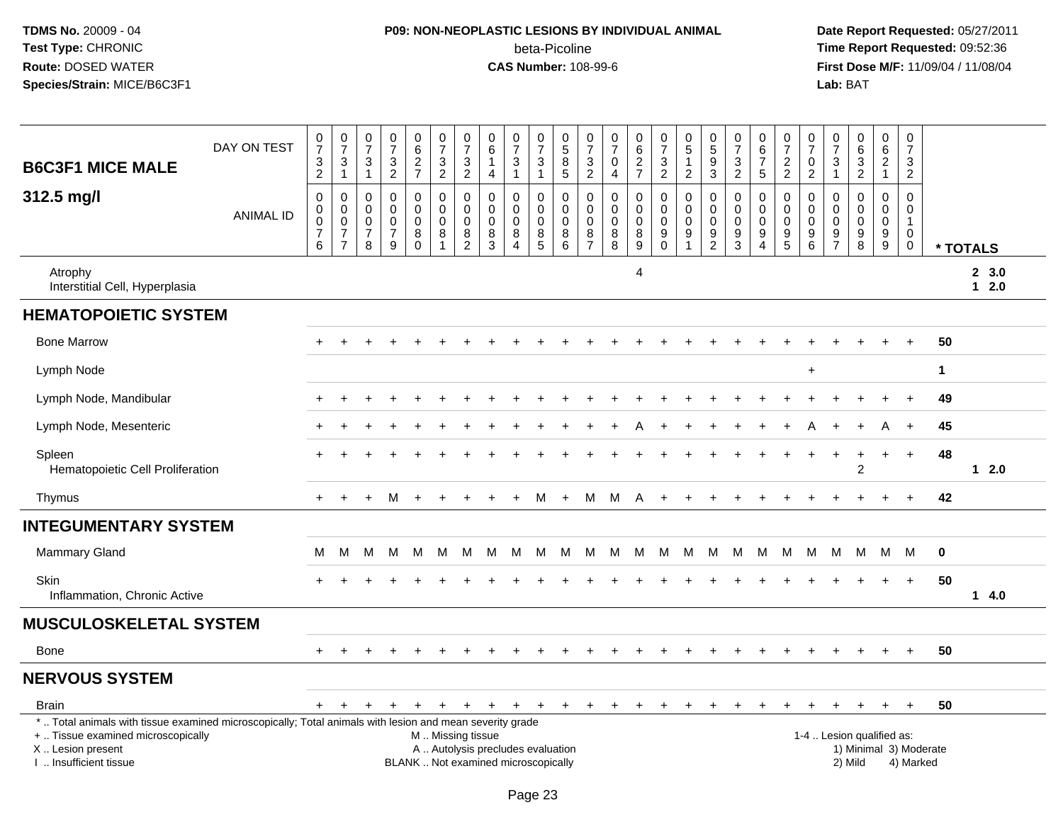**TDMS No.** 20009 - 04
**Test Type:** CHRONIC
**Route:** DOSED WATER
**Species/Strain:** MICE/B6C3F1

**P09: NON-NEOPLASTIC LESIONS BY INDIVIDUAL ANIMAL**
beta-Picoline
**CAS Number:** 108-99-6

**Date Report Requested:** 05/27/2011
**Time Report Requested:** 09:52:36
**First Dose M/F:** 11/09/04 / 11/08/04
**Lab:** BAT

## B6C3F1 MICE MALE 312.5 mg/l

| DAY ON TEST | 0732 | 0731 | 0731 | 0732 | 0627 | 0732 | 0732 | 0614 | 0731 | 0731 | 0585 | 0732 | 0704 | 0627 | 0732 | 0512 | 0593 | 0732 | 0675 | 0722 | 0702 | 0731 | 0632 | 0621 | 0732 | |
|---|---|---|---|---|---|---|---|---|---|---|---|---|---|---|---|---|---|---|---|---|---|---|---|---|---|---|
| **ANIMAL ID** | 0076 | 0077 | 0078 | 0079 | 0080 | 0081 | 0082 | 0083 | 0084 | 0085 | 0086 | 0087 | 0088 | 0089 | 0090 | 0091 | 0092 | 0093 | 0094 | 0095 | 0096 | 0097 | 0098 | 0099 | 0100 | *** TOTALS** |
| Atrophy | | | | | | | | | | | | | | 4 | | | | | | | | | | | | 2 3.0 |
| Interstitial Cell, Hyperplasia | | | | | | | | | | | | | | | | | | | | | | | | | | 1 2.0 |
| **HEMATOPOIETIC SYSTEM** | | | | | | | | | | | | | | | | | | | | | | | | | | |
| Bone Marrow | + | + | + | + | + | + | + | + | + | + | + | + | + | + | + | + | + | + | + | + | + | + | + | + | + | 50 |
| Lymph Node | | | | | | | | | | | | | | | | | | | | | + | | | | | 1 |
| Lymph Node, Mandibular | + | + | + | + | + | + | + | + | + | + | + | + | + | + | + | + | + | + | + | + | + | + | + | + | + | 49 |
| Lymph Node, Mesenteric | + | + | + | + | + | + | + | + | + | + | + | + | + | A | + | + | + | + | + | + | A | + | + | A | + | 45 |
| Spleen | + | + | + | + | + | + | + | + | + | + | + | + | + | + | + | + | + | + | + | + | + | + | + | + | + | 48 |
| Hematopoietic Cell Proliferation | | | | | | | | | | | | | | | | | | | | | | | 2 | | | 1 2.0 |
| Thymus | + | + | + | M | + | + | + | + | + | M | + | M | M | A | + | + | + | + | + | + | + | + | + | + | + | 42 |
| **INTEGUMENTARY SYSTEM** | | | | | | | | | | | | | | | | | | | | | | | | | | |
| Mammary Gland | M | M | M | M | M | M | M | M | M | M | M | M | M | M | M | M | M | M | M | M | M | M | M | M | M | 0 |
| Skin | + | + | + | + | + | + | + | + | + | + | + | + | + | + | + | + | + | + | + | + | + | + | + | + | + | 50 |
| Inflammation, Chronic Active | | | | | | | | | | | | | | | | | | | | | | | | | | 1 4.0 |
| **MUSCULOSKELETAL SYSTEM** | | | | | | | | | | | | | | | | | | | | | | | | | | |
| Bone | + | + | + | + | + | + | + | + | + | + | + | + | + | + | + | + | + | + | + | + | + | + | + | + | + | 50 |
| **NERVOUS SYSTEM** | | | | | | | | | | | | | | | | | | | | | | | | | | |
| Brain | + | + | + | + | + | + | + | + | + | + | + | + | + | + | + | + | + | + | + | + | + | + | + | + | + | 50 |

* .. Total animals with tissue examined microscopically; Total animals with lesion and mean severity grade
+ .. Tissue examined microscopically
X .. Lesion present
I .. Insufficient tissue

M .. Missing tissue
A .. Autolysis precludes evaluation
BLANK .. Not examined microscopically

1-4 .. Lesion qualified as:
1) Minimal 3) Moderate
2) Mild 4) Marked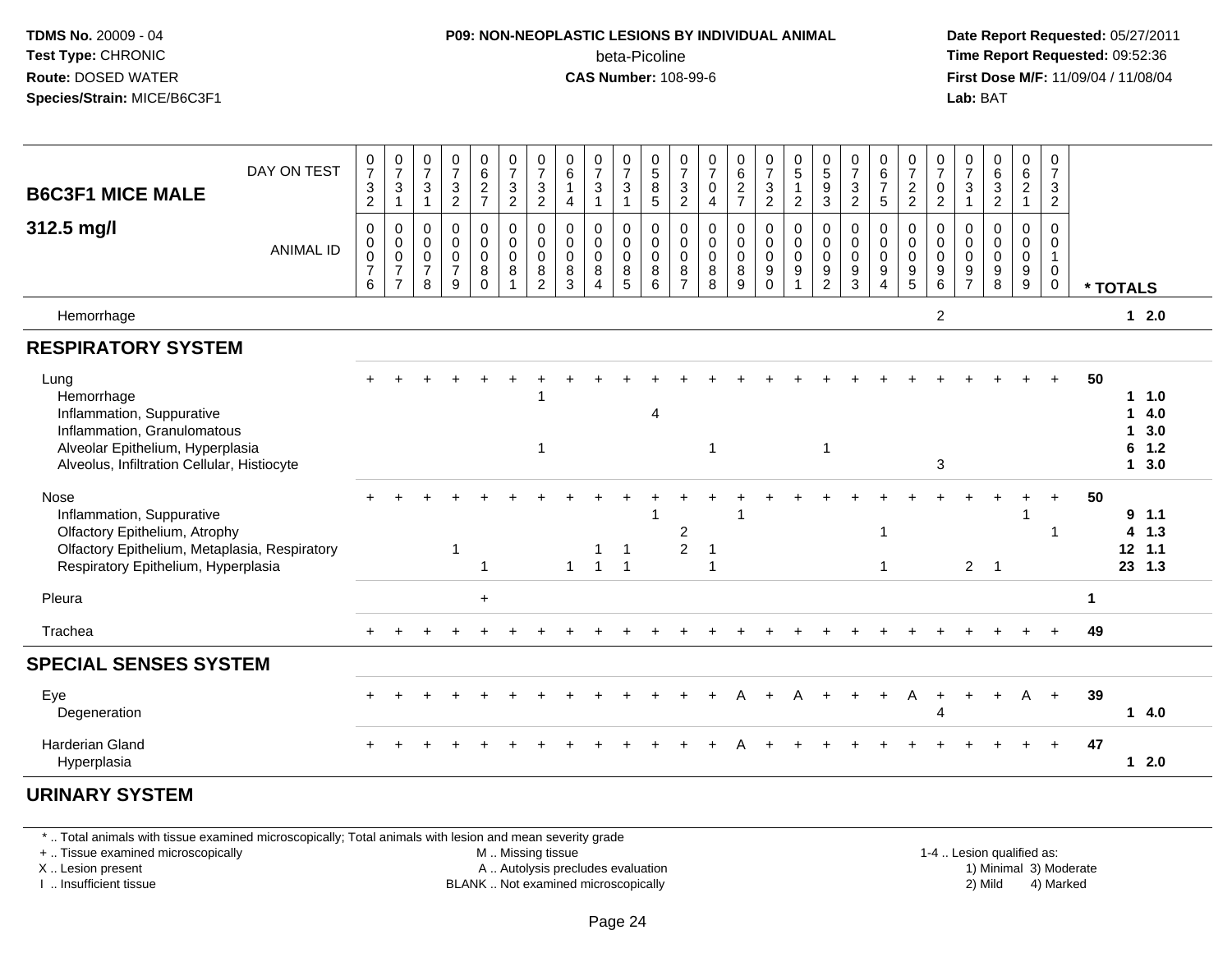**TDMS No.** 20009 - 04
**Test Type:** CHRONIC
**Route:** DOSED WATER
**Species/Strain:** MICE/B6C3F1

**P09: NON-NEOPLASTIC LESIONS BY INDIVIDUAL ANIMAL**
beta-Picoline
**CAS Number:** 108-99-6

**Date Report Requested:** 05/27/2011
**Time Report Requested:** 09:52:36
**First Dose M/F:** 11/09/04 / 11/08/04
**Lab:** BAT

| B6C3F1 MICE MALE 312.5 mg/l DAY ON TEST | 0732 | 0731 | 0731 | 0732 | 0627 | 0732 | 0732 | 0614 | 0731 | 0731 | 0585 | 0732 | 0704 | 0627 | 0732 | 0512 | 0593 | 0732 | 0675 | 0722 | 0702 | 0731 | 0632 | 0621 | 0732 | |
|---|---|---|---|---|---|---|---|---|---|---|---|---|---|---|---|---|---|---|---|---|---|---|---|---|---|---|
| ANIMAL ID | 0076 | 0077 | 0078 | 0079 | 0080 | 0081 | 0082 | 0083 | 0084 | 0085 | 0086 | 0087 | 0088 | 0089 | 0090 | 0091 | 0092 | 0093 | 0094 | 0095 | 0096 | 0097 | 0098 | 0099 | 0100 | * TOTALS |
| Hemorrhage | | | | | | | | | | | | | | | | | | | | | 2 | | | | | 1 2.0 |
| **RESPIRATORY SYSTEM** | | | | | | | | | | | | | | | | | | | | | | | | | | |
| Lung | + | + | + | + | + | + | + | + | + | + | + | + | + | + | + | + | + | + | + | + | + | + | + | + | + | 50 |
| Hemorrhage | | | | | | | 1 | | | | | | | | | | | | | | | | | | | 1 1.0 |
| Inflammation, Suppurative | | | | | | | | | | | 4 | | | | | | | | | | | | | | | 1 4.0 |
| Inflammation, Granulomatous | | | | | | | | | | | | | | | | | | | | | | | | | | 1 3.0 |
| Alveolar Epithelium, Hyperplasia | | | | | | | 1 | | | | | | 1 | | | | 1 | | | | | | | | | 6 1.2 |
| Alveolus, Infiltration Cellular, Histiocyte | | | | | | | | | | | | | | | | | | | | | 3 | | | | | 1 3.0 |
| Nose | + | + | + | + | + | + | + | + | + | + | + | + | + | + | + | + | + | + | + | + | + | + | + | + | + | 50 |
| Inflammation, Suppurative | | | | | | | | | | | 1 | | | 1 | | | | | | | | | | 1 | | 9 1.1 |
| Olfactory Epithelium, Atrophy | | | | | | | | | | | | 2 | | | | | | | 1 | | | | | | 1 | 4 1.3 |
| Olfactory Epithelium, Metaplasia, Respiratory | | | | 1 | | | | | 1 | 1 | | 2 | 1 | | | | | | | | | | | | | 12 1.1 |
| Respiratory Epithelium, Hyperplasia | | | | | 1 | | | 1 | 1 | 1 | | | 1 | | | | | | 1 | | | 2 | 1 | | | 23 1.3 |
| Pleura | | | | | + | | | | | | | | | | | | | | | | | | | | | 1 |
| Trachea | + | + | + | + | + | + | + | + | + | + | + | + | + | + | + | + | + | + | + | + | + | + | + | + | + | 49 |
| **SPECIAL SENSES SYSTEM** | | | | | | | | | | | | | | | | | | | | | | | | | | |
| Eye | + | + | + | + | + | + | + | + | + | + | + | + | + | A | + | A | + | + | + | A | + | + | + | A | + | 39 |
| Degeneration | | | | | | | | | | | | | | | | | | | | | 4 | | | | | 1 4.0 |
| Harderian Gland | + | + | + | + | + | + | + | + | + | + | + | + | + | A | + | + | + | + | + | + | + | + | + | + | + | 47 |
| Hyperplasia | | | | | | | | | | | | | | | | | | | | | | | | | | 1 2.0 |
| **URINARY SYSTEM** | | | | | | | | | | | | | | | | | | | | | | | | | | |

* .. Total animals with tissue examined microscopically; Total animals with lesion and mean severity grade
+ .. Tissue examined microscopically
X .. Lesion present
I .. Insufficient tissue

M .. Missing tissue
A .. Autolysis precludes evaluation
BLANK .. Not examined microscopically

1-4 .. Lesion qualified as:
1) Minimal 3) Moderate
2) Mild 4) Marked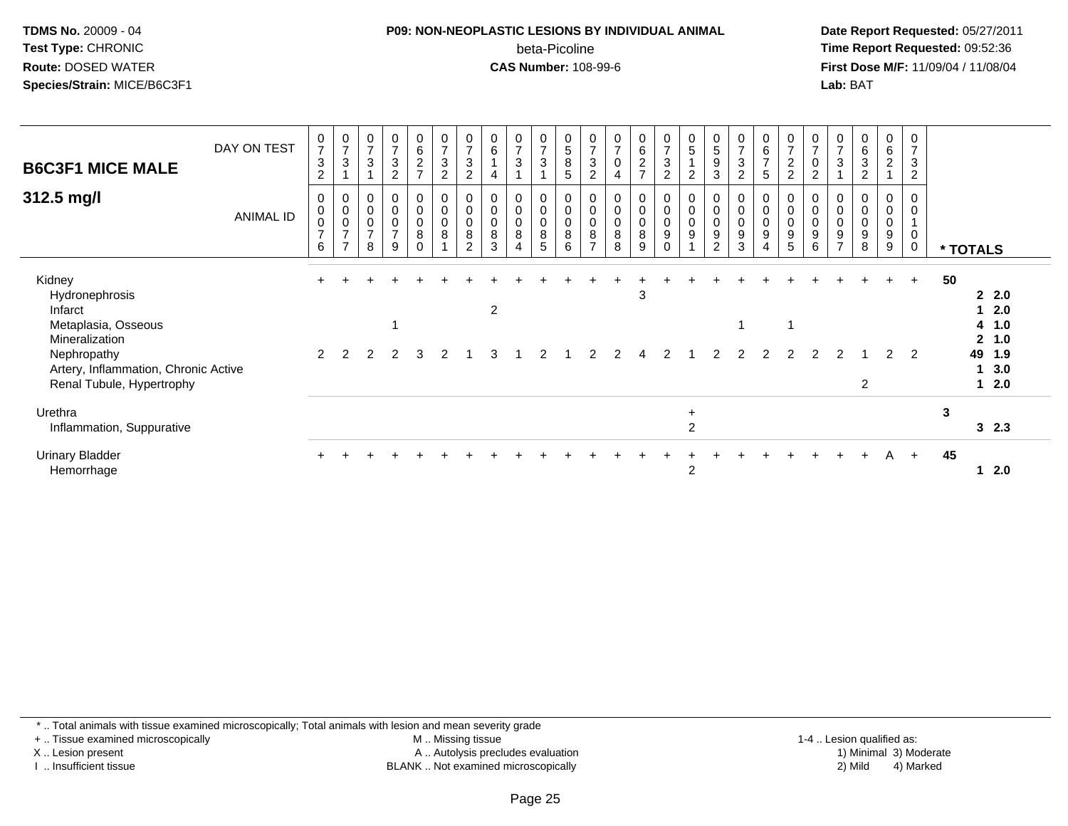**TDMS No.** 20009 - 04
**Test Type:** CHRONIC
**Route:** DOSED WATER
**Species/Strain:** MICE/B6C3F1

**P09: NON-NEOPLASTIC LESIONS BY INDIVIDUAL ANIMAL**
beta-Picoline
**CAS Number:** 108-99-6

**Date Report Requested:** 05/27/2011
**Time Report Requested:** 09:52:36
**First Dose M/F:** 11/09/04 / 11/08/04
**Lab:** BAT

## B6C3F1 MICE MALE
## 312.5 mg/l

| DAY ON TEST | 0732 | 0731 | 0731 | 0732 | 0627 | 0732 | 0732 | 0614 | 0731 | 0731 | 0585 | 0732 | 0704 | 0627 | 0732 | 0512 | 0593 | 0732 | 0675 | 0722 | 0702 | 0731 | 0632 | 0621 | 0732 | |
|---|---|---|---|---|---|---|---|---|---|---|---|---|---|---|---|---|---|---|---|---|---|---|---|---|---|---|
| **ANIMAL ID** | 0076 | 0077 | 0078 | 0079 | 0080 | 0081 | 0082 | 0083 | 0084 | 0085 | 0086 | 0087 | 0088 | 0089 | 0090 | 0091 | 0092 | 0093 | 0094 | 0095 | 0096 | 0097 | 0098 | 0099 | 0100 | *** TOTALS** |
| Kidney | + | + | + | + | + | + | + | + | + | + | + | + | + | + | + | + | + | + | + | + | + | + | + | + | + | 50 |
| Hydronephrosis | | | | | | | | | | | | | | 3 | | | | | | | | | | | | 2 2.0 |
| Infarct | | | | | | | | 2 | | | | | | | | | | | | | | | | | | 1 2.0 |
| Metaplasia, Osseous | | | | 1 | | | | | | | | | | | | | | 1 | | 1 | | | | | | 4 1.0 |
| Mineralization | | | | | | | | | | | | | | | | | | | | | | | | | | 2 1.0 |
| Nephropathy | 2 | 2 | 2 | 2 | 3 | 2 | 1 | 3 | 1 | 2 | 1 | 2 | 2 | 4 | 2 | 1 | 2 | 2 | 2 | 2 | 2 | 2 | 1 | 2 | 2 | 49 1.9 |
| Artery, Inflammation, Chronic Active | | | | | | | | | | | | | | | | | | | | | | | | | | 1 3.0 |
| Renal Tubule, Hypertrophy | | | | | | | | | | | | | | | | | | | | | | | 2 | | | 1 2.0 |
| Urethra | | | | | | | | | | | | | | | | + | | | | | | | | | | 3 |
| Inflammation, Suppurative | | | | | | | | | | | | | | | | 2 | | | | | | | | | | 3 2.3 |
| Urinary Bladder | + | + | + | + | + | + | + | + | + | + | + | + | + | + | + | + | + | + | + | + | + | + | + | A | + | 45 |
| Hemorrhage | | | | | | | | | | | | | | | | 2 | | | | | | | | | | 1 2.0 |

\* .. Total animals with tissue examined microscopically; Total animals with lesion and mean severity grade
\+ .. Tissue examined microscopically
X .. Lesion present
I .. Insufficient tissue
M .. Missing tissue
A .. Autolysis precludes evaluation
BLANK .. Not examined microscopically
1-4 .. Lesion qualified as: 1) Minimal 2) Mild 3) Moderate 4) Marked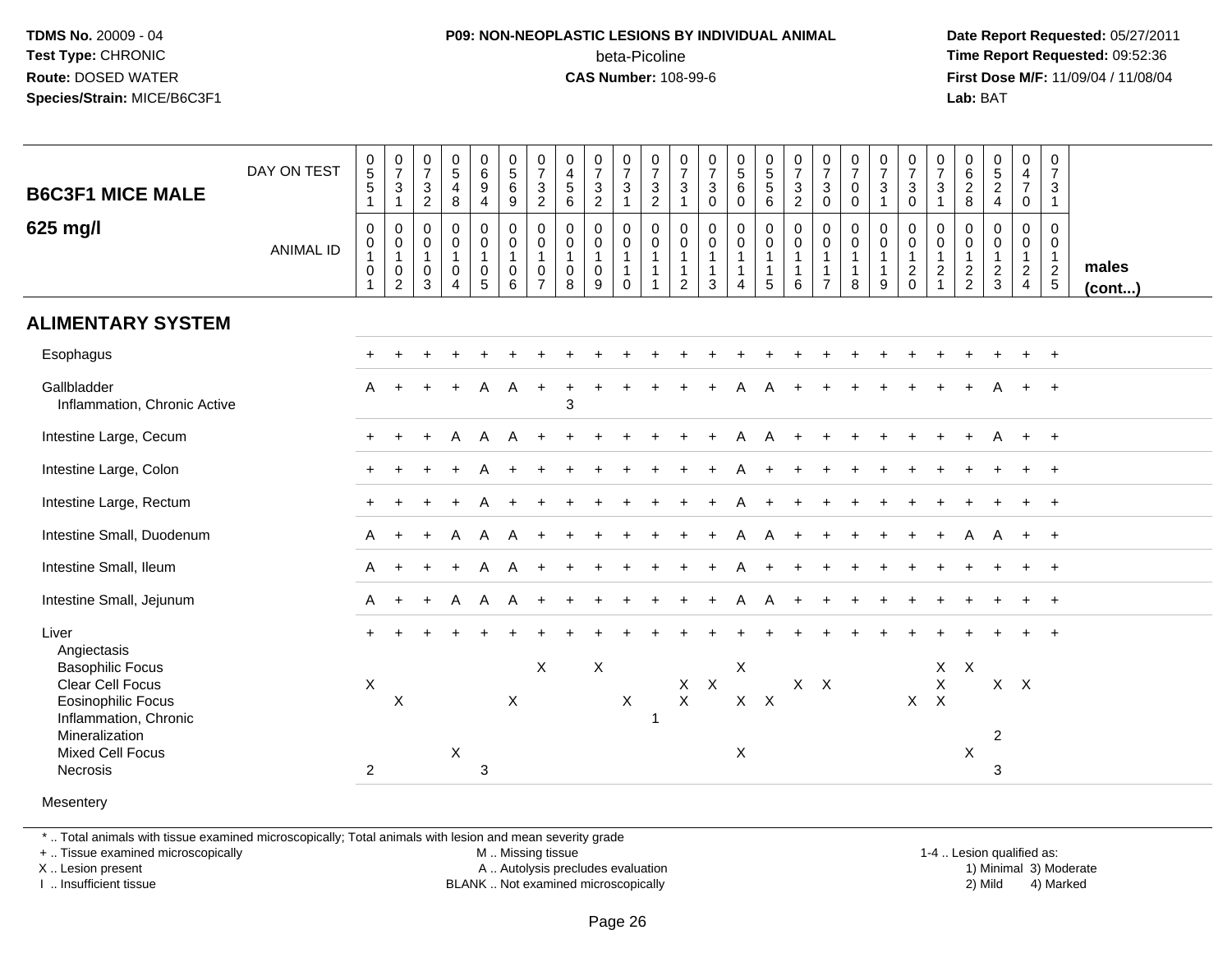**TDMS No.** 20009 - 04
**Test Type:** CHRONIC
**Route:** DOSED WATER
**Species/Strain:** MICE/B6C3F1

**P09: NON-NEOPLASTIC LESIONS BY INDIVIDUAL ANIMAL**
beta-Picoline
**CAS Number:** 108-99-6

**Date Report Requested:** 05/27/2011
**Time Report Requested:** 09:52:36
**First Dose M/F:** 11/09/04 / 11/08/04
**Lab:** BAT

## B6C3F1 MICE MALE 625 mg/l

| DAY ON TEST | 0551 | 0731 | 0732 | 0548 | 0694 | 0569 | 0732 | 0456 | 0732 | 0731 | 0732 | 0731 | 0730 | 0560 | 0556 | 0732 | 0730 | 0700 | 0731 | 0730 | 0731 | 0628 | 0524 | 0470 | 0731 | |
|---|---|---|---|---|---|---|---|---|---|---|---|---|---|---|---|---|---|---|---|---|---|---|---|---|---|---|
| **ANIMAL ID** | 00101 | 00102 | 00103 | 00104 | 00105 | 00106 | 00107 | 00108 | 00109 | 00110 | 00111 | 00112 | 00113 | 00114 | 00115 | 00116 | 00117 | 00118 | 00119 | 00120 | 00121 | 00122 | 00123 | 00124 | 00125 | **males (cont...)** |
| **ALIMENTARY SYSTEM** | | | | | | | | | | | | | | | | | | | | | | | | | | |
| Esophagus | + | + | + | + | + | + | + | + | + | + | + | + | + | + | + | + | + | + | + | + | + | + | + | + | + | |
| Gallbladder | A | + | + | + | A | A | + | + | + | + | + | + | + | A | A | + | + | + | + | + | + | + | A | + | + | |
| Inflammation, Chronic Active | | | | | | | | 3 | | | | | | | | | | | | | | | | | | |
| Intestine Large, Cecum | + | + | + | A | A | A | + | + | + | + | + | + | + | A | A | + | + | + | + | + | + | + | A | + | + | |
| Intestine Large, Colon | + | + | + | + | A | + | + | + | + | + | + | + | + | A | + | + | + | + | + | + | + | + | + | + | + | |
| Intestine Large, Rectum | + | + | + | + | A | + | + | + | + | + | + | + | + | A | + | + | + | + | + | + | + | + | + | + | + | |
| Intestine Small, Duodenum | A | + | + | A | A | A | + | + | + | + | + | + | + | A | A | + | + | + | + | + | + | A | A | + | + | |
| Intestine Small, Ileum | A | + | + | + | A | A | + | + | + | + | + | + | + | A | + | + | + | + | + | + | + | + | + | + | + | |
| Intestine Small, Jejunum | A | + | + | A | A | A | + | + | + | + | + | + | + | A | A | + | + | + | + | + | + | + | + | + | + | |
| Liver | + | + | + | + | + | + | + | + | + | + | + | + | + | + | + | + | + | + | + | + | + | + | + | + | + | |
| Angiectasis | | | | | | | | | | | | | | | | | | | | | | | | | | |
| Basophilic Focus | | | | | | | X | | X | | | | | X | | | | | | | X | X | | | | |
| Clear Cell Focus | X | | | | | | | | | | | X | X | | | X | X | | | | X | | X | X | | |
| Eosinophilic Focus | | X | | | | X | | | | X | | X | | X | X | | | | | X | X | | | | | |
| Inflammation, Chronic | | | | | | | | | | | 1 | | | | | | | | | | | | | | | |
| Mineralization | | | | | | | | | | | | | | | | | | | | | | | 2 | | | |
| Mixed Cell Focus | | | | X | | | | | | | | | | X | | | | | | | | X | | | | |
| Necrosis | 2 | | | | 3 | | | | | | | | | | | | | | | | | | 3 | | | |
| Mesentery | | | | | | | | | | | | | | | | | | | | | | | | | | |

\* .. Total animals with tissue examined microscopically; Total animals with lesion and mean severity grade
\+ .. Tissue examined microscopically
X .. Lesion present
I .. Insufficient tissue

M .. Missing tissue
A .. Autolysis precludes evaluation
BLANK .. Not examined microscopically

1-4 .. Lesion qualified as:
1) Minimal 3) Moderate
2) Mild 4) Marked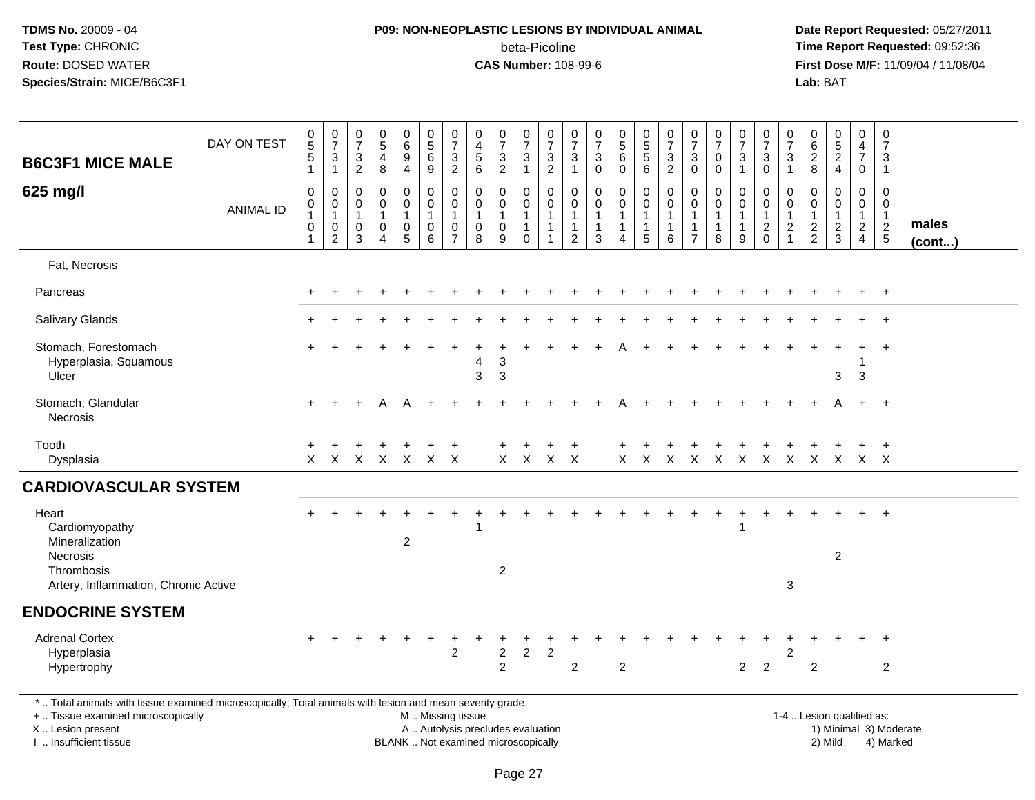**TDMS No.** 20009 - 04
**Test Type:** CHRONIC
**Route:** DOSED WATER
**Species/Strain:** MICE/B6C3F1

**P09: NON-NEOPLASTIC LESIONS BY INDIVIDUAL ANIMAL**
beta-Picoline
**CAS Number:** 108-99-6

**Date Report Requested:** 05/27/2011
**Time Report Requested:** 09:52:36
**First Dose M/F:** 11/09/04 / 11/08/04
**Lab:** BAT

## B6C3F1 MICE MALE 625 mg/l

| DAY ON TEST | 0551 | 0731 | 0732 | 0548 | 0694 | 0569 | 0732 | 0456 | 0732 | 0731 | 0732 | 0731 | 0730 | 0560 | 0556 | 0732 | 0730 | 0700 | 0731 | 0730 | 0731 | 0628 | 0524 | 0470 | 0731 | |
|---|---|---|---|---|---|---|---|---|---|---|---|---|---|---|---|---|---|---|---|---|---|---|---|---|---|---|
| ANIMAL ID | 00101 | 00102 | 00103 | 00104 | 00105 | 00106 | 00107 | 00108 | 00109 | 00110 | 00111 | 00112 | 00113 | 00114 | 00115 | 00116 | 00117 | 00118 | 00119 | 00120 | 00121 | 00122 | 00123 | 00124 | 00125 | males (cont...) |
| Fat, Necrosis | | | | | | | | | | | | | | | | | | | | | | | | | | |
| Pancreas | + | + | + | + | + | + | + | + | + | + | + | + | + | + | + | + | + | + | + | + | + | + | + | + | + | |
| Salivary Glands | + | + | + | + | + | + | + | + | + | + | + | + | + | + | + | + | + | + | + | + | + | + | + | + | + | |
| Stomach, Forestomach | + | + | + | + | + | + | + | + | + | + | + | + | + | A | + | + | + | + | + | + | + | + | + | + | + | |
| Hyperplasia, Squamous | | | | | | | | 4 | 3 | | | | | | | | | | | | | | | 1 | | |
| Ulcer | | | | | | | | 3 | 3 | | | | | | | | | | | | | | 3 | 3 | | |
| Stomach, Glandular | + | + | + | A | A | + | + | + | + | + | + | + | + | A | + | + | + | + | + | + | + | + | A | + | + | |
| Necrosis | | | | | | | | | | | | | | | | | | | | | | | | | | |
| Tooth | + | + | + | + | + | + | + | | + | + | + | + | | + | + | + | + | + | + | + | + | + | + | + | + | |
| Dysplasia | X | X | X | X | X | X | X | | X | X | X | X | | X | X | X | X | X | X | X | X | X | X | X | X | |
| **CARDIOVASCULAR SYSTEM** | | | | | | | | | | | | | | | | | | | | | | | | | | |
| Heart | + | + | + | + | + | + | + | + | + | + | + | + | + | + | + | + | + | + | + | + | + | + | + | + | + | |
| Cardiomyopathy | | | | | | | | 1 | | | | | | | | | | | 1 | | | | | | | |
| Mineralization | | | | | 2 | | | | | | | | | | | | | | | | | | | | | |
| Necrosis | | | | | | | | | | | | | | | | | | | | | | | 2 | | | |
| Thrombosis | | | | | | | | | 2 | | | | | | | | | | | | | | | | | |
| Artery, Inflammation, Chronic Active | | | | | | | | | | | | | | | | | | | | | 3 | | | | | |
| **ENDOCRINE SYSTEM** | | | | | | | | | | | | | | | | | | | | | | | | | | |
| Adrenal Cortex | + | + | + | + | + | + | + | + | + | + | + | + | + | + | + | + | + | + | + | + | + | + | + | + | + | |
| Hyperplasia | | | | | | | 2 | | 2 | 2 | 2 | | | | | | | | | | 2 | | | | | |
| Hypertrophy | | | | | | | | | 2 | | | 2 | | 2 | | | | | 2 | 2 | | 2 | | | 2 | |

\* .. Total animals with tissue examined microscopically; Total animals with lesion and mean severity grade
+ .. Tissue examined microscopically
X .. Lesion present
I .. Insufficient tissue

M .. Missing tissue
A .. Autolysis precludes evaluation
BLANK .. Not examined microscopically

1-4 .. Lesion qualified as:
1) Minimal 3) Moderate
2) Mild 4) Marked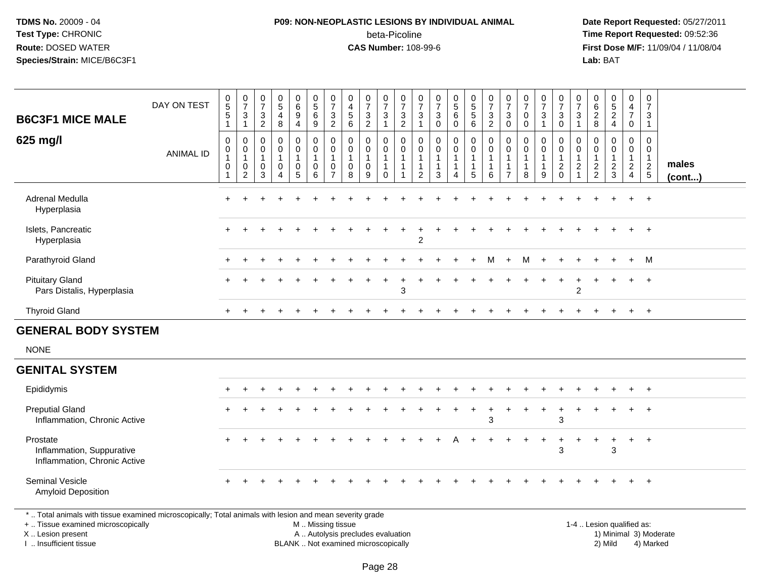**TDMS No.** 20009 - 04
**Test Type:** CHRONIC
**Route:** DOSED WATER
**Species/Strain:** MICE/B6C3F1

**P09: NON-NEOPLASTIC LESIONS BY INDIVIDUAL ANIMAL**
beta-Picoline
**CAS Number:** 108-99-6

**Date Report Requested:** 05/27/2011
**Time Report Requested:** 09:52:36
**First Dose M/F:** 11/09/04 / 11/08/04
**Lab:** BAT

| B6C3F1 MICE MALE 625 mg/l | | | | | | | | | | | | | | | | | | | | | | | | | | |
|---|---|---|---|---|---|---|---|---|---|---|---|---|---|---|---|---|---|---|---|---|---|---|---|---|---|---|
| DAY ON TEST | 0551 | 0731 | 0732 | 0548 | 0694 | 0569 | 0732 | 0456 | 0732 | 0731 | 0732 | 0731 | 0730 | 0560 | 0556 | 0732 | 0730 | 0700 | 0731 | 0730 | 0731 | 0628 | 0524 | 0470 | 0731 | |
| ANIMAL ID | 0010 1 | 0010 2 | 0010 3 | 0010 4 | 0010 5 | 0010 6 | 0010 7 | 0010 8 | 0010 9 | 0011 0 | 0011 1 | 0011 2 | 0011 3 | 0011 4 | 0011 5 | 0011 6 | 0011 7 | 0011 8 | 0011 9 | 0012 0 | 0012 1 | 0012 2 | 0012 3 | 0012 4 | 0012 5 | males (cont...) |
| Adrenal Medulla | + | + | + | + | + | + | + | + | + | + | + | + | + | + | + | + | + | + | + | + | + | + | + | + | + | |
| Hyperplasia | | | | | | | | | | | | | | | | | | | | | | | | | | |
| Islets, Pancreatic | + | + | + | + | + | + | + | + | + | + | + | + | + | + | + | + | + | + | + | + | + | + | + | + | + | |
| Hyperplasia | | | | | | | | | | | | 2 | | | | | | | | | | | | | | |
| Parathyroid Gland | + | + | + | + | + | + | + | + | + | + | + | + | + | + | + | M | + | M | + | + | + | + | + | + | M | |
| Pituitary Gland | + | + | + | + | + | + | + | + | + | + | + | + | + | + | + | + | + | + | + | + | + | + | + | + | + | |
| Pars Distalis, Hyperplasia | | | | | | | | | | | 3 | | | | | | | | | | 2 | | | | | |
| Thyroid Gland | + | + | + | + | + | + | + | + | + | + | + | + | + | + | + | + | + | + | + | + | + | + | + | + | + | |

## GENERAL BODY SYSTEM

NONE

## GENITAL SYSTEM

| | | | | | | | | | | | | | | | | | | | | | | | | | | |
|---|---|---|---|---|---|---|---|---|---|---|---|---|---|---|---|---|---|---|---|---|---|---|---|---|---|---|
| Epididymis | + | + | + | + | + | + | + | + | + | + | + | + | + | + | + | + | + | + | + | + | + | + | + | + | + | |
| Preputial Gland | + | + | + | + | + | + | + | + | + | + | + | + | + | + | + | + | + | + | + | + | + | + | + | + | + | |
| Inflammation, Chronic Active | | | | | | | | | | | | | | | | 3 | | | | 3 | | | | | | |
| Prostate | + | + | + | + | + | + | + | + | + | + | + | + | + | A | + | + | + | + | + | + | + | + | + | + | + | |
| Inflammation, Suppurative | | | | | | | | | | | | | | | | | | | | 3 | | | 3 | | | |
| Inflammation, Chronic Active | | | | | | | | | | | | | | | | | | | | | | | | | | |
| Seminal Vesicle | + | + | + | + | + | + | + | + | + | + | + | + | + | + | + | + | + | + | + | + | + | + | + | + | + | |
| Amyloid Deposition | | | | | | | | | | | | | | | | | | | | | | | | | | |

* .. Total animals with tissue examined microscopically; Total animals with lesion and mean severity grade
+ .. Tissue examined microscopically
X .. Lesion present
I .. Insufficient tissue

M .. Missing tissue
A .. Autolysis precludes evaluation
BLANK .. Not examined microscopically

1-4 .. Lesion qualified as:
1) Minimal 3) Moderate
2) Mild 4) Marked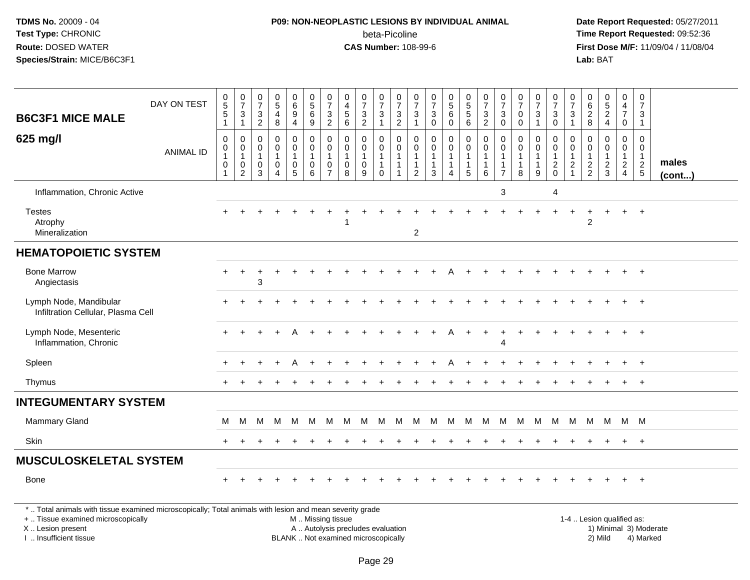**TDMS No.** 20009 - 04
**Test Type:** CHRONIC
**Route:** DOSED WATER
**Species/Strain:** MICE/B6C3F1

**P09: NON-NEOPLASTIC LESIONS BY INDIVIDUAL ANIMAL**
beta-Picoline
**CAS Number:** 108-99-6

**Date Report Requested:** 05/27/2011
**Time Report Requested:** 09:52:36
**First Dose M/F:** 11/09/04 / 11/08/04
**Lab:** BAT

| B6C3F1 MICE MALE 625 mg/l | | | | | | | | | | | | | | | | | | | | | | | | | | |
|---|---|---|---|---|---|---|---|---|---|---|---|---|---|---|---|---|---|---|---|---|---|---|---|---|---|---|
| DAY ON TEST | 0551 | 0731 | 0732 | 0548 | 0694 | 0569 | 0732 | 0456 | 0732 | 0731 | 0732 | 0731 | 0730 | 0560 | 0556 | 0732 | 0730 | 0700 | 0731 | 0730 | 0731 | 0628 | 0524 | 0470 | 0731 | |
| ANIMAL ID | 0010101 | 0010102 | 0010103 | 0010104 | 0010105 | 0010106 | 0010107 | 0010108 | 0010109 | 0010110 | 0010111 | 0010112 | 0010113 | 0010114 | 0010115 | 0010116 | 0010117 | 0010118 | 0010119 | 0010120 | 0010121 | 0010122 | 0010123 | 0010124 | 0010125 | males (cont...) |
| Inflammation, Chronic Active | | | | | | | | | | | | | | | | | 3 | | | 4 | | | | | | |
| Testes | + | + | + | + | + | + | + | + | + | + | + | + | + | + | + | + | + | + | + | + | + | + | + | + | + | |
| Atrophy | | | | | | | | 1 | | | | | | | | | | | | | | 2 | | | | |
| Mineralization | | | | | | | | | | | | 2 | | | | | | | | | | | | | | |
| **HEMATOPOIETIC SYSTEM** | | | | | | | | | | | | | | | | | | | | | | | | | | |
| Bone Marrow | + | + | + | + | + | + | + | + | + | + | + | + | + | A | + | + | + | + | + | + | + | + | + | + | + | |
| Angiectasis | | | 3 | | | | | | | | | | | | | | | | | | | | | | | |
| Lymph Node, Mandibular | + | + | + | + | + | + | + | + | + | + | + | + | + | + | + | + | + | + | + | + | + | + | + | + | + | |
| Infiltration Cellular, Plasma Cell | | | | | | | | | | | | | | | | | | | | | | | | | | |
| Lymph Node, Mesenteric | + | + | + | + | A | + | + | + | + | + | + | + | + | A | + | + | + | + | + | + | + | + | + | + | + | |
| Inflammation, Chronic | | | | | | | | | | | | | | | | | 4 | | | | | | | | | |
| Spleen | + | + | + | + | A | + | + | + | + | + | + | + | + | A | + | + | + | + | + | + | + | + | + | + | + | |
| Thymus | + | + | + | + | + | + | + | + | + | + | + | + | + | + | + | + | + | + | + | + | + | + | + | + | + | |
| **INTEGUMENTARY SYSTEM** | | | | | | | | | | | | | | | | | | | | | | | | | | |
| Mammary Gland | M | M | M | M | M | M | M | M | M | M | M | M | M | M | M | M | M | M | M | M | M | M | M | M | M | |
| Skin | + | + | + | + | + | + | + | + | + | + | + | + | + | + | + | + | + | + | + | + | + | + | + | + | + | |
| **MUSCULOSKELETAL SYSTEM** | | | | | | | | | | | | | | | | | | | | | | | | | | |
| Bone | + | + | + | + | + | + | + | + | + | + | + | + | + | + | + | + | + | + | + | + | + | + | + | + | + | |

\* .. Total animals with tissue examined microscopically; Total animals with lesion and mean severity grade
+ .. Tissue examined microscopically
X .. Lesion present
I .. Insufficient tissue

M .. Missing tissue
A .. Autolysis precludes evaluation
BLANK .. Not examined microscopically

1-4 .. Lesion qualified as:
1) Minimal 3) Moderate
2) Mild 4) Marked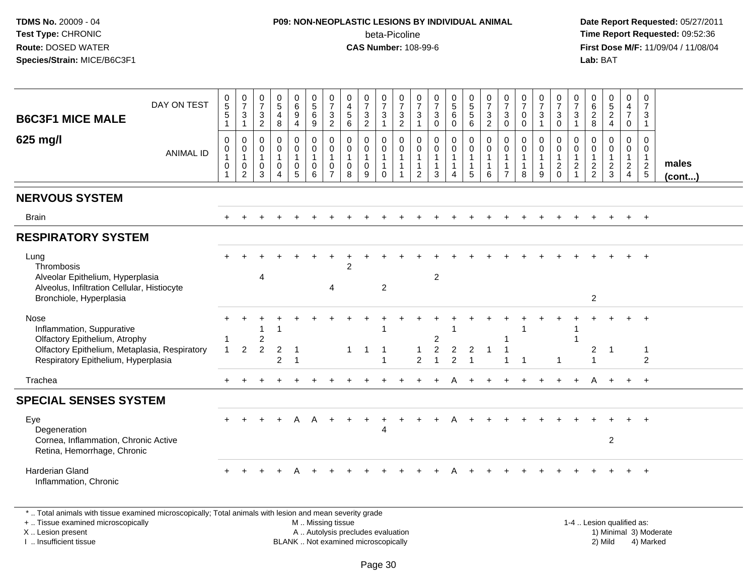**TDMS No.** 20009 - 04
**Test Type:** CHRONIC
**Route:** DOSED WATER
**Species/Strain:** MICE/B6C3F1

**P09: NON-NEOPLASTIC LESIONS BY INDIVIDUAL ANIMAL**
beta-Picoline
**CAS Number:** 108-99-6

**Date Report Requested:** 05/27/2011
**Time Report Requested:** 09:52:36
**First Dose M/F:** 11/09/04 / 11/08/04
**Lab:** BAT

| B6C3F1 MICE MALE 625 mg/l | | | | | | | | | | | | | | | | | | | | | | | | | | |
|---|---|---|---|---|---|---|---|---|---|---|---|---|---|---|---|---|---|---|---|---|---|---|---|---|---|---|
| DAY ON TEST | 0551 | 0731 | 0732 | 0548 | 0694 | 0569 | 0732 | 0456 | 0732 | 0731 | 0732 | 0731 | 0730 | 0560 | 0556 | 0732 | 0730 | 0700 | 0731 | 0730 | 0731 | 0628 | 0524 | 0470 | 0731 | |
| ANIMAL ID | 0010 1 | 0010 2 | 0010 3 | 0010 4 | 0010 5 | 0010 6 | 0010 7 | 0010 8 | 0010 9 | 0011 0 | 0011 1 | 0011 2 | 0011 3 | 0011 4 | 0011 5 | 0011 6 | 0011 7 | 0011 8 | 0011 9 | 0012 0 | 0012 1 | 0012 2 | 0012 3 | 0012 4 | 0012 5 | males (cont...) |
| **NERVOUS SYSTEM** | | | | | | | | | | | | | | | | | | | | | | | | | | |
| Brain | + | + | + | + | + | + | + | + | + | + | + | + | + | + | + | + | + | + | + | + | + | + | + | + | + | |
| **RESPIRATORY SYSTEM** | | | | | | | | | | | | | | | | | | | | | | | | | | |
| Lung | + | + | + | + | + | + | + | + | + | + | + | + | + | + | + | + | + | + | + | + | + | + | + | + | + | |
| Thrombosis | | | | | | | | 2 | | | | | | | | | | | | | | | | | | |
| Alveolar Epithelium, Hyperplasia | | | 4 | | | | | | | | | | 2 | | | | | | | | | | | | | |
| Alveolus, Infiltration Cellular, Histiocyte | | | | | | | 4 | | | 2 | | | | | | | | | | | | | | | | |
| Bronchiole, Hyperplasia | | | | | | | | | | | | | | | | | | | | | | 2 | | | | |
| Nose | + | + | + | + | + | + | + | + | + | + | + | + | + | + | + | + | + | + | + | + | + | + | + | + | + | |
| Inflammation, Suppurative | | | 1 | 1 | | | | | | 1 | | | | 1 | | | | 1 | | | 1 | | | | | |
| Olfactory Epithelium, Atrophy | 1 | | 2 | | | | | | | | | | 2 | | | | 1 | | | | 1 | | | | | |
| Olfactory Epithelium, Metaplasia, Respiratory | 1 | 2 | 2 | 2 | 1 | | | 1 | 1 | 1 | | 1 | 2 | 2 | 2 | 1 | 1 | | | | | 2 | 1 | | 1 | |
| Respiratory Epithelium, Hyperplasia | | | | 2 | 1 | | | | | 1 | | 2 | 1 | 2 | 1 | | 1 | 1 | | 1 | | 1 | | | 2 | |
| Trachea | + | + | + | + | + | + | + | + | + | + | + | + | + | A | + | + | + | + | + | + | + | A | + | + | + | |
| **SPECIAL SENSES SYSTEM** | | | | | | | | | | | | | | | | | | | | | | | | | | |
| Eye | + | + | + | + | A | A | + | + | + | + | + | + | + | A | + | + | + | + | + | + | + | + | + | + | + | |
| Degeneration | | | | | | | | | | 4 | | | | | | | | | | | | | | | | |
| Cornea, Inflammation, Chronic Active | | | | | | | | | | | | | | | | | | | | | | | 2 | | | |
| Retina, Hemorrhage, Chronic | | | | | | | | | | | | | | | | | | | | | | | | | | |
| Harderian Gland | + | + | + | + | A | + | + | + | + | + | + | + | + | A | + | + | + | + | + | + | + | + | + | + | + | |
| Inflammation, Chronic | | | | | | | | | | | | | | | | | | | | | | | | | | |

* .. Total animals with tissue examined microscopically; Total animals with lesion and mean severity grade
+ .. Tissue examined microscopically
X .. Lesion present
I .. Insufficient tissue

M .. Missing tissue
A .. Autolysis precludes evaluation
BLANK .. Not examined microscopically

1-4 .. Lesion qualified as:
1) Minimal 3) Moderate
2) Mild 4) Marked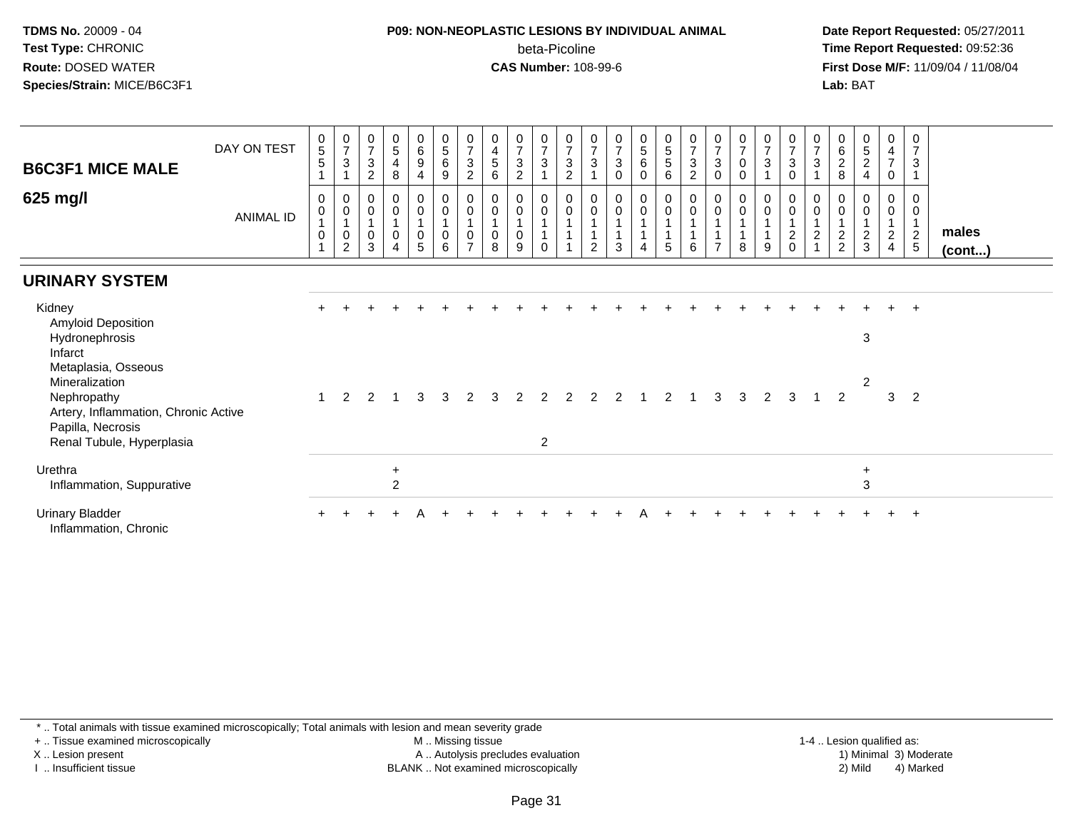**TDMS No.** 20009 - 04
**Test Type:** CHRONIC
**Route:** DOSED WATER
**Species/Strain:** MICE/B6C3F1

**P09: NON-NEOPLASTIC LESIONS BY INDIVIDUAL ANIMAL**
beta-Picoline
**CAS Number:** 108-99-6

**Date Report Requested:** 05/27/2011
**Time Report Requested:** 09:52:36
**First Dose M/F:** 11/09/04 / 11/08/04
**Lab:** BAT

## B6C3F1 MICE MALE 625 mg/l

| DAY ON TEST | 0551 | 0731 | 0732 | 0548 | 0694 | 0569 | 0732 | 0456 | 0732 | 0731 | 0732 | 0731 | 0730 | 0560 | 0556 | 0732 | 0730 | 0700 | 0731 | 0730 | 0731 | 0628 | 0524 | 0470 | 0731 | |
|---|---|---|---|---|---|---|---|---|---|---|---|---|---|---|---|---|---|---|---|---|---|---|---|---|---|---|
| ANIMAL ID | 0010 1 | 0010 2 | 0010 3 | 0010 4 | 0010 5 | 0010 6 | 0010 7 | 0010 8 | 0010 9 | 0011 0 | 0011 1 | 0011 2 | 0011 3 | 0011 4 | 0011 5 | 0011 6 | 0011 7 | 0011 8 | 0011 9 | 0012 0 | 0012 1 | 0012 2 | 0012 3 | 0012 4 | 0012 5 | males (cont...) |
| **URINARY SYSTEM** | | | | | | | | | | | | | | | | | | | | | | | | | | |
| Kidney | + | + | + | + | + | + | + | + | + | + | + | + | + | + | + | + | + | + | + | + | + | + | + | + | + | |
| Amyloid Deposition | | | | | | | | | | | | | | | | | | | | | | | | | | |
| Hydronephrosis | | | | | | | | | | | | | | | | | | | | | | | 3 | | | |
| Infarct | | | | | | | | | | | | | | | | | | | | | | | | | | |
| Metaplasia, Osseous | | | | | | | | | | | | | | | | | | | | | | | | | | |
| Mineralization | | | | | | | | | | | | | | | | | | | | | | | 2 | | | |
| Nephropathy | 1 | 2 | 2 | 1 | 3 | 3 | 2 | 3 | 2 | 2 | 2 | 2 | 2 | 1 | 2 | 1 | 3 | 3 | 2 | 3 | 1 | 2 | | 3 | 2 | |
| Artery, Inflammation, Chronic Active | | | | | | | | | | | | | | | | | | | | | | | | | | |
| Papilla, Necrosis | | | | | | | | | | | | | | | | | | | | | | | | | | |
| Renal Tubule, Hyperplasia | | | | | | | | | | 2 | | | | | | | | | | | | | | | | |
| Urethra | | | | + | | | | | | | | | | | | | | | | | | | + | | | |
| Inflammation, Suppurative | | | | 2 | | | | | | | | | | | | | | | | | | | 3 | | | |
| Urinary Bladder | + | + | + | + | A | + | + | + | + | + | + | + | + | A | + | + | + | + | + | + | + | + | + | + | + | |
| Inflammation, Chronic | | | | | | | | | | | | | | | | | | | | | | | | | | |

\* .. Total animals with tissue examined microscopically; Total animals with lesion and mean severity grade
+ .. Tissue examined microscopically
X .. Lesion present
I .. Insufficient tissue
M .. Missing tissue
A .. Autolysis precludes evaluation
BLANK .. Not examined microscopically
1-4 .. Lesion qualified as: 1) Minimal 2) Mild 3) Moderate 4) Marked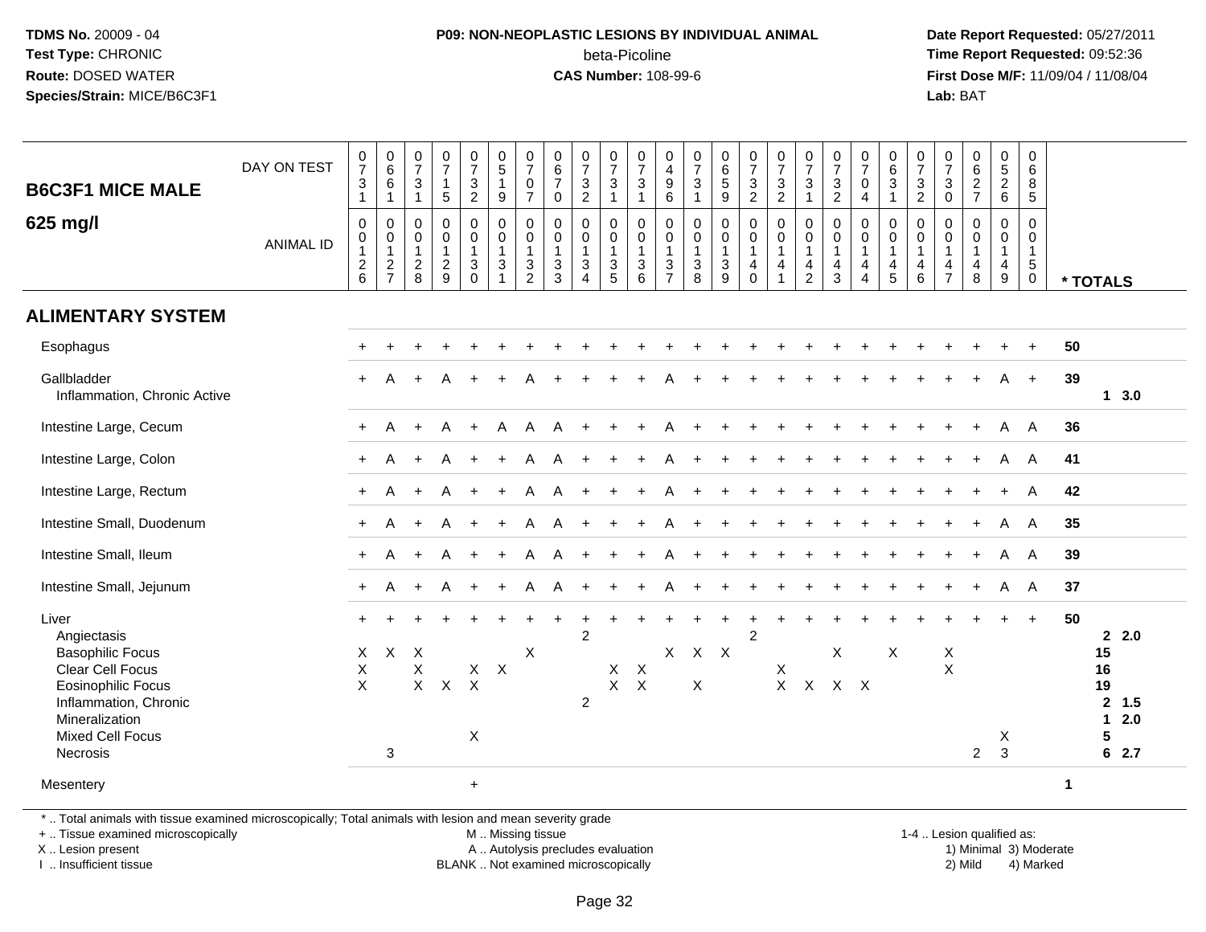**TDMS No.** 20009 - 04
**Test Type:** CHRONIC
**Route:** DOSED WATER
**Species/Strain:** MICE/B6C3F1

**P09: NON-NEOPLASTIC LESIONS BY INDIVIDUAL ANIMAL**
beta-Picoline
**CAS Number:** 108-99-6

**Date Report Requested:** 05/27/2011
**Time Report Requested:** 09:52:36
**First Dose M/F:** 11/09/04 / 11/08/04
**Lab:** BAT

## B6C3F1 MICE MALE 625 mg/l

| DAY ON TEST | 731 | 661 | 731 | 715 | 732 | 519 | 707 | 670 | 732 | 731 | 731 | 496 | 731 | 659 | 732 | 732 | 731 | 732 | 704 | 631 | 732 | 730 | 627 | 526 | 685 | |
|---|---|---|---|---|---|---|---|---|---|---|---|---|---|---|---|---|---|---|---|---|---|---|---|---|---|---|
| **ANIMAL ID** | 0126 | 0127 | 0128 | 0129 | 0130 | 0131 | 0132 | 0133 | 0134 | 0135 | 0136 | 0137 | 0138 | 0139 | 0140 | 0141 | 0142 | 0143 | 0144 | 0145 | 0146 | 0147 | 0148 | 0149 | 0150 | *** TOTALS** |
| **ALIMENTARY SYSTEM** | | | | | | | | | | | | | | | | | | | | | | | | | | |
| Esophagus | + | + | + | + | + | + | + | + | + | + | + | + | + | + | + | + | + | + | + | + | + | + | + | + | + | 50 |
| Gallbladder | + | A | + | A | + | + | A | + | + | + | + | A | + | + | + | + | + | + | + | + | + | + | + | A | + | 39 |
| Inflammation, Chronic Active | | | | | | | | | | | | | | | | | | | | | | | | | | 1 3.0 |
| Intestine Large, Cecum | + | A | + | A | + | A | A | A | + | + | + | A | + | + | + | + | + | + | + | + | + | + | + | A | A | 36 |
| Intestine Large, Colon | + | A | + | A | + | + | A | A | + | + | + | A | + | + | + | + | + | + | + | + | + | + | + | A | A | 41 |
| Intestine Large, Rectum | + | A | + | A | + | + | A | A | + | + | + | A | + | + | + | + | + | + | + | + | + | + | + | + | A | 42 |
| Intestine Small, Duodenum | + | A | + | A | + | + | A | A | + | + | + | A | + | + | + | + | + | + | + | + | + | + | + | A | A | 35 |
| Intestine Small, Ileum | + | A | + | A | + | + | A | A | + | + | + | A | + | + | + | + | + | + | + | + | + | + | + | A | A | 39 |
| Intestine Small, Jejunum | + | A | + | A | + | + | A | A | + | + | + | A | + | + | + | + | + | + | + | + | + | + | + | A | A | 37 |
| Liver | + | + | + | + | + | + | + | + | + | + | + | + | + | + | + | + | + | + | + | + | + | + | + | + | + | 50 |
| Angiectasis | | | | | | | | | 2 | | | | | | 2 | | | | | | | | | | | 2 2.0 |
| Basophilic Focus | X | X | X | | | | X | | | | | X | X | X | | | | X | | X | | X | | | | 15 |
| Clear Cell Focus | X | | X | | X | X | | | | X | X | | | | | X | | | | | | X | | | | 16 |
| Eosinophilic Focus | X | | X | X | X | | | | | X | X | | X | | | X | X | X | X | | | | | | | 19 |
| Inflammation, Chronic | | | | | | | | | 2 | | | | | | | | | | | | | | | | | 2 1.5 |
| Mineralization | | | | | | | | | | | | | | | | | | | | | | | | | | 1 2.0 |
| Mixed Cell Focus | | | | | X | | | | | | | | | | | | | | | | | | | X | | 5 |
| Necrosis | | 3 | | | | | | | | | | | | | | | | | | | | | 2 | 3 | | 6 2.7 |
| Mesentery | | | | | + | | | | | | | | | | | | | | | | | | | | | 1 |

\* .. Total animals with tissue examined microscopically; Total animals with lesion and mean severity grade
\+ .. Tissue examined microscopically
X .. Lesion present
I .. Insufficient tissue

M .. Missing tissue
A .. Autolysis precludes evaluation
BLANK .. Not examined microscopically

1-4 .. Lesion qualified as:
1) Minimal 3) Moderate
2) Mild 4) Marked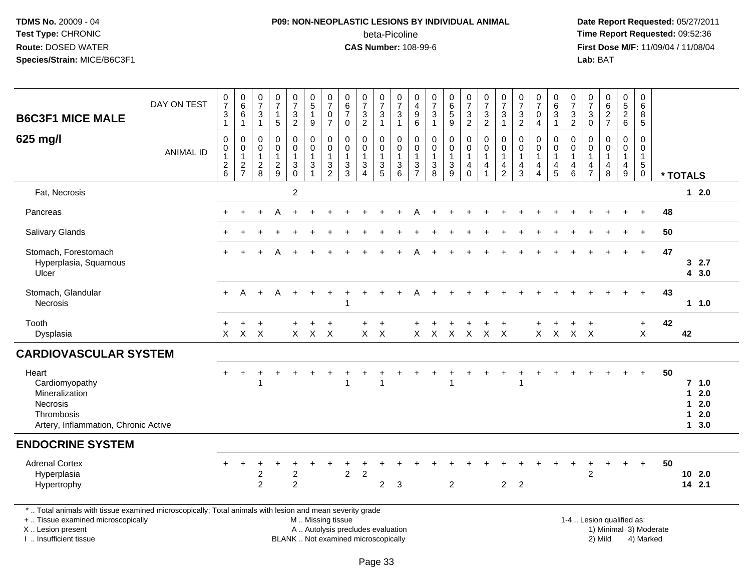TDMS No. 20009 - 04
Test Type: CHRONIC
Route: DOSED WATER
Species/Strain: MICE/B6C3F1

P09: NON-NEOPLASTIC LESIONS BY INDIVIDUAL ANIMAL
beta-Picoline
CAS Number: 108-99-6

Date Report Requested: 05/27/2011
Time Report Requested: 09:52:36
First Dose M/F: 11/09/04 / 11/08/04
Lab: BAT

## B6C3F1 MICE MALE
## 625 mg/l

| DAY ON TEST | 0731 | 0661 | 0731 | 0715 | 0732 | 0519 | 0707 | 0670 | 0732 | 0731 | 0731 | 0496 | 0731 | 0659 | 0732 | 0732 | 0731 | 0732 | 0704 | 0631 | 0732 | 0730 | 0627 | 0526 | 0685 | |
|---|---|---|---|---|---|---|---|---|---|---|---|---|---|---|---|---|---|---|---|---|---|---|---|---|---|---|
| ANIMAL ID | 0012 6 | 0012 7 | 0012 8 | 0012 9 | 0013 0 | 0013 1 | 0013 2 | 0013 3 | 0013 4 | 0013 5 | 0013 6 | 0013 7 | 0013 8 | 0013 9 | 0014 0 | 0014 1 | 0014 2 | 0014 3 | 0014 4 | 0014 5 | 0014 6 | 0014 7 | 0014 8 | 0014 9 | 0015 0 | * TOTALS |
| Fat, Necrosis | | | | | 2 | | | | | | | | | | | | | | | | | | | | | 1 2.0 |
| Pancreas | + | + | + | A | + | + | + | + | + | + | + | A | + | + | + | + | + | + | + | + | + | + | + | + | + | 48 |
| Salivary Glands | + | + | + | + | + | + | + | + | + | + | + | + | + | + | + | + | + | + | + | + | + | + | + | + | + | 50 |
| Stomach, Forestomach | + | + | + | A | + | + | + | + | + | + | + | A | + | + | + | + | + | + | + | + | + | + | + | + | + | 47 |
| Hyperplasia, Squamous | | | | | | | | | | | | | | | | | | | | | | | | | | 3 2.7 |
| Ulcer | | | | | | | | | | | | | | | | | | | | | | | | | | 4 3.0 |
| Stomach, Glandular | + | A | + | A | + | + | + | + | + | + | + | A | + | + | + | + | + | + | + | + | + | + | + | + | + | 43 |
| Necrosis | | | | | | | | 1 | | | | | | | | | | | | | | | | | | 1 1.0 |
| Tooth | + | + | + | | + | + | + | | + | + | | + | + | + | + | + | + | | + | + | + | + | | | + | 42 |
| Dysplasia | X | X | X | | X | X | X | | X | X | | X | X | X | X | X | X | | X | X | X | X | | | X | 42 |

## CARDIOVASCULAR SYSTEM

| | | | | | | | | | | | | | | | | | | | | | | | | | | |
|---|---|---|---|---|---|---|---|---|---|---|---|---|---|---|---|---|---|---|---|---|---|---|---|---|---|---|
| Heart | + | + | + | + | + | + | + | + | + | + | + | + | + | + | + | + | + | + | + | + | + | + | + | + | + | 50 |
| Cardiomyopathy | | | 1 | | | | | 1 | | 1 | | | | 1 | | | | 1 | | | | | | | | 7 1.0 |
| Mineralization | | | | | | | | | | | | | | | | | | | | | | | | | | 1 2.0 |
| Necrosis | | | | | | | | | | | | | | | | | | | | | | | | | | 1 2.0 |
| Thrombosis | | | | | | | | | | | | | | | | | | | | | | | | | | 1 2.0 |
| Artery, Inflammation, Chronic Active | | | | | | | | | | | | | | | | | | | | | | | | | | 1 3.0 |

## ENDOCRINE SYSTEM

| | | | | | | | | | | | | | | | | | | | | | | | | | | |
|---|---|---|---|---|---|---|---|---|---|---|---|---|---|---|---|---|---|---|---|---|---|---|---|---|---|---|
| Adrenal Cortex | + | + | + | + | + | + | + | + | + | + | + | + | + | + | + | + | + | + | + | + | + | + | + | + | + | 50 |
| Hyperplasia | | | 2 | | 2 | | | 2 | 2 | | | | | | | | | | | | | 2 | | | | 10 2.0 |
| Hypertrophy | | | 2 | | 2 | | | | | 2 | 3 | | | 2 | | | 2 | 2 | | | | | | | | 14 2.1 |

* .. Total animals with tissue examined microscopically; Total animals with lesion and mean severity grade
+ .. Tissue examined microscopically
X .. Lesion present
I .. Insufficient tissue

M .. Missing tissue
A .. Autolysis precludes evaluation
BLANK .. Not examined microscopically

1-4 .. Lesion qualified as:
1) Minimal 3) Moderate
2) Mild 4) Marked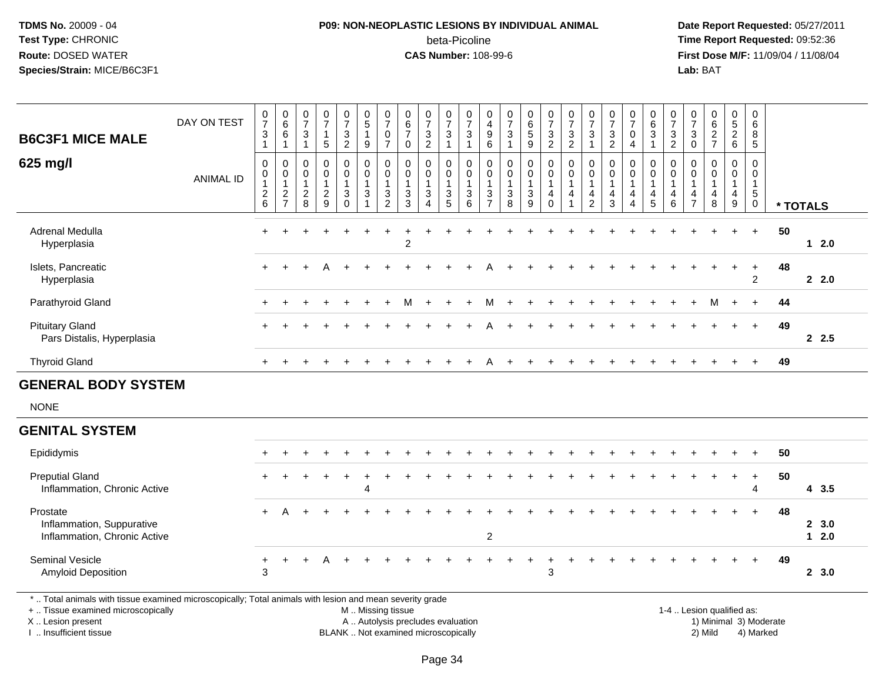TDMS No. 20009 - 04
Test Type: CHRONIC
Route: DOSED WATER
Species/Strain: MICE/B6C3F1

**P09: NON-NEOPLASTIC LESIONS BY INDIVIDUAL ANIMAL**
beta-Picoline
**CAS Number:** 108-99-6

Date Report Requested: 05/27/2011
Time Report Requested: 09:52:36
First Dose M/F: 11/09/04 / 11/08/04
Lab: BAT

## B6C3F1 MICE MALE 625 mg/l

| DAY ON TEST | 0731 | 0661 | 0731 | 0715 | 0732 | 0519 | 0707 | 0670 | 0732 | 0731 | 0731 | 0496 | 0731 | 0659 | 0732 | 0732 | 0731 | 0732 | 0704 | 0631 | 0732 | 0730 | 0627 | 0526 | 0685 | |
|---|---|---|---|---|---|---|---|---|---|---|---|---|---|---|---|---|---|---|---|---|---|---|---|---|---|---|
| **ANIMAL ID** | 0012 6 | 0012 7 | 0012 8 | 0012 9 | 0013 0 | 0013 1 | 0013 2 | 0013 3 | 0013 4 | 0013 5 | 0013 6 | 0013 7 | 0013 8 | 0013 9 | 0014 0 | 0014 1 | 0014 2 | 0014 3 | 0014 4 | 0014 5 | 0014 6 | 0014 7 | 0014 8 | 0014 9 | 0015 0 | *** TOTALS** |
| Adrenal Medulla | + | + | + | + | + | + | + | + | + | + | + | + | + | + | + | + | + | + | + | + | + | + | + | + | + | 50 |
| Hyperplasia | | | | | | | | 2 | | | | | | | | | | | | | | | | | | 1 2.0 |
| Islets, Pancreatic | + | + | + | A | + | + | + | + | + | + | + | A | + | + | + | + | + | + | + | + | + | + | + | + | + | 48 |
| Hyperplasia | | | | | | | | | | | | | | | | | | | | | | | | | 2 | 2 2.0 |
| Parathyroid Gland | + | + | + | + | + | + | + | M | + | + | + | M | + | + | + | + | + | + | + | + | + | + | M | + | + | 44 |
| Pituitary Gland | + | + | + | + | + | + | + | + | + | + | + | A | + | + | + | + | + | + | + | + | + | + | + | + | + | 49 |
| Pars Distalis, Hyperplasia | | | | | | | | | | | | | | | | | | | | | | | | | | 2 2.5 |
| Thyroid Gland | + | + | + | + | + | + | + | + | + | + | + | A | + | + | + | + | + | + | + | + | + | + | + | + | + | 49 |
| **GENERAL BODY SYSTEM** | | | | | | | | | | | | | | | | | | | | | | | | | | |
| NONE | | | | | | | | | | | | | | | | | | | | | | | | | | |
| **GENITAL SYSTEM** | | | | | | | | | | | | | | | | | | | | | | | | | | |
| Epididymis | + | + | + | + | + | + | + | + | + | + | + | + | + | + | + | + | + | + | + | + | + | + | + | + | + | 50 |
| Preputial Gland | + | + | + | + | + | + | + | + | + | + | + | + | + | + | + | + | + | + | + | + | + | + | + | + | + | 50 |
| Inflammation, Chronic Active | | | | | | 4 | | | | | | | | | | | | | | | | | | | 4 | 4 3.5 |
| Prostate | + | A | + | + | + | + | + | + | + | + | + | + | + | + | + | + | + | + | + | + | + | + | + | + | + | 48 |
| Inflammation, Suppurative | | | | | | | | | | | | | | | | | | | | | | | | | | 2 3.0 |
| Inflammation, Chronic Active | | | | | | | | | | | | 2 | | | | | | | | | | | | | | 1 2.0 |
| Seminal Vesicle | + | + | + | A | + | + | + | + | + | + | + | + | + | + | + | + | + | + | + | + | + | + | + | + | + | 49 |
| Amyloid Deposition | 3 | | | | | | | | | | | | | | 3 | | | | | | | | | | | 2 3.0 |

* .. Total animals with tissue examined microscopically; Total animals with lesion and mean severity grade
+ .. Tissue examined microscopically
X .. Lesion present
I .. Insufficient tissue

M .. Missing tissue
A .. Autolysis precludes evaluation
BLANK .. Not examined microscopically

1-4 .. Lesion qualified as:
1) Minimal 3) Moderate
2) Mild 4) Marked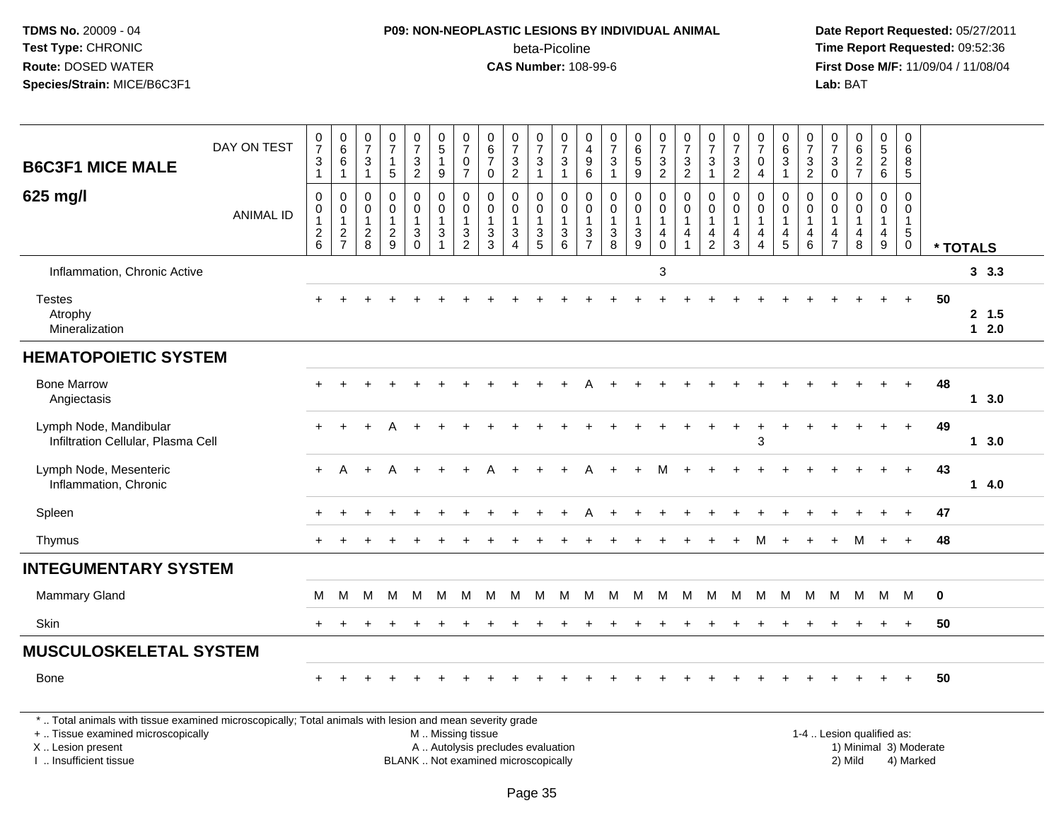**TDMS No.** 20009 - 04
**Test Type:** CHRONIC
**Route:** DOSED WATER
**Species/Strain:** MICE/B6C3F1

**P09: NON-NEOPLASTIC LESIONS BY INDIVIDUAL ANIMAL**
beta-Picoline
**CAS Number:** 108-99-6

**Date Report Requested:** 05/27/2011
**Time Report Requested:** 09:52:36
**First Dose M/F:** 11/09/04 / 11/08/04
**Lab:** BAT

| B6C3F1 MICE MALE 625 mg/l | | | | | | | | | | | | | | | | | | | | | | | | | | | |
|---|---|---|---|---|---|---|---|---|---|---|---|---|---|---|---|---|---|---|---|---|---|---|---|---|---|---|---|
| DAY ON TEST | 0731 | 0661 | 0731 | 0715 | 0732 | 0519 | 0707 | 0670 | 0732 | 0731 | 0731 | 0496 | 0731 | 0659 | 0732 | 0732 | 0731 | 0732 | 0704 | 0631 | 0732 | 0730 | 0627 | 0526 | 0685 | |
| ANIMAL ID | 0126 | 0127 | 0128 | 0129 | 0130 | 0131 | 0132 | 0133 | 0134 | 0135 | 0136 | 0137 | 0138 | 0139 | 0140 | 0141 | 0142 | 0143 | 0144 | 0145 | 0146 | 0147 | 0148 | 0149 | 0150 | * TOTALS |
| Inflammation, Chronic Active | | | | | | | | | | | | | | | 3 | | | | | | | | | | | 3 3.3 |
| Testes | + | + | + | + | + | + | + | + | + | + | + | + | + | + | + | + | + | + | + | + | + | + | + | + | + | 50 |
| Atrophy | | | | | | | | | | | | | | | | | | | | | | | | | | 2 1.5 |
| Mineralization | | | | | | | | | | | | | | | | | | | | | | | | | | 1 2.0 |
| **HEMATOPOIETIC SYSTEM** | | | | | | | | | | | | | | | | | | | | | | | | | | |
| Bone Marrow | + | + | + | + | + | + | + | + | + | + | + | A | + | + | + | + | + | + | + | + | + | + | + | + | + | 48 |
| Angiectasis | | | | | | | | | | | | | | | | | | | | | | | | | | 1 3.0 |
| Lymph Node, Mandibular | + | + | + | A | + | + | + | + | + | + | + | + | + | + | + | + | + | + | + | + | + | + | + | + | + | 49 |
| Infiltration Cellular, Plasma Cell | | | | | | | | | | | | | | | | | | | 3 | | | | | | | 1 3.0 |
| Lymph Node, Mesenteric | + | A | + | A | + | + | + | A | + | + | + | A | + | + | M | + | + | + | + | + | + | + | + | + | + | 43 |
| Inflammation, Chronic | | | | | | | | | | | | | | | | | | | | | | | | | | 1 4.0 |
| Spleen | + | + | + | + | + | + | + | + | + | + | + | A | + | + | + | + | + | + | + | + | + | + | + | + | + | 47 |
| Thymus | + | + | + | + | + | + | + | + | + | + | + | + | + | + | + | + | + | + | M | + | + | + | M | + | + | 48 |
| **INTEGUMENTARY SYSTEM** | | | | | | | | | | | | | | | | | | | | | | | | | | |
| Mammary Gland | M | M | M | M | M | M | M | M | M | M | M | M | M | M | M | M | M | M | M | M | M | M | M | M | M | 0 |
| Skin | + | + | + | + | + | + | + | + | + | + | + | + | + | + | + | + | + | + | + | + | + | + | + | + | + | 50 |
| **MUSCULOSKELETAL SYSTEM** | | | | | | | | | | | | | | | | | | | | | | | | | | |
| Bone | + | + | + | + | + | + | + | + | + | + | + | + | + | + | + | + | + | + | + | + | + | + | + | + | + | 50 |

* .. Total animals with tissue examined microscopically; Total animals with lesion and mean severity grade
+ .. Tissue examined microscopically
X .. Lesion present
I .. Insufficient tissue

M .. Missing tissue
A .. Autolysis precludes evaluation
BLANK .. Not examined microscopically

1-4 .. Lesion qualified as:
1) Minimal 3) Moderate
2) Mild 4) Marked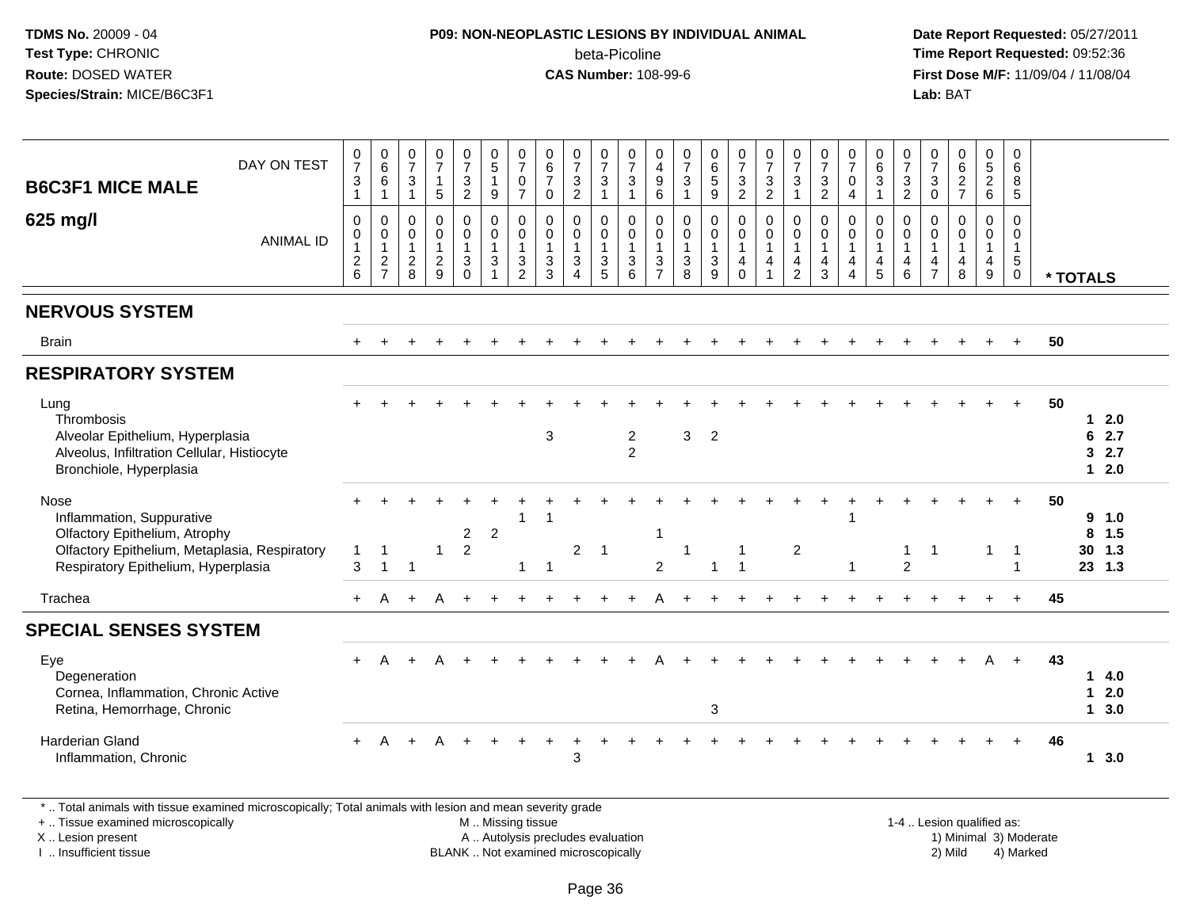**TDMS No.** 20009 - 04
**Test Type:** CHRONIC
**Route:** DOSED WATER
**Species/Strain:** MICE/B6C3F1

**P09: NON-NEOPLASTIC LESIONS BY INDIVIDUAL ANIMAL**
beta-Picoline
**CAS Number:** 108-99-6

**Date Report Requested:** 05/27/2011
**Time Report Requested:** 09:52:36
**First Dose M/F:** 11/09/04 / 11/08/04
**Lab:** BAT

**B6C3F1 MICE MALE**
**625 mg/l**

| DAY ON TEST | 0731 | 0661 | 0731 | 0715 | 0732 | 0519 | 0707 | 0670 | 0732 | 0731 | 0731 | 0496 | 0731 | 0659 | 0732 | 0732 | 0731 | 0732 | 0704 | 0631 | 0732 | 0730 | 0627 | 0526 | 0685 | |
|---|---|---|---|---|---|---|---|---|---|---|---|---|---|---|---|---|---|---|---|---|---|---|---|---|---|---|
| **ANIMAL ID** | 0126 | 0127 | 0128 | 0129 | 0130 | 0131 | 0132 | 0133 | 0134 | 0135 | 0136 | 0137 | 0138 | 0139 | 0140 | 0141 | 0142 | 0143 | 0144 | 0145 | 0146 | 0147 | 0148 | 0149 | 0150 | *** TOTALS** |
| **NERVOUS SYSTEM** | | | | | | | | | | | | | | | | | | | | | | | | | | |
| Brain | + | + | + | + | + | + | + | + | + | + | + | + | + | + | + | + | + | + | + | + | + | + | + | + | + | 50 |
| **RESPIRATORY SYSTEM** | | | | | | | | | | | | | | | | | | | | | | | | | | |
| Lung | + | + | + | + | + | + | + | + | + | + | + | + | + | + | + | + | + | + | + | + | + | + | + | + | + | 50 |
| Thrombosis | | | | | | | | | | | | | | | | | | | | | | | | | | 1 2.0 |
| Alveolar Epithelium, Hyperplasia | | | | | | | | 3 | | | 2 | | 3 | 2 | | | | | | | | | | | | 6 2.7 |
| Alveolus, Infiltration Cellular, Histiocyte | | | | | | | | | | | 2 | | | | | | | | | | | | | | | 3 2.7 |
| Bronchiole, Hyperplasia | | | | | | | | | | | | | | | | | | | | | | | | | | 1 2.0 |
| Nose | + | + | + | + | + | + | + | + | + | + | + | + | + | + | + | + | + | + | + | + | + | + | + | + | + | 50 |
| Inflammation, Suppurative | | | | | | | 1 | 1 | | | | | | | | | | | 1 | | | | | | | 9 1.0 |
| Olfactory Epithelium, Atrophy | | | | | 2 | 2 | | | | | | 1 | | | | | | | | | | | | | | 8 1.5 |
| Olfactory Epithelium, Metaplasia, Respiratory | 1 | 1 | | 1 | 2 | | | | 2 | 1 | | | 1 | | 1 | | 2 | | | | 1 | 1 | | 1 | 1 | 30 1.3 |
| Respiratory Epithelium, Hyperplasia | 3 | 1 | 1 | | | | 1 | 1 | | | | 2 | | 1 | 1 | | | | 1 | | 2 | | | | 1 | 23 1.3 |
| Trachea | + | A | + | A | + | + | + | + | + | + | + | A | + | + | + | + | + | + | + | + | + | + | + | + | + | 45 |
| **SPECIAL SENSES SYSTEM** | | | | | | | | | | | | | | | | | | | | | | | | | | |
| Eye | + | A | + | A | + | + | + | + | + | + | + | A | + | + | + | + | + | + | + | + | + | + | + | A | + | 43 |
| Degeneration | | | | | | | | | | | | | | | | | | | | | | | | | | 1 4.0 |
| Cornea, Inflammation, Chronic Active | | | | | | | | | | | | | | | | | | | | | | | | | | 1 2.0 |
| Retina, Hemorrhage, Chronic | | | | | | | | | | | | | | 3 | | | | | | | | | | | | 1 3.0 |
| Harderian Gland | + | A | + | A | + | + | + | + | + | + | + | + | + | + | + | + | + | + | + | + | + | + | + | + | + | 46 |
| Inflammation, Chronic | | | | | | | | | 3 | | | | | | | | | | | | | | | | | 1 3.0 |

\* .. Total animals with tissue examined microscopically; Total animals with lesion and mean severity grade
+ .. Tissue examined microscopically
X .. Lesion present
I .. Insufficient tissue

M .. Missing tissue
A .. Autolysis precludes evaluation
BLANK .. Not examined microscopically

1-4 .. Lesion qualified as:
1) Minimal 3) Moderate
2) Mild 4) Marked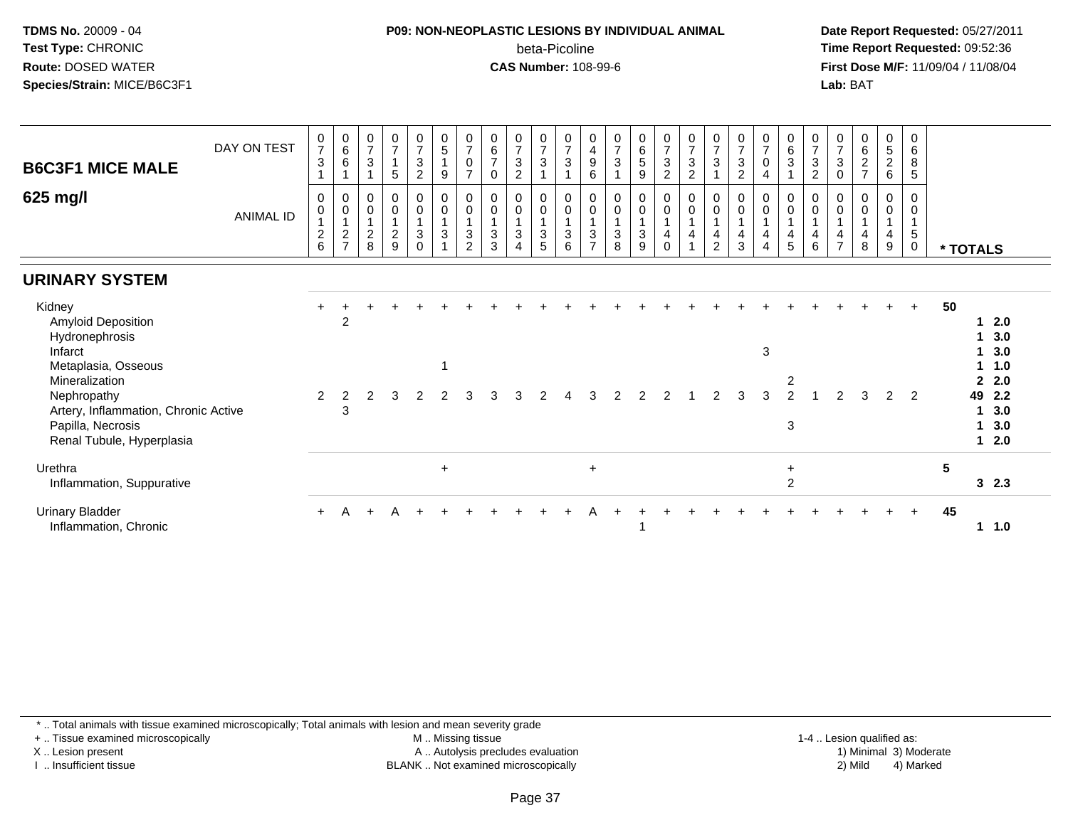**TDMS No.** 20009 - 04
**Test Type:** CHRONIC
**Route:** DOSED WATER
**Species/Strain:** MICE/B6C3F1

**P09: NON-NEOPLASTIC LESIONS BY INDIVIDUAL ANIMAL**
beta-Picoline
**CAS Number:** 108-99-6

**Date Report Requested:** 05/27/2011
**Time Report Requested:** 09:52:36
**First Dose M/F:** 11/09/04 / 11/08/04
**Lab:** BAT

| B6C3F1 MICE MALE 625 mg/l | | | | | | | | | | | | | | | | | | | | | | | | | | |
|---|---|---|---|---|---|---|---|---|---|---|---|---|---|---|---|---|---|---|---|---|---|---|---|---|---|---|
| DAY ON TEST | 0731 | 0661 | 0731 | 0715 | 0732 | 0519 | 0707 | 0670 | 0732 | 0731 | 0731 | 0496 | 0731 | 0659 | 0732 | 0732 | 0731 | 0732 | 0704 | 0631 | 0732 | 0730 | 0627 | 0526 | 0685 | |
| ANIMAL ID | 00126 | 00127 | 00128 | 00129 | 00130 | 00131 | 00132 | 00133 | 00134 | 00135 | 00136 | 00137 | 00138 | 00139 | 00140 | 00141 | 00142 | 00143 | 00144 | 00145 | 00146 | 00147 | 00148 | 00149 | 00150 | * TOTALS |
| **URINARY SYSTEM** | | | | | | | | | | | | | | | | | | | | | | | | | | |
| Kidney | + | + | + | + | + | + | + | + | + | + | + | + | + | + | + | + | + | + | + | + | + | + | + | + | + | 50 |
| Amyloid Deposition | | 2 | | | | | | | | | | | | | | | | | | | | | | | | 1 2.0 |
| Hydronephrosis | | | | | | | | | | | | | | | | | | | | | | | | | | 1 3.0 |
| Infarct | | | | | | | | | | | | | | | | | | | 3 | | | | | | | 1 3.0 |
| Metaplasia, Osseous | | | | | | 1 | | | | | | | | | | | | | | | | | | | | 1 1.0 |
| Mineralization | | | | | | | | | | | | | | | | | | | | 2 | | | | | | 2 2.0 |
| Nephropathy | 2 | 2 | 2 | 3 | 2 | 2 | 3 | 3 | 3 | 2 | 4 | 3 | 2 | 2 | 2 | 1 | 2 | 3 | 3 | 2 | 1 | 2 | 3 | 2 | 2 | 49 2.2 |
| Artery, Inflammation, Chronic Active | | 3 | | | | | | | | | | | | | | | | | | | | | | | | 1 3.0 |
| Papilla, Necrosis | | | | | | | | | | | | | | | | | | | | 3 | | | | | | 1 3.0 |
| Renal Tubule, Hyperplasia | | | | | | | | | | | | | | | | | | | | | | | | | | 1 2.0 |
| Urethra | | | | | | + | | | | | | + | | | | | | | | + | | | | | | 5 |
| Inflammation, Suppurative | | | | | | | | | | | | | | | | | | | | 2 | | | | | | 3 2.3 |
| Urinary Bladder | + | A | + | A | + | + | + | + | + | + | + | A | + | + | + | + | + | + | + | + | + | + | + | + | + | 45 |
| Inflammation, Chronic | | | | | | | | | | | | | | 1 | | | | | | | | | | | | 1 1.0 |

\* .. Total animals with tissue examined microscopically; Total animals with lesion and mean severity grade
\+ .. Tissue examined microscopically
X .. Lesion present
I .. Insufficient tissue
M .. Missing tissue
A .. Autolysis precludes evaluation
BLANK .. Not examined microscopically
1-4 .. Lesion qualified as: 1) Minimal 2) Mild 3) Moderate 4) Marked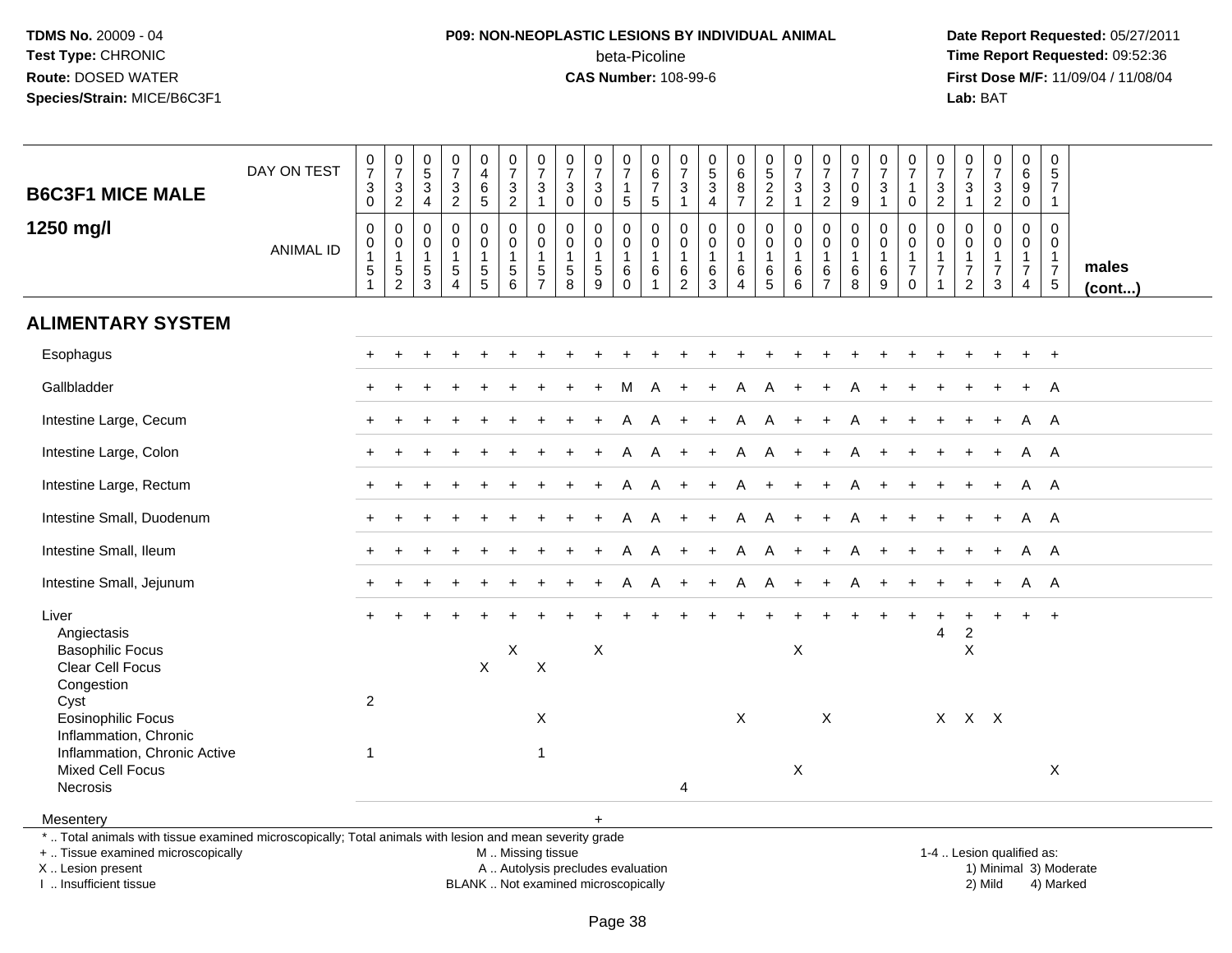TDMS No. 20009 - 04
Test Type: CHRONIC
Route: DOSED WATER
Species/Strain: MICE/B6C3F1

**P09: NON-NEOPLASTIC LESIONS BY INDIVIDUAL ANIMAL**
beta-Picoline
**CAS Number:** 108-99-6

Date Report Requested: 05/27/2011
Time Report Requested: 09:52:36
First Dose M/F: 11/09/04 / 11/08/04
Lab: BAT

| B6C3F1 MICE MALE 1250 mg/l | | | | | | | | | | | | | | | | | | | | | | | | | | |
|---|---|---|---|---|---|---|---|---|---|---|---|---|---|---|---|---|---|---|---|---|---|---|---|---|---|---|
| DAY ON TEST | 0730 | 0732 | 0534 | 0732 | 0465 | 0732 | 0731 | 0730 | 0730 | 0715 | 0675 | 0731 | 0534 | 0687 | 0522 | 0731 | 0732 | 0709 | 0731 | 0710 | 0732 | 0731 | 0732 | 0690 | 0571 | |
| ANIMAL ID | 0015 1 | 0015 2 | 0015 3 | 0015 4 | 0015 5 | 0015 6 | 0015 7 | 0015 8 | 0015 9 | 0016 0 | 0016 1 | 0016 2 | 0016 3 | 0016 4 | 0016 5 | 0016 6 | 0016 7 | 0016 8 | 0016 9 | 0017 0 | 0017 1 | 0017 2 | 0017 3 | 0017 4 | 0017 5 | males (cont...) |
| **ALIMENTARY SYSTEM** | | | | | | | | | | | | | | | | | | | | | | | | | | |
| Esophagus | + | + | + | + | + | + | + | + | + | + | + | + | + | + | + | + | + | + | + | + | + | + | + | + | + | |
| Gallbladder | + | + | + | + | + | + | + | + | + | M | A | + | + | A | A | + | + | A | + | + | + | + | + | + | A | |
| Intestine Large, Cecum | + | + | + | + | + | + | + | + | + | A | A | + | + | A | A | + | + | A | + | + | + | + | + | A | A | |
| Intestine Large, Colon | + | + | + | + | + | + | + | + | + | A | A | + | + | A | A | + | + | A | + | + | + | + | + | A | A | |
| Intestine Large, Rectum | + | + | + | + | + | + | + | + | + | A | A | + | + | A | + | + | + | A | + | + | + | + | + | A | A | |
| Intestine Small, Duodenum | + | + | + | + | + | + | + | + | + | A | A | + | + | A | A | + | + | A | + | + | + | + | + | A | A | |
| Intestine Small, Ileum | + | + | + | + | + | + | + | + | + | A | A | + | + | A | A | + | + | A | + | + | + | + | + | A | A | |
| Intestine Small, Jejunum | + | + | + | + | + | + | + | + | + | A | A | + | + | A | A | + | + | A | + | + | + | + | + | A | A | |
| Liver | + | + | + | + | + | + | + | + | + | + | + | + | + | + | + | + | + | + | + | + | + | + | + | + | + | |
| Angiectasis | | | | | | | | | | | | | | | | | | | | | 4 | 2 | | | | |
| Basophilic Focus | | | | | | X | | | X | | | | | | | X | | | | | | X | | | | |
| Clear Cell Focus | | | | | X | | X | | | | | | | | | | | | | | | | | | | |
| Congestion | | | | | | | | | | | | | | | | | | | | | | | | | | |
| Cyst | 2 | | | | | | | | | | | | | | | | | | | | | | | | | |
| Eosinophilic Focus | | | | | | | X | | | | | | | X | | | X | | | | X | X | X | | | |
| Inflammation, Chronic | | | | | | | | | | | | | | | | | | | | | | | | | | |
| Inflammation, Chronic Active | 1 | | | | | | 1 | | | | | | | | | | | | | | | | | | | |
| Mixed Cell Focus | | | | | | | | | | | | | | | | X | | | | | | | | | X | |
| Necrosis | | | | | | | | | | | | 4 | | | | | | | | | | | | | | |
| Mesentery | | | | | | | | | + | | | | | | | | | | | | | | | | | |

* .. Total animals with tissue examined microscopically; Total animals with lesion and mean severity grade
+ .. Tissue examined microscopically
X .. Lesion present
I .. Insufficient tissue

M .. Missing tissue
A .. Autolysis precludes evaluation
BLANK .. Not examined microscopically

1-4 .. Lesion qualified as:
1) Minimal 3) Moderate
2) Mild 4) Marked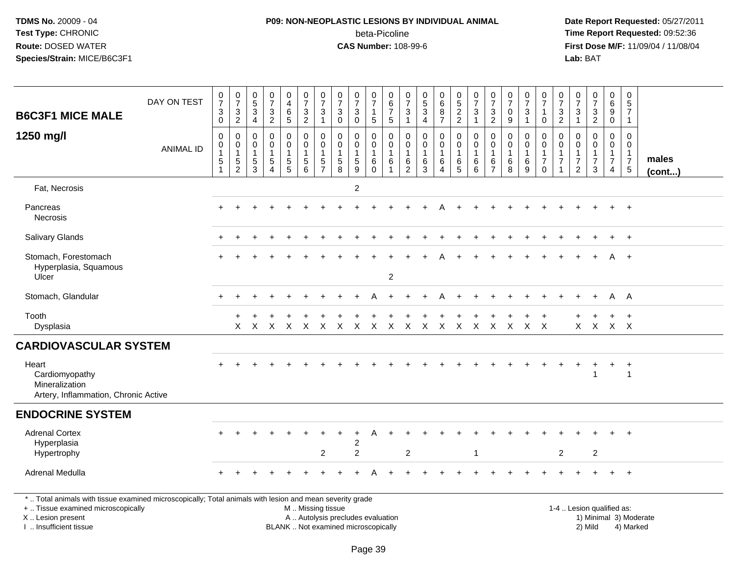**TDMS No.** 20009 - 04
**Test Type:** CHRONIC
**Route:** DOSED WATER
**Species/Strain:** MICE/B6C3F1

**P09: NON-NEOPLASTIC LESIONS BY INDIVIDUAL ANIMAL**
beta-Picoline
**CAS Number:** 108-99-6

**Date Report Requested:** 05/27/2011
**Time Report Requested:** 09:52:36
**First Dose M/F:** 11/09/04 / 11/08/04
**Lab:** BAT

## B6C3F1 MICE MALE 1250 mg/l

| DAY ON TEST | 0730 | 0732 | 0534 | 0732 | 0465 | 0732 | 0731 | 0730 | 0730 | 0715 | 0675 | 0731 | 0534 | 0687 | 0522 | 0731 | 0732 | 0709 | 0731 | 0710 | 0732 | 0731 | 0732 | 0690 | 0571 | |
|---|---|---|---|---|---|---|---|---|---|---|---|---|---|---|---|---|---|---|---|---|---|---|---|---|---|---|
| ANIMAL ID | 0151 | 0152 | 0153 | 0154 | 0155 | 0156 | 0157 | 0158 | 0159 | 0160 | 0161 | 0162 | 0163 | 0164 | 0165 | 0166 | 0167 | 0168 | 0169 | 0170 | 0171 | 0172 | 0173 | 0174 | 0175 | **males (cont...)** |
| Fat, Necrosis | | | | | | | | | 2 | | | | | | | | | | | | | | | | | |
| Pancreas | + | + | + | + | + | + | + | + | + | + | + | + | + | A | + | + | + | + | + | + | + | + | + | + | + | |
| Necrosis | | | | | | | | | | | | | | | | | | | | | | | | | | |
| Salivary Glands | + | + | + | + | + | + | + | + | + | + | + | + | + | + | + | + | + | + | + | + | + | + | + | + | + | |
| Stomach, Forestomach | + | + | + | + | + | + | + | + | + | + | + | + | + | A | + | + | + | + | + | + | + | + | + | A | + | |
| Hyperplasia, Squamous | | | | | | | | | | | | | | | | | | | | | | | | | | |
| Ulcer | | | | | | | | | | | 2 | | | | | | | | | | | | | | | |
| Stomach, Glandular | + | + | + | + | + | + | + | + | + | A | + | + | + | A | + | + | + | + | + | + | + | + | + | A | A | |
| Tooth | | + | + | + | + | + | + | + | + | + | + | + | + | + | + | + | + | + | + | + | | + | + | + | + | |
| Dysplasia | | X | X | X | X | X | X | X | X | X | X | X | X | X | X | X | X | X | X | X | | X | X | X | X | |
| **CARDIOVASCULAR SYSTEM** | | | | | | | | | | | | | | | | | | | | | | | | | | |
| Heart | + | + | + | + | + | + | + | + | + | + | + | + | + | + | + | + | + | + | + | + | + | + | + | + | + | |
| Cardiomyopathy | | | | | | | | | | | | | | | | | | | | | | | 1 | | 1 | |
| Mineralization | | | | | | | | | | | | | | | | | | | | | | | | | | |
| Artery, Inflammation, Chronic Active | | | | | | | | | | | | | | | | | | | | | | | | | | |
| **ENDOCRINE SYSTEM** | | | | | | | | | | | | | | | | | | | | | | | | | | |
| Adrenal Cortex | + | + | + | + | + | + | + | + | + | A | + | + | + | + | + | + | + | + | + | + | + | + | + | + | + | |
| Hyperplasia | | | | | | | | | 2 | | | | | | | | | | | | | | | | | |
| Hypertrophy | | | | | | | 2 | | 2 | | | 2 | | | | 1 | | | | | 2 | | 2 | | | |
| Adrenal Medulla | + | + | + | + | + | + | + | + | + | A | + | + | + | + | + | + | + | + | + | + | + | + | + | + | + | |

\* .. Total animals with tissue examined microscopically; Total animals with lesion and mean severity grade
+ .. Tissue examined microscopically
X .. Lesion present
I .. Insufficient tissue

M .. Missing tissue
A .. Autolysis precludes evaluation
BLANK .. Not examined microscopically

1-4 .. Lesion qualified as:
1) Minimal 3) Moderate
2) Mild 4) Marked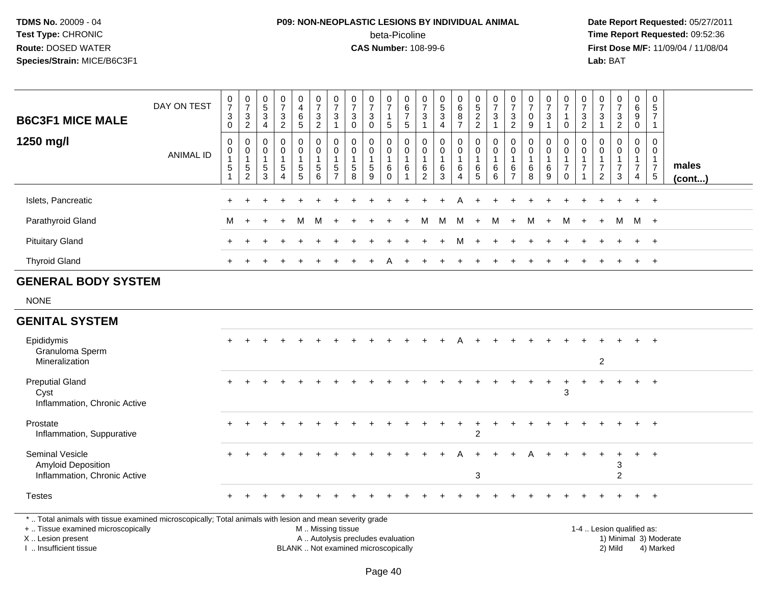**TDMS No.** 20009 - 04
**Test Type:** CHRONIC
**Route:** DOSED WATER
**Species/Strain:** MICE/B6C3F1

**P09: NON-NEOPLASTIC LESIONS BY INDIVIDUAL ANIMAL**
beta-Picoline
**CAS Number:** 108-99-6

**Date Report Requested:** 05/27/2011
**Time Report Requested:** 09:52:36
**First Dose M/F:** 11/09/04 / 11/08/04
**Lab:** BAT

| B6C3F1 MICE MALE 1250 mg/l | 0730 | 0732 | 0534 | 0732 | 0465 | 0732 | 0731 | 0730 | 0730 | 0715 | 0675 | 0731 | 0534 | 0687 | 0522 | 0731 | 0732 | 0709 | 0731 | 0710 | 0732 | 0731 | 0732 | 0690 | 0571 | |
|---|---|---|---|---|---|---|---|---|---|---|---|---|---|---|---|---|---|---|---|---|---|---|---|---|---|---|
| ANIMAL ID | 0015 1 | 0015 2 | 0015 3 | 0015 4 | 0015 5 | 0015 6 | 0015 7 | 0015 8 | 0015 9 | 0016 0 | 0016 1 | 0016 2 | 0016 3 | 0016 4 | 0016 5 | 0016 6 | 0016 7 | 0016 8 | 0016 9 | 0017 0 | 0017 1 | 0017 2 | 0017 3 | 0017 4 | 0017 5 | males (cont...) |
| Islets, Pancreatic | + | + | + | + | + | + | + | + | + | + | + | + | + | A | + | + | + | + | + | + | + | + | + | + | + | |
| Parathyroid Gland | M | + | + | + | M | M | + | + | + | + | + | M | M | M | + | M | + | M | + | M | + | + | M | M | + | |
| Pituitary Gland | + | + | + | + | + | + | + | + | + | + | + | + | + | M | + | + | + | + | + | + | + | + | + | + | + | |
| Thyroid Gland | + | + | + | + | + | + | + | + | + | A | + | + | + | + | + | + | + | + | + | + | + | + | + | + | + | |
| **GENERAL BODY SYSTEM** | | | | | | | | | | | | | | | | | | | | | | | | | | |
| NONE | | | | | | | | | | | | | | | | | | | | | | | | | | |
| **GENITAL SYSTEM** | | | | | | | | | | | | | | | | | | | | | | | | | | |
| Epididymis | + | + | + | + | + | + | + | + | + | + | + | + | + | A | + | + | + | + | + | + | + | + | + | + | + | |
| Granuloma Sperm | | | | | | | | | | | | | | | | | | | | | | | | | | |
| Mineralization | | | | | | | | | | | | | | | | | | | | | | 2 | | | | |
| Preputial Gland | + | + | + | + | + | + | + | + | + | + | + | + | + | + | + | + | + | + | + | + | + | + | + | + | + | |
| Cyst | | | | | | | | | | | | | | | | | | | | 3 | | | | | | |
| Inflammation, Chronic Active | | | | | | | | | | | | | | | | | | | | | | | | | | |
| Prostate | + | + | + | + | + | + | + | + | + | + | + | + | + | + | + | + | + | + | + | + | + | + | + | + | + | |
| Inflammation, Suppurative | | | | | | | | | | | | | | | 2 | | | | | | | | | | | |
| Seminal Vesicle | + | + | + | + | + | + | + | + | + | + | + | + | + | A | + | + | + | A | + | + | + | + | + | + | + | |
| Amyloid Deposition | | | | | | | | | | | | | | | | | | | | | | | 3 | | | |
| Inflammation, Chronic Active | | | | | | | | | | | | | | | 3 | | | | | | | | 2 | | | |
| Testes | + | + | + | + | + | + | + | + | + | + | + | + | + | + | + | + | + | + | + | + | + | + | + | + | + | |

\* .. Total animals with tissue examined microscopically; Total animals with lesion and mean severity grade
+ .. Tissue examined microscopically
X .. Lesion present
I .. Insufficient tissue

M .. Missing tissue
A .. Autolysis precludes evaluation
BLANK .. Not examined microscopically

1-4 .. Lesion qualified as:
1) Minimal 3) Moderate
2) Mild 4) Marked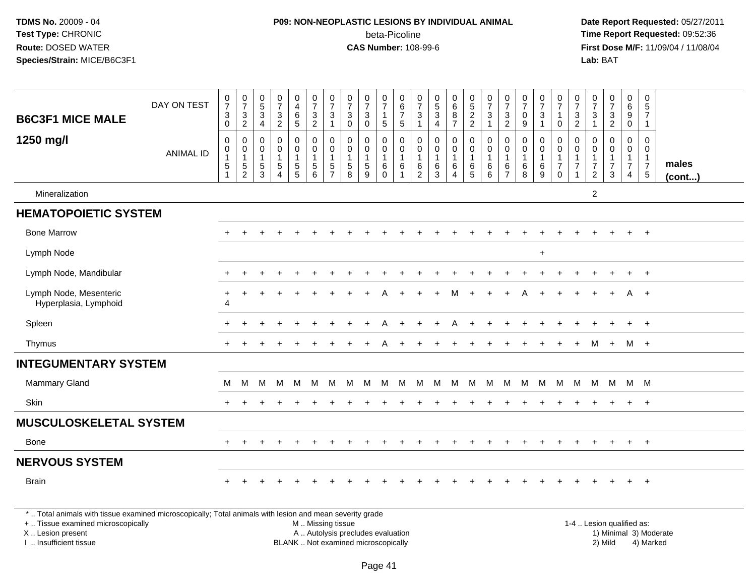**TDMS No.** 20009 - 04
**Test Type:** CHRONIC
**Route:** DOSED WATER
**Species/Strain:** MICE/B6C3F1

**P09: NON-NEOPLASTIC LESIONS BY INDIVIDUAL ANIMAL**
beta-Picoline
**CAS Number:** 108-99-6

**Date Report Requested:** 05/27/2011
**Time Report Requested:** 09:52:36
**First Dose M/F:** 11/09/04 / 11/08/04
**Lab:** BAT

| B6C3F1 MICE MALE 1250 mg/l | DAY ON TEST | 0730 | 0732 | 0534 | 0732 | 0465 | 0732 | 0731 | 0730 | 0730 | 0715 | 0675 | 0731 | 0534 | 0687 | 0522 | 0731 | 0732 | 0709 | 0731 | 0710 | 0732 | 0731 | 0732 | 0690 | 0571 | |
|---|---|---|---|---|---|---|---|---|---|---|---|---|---|---|---|---|---|---|---|---|---|---|---|---|---|---|---|
| | ANIMAL ID | 00151 | 00152 | 00153 | 00154 | 00155 | 00156 | 00157 | 00158 | 00159 | 00160 | 00161 | 00162 | 00163 | 00164 | 00165 | 00166 | 00167 | 00168 | 00169 | 00170 | 00171 | 00172 | 00173 | 00174 | 00175 | males (cont...) |
| Mineralization | | | | | | | | | | | | | | | | | | | | | | | 2 | | | | |
| **HEMATOPOIETIC SYSTEM** | | | | | | | | | | | | | | | | | | | | | | | | | | | |
| Bone Marrow | | + | + | + | + | + | + | + | + | + | + | + | + | + | + | + | + | + | + | + | + | + | + | + | + | + | |
| Lymph Node | | | | | | | | | | | | | | | | | | | | + | | | | | | | |
| Lymph Node, Mandibular | | + | + | + | + | + | + | + | + | + | + | + | + | + | + | + | + | + | + | + | + | + | + | + | + | + | |
| Lymph Node, Mesenteric | | + | + | + | + | + | + | + | + | + | A | + | + | + | M | + | + | + | A | + | + | + | + | + | A | + | |
| Hyperplasia, Lymphoid | | 4 | | | | | | | | | | | | | | | | | | | | | | | | | |
| Spleen | | + | + | + | + | + | + | + | + | + | A | + | + | + | A | + | + | + | + | + | + | + | + | + | + | + | |
| Thymus | | + | + | + | + | + | + | + | + | + | A | + | + | + | + | + | + | + | + | + | + | + | M | + | M | + | |
| **INTEGUMENTARY SYSTEM** | | | | | | | | | | | | | | | | | | | | | | | | | | | |
| Mammary Gland | | M | M | M | M | M | M | M | M | M | M | M | M | M | M | M | M | M | M | M | M | M | M | M | M | M | |
| Skin | | + | + | + | + | + | + | + | + | + | + | + | + | + | + | + | + | + | + | + | + | + | + | + | + | + | |
| **MUSCULOSKELETAL SYSTEM** | | | | | | | | | | | | | | | | | | | | | | | | | | | |
| Bone | | + | + | + | + | + | + | + | + | + | + | + | + | + | + | + | + | + | + | + | + | + | + | + | + | + | |
| **NERVOUS SYSTEM** | | | | | | | | | | | | | | | | | | | | | | | | | | | |
| Brain | | + | + | + | + | + | + | + | + | + | + | + | + | + | + | + | + | + | + | + | + | + | + | + | + | + | |

\* .. Total animals with tissue examined microscopically; Total animals with lesion and mean severity grade
\+ .. Tissue examined microscopically
X .. Lesion present
I .. Insufficient tissue

M .. Missing tissue
A .. Autolysis precludes evaluation
BLANK .. Not examined microscopically

1-4 .. Lesion qualified as:
1) Minimal 3) Moderate
2) Mild 4) Marked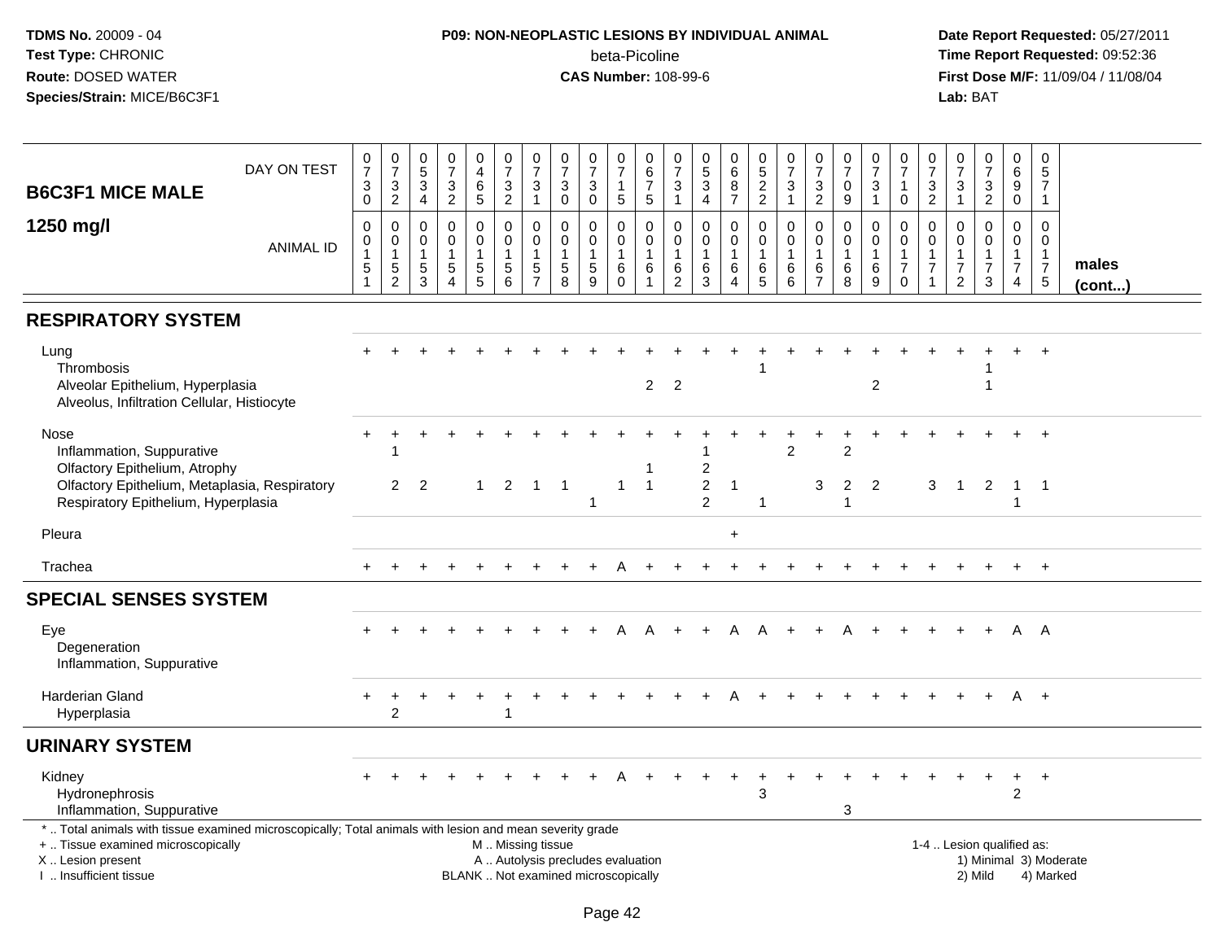**TDMS No.** 20009 - 04
**Test Type:** CHRONIC
**Route:** DOSED WATER
**Species/Strain:** MICE/B6C3F1

**P09: NON-NEOPLASTIC LESIONS BY INDIVIDUAL ANIMAL**
beta-Picoline
**CAS Number:** 108-99-6

**Date Report Requested:** 05/27/2011
**Time Report Requested:** 09:52:36
**First Dose M/F:** 11/09/04 / 11/08/04
**Lab:** BAT

| B6C3F1 MICE MALE 1250 mg/l | | | | | | | | | | | | | | | | | | | | | | | | | | |
|---|---|---|---|---|---|---|---|---|---|---|---|---|---|---|---|---|---|---|---|---|---|---|---|---|---|---|
| DAY ON TEST | 0730 | 0732 | 0534 | 0732 | 0465 | 0732 | 0731 | 0730 | 0730 | 0715 | 0675 | 0731 | 0534 | 0687 | 0522 | 0731 | 0732 | 0709 | 0731 | 0710 | 0732 | 0731 | 0732 | 0690 | 0571 | |
| ANIMAL ID | 0151 | 0152 | 0153 | 0154 | 0155 | 0156 | 0157 | 0158 | 0159 | 0160 | 0161 | 0162 | 0163 | 0164 | 0165 | 0166 | 0167 | 0168 | 0169 | 0170 | 0171 | 0172 | 0173 | 0174 | 0175 | males (cont...) |
| **RESPIRATORY SYSTEM** | | | | | | | | | | | | | | | | | | | | | | | | | | |
| Lung | + | + | + | + | + | + | + | + | + | + | + | + | + | + | + | + | + | + | + | + | + | + | + | + | + | |
| Thrombosis | | | | | | | | | | | | | | | 1 | | | | | | | | 1 | | | |
| Alveolar Epithelium, Hyperplasia | | | | | | | | | | | 2 | 2 | | | | | | | 2 | | | | 1 | | | |
| Alveolus, Infiltration Cellular, Histiocyte | | | | | | | | | | | | | | | | | | | | | | | | | | |
| Nose | + | + | + | + | + | + | + | + | + | + | + | + | + | + | + | + | + | + | + | + | + | + | + | + | + | |
| Inflammation, Suppurative | | 1 | | | | | | | | | | | 1 | | | 2 | | 2 | | | | | | | | |
| Olfactory Epithelium, Atrophy | | | | | | | | | | | 1 | | 2 | | | | | | | | | | | | | |
| Olfactory Epithelium, Metaplasia, Respiratory | | 2 | 2 | | 1 | 2 | 1 | 1 | | 1 | 1 | | 2 | 1 | | | 3 | 2 | 2 | | 3 | 1 | 2 | 1 | 1 | |
| Respiratory Epithelium, Hyperplasia | | | | | | | | | 1 | | | | 2 | | 1 | | | 1 | | | | | | 1 | | |
| Pleura | | | | | | | | | | | | | | + | | | | | | | | | | | | |
| Trachea | + | + | + | + | + | + | + | + | + | A | + | + | + | + | + | + | + | + | + | + | + | + | + | + | + | |
| **SPECIAL SENSES SYSTEM** | | | | | | | | | | | | | | | | | | | | | | | | | | |
| Eye | + | + | + | + | + | + | + | + | + | A | A | + | + | A | A | + | + | A | + | + | + | + | + | A | A | |
| Degeneration | | | | | | | | | | | | | | | | | | | | | | | | | | |
| Inflammation, Suppurative | | | | | | | | | | | | | | | | | | | | | | | | | | |
| Harderian Gland | + | + | + | + | + | + | + | + | + | + | + | + | + | A | + | + | + | + | + | + | + | + | + | A | + | |
| Hyperplasia | | 2 | | | | 1 | | | | | | | | | | | | | | | | | | | | |
| **URINARY SYSTEM** | | | | | | | | | | | | | | | | | | | | | | | | | | |
| Kidney | + | + | + | + | + | + | + | + | + | A | + | + | + | + | + | + | + | + | + | + | + | + | + | + | + | |
| Hydronephrosis | | | | | | | | | | | | | | | 3 | | | | | | | | | 2 | | |
| Inflammation, Suppurative | | | | | | | | | | | | | | | | | | 3 | | | | | | | | |

\* .. Total animals with tissue examined microscopically; Total animals with lesion and mean severity grade
\+ .. Tissue examined microscopically
X .. Lesion present
I .. Insufficient tissue

M .. Missing tissue
A .. Autolysis precludes evaluation
BLANK .. Not examined microscopically

1-4 .. Lesion qualified as:
1) Minimal 3) Moderate
2) Mild 4) Marked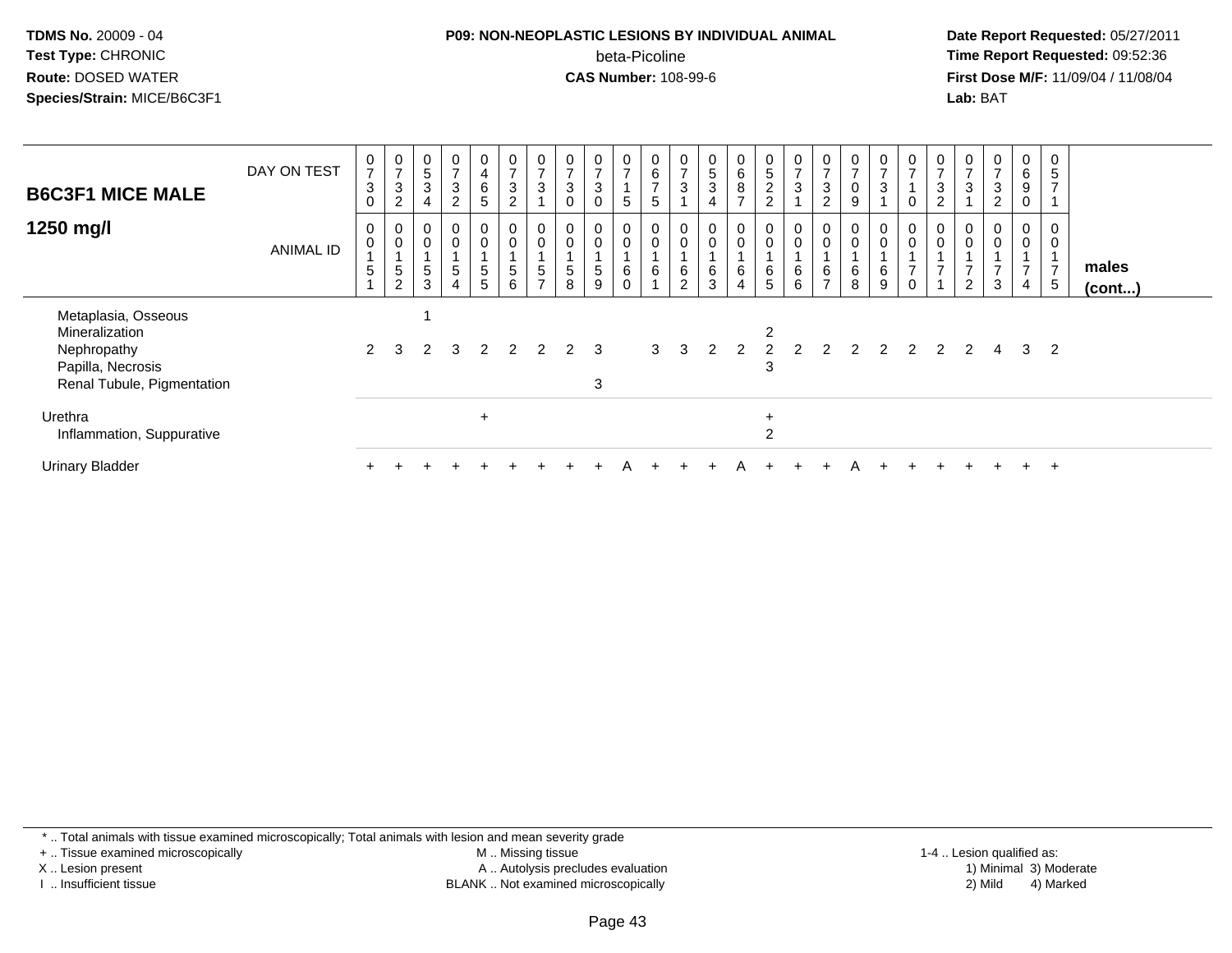**TDMS No.** 20009 - 04
**Test Type:** CHRONIC
**Route:** DOSED WATER
**Species/Strain:** MICE/B6C3F1

**P09: NON-NEOPLASTIC LESIONS BY INDIVIDUAL ANIMAL**
beta-Picoline
**CAS Number:** 108-99-6

**Date Report Requested:** 05/27/2011
**Time Report Requested:** 09:52:36
**First Dose M/F:** 11/09/04 / 11/08/04
**Lab:** BAT

| B6C3F1 MICE MALE 1250 mg/l | DAY ON TEST | 0730 | 0732 | 0534 | 0732 | 0465 | 0732 | 0731 | 0730 | 0730 | 0715 | 0675 | 0731 | 0534 | 0687 | 0522 | 0731 | 0732 | 0709 | 0731 | 0710 | 0732 | 0731 | 0732 | 0690 | 0571 | |
|---|---|---|---|---|---|---|---|---|---|---|---|---|---|---|---|---|---|---|---|---|---|---|---|---|---|---|---|
| | ANIMAL ID | 0015 1 | 0015 2 | 0015 3 | 0015 4 | 0015 5 | 0015 6 | 0015 7 | 0015 8 | 0015 9 | 0016 0 | 0016 1 | 0016 2 | 0016 3 | 0016 4 | 0016 5 | 0016 6 | 0016 7 | 0016 8 | 0016 9 | 0017 0 | 0017 1 | 0017 2 | 0017 3 | 0017 4 | 0017 5 | males (cont...) |
| Metaplasia, Osseous | | | | 1 | | | | | | | | | | | | | | | | | | | | | | | |
| Mineralization | | | | | | | | | | | | | | | | 2 | | | | | | | | | | | |
| Nephropathy | | 2 | 3 | 2 | 3 | 2 | 2 | 2 | 2 | 3 | | 3 | 3 | 2 | 2 | 2 | 2 | 2 | 2 | 2 | 2 | 2 | 2 | 4 | 3 | 2 | |
| Papilla, Necrosis | | | | | | | | | | | | | | | | 3 | | | | | | | | | | | |
| Renal Tubule, Pigmentation | | | | | | | | | | 3 | | | | | | | | | | | | | | | | | |
| Urethra | | | | | | + | | | | | | | | | | + | | | | | | | | | | | |
| Inflammation, Suppurative | | | | | | | | | | | | | | | | 2 | | | | | | | | | | | |
| Urinary Bladder | | + | + | + | + | + | + | + | + | + | A | + | + | + | A | + | + | + | A | + | + | + | + | + | + | + | |

\* .. Total animals with tissue examined microscopically; Total animals with lesion and mean severity grade
\+ .. Tissue examined microscopically
X .. Lesion present
I .. Insufficient tissue

M .. Missing tissue
A .. Autolysis precludes evaluation
BLANK .. Not examined microscopically

1-4 .. Lesion qualified as:
1) Minimal 3) Moderate
2) Mild 4) Marked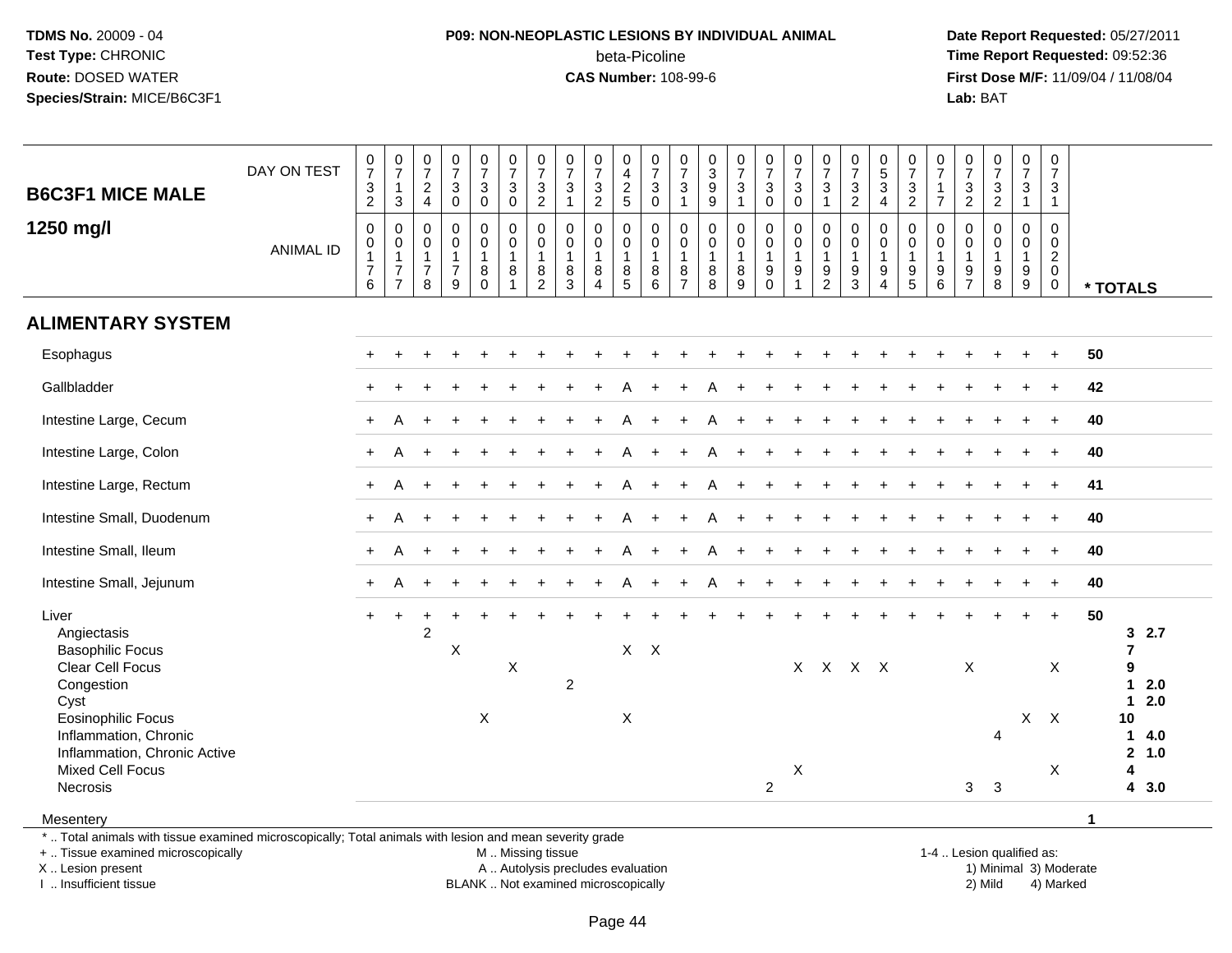**TDMS No.** 20009 - 04
**Test Type:** CHRONIC
**Route:** DOSED WATER
**Species/Strain:** MICE/B6C3F1

**P09: NON-NEOPLASTIC LESIONS BY INDIVIDUAL ANIMAL**
beta-Picoline
**CAS Number:** 108-99-6

**Date Report Requested:** 05/27/2011
**Time Report Requested:** 09:52:36
**First Dose M/F:** 11/09/04 / 11/08/04
**Lab:** BAT

## B6C3F1 MICE MALE 1250 mg/l

| DAY ON TEST | 0732 | 0713 | 0724 | 0730 | 0730 | 0730 | 0732 | 0731 | 0732 | 0425 | 0730 | 0731 | 0399 | 0731 | 0730 | 0730 | 0731 | 0732 | 0534 | 0732 | 0717 | 0732 | 0732 | 0731 | 0731 | |
|---|---|---|---|---|---|---|---|---|---|---|---|---|---|---|---|---|---|---|---|---|---|---|---|---|---|---|
| **ANIMAL ID** | 0176 | 0177 | 0178 | 0179 | 0180 | 0181 | 0182 | 0183 | 0184 | 0185 | 0186 | 0187 | 0188 | 0189 | 0190 | 0191 | 0192 | 0193 | 0194 | 0195 | 0196 | 0197 | 0198 | 0199 | 0200 | *** TOTALS** |
| **ALIMENTARY SYSTEM** | | | | | | | | | | | | | | | | | | | | | | | | | | |
| Esophagus | + | + | + | + | + | + | + | + | + | + | + | + | + | + | + | + | + | + | + | + | + | + | + | + | + | 50 |
| Gallbladder | + | + | + | + | + | + | + | + | + | A | + | + | A | + | + | + | + | + | + | + | + | + | + | + | + | 42 |
| Intestine Large, Cecum | + | A | + | + | + | + | + | + | + | A | + | + | A | + | + | + | + | + | + | + | + | + | + | + | + | 40 |
| Intestine Large, Colon | + | A | + | + | + | + | + | + | + | A | + | + | A | + | + | + | + | + | + | + | + | + | + | + | + | 40 |
| Intestine Large, Rectum | + | A | + | + | + | + | + | + | + | A | + | + | A | + | + | + | + | + | + | + | + | + | + | + | + | 41 |
| Intestine Small, Duodenum | + | A | + | + | + | + | + | + | + | A | + | + | A | + | + | + | + | + | + | + | + | + | + | + | + | 40 |
| Intestine Small, Ileum | + | A | + | + | + | + | + | + | + | A | + | + | A | + | + | + | + | + | + | + | + | + | + | + | + | 40 |
| Intestine Small, Jejunum | + | A | + | + | + | + | + | + | + | A | + | + | A | + | + | + | + | + | + | + | + | + | + | + | + | 40 |
| Liver | + | + | + | + | + | + | + | + | + | + | + | + | + | + | + | + | + | + | + | + | + | + | + | + | + | 50 |
| Angiectasis | | | 2 | | | | | | | | | | | | | | | | | | | | | | | 3 2.7 |
| Basophilic Focus | | | | X | | | | | | X | X | | | | | | | | | | | | | | | 7 |
| Clear Cell Focus | | | | | | X | | | | | | | | | | X | X | X | X | | | X | | | X | 9 |
| Congestion | | | | | | | | 2 | | | | | | | | | | | | | | | | | | 1 2.0 |
| Cyst | | | | | | | | | | | | | | | | | | | | | | | | | | 1 2.0 |
| Eosinophilic Focus | | | | | X | | | | | X | | | | | | | | | | | | | | X | X | 10 |
| Inflammation, Chronic | | | | | | | | | | | | | | | | | | | | | | | 4 | | | 1 4.0 |
| Inflammation, Chronic Active | | | | | | | | | | | | | | | | | | | | | | | | | | 2 1.0 |
| Mixed Cell Focus | | | | | | | | | | | | | | | | X | | | | | | | | | X | 4 |
| Necrosis | | | | | | | | | | | | | | | 2 | | | | | | | 3 | 3 | | | 4 3.0 |
| Mesentery | | | | | | | | | | | | | | | | | | | | | | | | | | 1 |

* .. Total animals with tissue examined microscopically; Total animals with lesion and mean severity grade
+ .. Tissue examined microscopically
X .. Lesion present
I .. Insufficient tissue

M .. Missing tissue
A .. Autolysis precludes evaluation
BLANK .. Not examined microscopically

1-4 .. Lesion qualified as:
1) Minimal 2) Mild 3) Moderate 4) Marked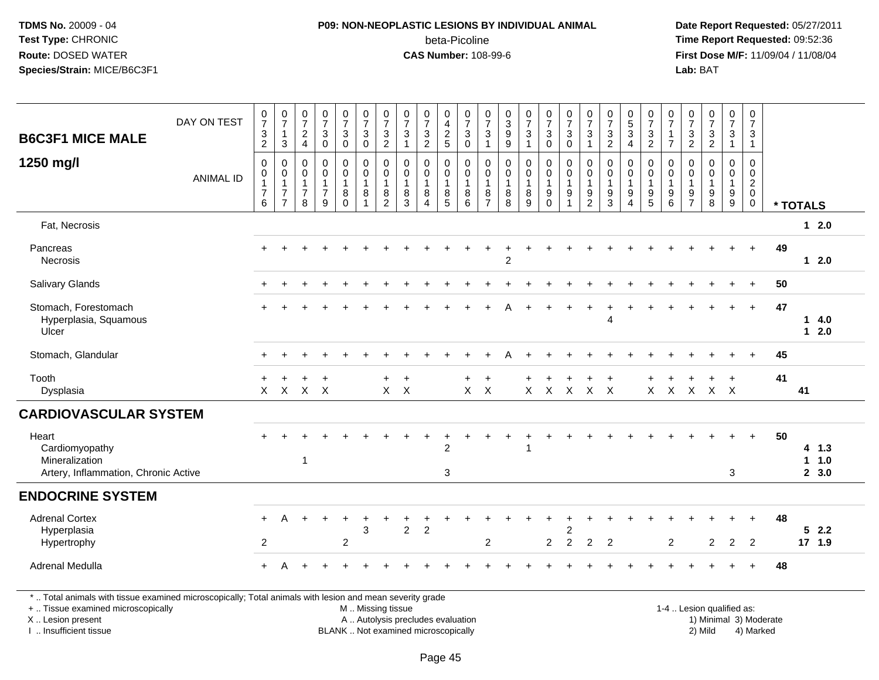**TDMS No.** 20009 - 04
**Test Type:** CHRONIC
**Route:** DOSED WATER
**Species/Strain:** MICE/B6C3F1

**P09: NON-NEOPLASTIC LESIONS BY INDIVIDUAL ANIMAL**
beta-Picoline
**CAS Number:** 108-99-6

**Date Report Requested:** 05/27/2011
**Time Report Requested:** 09:52:36
**First Dose M/F:** 11/09/04 / 11/08/04
**Lab:** BAT

## B6C3F1 MICE MALE 1250 mg/l

| DAY ON TEST | 0732 | 0713 | 0724 | 0730 | 0730 | 0730 | 0732 | 0731 | 0732 | 0425 | 0730 | 0731 | 0399 | 0731 | 0730 | 0730 | 0731 | 0732 | 0534 | 0732 | 0717 | 0732 | 0732 | 0731 | 0731 | |
|---|---|---|---|---|---|---|---|---|---|---|---|---|---|---|---|---|---|---|---|---|---|---|---|---|---|---|
| **ANIMAL ID** | 0176 | 0177 | 0178 | 0179 | 0180 | 0181 | 0182 | 0183 | 0184 | 0185 | 0186 | 0187 | 0188 | 0189 | 0190 | 0191 | 0192 | 0193 | 0194 | 0195 | 0196 | 0197 | 0198 | 0199 | 0200 | *** TOTALS** |
| Fat, Necrosis | | | | | | | | | | | | | | | | | | | | | | | | | | 1 2.0 |
| Pancreas | + | + | + | + | + | + | + | + | + | + | + | + | + | + | + | + | + | + | + | + | + | + | + | + | + | 49 |
| Necrosis | | | | | | | | | | | | | 2 | | | | | | | | | | | | | 1 2.0 |
| Salivary Glands | + | + | + | + | + | + | + | + | + | + | + | + | + | + | + | + | + | + | + | + | + | + | + | + | + | 50 |
| Stomach, Forestomach | + | + | + | + | + | + | + | + | + | + | + | + | A | + | + | + | + | + | + | + | + | + | + | + | + | 47 |
| Hyperplasia, Squamous | | | | | | | | | | | | | | | | | | 4 | | | | | | | | 1 4.0 |
| Ulcer | | | | | | | | | | | | | | | | | | | | | | | | | | 1 2.0 |
| Stomach, Glandular | + | + | + | + | + | + | + | + | + | + | + | + | A | + | + | + | + | + | + | + | + | + | + | + | + | 45 |
| Tooth | + | + | + | + | | | + | + | | | + | + | | + | + | + | + | + | | + | + | + | + | + | | 41 |
| Dysplasia | X | X | X | X | | | X | X | | | X | X | | X | X | X | X | X | | X | X | X | X | X | | 41 |
| **CARDIOVASCULAR SYSTEM** | | | | | | | | | | | | | | | | | | | | | | | | | | |
| Heart | + | + | + | + | + | + | + | + | + | + | + | + | + | + | + | + | + | + | + | + | + | + | + | + | + | 50 |
| Cardiomyopathy | | | | | | | | | | 2 | | | | 1 | | | | | | | | | | | | 4 1.3 |
| Mineralization | | | 1 | | | | | | | | | | | | | | | | | | | | | | | 1 1.0 |
| Artery, Inflammation, Chronic Active | | | | | | | | | | 3 | | | | | | | | | | | | | | 3 | | 2 3.0 |
| **ENDOCRINE SYSTEM** | | | | | | | | | | | | | | | | | | | | | | | | | | |
| Adrenal Cortex | + | A | + | + | + | + | + | + | + | + | + | + | + | + | + | + | + | + | + | + | + | + | + | + | + | 48 |
| Hyperplasia | | | | | | 3 | | 2 | 2 | | | | | | | 2 | | | | | | | | | | 5 2.2 |
| Hypertrophy | 2 | | | | 2 | | | | | | | 2 | | | 2 | 2 | 2 | 2 | | | 2 | | 2 | 2 | 2 | 17 1.9 |
| Adrenal Medulla | + | A | + | + | + | + | + | + | + | + | + | + | + | + | + | + | + | + | + | + | + | + | + | + | + | 48 |

* .. Total animals with tissue examined microscopically; Total animals with lesion and mean severity grade
+ .. Tissue examined microscopically
X .. Lesion present
I .. Insufficient tissue

M .. Missing tissue
A .. Autolysis precludes evaluation
BLANK .. Not examined microscopically

1-4 .. Lesion qualified as:
1) Minimal 3) Moderate
2) Mild 4) Marked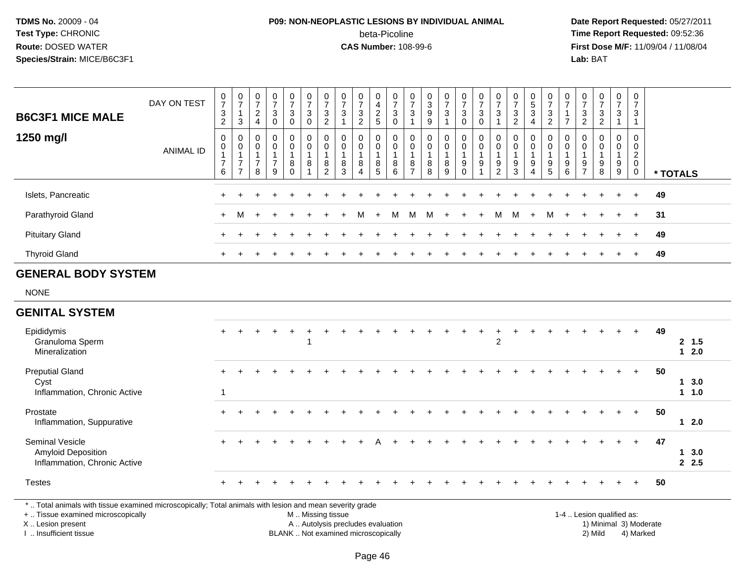**TDMS No.** 20009 - 04
**Test Type:** CHRONIC
**Route:** DOSED WATER
**Species/Strain:** MICE/B6C3F1

**P09: NON-NEOPLASTIC LESIONS BY INDIVIDUAL ANIMAL**
beta-Picoline
**CAS Number:** 108-99-6

**Date Report Requested:** 05/27/2011
**Time Report Requested:** 09:52:36
**First Dose M/F:** 11/09/04 / 11/08/04
**Lab:** BAT

## B6C3F1 MICE MALE 1250 mg/l

| DAY ON TEST | 0732 | 0713 | 0724 | 0730 | 0730 | 0730 | 0732 | 0731 | 0732 | 0425 | 0730 | 0731 | 0399 | 0731 | 0730 | 0730 | 0731 | 0732 | 0534 | 0732 | 0717 | 0732 | 0732 | 0731 | 0731 | |
|---|---|---|---|---|---|---|---|---|---|---|---|---|---|---|---|---|---|---|---|---|---|---|---|---|---|---|
| **ANIMAL ID** | 0017 6 | 0017 7 | 0017 8 | 0017 9 | 0018 0 | 0018 1 | 0018 2 | 0018 3 | 0018 4 | 0018 5 | 0018 6 | 0018 7 | 0018 8 | 0018 9 | 0019 0 | 0019 1 | 0019 2 | 0019 3 | 0019 4 | 0019 5 | 0019 6 | 0019 7 | 0019 8 | 0019 9 | 0020 0 | *** TOTALS** |
| Islets, Pancreatic | + | + | + | + | + | + | + | + | + | + | + | + | + | + | + | + | + | + | + | + | + | + | + | + | + | 49 |
| Parathyroid Gland | + | M | + | + | + | + | + | + | M | + | M | M | M | + | + | + | M | M | + | M | + | + | + | + | + | 31 |
| Pituitary Gland | + | + | + | + | + | + | + | + | + | + | + | + | + | + | + | + | + | + | + | + | + | + | + | + | + | 49 |
| Thyroid Gland | + | + | + | + | + | + | + | + | + | + | + | + | + | + | + | + | + | + | + | + | + | + | + | + | + | 49 |
| **GENERAL BODY SYSTEM** | | | | | | | | | | | | | | | | | | | | | | | | | | |
| NONE | | | | | | | | | | | | | | | | | | | | | | | | | | |
| **GENITAL SYSTEM** | | | | | | | | | | | | | | | | | | | | | | | | | | |
| Epididymis | + | + | + | + | + | + | + | + | + | + | + | + | + | + | + | + | + | + | + | + | + | + | + | + | + | 49 |
| Granuloma Sperm | | | | | | 1 | | | | | | | | | | | 2 | | | | | | | | | 2 1.5 |
| Mineralization | | | | | | | | | | | | | | | | | | | | | | | | | | 1 2.0 |
| Preputial Gland | + | + | + | + | + | + | + | + | + | + | + | + | + | + | + | + | + | + | + | + | + | + | + | + | + | 50 |
| Cyst | | | | | | | | | | | | | | | | | | | | | | | | | | 1 3.0 |
| Inflammation, Chronic Active | 1 | | | | | | | | | | | | | | | | | | | | | | | | | 1 1.0 |
| Prostate | + | + | + | + | + | + | + | + | + | + | + | + | + | + | + | + | + | + | + | + | + | + | + | + | + | 50 |
| Inflammation, Suppurative | | | | | | | | | | | | | | | | | | | | | | | | | | 1 2.0 |
| Seminal Vesicle | + | + | + | + | + | + | + | + | + | A | + | + | + | + | + | + | + | + | + | + | + | + | + | + | + | 47 |
| Amyloid Deposition | | | | | | | | | | | | | | | | | | | | | | | | | | 1 3.0 |
| Inflammation, Chronic Active | | | | | | | | | | | | | | | | | | | | | | | | | | 2 2.5 |
| Testes | + | + | + | + | + | + | + | + | + | + | + | + | + | + | + | + | + | + | + | + | + | + | + | + | + | 50 |

* .. Total animals with tissue examined microscopically; Total animals with lesion and mean severity grade
+ .. Tissue examined microscopically
X .. Lesion present
I .. Insufficient tissue

M .. Missing tissue
A .. Autolysis precludes evaluation
BLANK .. Not examined microscopically

1-4 .. Lesion qualified as:
1) Minimal 3) Moderate
2) Mild 4) Marked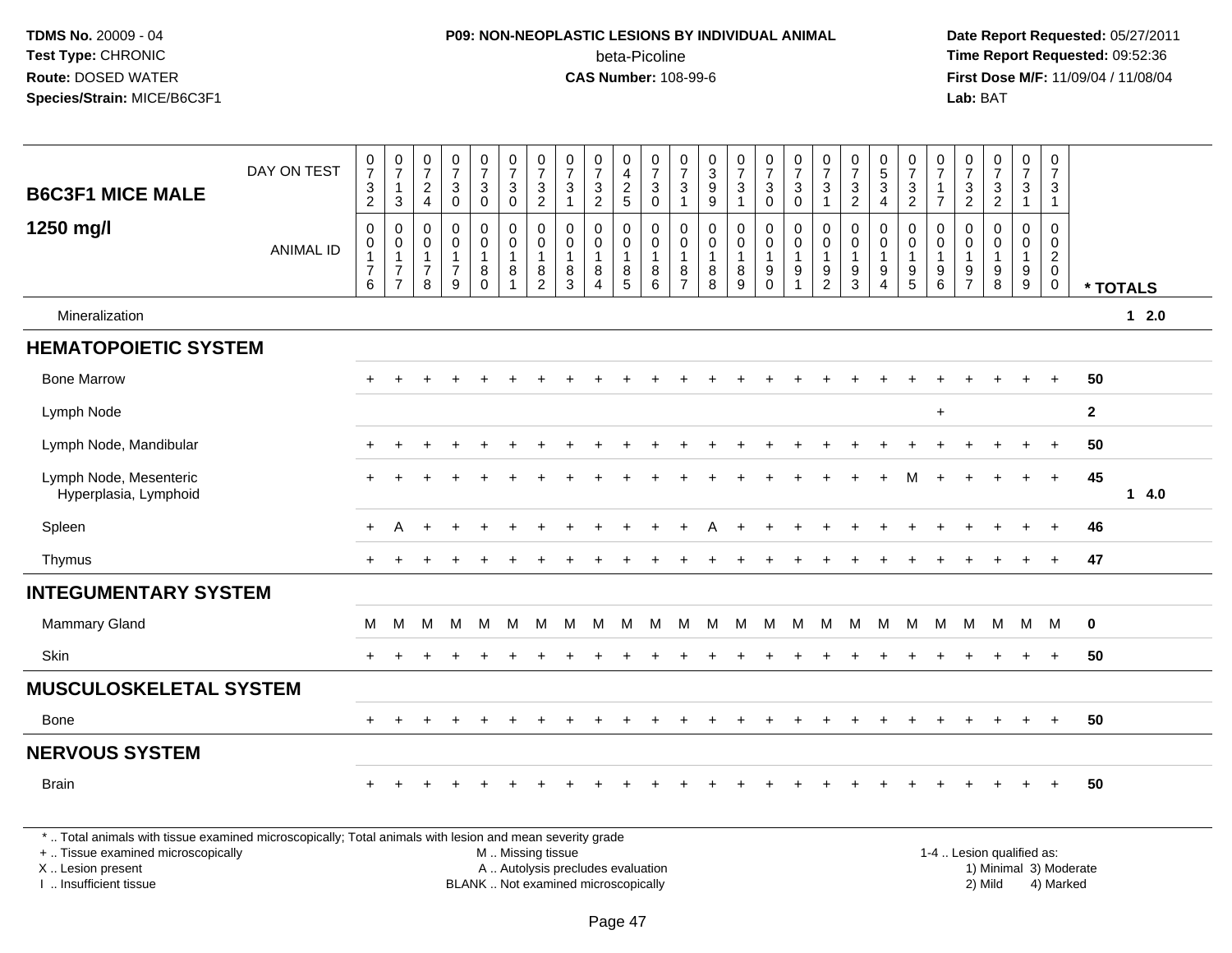**TDMS No.** 20009 - 04
**Test Type:** CHRONIC
**Route:** DOSED WATER
**Species/Strain:** MICE/B6C3F1

**P09: NON-NEOPLASTIC LESIONS BY INDIVIDUAL ANIMAL**
beta-Picoline
**CAS Number:** 108-99-6

**Date Report Requested:** 05/27/2011
**Time Report Requested:** 09:52:36
**First Dose M/F:** 11/09/04 / 11/08/04
**Lab:** BAT

## B6C3F1 MICE MALE 1250 mg/l

| DAY ON TEST | 0732 | 0713 | 0724 | 0730 | 0730 | 0730 | 0732 | 0731 | 0732 | 0425 | 0730 | 0731 | 0399 | 0731 | 0730 | 0730 | 0731 | 0732 | 0534 | 0732 | 0717 | 0732 | 0732 | 0731 | 0731 | |
|---|---|---|---|---|---|---|---|---|---|---|---|---|---|---|---|---|---|---|---|---|---|---|---|---|---|---|
| **ANIMAL ID** | 0017 6 | 0017 7 | 0017 8 | 0017 9 | 0018 0 | 0018 1 | 0018 2 | 0018 3 | 0018 4 | 0018 5 | 0018 6 | 0018 7 | 0018 8 | 0018 9 | 0019 0 | 0019 1 | 0019 2 | 0019 3 | 0019 4 | 0019 5 | 0019 6 | 0019 7 | 0019 8 | 0019 9 | 0020 0 | *** TOTALS** |
| Mineralization | | | | | | | | | | | | | | | | | | | | | | | | | | 1 2.0 |
| **HEMATOPOIETIC SYSTEM** | | | | | | | | | | | | | | | | | | | | | | | | | | |
| Bone Marrow | + | + | + | + | + | + | + | + | + | + | + | + | + | + | + | + | + | + | + | + | + | + | + | + | + | 50 |
| Lymph Node | | | | | | | | | | | | | | | | | | | | | + | | | | | 2 |
| Lymph Node, Mandibular | + | + | + | + | + | + | + | + | + | + | + | + | + | + | + | + | + | + | + | + | + | + | + | + | + | 50 |
| Lymph Node, Mesenteric | + | + | + | + | + | + | + | + | + | + | + | + | + | + | + | + | + | + | + | M | + | + | + | + | + | 45 |
| Hyperplasia, Lymphoid | | | | | | | | | | | | | | | | | | | | | | | | | | 1 4.0 |
| Spleen | + | A | + | + | + | + | + | + | + | + | + | + | A | + | + | + | + | + | + | + | + | + | + | + | + | 46 |
| Thymus | + | + | + | + | + | + | + | + | + | + | + | + | + | + | + | + | + | + | + | + | + | + | + | + | + | 47 |
| **INTEGUMENTARY SYSTEM** | | | | | | | | | | | | | | | | | | | | | | | | | | |
| Mammary Gland | M | M | M | M | M | M | M | M | M | M | M | M | M | M | M | M | M | M | M | M | M | M | M | M | M | 0 |
| Skin | + | + | + | + | + | + | + | + | + | + | + | + | + | + | + | + | + | + | + | + | + | + | + | + | + | 50 |
| **MUSCULOSKELETAL SYSTEM** | | | | | | | | | | | | | | | | | | | | | | | | | | |
| Bone | + | + | + | + | + | + | + | + | + | + | + | + | + | + | + | + | + | + | + | + | + | + | + | + | + | 50 |
| **NERVOUS SYSTEM** | | | | | | | | | | | | | | | | | | | | | | | | | | |
| Brain | + | + | + | + | + | + | + | + | + | + | + | + | + | + | + | + | + | + | + | + | + | + | + | + | + | 50 |

* .. Total animals with tissue examined microscopically; Total animals with lesion and mean severity grade
+ .. Tissue examined microscopically
X .. Lesion present
I .. Insufficient tissue

M .. Missing tissue
A .. Autolysis precludes evaluation
BLANK .. Not examined microscopically

1-4 .. Lesion qualified as:
1) Minimal 3) Moderate
2) Mild 4) Marked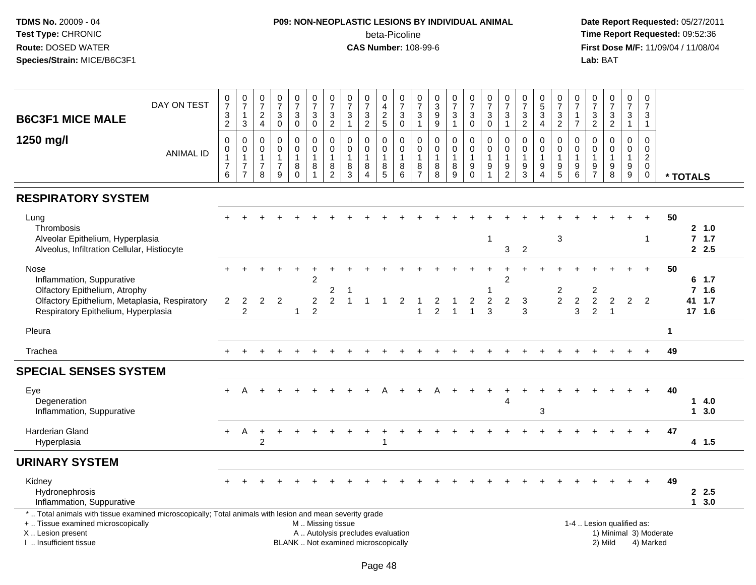**TDMS No.** 20009 - 04
**Test Type:** CHRONIC
**Route:** DOSED WATER
**Species/Strain:** MICE/B6C3F1

**P09: NON-NEOPLASTIC LESIONS BY INDIVIDUAL ANIMAL**
beta-Picoline
**CAS Number:** 108-99-6

**Date Report Requested:** 05/27/2011
**Time Report Requested:** 09:52:36
**First Dose M/F:** 11/09/04 / 11/08/04
**Lab:** BAT

## B6C3F1 MICE MALE 1250 mg/l

| DAY ON TEST | 0732 | 0713 | 0724 | 0730 | 0730 | 0730 | 0732 | 0731 | 0732 | 0425 | 0730 | 0731 | 0399 | 0731 | 0730 | 0730 | 0731 | 0732 | 0534 | 0732 | 0717 | 0732 | 0732 | 0731 | 0731 | |
|---|---|---|---|---|---|---|---|---|---|---|---|---|---|---|---|---|---|---|---|---|---|---|---|---|---|---|
| **ANIMAL ID** | 0176 | 0177 | 0178 | 0179 | 0180 | 0181 | 0182 | 0183 | 0184 | 0185 | 0186 | 0187 | 0188 | 0189 | 0190 | 0191 | 0192 | 0193 | 0194 | 0195 | 0196 | 0197 | 0198 | 0199 | 0200 | *** TOTALS** |
| **RESPIRATORY SYSTEM** | | | | | | | | | | | | | | | | | | | | | | | | | | |
| Lung | + | + | + | + | + | + | + | + | + | + | + | + | + | + | + | + | + | + | + | + | + | + | + | + | + | 50 |
| Thrombosis | | | | | | | | | | | | | | | | | | | | | | | | | | 2 1.0 |
| Alveolar Epithelium, Hyperplasia | | | | | | | | | | | | | | | | 1 | | | | 3 | | | | | 1 | 7 1.7 |
| Alveolus, Infiltration Cellular, Histiocyte | | | | | | | | | | | | | | | | | 3 | 2 | | | | | | | | 2 2.5 |
| Nose | + | + | + | + | + | + | + | + | + | + | + | + | + | + | + | + | + | + | + | + | + | + | + | + | + | 50 |
| Inflammation, Suppurative | | | | | | 2 | | | | | | | | | | | 2 | | | | | | | | | 6 1.7 |
| Olfactory Epithelium, Atrophy | | | | | | | 2 | 1 | | | | | | | | 1 | | | | 2 | | 2 | | | | 7 1.6 |
| Olfactory Epithelium, Metaplasia, Respiratory | 2 | 2 | 2 | 2 | | 2 | 2 | 1 | 1 | 1 | 2 | 1 | 2 | 1 | 2 | 2 | 2 | 3 | | 2 | 2 | 2 | 2 | 2 | 2 | 41 1.7 |
| Respiratory Epithelium, Hyperplasia | | 2 | | | 1 | 2 | | | | | | 1 | 2 | 1 | 1 | 3 | | 3 | | | 3 | 2 | 1 | | | 17 1.6 |
| Pleura | | | | | | | | | | | | | | | | | | | | | | | | | | 1 |
| Trachea | + | + | + | + | + | + | + | + | + | + | + | + | + | + | + | + | + | + | + | + | + | + | + | + | + | 49 |
| **SPECIAL SENSES SYSTEM** | | | | | | | | | | | | | | | | | | | | | | | | | | |
| Eye | + | A | + | + | + | + | + | + | + | A | + | + | A | + | + | + | + | + | + | + | + | + | + | + | + | 40 |
| Degeneration | | | | | | | | | | | | | | | | | 4 | | | | | | | | | 1 4.0 |
| Inflammation, Suppurative | | | | | | | | | | | | | | | | | | | 3 | | | | | | | 1 3.0 |
| Harderian Gland | + | A | + | + | + | + | + | + | + | + | + | + | + | + | + | + | + | + | + | + | + | + | + | + | + | 47 |
| Hyperplasia | | | 2 | | | | | | | 1 | | | | | | | | | | | | | | | | 4 1.5 |
| **URINARY SYSTEM** | | | | | | | | | | | | | | | | | | | | | | | | | | |
| Kidney | + | + | + | + | + | + | + | + | + | + | + | + | + | + | + | + | + | + | + | + | + | + | + | + | + | 49 |
| Hydronephrosis | | | | | | | | | | | | | | | | | | | | | | | | | | 2 2.5 |
| Inflammation, Suppurative | | | | | | | | | | | | | | | | | | | | | | | | | | 1 3.0 |

* .. Total animals with tissue examined microscopically; Total animals with lesion and mean severity grade
+ .. Tissue examined microscopically
X .. Lesion present
I .. Insufficient tissue

M .. Missing tissue
A .. Autolysis precludes evaluation
BLANK .. Not examined microscopically

1-4 .. Lesion qualified as:
1) Minimal 3) Moderate
2) Mild 4) Marked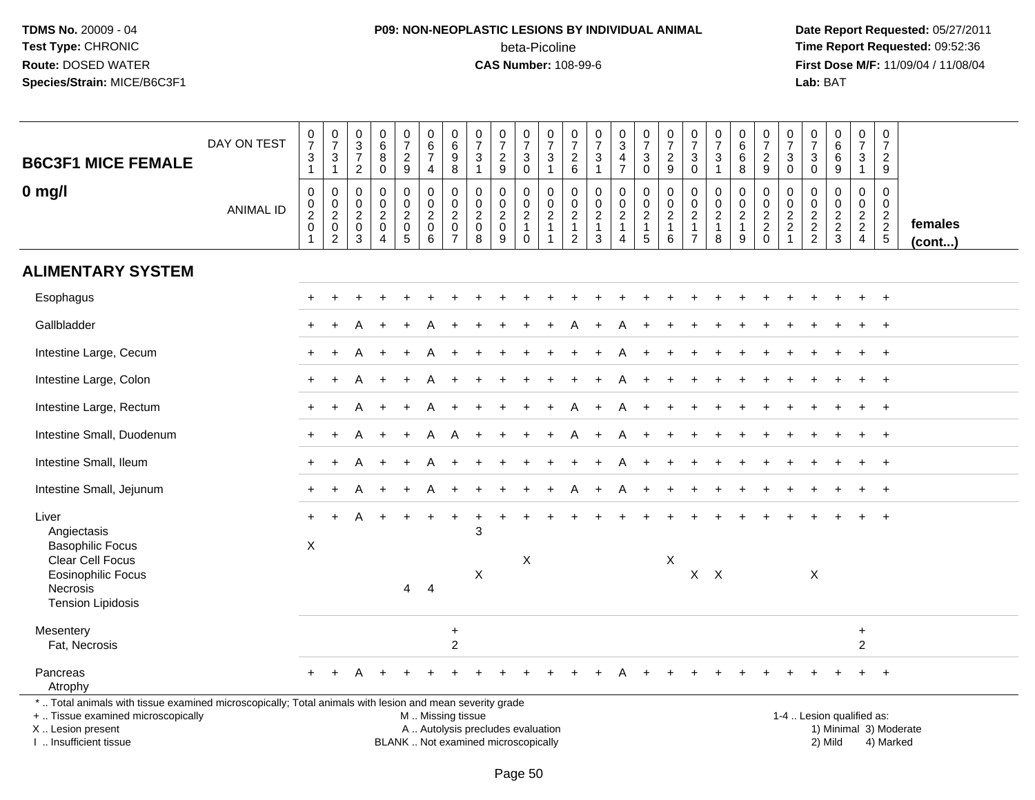**TDMS No.** 20009 - 04
**Test Type:** CHRONIC
**Route:** DOSED WATER
**Species/Strain:** MICE/B6C3F1

**P09: NON-NEOPLASTIC LESIONS BY INDIVIDUAL ANIMAL**
beta-Picoline
**CAS Number:** 108-99-6

**Date Report Requested:** 05/27/2011
**Time Report Requested:** 09:52:36
**First Dose M/F:** 11/09/04 / 11/08/04
**Lab:** BAT

| B6C3F1 MICE FEMALE 0 mg/l | | | | | | | | | | | | | | | | | | | | | | | | | | |
|---|---|---|---|---|---|---|---|---|---|---|---|---|---|---|---|---|---|---|---|---|---|---|---|---|---|---|
| DAY ON TEST | 0731 | 0731 | 0372 | 0680 | 0729 | 0674 | 0698 | 0731 | 0729 | 0730 | 0731 | 0726 | 0731 | 0347 | 0730 | 0729 | 0730 | 0731 | 0668 | 0729 | 0730 | 0730 | 0669 | 0731 | 0729 | |
| ANIMAL ID | 00201 | 00202 | 00203 | 00204 | 00205 | 00206 | 00207 | 00208 | 00209 | 00210 | 00211 | 00212 | 00213 | 00214 | 00215 | 00216 | 00217 | 00218 | 00219 | 00220 | 00221 | 00222 | 00223 | 00224 | 00225 | females (cont...) |
| **ALIMENTARY SYSTEM** | | | | | | | | | | | | | | | | | | | | | | | | | | |
| Esophagus | + | + | + | + | + | + | + | + | + | + | + | + | + | + | + | + | + | + | + | + | + | + | + | + | + | |
| Gallbladder | + | + | A | + | + | A | + | + | + | + | + | A | + | A | + | + | + | + | + | + | + | + | + | + | + | |
| Intestine Large, Cecum | + | + | A | + | + | A | + | + | + | + | + | + | + | A | + | + | + | + | + | + | + | + | + | + | + | |
| Intestine Large, Colon | + | + | A | + | + | A | + | + | + | + | + | + | + | A | + | + | + | + | + | + | + | + | + | + | + | |
| Intestine Large, Rectum | + | + | A | + | + | A | + | + | + | + | + | A | + | A | + | + | + | + | + | + | + | + | + | + | + | |
| Intestine Small, Duodenum | + | + | A | + | + | A | A | + | + | + | + | A | + | A | + | + | + | + | + | + | + | + | + | + | + | |
| Intestine Small, Ileum | + | + | A | + | + | A | + | + | + | + | + | + | + | A | + | + | + | + | + | + | + | + | + | + | + | |
| Intestine Small, Jejunum | + | + | A | + | + | A | + | + | + | + | + | A | + | A | + | + | + | + | + | + | + | + | + | + | + | |
| Liver | + | + | A | + | + | + | + | + | + | + | + | + | + | + | + | + | + | + | + | + | + | + | + | + | + | |
| Angiectasis | | | | | | | | 3 | | | | | | | | | | | | | | | | | | |
| Basophilic Focus | X | | | | | | | | | | | | | | | | | | | | | | | | | |
| Clear Cell Focus | | | | | | | | | | X | | | | | | X | | | | | | | | | | |
| Eosinophilic Focus | | | | | | | | X | | | | | | | | | X | X | | | | X | | | | |
| Necrosis | | | | | 4 | 4 | | | | | | | | | | | | | | | | | | | | |
| Tension Lipidosis | | | | | | | | | | | | | | | | | | | | | | | | | | |
| Mesentery | | | | | | | + | | | | | | | | | | | | | | | | | + | | |
| Fat, Necrosis | | | | | | | 2 | | | | | | | | | | | | | | | | | 2 | | |
| Pancreas | + | + | A | + | + | + | + | + | + | + | + | + | + | A | + | + | + | + | + | + | + | + | + | + | + | |
| Atrophy | | | | | | | | | | | | | | | | | | | | | | | | | | |

\* .. Total animals with tissue examined microscopically; Total animals with lesion and mean severity grade
+ .. Tissue examined microscopically
X .. Lesion present
I .. Insufficient tissue

M .. Missing tissue
A .. Autolysis precludes evaluation
BLANK .. Not examined microscopically

1-4 .. Lesion qualified as:
1) Minimal 3) Moderate
2) Mild 4) Marked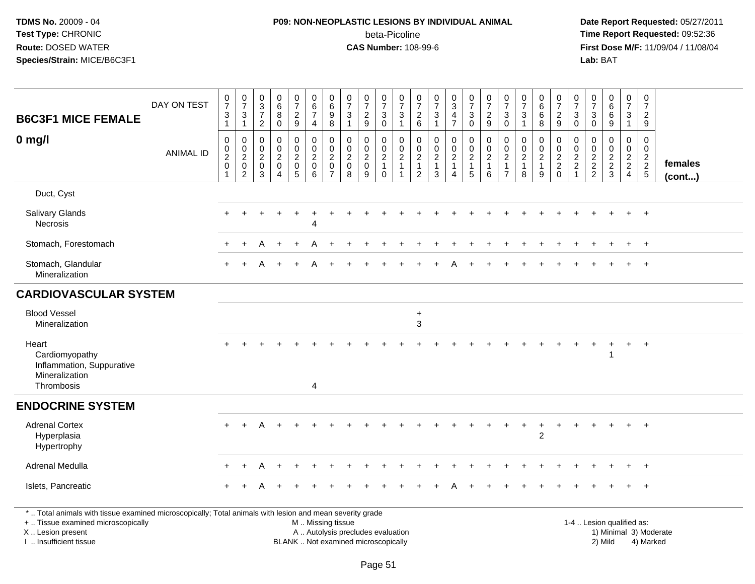**TDMS No.** 20009 - 04
**Test Type:** CHRONIC
**Route:** DOSED WATER
**Species/Strain:** MICE/B6C3F1

**P09: NON-NEOPLASTIC LESIONS BY INDIVIDUAL ANIMAL**
beta-Picoline
**CAS Number:** 108-99-6

**Date Report Requested:** 05/27/2011
**Time Report Requested:** 09:52:36
**First Dose M/F:** 11/09/04 / 11/08/04
**Lab:** BAT

| B6C3F1 MICE FEMALE 0 mg/l | | | | | | | | | | | | | | | | | | | | | | | | | | |
|---|---|---|---|---|---|---|---|---|---|---|---|---|---|---|---|---|---|---|---|---|---|---|---|---|---|---|
| DAY ON TEST | 0731 | 0731 | 0372 | 0680 | 0729 | 0674 | 0698 | 0731 | 0729 | 0730 | 0731 | 0726 | 0731 | 0347 | 0730 | 0729 | 0730 | 0731 | 0668 | 0729 | 0730 | 0730 | 0669 | 0731 | 0729 | |
| ANIMAL ID | 00201 | 00202 | 00203 | 00204 | 00205 | 00206 | 00207 | 00208 | 00209 | 00210 | 00211 | 00212 | 00213 | 00214 | 00215 | 00216 | 00217 | 00218 | 00219 | 00220 | 00221 | 00222 | 00223 | 00224 | 00225 | females (cont...) |
| Duct, Cyst | | | | | | | | | | | | | | | | | | | | | | | | | | |
| Salivary Glands | + | + | + | + | + | + | + | + | + | + | + | + | + | + | + | + | + | + | + | + | + | + | + | + | + | |
| Necrosis | | | | | | 4 | | | | | | | | | | | | | | | | | | | | |
| Stomach, Forestomach | + | + | A | + | + | A | + | + | + | + | + | + | + | + | + | + | + | + | + | + | + | + | + | + | + | |
| Stomach, Glandular | + | + | A | + | + | A | + | + | + | + | + | + | + | A | + | + | + | + | + | + | + | + | + | + | + | |
| Mineralization | | | | | | | | | | | | | | | | | | | | | | | | | | |
| **CARDIOVASCULAR SYSTEM** | | | | | | | | | | | | | | | | | | | | | | | | | | |
| Blood Vessel | | | | | | | | | | | | + | | | | | | | | | | | | | | |
| Mineralization | | | | | | | | | | | | 3 | | | | | | | | | | | | | | |
| Heart | + | + | + | + | + | + | + | + | + | + | + | + | + | + | + | + | + | + | + | + | + | + | + | + | + | |
| Cardiomyopathy | | | | | | | | | | | | | | | | | | | | | | | 1 | | | |
| Inflammation, Suppurative | | | | | | | | | | | | | | | | | | | | | | | | | | |
| Mineralization | | | | | | | | | | | | | | | | | | | | | | | | | | |
| Thrombosis | | | | | | 4 | | | | | | | | | | | | | | | | | | | | |
| **ENDOCRINE SYSTEM** | | | | | | | | | | | | | | | | | | | | | | | | | | |
| Adrenal Cortex | + | + | A | + | + | + | + | + | + | + | + | + | + | + | + | + | + | + | + | + | + | + | + | + | + | |
| Hyperplasia | | | | | | | | | | | | | | | | | | | 2 | | | | | | | |
| Hypertrophy | | | | | | | | | | | | | | | | | | | | | | | | | | |
| Adrenal Medulla | + | + | A | + | + | + | + | + | + | + | + | + | + | + | + | + | + | + | + | + | + | + | + | + | + | |
| Islets, Pancreatic | + | + | A | + | + | + | + | + | + | + | + | + | + | A | + | + | + | + | + | + | + | + | + | + | + | |

* .. Total animals with tissue examined microscopically; Total animals with lesion and mean severity grade
+ .. Tissue examined microscopically
X .. Lesion present
I .. Insufficient tissue
M .. Missing tissue
A .. Autolysis precludes evaluation
BLANK .. Not examined microscopically
1-4 .. Lesion qualified as: 1) Minimal 2) Mild 3) Moderate 4) Marked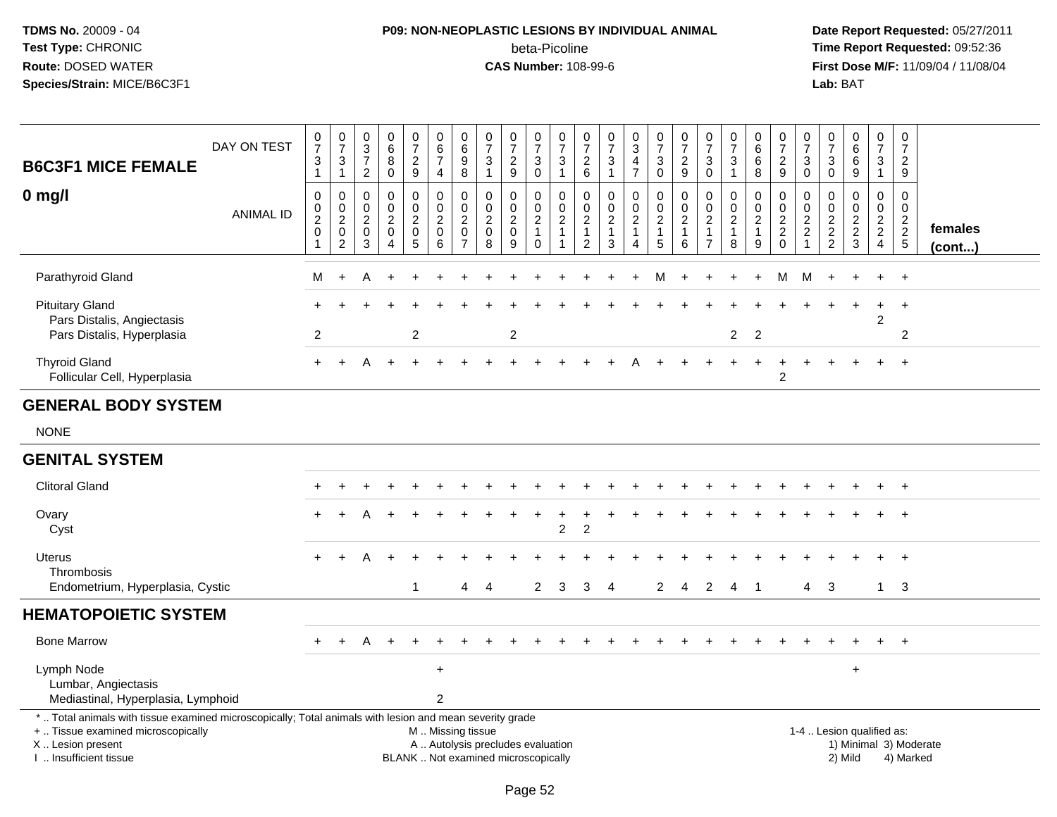**TDMS No.** 20009 - 04
**Test Type:** CHRONIC
**Route:** DOSED WATER
**Species/Strain:** MICE/B6C3F1

**P09: NON-NEOPLASTIC LESIONS BY INDIVIDUAL ANIMAL**
beta-Picoline
**CAS Number:** 108-99-6

**Date Report Requested:** 05/27/2011
**Time Report Requested:** 09:52:36
**First Dose M/F:** 11/09/04 / 11/08/04
**Lab:** BAT

| B6C3F1 MICE FEMALE 0 mg/l | | | | | | | | | | | | | | | | | | | | | | | | | | |
|---|---|---|---|---|---|---|---|---|---|---|---|---|---|---|---|---|---|---|---|---|---|---|---|---|---|---|
| DAY ON TEST | 0731 | 0731 | 0372 | 0680 | 0729 | 0674 | 0698 | 0731 | 0729 | 0730 | 0731 | 0726 | 0731 | 0347 | 0730 | 0729 | 0730 | 0731 | 0668 | 0729 | 0730 | 0730 | 0669 | 0731 | 0729 | |
| ANIMAL ID | 00201 | 00202 | 00203 | 00204 | 00205 | 00206 | 00207 | 00208 | 00209 | 00210 | 00211 | 00212 | 00213 | 00214 | 00215 | 00216 | 00217 | 00218 | 00219 | 00220 | 00221 | 00222 | 00223 | 00224 | 00225 | **females (cont...)** |
| Parathyroid Gland | M | + | A | + | + | + | + | + | + | + | + | + | + | + | M | + | + | + | + | M | M | + | + | + | + | |
| Pituitary Gland | + | + | + | + | + | + | + | + | + | + | + | + | + | + | + | + | + | + | + | + | + | + | + | + | + | |
| Pars Distalis, Angiectasis | | | | | | | | | | | | | | | | | | | | | | | | 2 | | |
| Pars Distalis, Hyperplasia | 2 | | | | 2 | | | | 2 | | | | | | | | | 2 | 2 | | | | | | 2 | |
| Thyroid Gland | + | + | A | + | + | + | + | + | + | + | + | + | + | A | + | + | + | + | + | + | + | + | + | + | + | |
| Follicular Cell, Hyperplasia | | | | | | | | | | | | | | | | | | | | 2 | | | | | | |
| **GENERAL BODY SYSTEM** | | | | | | | | | | | | | | | | | | | | | | | | | | |
| NONE | | | | | | | | | | | | | | | | | | | | | | | | | | |
| **GENITAL SYSTEM** | | | | | | | | | | | | | | | | | | | | | | | | | | |
| Clitoral Gland | + | + | + | + | + | + | + | + | + | + | + | + | + | + | + | + | + | + | + | + | + | + | + | + | + | |
| Ovary | + | + | A | + | + | + | + | + | + | + | + | + | + | + | + | + | + | + | + | + | + | + | + | + | + | |
| Cyst | | | | | | | | | | | 2 | 2 | | | | | | | | | | | | | | |
| Uterus | + | + | A | + | + | + | + | + | + | + | + | + | + | + | + | + | + | + | + | + | + | + | + | + | + | |
| Thrombosis | | | | | | | | | | | | | | | | | | | | | | | | | | |
| Endometrium, Hyperplasia, Cystic | | | | | 1 | | 4 | 4 | | 2 | 3 | 3 | 4 | | 2 | 4 | 2 | 4 | 1 | | 4 | 3 | | 1 | 3 | |
| **HEMATOPOIETIC SYSTEM** | | | | | | | | | | | | | | | | | | | | | | | | | | |
| Bone Marrow | + | + | A | + | + | + | + | + | + | + | + | + | + | + | + | + | + | + | + | + | + | + | + | + | + | |
| Lymph Node | | | | | | + | | | | | | | | | | | | | | | | | + | | | |
| Lumbar, Angiectasis | | | | | | | | | | | | | | | | | | | | | | | | | | |
| Mediastinal, Hyperplasia, Lymphoid | | | | | | 2 | | | | | | | | | | | | | | | | | | | | |

* .. Total animals with tissue examined microscopically; Total animals with lesion and mean severity grade
+ .. Tissue examined microscopically
X .. Lesion present
I .. Insufficient tissue

M .. Missing tissue
A .. Autolysis precludes evaluation
BLANK .. Not examined microscopically

1-4 .. Lesion qualified as:
1) Minimal 3) Moderate
2) Mild 4) Marked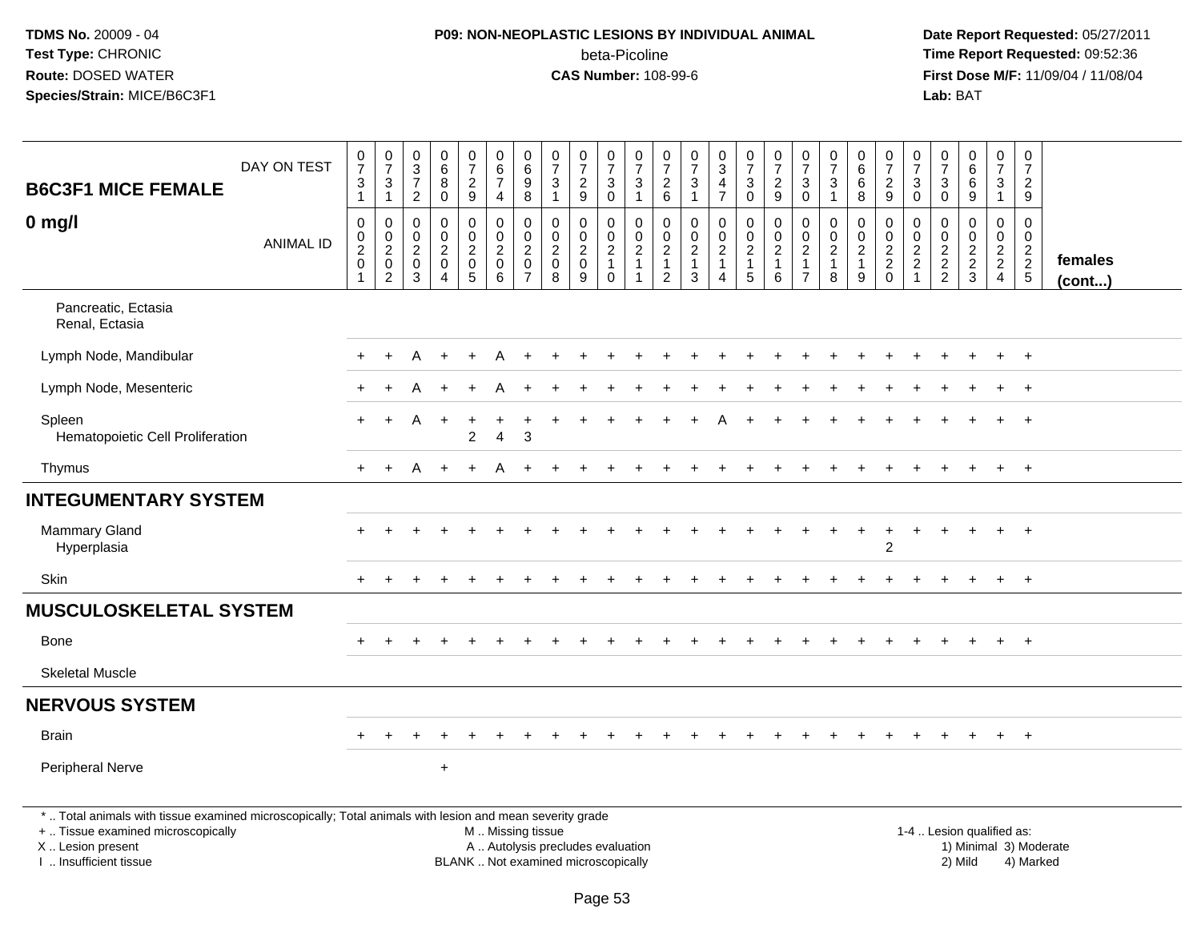**TDMS No.** 20009 - 04
**Test Type:** CHRONIC
**Route:** DOSED WATER
**Species/Strain:** MICE/B6C3F1

**P09: NON-NEOPLASTIC LESIONS BY INDIVIDUAL ANIMAL**
beta-Picoline
**CAS Number:** 108-99-6

**Date Report Requested:** 05/27/2011
**Time Report Requested:** 09:52:36
**First Dose M/F:** 11/09/04 / 11/08/04
**Lab:** BAT

| B6C3F1 MICE FEMALE 0 mg/l | | | | | | | | | | | | | | | | | | | | | | | | | | |
|---|---|---|---|---|---|---|---|---|---|---|---|---|---|---|---|---|---|---|---|---|---|---|---|---|---|---|
| DAY ON TEST | 0731 | 0731 | 0372 | 0680 | 0729 | 0674 | 0698 | 0731 | 0729 | 0730 | 0731 | 0726 | 0731 | 0347 | 0730 | 0729 | 0730 | 0731 | 0668 | 0729 | 0730 | 0730 | 0669 | 0731 | 0729 | |
| ANIMAL ID | 00201 | 00202 | 00203 | 00204 | 00205 | 00206 | 00207 | 00208 | 00209 | 00210 | 00211 | 00212 | 00213 | 00214 | 00215 | 00216 | 00217 | 00218 | 00219 | 00220 | 00221 | 00222 | 00223 | 00224 | 00225 | females (cont...) |
| Pancreatic, Ectasia | | | | | | | | | | | | | | | | | | | | | | | | | | |
| Renal, Ectasia | | | | | | | | | | | | | | | | | | | | | | | | | | |
| Lymph Node, Mandibular | + | + | A | + | + | A | + | + | + | + | + | + | + | + | + | + | + | + | + | + | + | + | + | + | + | |
| Lymph Node, Mesenteric | + | + | A | + | + | A | + | + | + | + | + | + | + | + | + | + | + | + | + | + | + | + | + | + | + | |
| Spleen | + | + | A | + | + | + | + | + | + | + | + | + | + | A | + | + | + | + | + | + | + | + | + | + | + | |
| Hematopoietic Cell Proliferation | | | | | 2 | 4 | 3 | | | | | | | | | | | | | | | | | | | |
| Thymus | + | + | A | + | + | A | + | + | + | + | + | + | + | + | + | + | + | + | + | + | + | + | + | + | + | |
| **INTEGUMENTARY SYSTEM** | | | | | | | | | | | | | | | | | | | | | | | | | | |
| Mammary Gland | + | + | + | + | + | + | + | + | + | + | + | + | + | + | + | + | + | + | + | + | + | + | + | + | + | |
| Hyperplasia | | | | | | | | | | | | | | | | | | | | 2 | | | | | | |
| Skin | + | + | + | + | + | + | + | + | + | + | + | + | + | + | + | + | + | + | + | + | + | + | + | + | + | |
| **MUSCULOSKELETAL SYSTEM** | | | | | | | | | | | | | | | | | | | | | | | | | | |
| Bone | + | + | + | + | + | + | + | + | + | + | + | + | + | + | + | + | + | + | + | + | + | + | + | + | + | |
| Skeletal Muscle | | | | | | | | | | | | | | | | | | | | | | | | | | |
| **NERVOUS SYSTEM** | | | | | | | | | | | | | | | | | | | | | | | | | | |
| Brain | + | + | + | + | + | + | + | + | + | + | + | + | + | + | + | + | + | + | + | + | + | + | + | + | + | |
| Peripheral Nerve | | | | + | | | | | | | | | | | | | | | | | | | | | | |

\* .. Total animals with tissue examined microscopically; Total animals with lesion and mean severity grade
\+ .. Tissue examined microscopically
X .. Lesion present
I .. Insufficient tissue

M .. Missing tissue
A .. Autolysis precludes evaluation
BLANK .. Not examined microscopically

1-4 .. Lesion qualified as:
1) Minimal 3) Moderate
2) Mild 4) Marked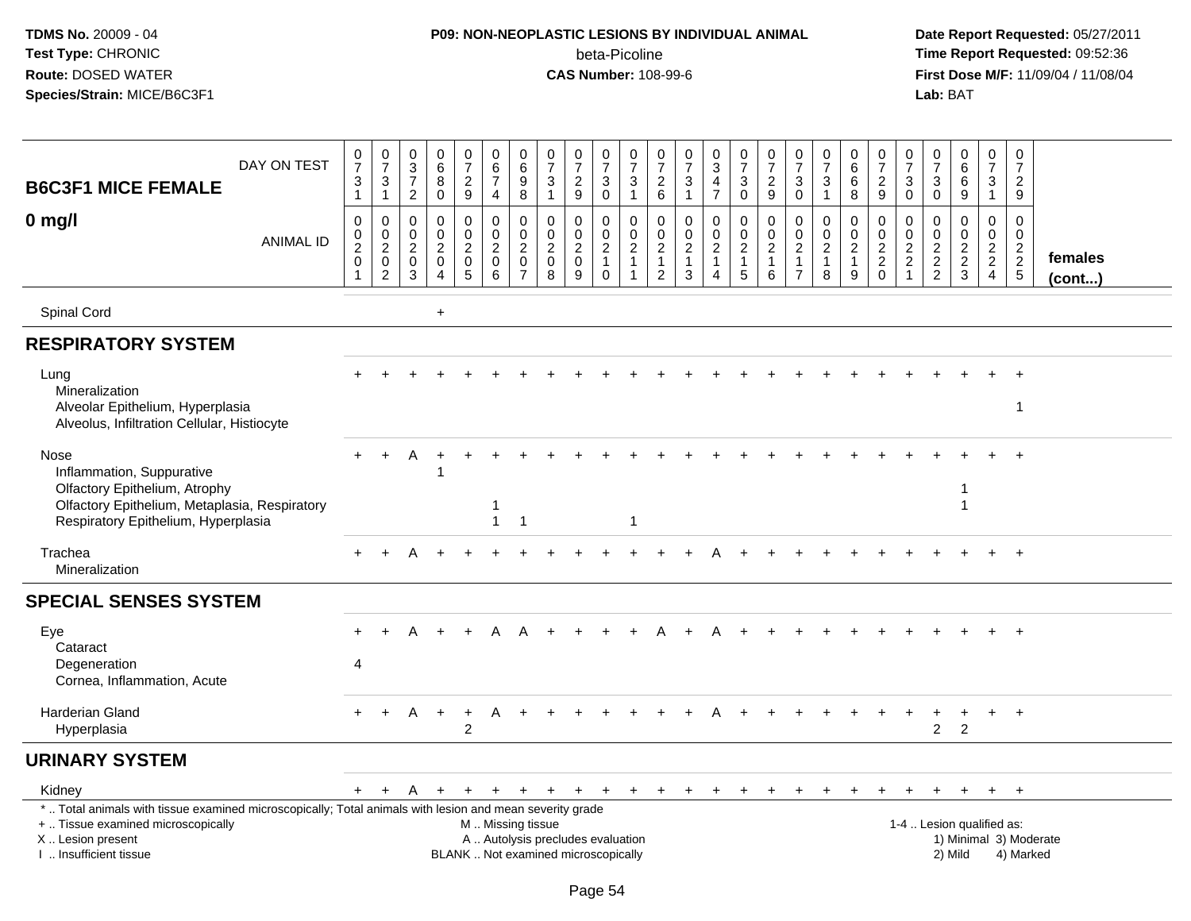TDMS No. 20009 - 04
Test Type: CHRONIC
Route: DOSED WATER
Species/Strain: MICE/B6C3F1

**P09: NON-NEOPLASTIC LESIONS BY INDIVIDUAL ANIMAL**
beta-Picoline
**CAS Number:** 108-99-6

Date Report Requested: 05/27/2011
Time Report Requested: 09:52:36
First Dose M/F: 11/09/04 / 11/08/04
Lab: BAT

| B6C3F1 MICE FEMALE — 0 mg/l | | | | | | | | | | | | | | | | | | | | | | | | | | |
|---|---|---|---|---|---|---|---|---|---|---|---|---|---|---|---|---|---|---|---|---|---|---|---|---|---|---|
| DAY ON TEST | 0731 | 0731 | 0372 | 0680 | 0729 | 0674 | 0698 | 0731 | 0729 | 0730 | 0731 | 0726 | 0731 | 0347 | 0730 | 0729 | 0730 | 0731 | 0668 | 0729 | 0730 | 0730 | 0669 | 0731 | 0729 | |
| ANIMAL ID | 00201 | 00202 | 00203 | 00204 | 00205 | 00206 | 00207 | 00208 | 00209 | 00210 | 00211 | 00212 | 00213 | 00214 | 00215 | 00216 | 00217 | 00218 | 00219 | 00220 | 00221 | 00222 | 00223 | 00224 | 00225 | females (cont...) |
| Spinal Cord | | | | + | | | | | | | | | | | | | | | | | | | | | | |
| **RESPIRATORY SYSTEM** | | | | | | | | | | | | | | | | | | | | | | | | | | |
| Lung | + | + | + | + | + | + | + | + | + | + | + | + | + | + | + | + | + | + | + | + | + | + | + | + | + | |
| Mineralization | | | | | | | | | | | | | | | | | | | | | | | | | | |
| Alveolar Epithelium, Hyperplasia | | | | | | | | | | | | | | | | | | | | | | | | | 1 | |
| Alveolus, Infiltration Cellular, Histiocyte | | | | | | | | | | | | | | | | | | | | | | | | | | |
| Nose | + | + | A | + | + | + | + | + | + | + | + | + | + | + | + | + | + | + | + | + | + | + | + | + | + | |
| Inflammation, Suppurative | | | | 1 | | | | | | | | | | | | | | | | | | | | | | |
| Olfactory Epithelium, Atrophy | | | | | | | | | | | | | | | | | | | | | | | 1 | | | |
| Olfactory Epithelium, Metaplasia, Respiratory | | | | | | 1 | | | | | | | | | | | | | | | | | 1 | | | |
| Respiratory Epithelium, Hyperplasia | | | | | | 1 | 1 | | | | 1 | | | | | | | | | | | | | | | |
| Trachea | + | + | A | + | + | + | + | + | + | + | + | + | + | A | + | + | + | + | + | + | + | + | + | + | + | |
| Mineralization | | | | | | | | | | | | | | | | | | | | | | | | | | |
| **SPECIAL SENSES SYSTEM** | | | | | | | | | | | | | | | | | | | | | | | | | | |
| Eye | + | + | A | + | + | A | A | + | + | + | + | A | + | A | + | + | + | + | + | + | + | + | + | + | + | |
| Cataract | | | | | | | | | | | | | | | | | | | | | | | | | | |
| Degeneration | 4 | | | | | | | | | | | | | | | | | | | | | | | | | |
| Cornea, Inflammation, Acute | | | | | | | | | | | | | | | | | | | | | | | | | | |
| Harderian Gland | + | + | A | + | + | A | + | + | + | + | + | + | + | A | + | + | + | + | + | + | + | + | + | + | + | |
| Hyperplasia | | | | | 2 | | | | | | | | | | | | | | | | | 2 | 2 | | | |
| **URINARY SYSTEM** | | | | | | | | | | | | | | | | | | | | | | | | | | |
| Kidney | + | + | A | + | + | + | + | + | + | + | + | + | + | + | + | + | + | + | + | + | + | + | + | + | + | |

\* .. Total animals with tissue examined microscopically; Total animals with lesion and mean severity grade
+ .. Tissue examined microscopically
X .. Lesion present
I .. Insufficient tissue

M .. Missing tissue
A .. Autolysis precludes evaluation
BLANK .. Not examined microscopically

1-4 .. Lesion qualified as:
1) Minimal 3) Moderate
2) Mild 4) Marked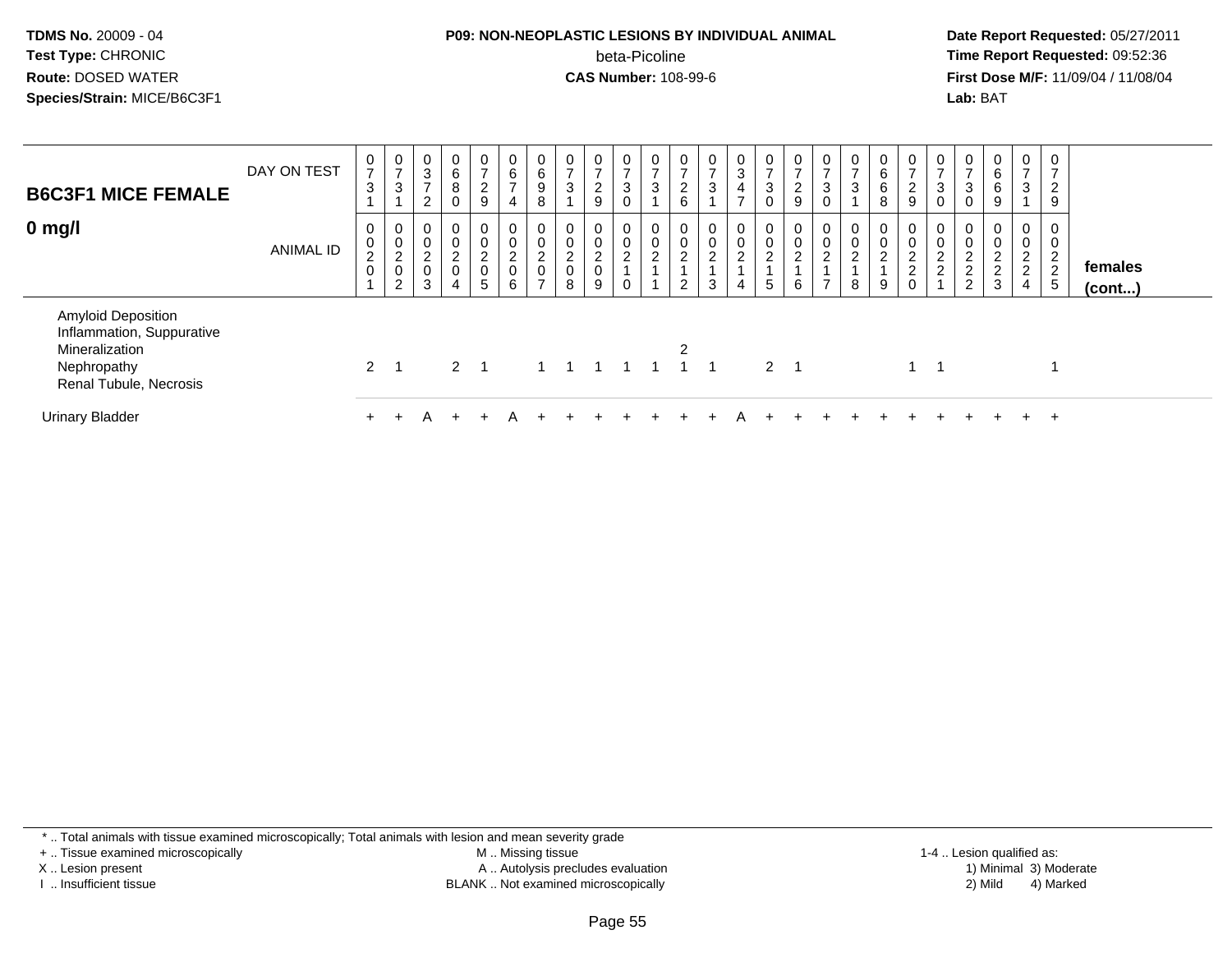## B6C3F1 MICE FEMALE

## 0 mg/l

| DAY ON TEST | 0731 | 0731 | 0372 | 0680 | 0729 | 0674 | 0698 | 0731 | 0729 | 0730 | 0731 | 0726 | 0731 | 0347 | 0730 | 0729 | 0730 | 0731 | 0668 | 0729 | 0730 | 0730 | 0669 | 0731 | 0729 | |
|---|---|---|---|---|---|---|---|---|---|---|---|---|---|---|---|---|---|---|---|---|---|---|---|---|---|---|
| **ANIMAL ID** | 00201 | 00202 | 00203 | 00204 | 00205 | 00206 | 00207 | 00208 | 00209 | 00210 | 00211 | 00212 | 00213 | 00214 | 00215 | 00216 | 00217 | 00218 | 00219 | 00220 | 00221 | 00222 | 00223 | 00224 | 00225 | **females (cont...)** |
| Amyloid Deposition | | | | | | | | | | | | | | | | | | | | | | | | | | |
| Inflammation, Suppurative | | | | | | | | | | | | | | | | | | | | | | | | | | |
| Mineralization | | | | | | | | | | | | 2 | | | | | | | | | | | | | | |
| Nephropathy | 2 | 1 | | 2 | 1 | | 1 | 1 | 1 | 1 | 1 | 1 | 1 | | 2 | 1 | | | | 1 | 1 | | | | 1 | |
| Renal Tubule, Necrosis | | | | | | | | | | | | | | | | | | | | | | | | | | |
| Urinary Bladder | + | + | A | + | + | A | + | + | + | + | + | + | + | A | + | + | + | + | + | + | + | + | + | + | + | |

\* .. Total animals with tissue examined microscopically; Total animals with lesion and mean severity grade
+ .. Tissue examined microscopically
X .. Lesion present
I .. Insufficient tissue
M .. Missing tissue
A .. Autolysis precludes evaluation
BLANK .. Not examined microscopically
1-4 .. Lesion qualified as: 1) Minimal 2) Mild 3) Moderate 4) Marked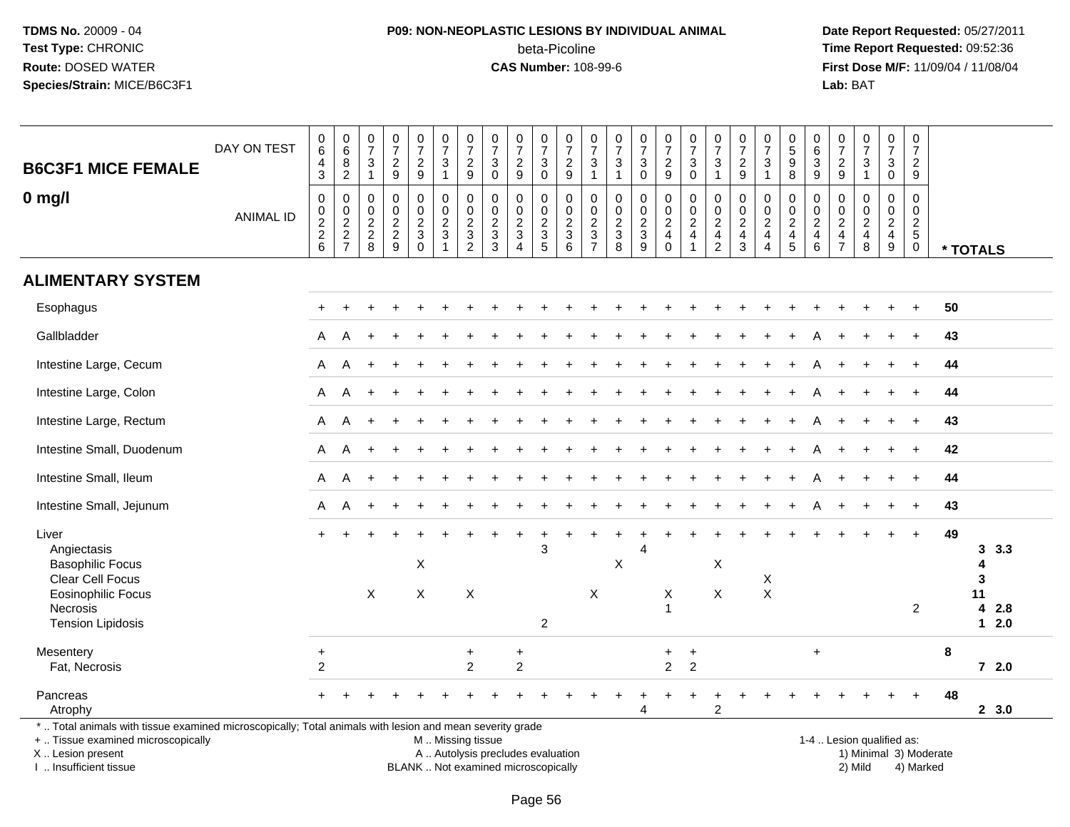**TDMS No.** 20009 - 04
**Test Type:** CHRONIC
**Route:** DOSED WATER
**Species/Strain:** MICE/B6C3F1

**P09: NON-NEOPLASTIC LESIONS BY INDIVIDUAL ANIMAL**
beta-Picoline
**CAS Number:** 108-99-6

**Date Report Requested:** 05/27/2011
**Time Report Requested:** 09:52:36
**First Dose M/F:** 11/09/04 / 11/08/04
**Lab:** BAT

## B6C3F1 MICE FEMALE 0 mg/l

| DAY ON TEST | 0643 | 0682 | 0731 | 0729 | 0729 | 0731 | 0729 | 0730 | 0729 | 0730 | 0729 | 0731 | 0731 | 0730 | 0729 | 0730 | 0731 | 0729 | 0731 | 0598 | 0639 | 0729 | 0731 | 0730 | 0729 | | |
|---|---|---|---|---|---|---|---|---|---|---|---|---|---|---|---|---|---|---|---|---|---|---|---|---|---|---|---|
| **ANIMAL ID** | 0226 | 0227 | 0228 | 0229 | 0230 | 0231 | 0232 | 0233 | 0234 | 0235 | 0236 | 0237 | 0238 | 0239 | 0240 | 0241 | 0242 | 0243 | 0244 | 0245 | 0246 | 0247 | 0248 | 0249 | 0250 | *** TOTALS** | |
| **ALIMENTARY SYSTEM** | | | | | | | | | | | | | | | | | | | | | | | | | | | |
| Esophagus | + | + | + | + | + | + | + | + | + | + | + | + | + | + | + | + | + | + | + | + | + | + | + | + | + | 50 | |
| Gallbladder | A | A | + | + | + | + | + | + | + | + | + | + | + | + | + | + | + | + | + | + | A | + | + | + | + | 43 | |
| Intestine Large, Cecum | A | A | + | + | + | + | + | + | + | + | + | + | + | + | + | + | + | + | + | + | A | + | + | + | + | 44 | |
| Intestine Large, Colon | A | A | + | + | + | + | + | + | + | + | + | + | + | + | + | + | + | + | + | + | A | + | + | + | + | 44 | |
| Intestine Large, Rectum | A | A | + | + | + | + | + | + | + | + | + | + | + | + | + | + | + | + | + | + | A | + | + | + | + | 43 | |
| Intestine Small, Duodenum | A | A | + | + | + | + | + | + | + | + | + | + | + | + | + | + | + | + | + | + | A | + | + | + | + | 42 | |
| Intestine Small, Ileum | A | A | + | + | + | + | + | + | + | + | + | + | + | + | + | + | + | + | + | + | A | + | + | + | + | 44 | |
| Intestine Small, Jejunum | A | A | + | + | + | + | + | + | + | + | + | + | + | + | + | + | + | + | + | + | A | + | + | + | + | 43 | |
| Liver | + | + | + | + | + | + | + | + | + | + | + | + | + | + | + | + | + | + | + | + | + | + | + | + | + | 49 | |
| Angiectasis | | | | | | | | | | 3 | | | | 4 | | | | | | | | | | | | 3 | 3.3 |
| Basophilic Focus | | | | | X | | | | | | | | X | | | | X | | | | | | | | | 4 | |
| Clear Cell Focus | | | | | | | | | | | | | | | | | | | X | | | | | | | 3 | |
| Eosinophilic Focus | | | X | | X | | X | | | | | X | | | X | | X | | X | | | | | | | 11 | |
| Necrosis | | | | | | | | | | | | | | | 1 | | | | | | | | | | 2 | 4 | 2.8 |
| Tension Lipidosis | | | | | | | | | | 2 | | | | | | | | | | | | | | | | 1 | 2.0 |
| Mesentery | + | | | | | | + | | + | | | | | | + | + | | | | | + | | | | | 8 | |
| Fat, Necrosis | 2 | | | | | | 2 | | 2 | | | | | | 2 | 2 | | | | | | | | | | 7 | 2.0 |
| Pancreas | + | + | + | + | + | + | + | + | + | + | + | + | + | + | + | + | + | + | + | + | + | + | + | + | + | 48 | |
| Atrophy | | | | | | | | | | | | | | 4 | | | 2 | | | | | | | | | 2 | 3.0 |

\* .. Total animals with tissue examined microscopically; Total animals with lesion and mean severity grade
\+ .. Tissue examined microscopically
X .. Lesion present
I .. Insufficient tissue

M .. Missing tissue
A .. Autolysis precludes evaluation
BLANK .. Not examined microscopically

1-4 .. Lesion qualified as:
1) Minimal 3) Moderate
2) Mild 4) Marked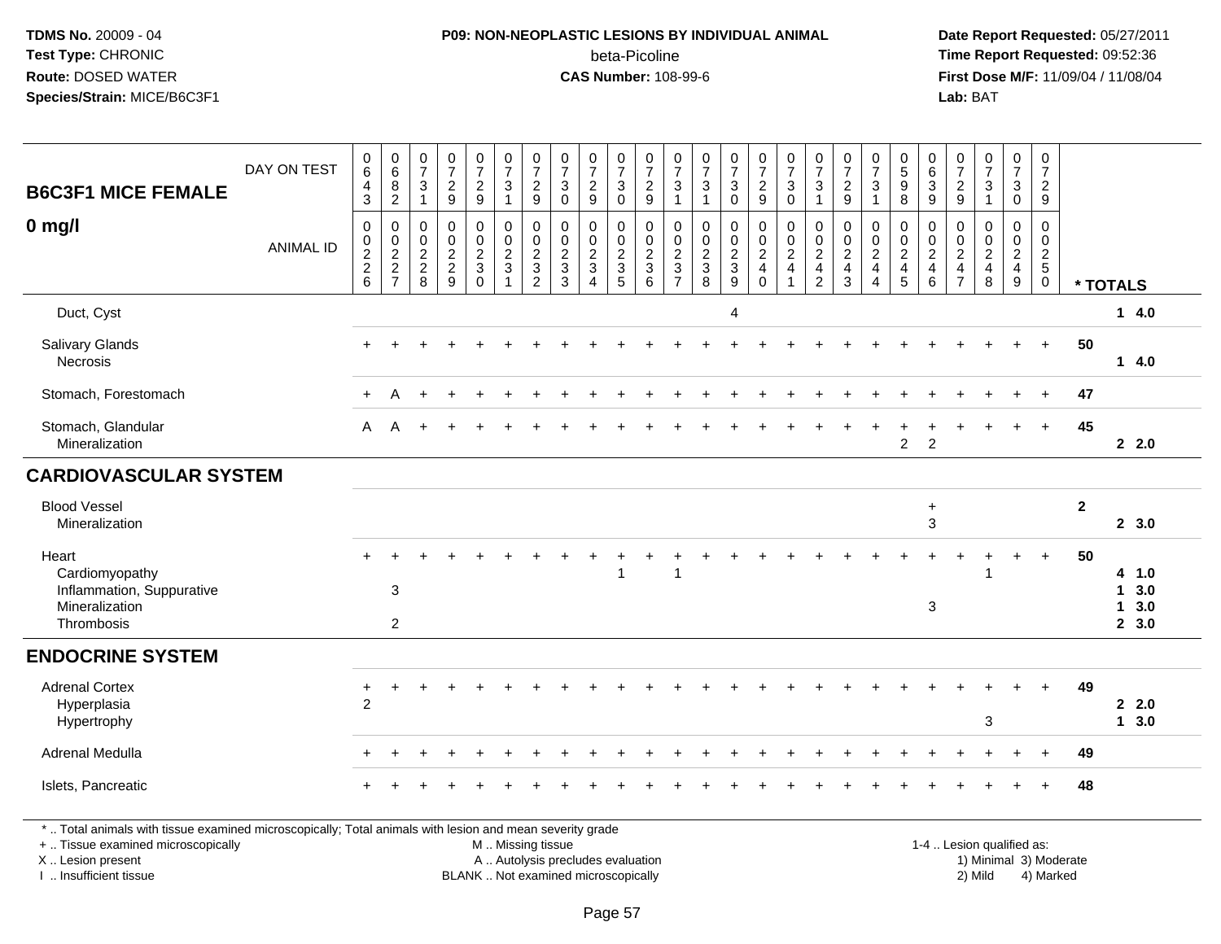**TDMS No.** 20009 - 04
**Test Type:** CHRONIC
**Route:** DOSED WATER
**Species/Strain:** MICE/B6C3F1

**P09: NON-NEOPLASTIC LESIONS BY INDIVIDUAL ANIMAL**
beta-Picoline
**CAS Number:** 108-99-6

**Date Report Requested:** 05/27/2011
**Time Report Requested:** 09:52:36
**First Dose M/F:** 11/09/04 / 11/08/04
**Lab:** BAT

| B6C3F1 MICE FEMALE 0 mg/l | DAY ON TEST | 0643 | 0682 | 0731 | 0729 | 0729 | 0731 | 0729 | 0730 | 0729 | 0730 | 0729 | 0731 | 0731 | 0730 | 0729 | 0730 | 0731 | 0729 | 0731 | 0598 | 0639 | 0729 | 0731 | 0730 | 0729 | |
|---|---|---|---|---|---|---|---|---|---|---|---|---|---|---|---|---|---|---|---|---|---|---|---|---|---|---|---|
| | ANIMAL ID | 00226 | 00227 | 00228 | 00229 | 00230 | 00231 | 00232 | 00233 | 00234 | 00235 | 00236 | 00237 | 00238 | 00239 | 00240 | 00241 | 00242 | 00243 | 00244 | 00245 | 00246 | 00247 | 00248 | 00249 | 00250 | * TOTALS |
| Duct, Cyst | | | | | | | | | | | | | | | 4 | | | | | | | | | | | | 1 4.0 |
| Salivary Glands | | + | + | + | + | + | + | + | + | + | + | + | + | + | + | + | + | + | + | + | + | + | + | + | + | + | 50 |
| Necrosis | | | | | | | | | | | | | | | | | | | | | | | | | | | 1 4.0 |
| Stomach, Forestomach | | + | A | + | + | + | + | + | + | + | + | + | + | + | + | + | + | + | + | + | + | + | + | + | + | + | 47 |
| Stomach, Glandular | | A | A | + | + | + | + | + | + | + | + | + | + | + | + | + | + | + | + | + | + | + | + | + | + | + | 45 |
| Mineralization | | | | | | | | | | | | | | | | | | | | | 2 | 2 | | | | | 2 2.0 |
| **CARDIOVASCULAR SYSTEM** | | | | | | | | | | | | | | | | | | | | | | | | | | | |
| Blood Vessel | | | | | | | | | | | | | | | | | | | | | | + | | | | | 2 |
| Mineralization | | | | | | | | | | | | | | | | | | | | | | 3 | | | | | 2 3.0 |
| Heart | | + | + | + | + | + | + | + | + | + | + | + | + | + | + | + | + | + | + | + | + | + | + | + | + | + | 50 |
| Cardiomyopathy | | | | | | | | | | | 1 | | 1 | | | | | | | | | | | 1 | | | 4 1.0 |
| Inflammation, Suppurative | | | 3 | | | | | | | | | | | | | | | | | | | | | | | | 1 3.0 |
| Mineralization | | | | | | | | | | | | | | | | | | | | | | 3 | | | | | 1 3.0 |
| Thrombosis | | | 2 | | | | | | | | | | | | | | | | | | | | | | | | 2 3.0 |
| **ENDOCRINE SYSTEM** | | | | | | | | | | | | | | | | | | | | | | | | | | | |
| Adrenal Cortex | | + | + | + | + | + | + | + | + | + | + | + | + | + | + | + | + | + | + | + | + | + | + | + | + | + | 49 |
| Hyperplasia | | 2 | | | | | | | | | | | | | | | | | | | | | | | | | 2 2.0 |
| Hypertrophy | | | | | | | | | | | | | | | | | | | | | | | | 3 | | | 1 3.0 |
| Adrenal Medulla | | + | + | + | + | + | + | + | + | + | + | + | + | + | + | + | + | + | + | + | + | + | + | + | + | + | 49 |
| Islets, Pancreatic | | + | + | + | + | + | + | + | + | + | + | + | + | + | + | + | + | + | + | + | + | + | + | + | + | + | 48 |

\* .. Total animals with tissue examined microscopically; Total animals with lesion and mean severity grade
\+ .. Tissue examined microscopically
X .. Lesion present
I .. Insufficient tissue

M .. Missing tissue
A .. Autolysis precludes evaluation
BLANK .. Not examined microscopically

1-4 .. Lesion qualified as:
1) Minimal 3) Moderate
2) Mild 4) Marked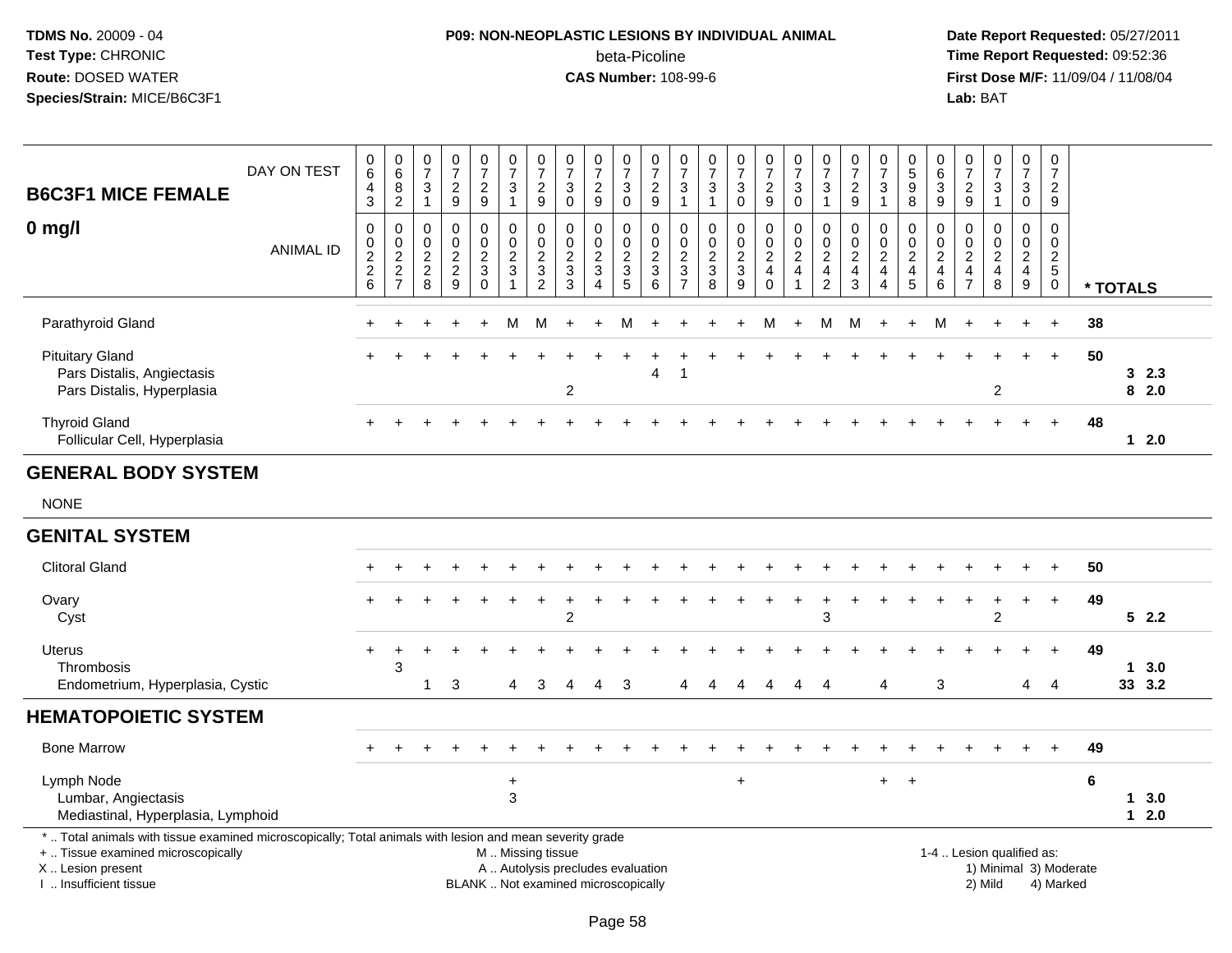**TDMS No.** 20009 - 04
**Test Type:** CHRONIC
**Route:** DOSED WATER
**Species/Strain:** MICE/B6C3F1

**P09: NON-NEOPLASTIC LESIONS BY INDIVIDUAL ANIMAL**
beta-Picoline
**CAS Number:** 108-99-6

**Date Report Requested:** 05/27/2011
**Time Report Requested:** 09:52:36
**First Dose M/F:** 11/09/04 / 11/08/04
**Lab:** BAT

| B6C3F1 MICE FEMALE 0 mg/l | DAY ON TEST | 0643 | 0682 | 0731 | 0729 | 0729 | 0731 | 0729 | 0730 | 0729 | 0730 | 0729 | 0731 | 0731 | 0730 | 0729 | 0730 | 0731 | 0729 | 0731 | 0598 | 0639 | 0729 | 0731 | 0730 | 0729 | |
|---|---|---|---|---|---|---|---|---|---|---|---|---|---|---|---|---|---|---|---|---|---|---|---|---|---|---|---|
| | ANIMAL ID | 0226 | 0227 | 0228 | 0229 | 0230 | 0231 | 0232 | 0233 | 0234 | 0235 | 0236 | 0237 | 0238 | 0239 | 0240 | 0241 | 0242 | 0243 | 0244 | 0245 | 0246 | 0247 | 0248 | 0249 | 0250 | * TOTALS |
| Parathyroid Gland | | + | + | + | + | + | M | M | + | + | M | + | + | + | + | M | + | M | M | + | + | M | + | + | + | + | 38 |
| Pituitary Gland | | + | + | + | + | + | + | + | + | + | + | + | + | + | + | + | + | + | + | + | + | + | + | + | + | + | 50 |
| Pars Distalis, Angiectasis | | | | | | | | | | | | 4 | 1 | | | | | | | | | | | | | | 3 2.3 |
| Pars Distalis, Hyperplasia | | | | | | | | | 2 | | | | | | | | | | | | | | | 2 | | | 8 2.0 |
| Thyroid Gland | | + | + | + | + | + | + | + | + | + | + | + | + | + | + | + | + | + | + | + | + | + | + | + | + | + | 48 |
| Follicular Cell, Hyperplasia | | | | | | | | | | | | | | | | | | | | | | | | | | | 1 2.0 |
| **GENERAL BODY SYSTEM** | | | | | | | | | | | | | | | | | | | | | | | | | | | |
| NONE | | | | | | | | | | | | | | | | | | | | | | | | | | | |
| **GENITAL SYSTEM** | | | | | | | | | | | | | | | | | | | | | | | | | | | |
| Clitoral Gland | | + | + | + | + | + | + | + | + | + | + | + | + | + | + | + | + | + | + | + | + | + | + | + | + | + | 50 |
| Ovary | | + | + | + | + | + | + | + | + | + | + | + | + | + | + | + | + | + | + | + | + | + | + | + | + | + | 49 |
| Cyst | | | | | | | | | 2 | | | | | | | | | 3 | | | | | | 2 | | | 5 2.2 |
| Uterus | | + | + | + | + | + | + | + | + | + | + | + | + | + | + | + | + | + | + | + | + | + | + | + | + | + | 49 |
| Thrombosis | | | 3 | | | | | | | | | | | | | | | | | | | | | | | | 1 3.0 |
| Endometrium, Hyperplasia, Cystic | | | | 1 | 3 | | 4 | 3 | 4 | 4 | 3 | | 4 | 4 | 4 | 4 | 4 | 4 | | 4 | | 3 | | | 4 | 4 | 33 3.2 |
| **HEMATOPOIETIC SYSTEM** | | | | | | | | | | | | | | | | | | | | | | | | | | | |
| Bone Marrow | | + | + | + | + | + | + | + | + | + | + | + | + | + | + | + | + | + | + | + | + | + | + | + | + | + | 49 |
| Lymph Node | | | | | | | + | | | | | | | | + | | | | | + | + | | | | | | 6 |
| Lumbar, Angiectasis | | | | | | | 3 | | | | | | | | | | | | | | | | | | | | 1 3.0 |
| Mediastinal, Hyperplasia, Lymphoid | | | | | | | | | | | | | | | | | | | | | | | | | | | 1 2.0 |

* .. Total animals with tissue examined microscopically; Total animals with lesion and mean severity grade
+ .. Tissue examined microscopically
X .. Lesion present
I .. Insufficient tissue

M .. Missing tissue
A .. Autolysis precludes evaluation
BLANK .. Not examined microscopically

1-4 .. Lesion qualified as:
1) Minimal 3) Moderate
2) Mild 4) Marked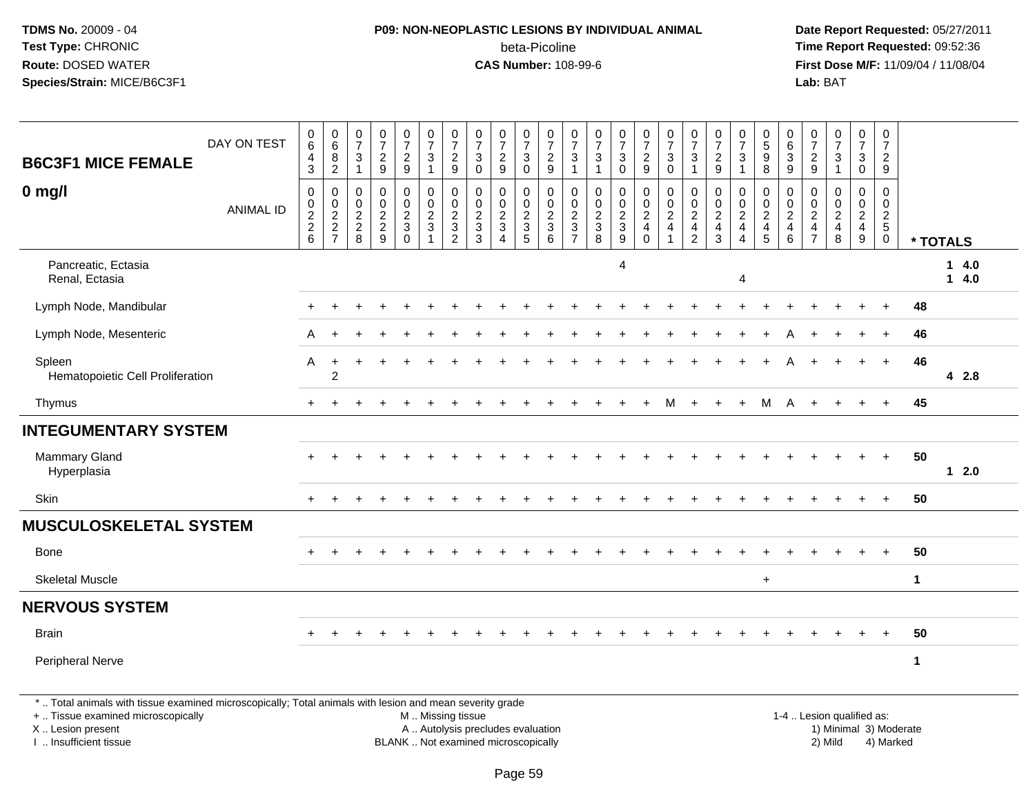**TDMS No.** 20009 - 04
**Test Type:** CHRONIC
**Route:** DOSED WATER
**Species/Strain:** MICE/B6C3F1

**P09: NON-NEOPLASTIC LESIONS BY INDIVIDUAL ANIMAL**
beta-Picoline
**CAS Number:** 108-99-6

**Date Report Requested:** 05/27/2011
**Time Report Requested:** 09:52:36
**First Dose M/F:** 11/09/04 / 11/08/04
**Lab:** BAT

| B6C3F1 MICE FEMALE 0 mg/l | DAY ON TEST | 0643 | 0682 | 0731 | 0729 | 0729 | 0731 | 0729 | 0730 | 0729 | 0730 | 0729 | 0731 | 0731 | 0730 | 0729 | 0730 | 0731 | 0729 | 0731 | 0598 | 0639 | 0729 | 0731 | 0730 | 0729 | |
|---|---|---|---|---|---|---|---|---|---|---|---|---|---|---|---|---|---|---|---|---|---|---|---|---|---|---|---|
| | ANIMAL ID | 00226 | 00227 | 00228 | 00229 | 00230 | 00231 | 00232 | 00233 | 00234 | 00235 | 00236 | 00237 | 00238 | 00239 | 00240 | 00241 | 00242 | 00243 | 00244 | 00245 | 00246 | 00247 | 00248 | 00249 | 00250 | * TOTALS |
| Pancreatic, Ectasia | | | | | | | | | | | | | | | 4 | | | | | | | | | | | | 1 4.0 |
| Renal, Ectasia | | | | | | | | | | | | | | | | | | | | 4 | | | | | | | 1 4.0 |
| Lymph Node, Mandibular | | + | + | + | + | + | + | + | + | + | + | + | + | + | + | + | + | + | + | + | + | + | + | + | + | + | 48 |
| Lymph Node, Mesenteric | | A | + | + | + | + | + | + | + | + | + | + | + | + | + | + | + | + | + | + | + | A | + | + | + | + | 46 |
| Spleen | | A | + | + | + | + | + | + | + | + | + | + | + | + | + | + | + | + | + | + | + | A | + | + | + | + | 46 |
| Hematopoietic Cell Proliferation | | | 2 | | | | | | | | | | | | | | | | | | | | | | | | 4 2.8 |
| Thymus | | + | + | + | + | + | + | + | + | + | + | + | + | + | + | + | M | + | + | + | M | A | + | + | + | + | 45 |
| **INTEGUMENTARY SYSTEM** | | | | | | | | | | | | | | | | | | | | | | | | | | | |
| Mammary Gland | | + | + | + | + | + | + | + | + | + | + | + | + | + | + | + | + | + | + | + | + | + | + | + | + | + | 50 |
| Hyperplasia | | | | | | | | | | | | | | | | | | | | | | | | | | | 1 2.0 |
| Skin | | + | + | + | + | + | + | + | + | + | + | + | + | + | + | + | + | + | + | + | + | + | + | + | + | + | 50 |
| **MUSCULOSKELETAL SYSTEM** | | | | | | | | | | | | | | | | | | | | | | | | | | | |
| Bone | | + | + | + | + | + | + | + | + | + | + | + | + | + | + | + | + | + | + | + | + | + | + | + | + | + | 50 |
| Skeletal Muscle | | | | | | | | | | | | | | | | | | | | | + | | | | | | 1 |
| **NERVOUS SYSTEM** | | | | | | | | | | | | | | | | | | | | | | | | | | | |
| Brain | | + | + | + | + | + | + | + | + | + | + | + | + | + | + | + | + | + | + | + | + | + | + | + | + | + | 50 |
| Peripheral Nerve | | | | | | | | | | | | | | | | | | | | | | | | | | | 1 |

\* .. Total animals with tissue examined microscopically; Total animals with lesion and mean severity grade
+ .. Tissue examined microscopically
X .. Lesion present
I .. Insufficient tissue

M .. Missing tissue
A .. Autolysis precludes evaluation
BLANK .. Not examined microscopically

1-4 .. Lesion qualified as:
1) Minimal 3) Moderate
2) Mild 4) Marked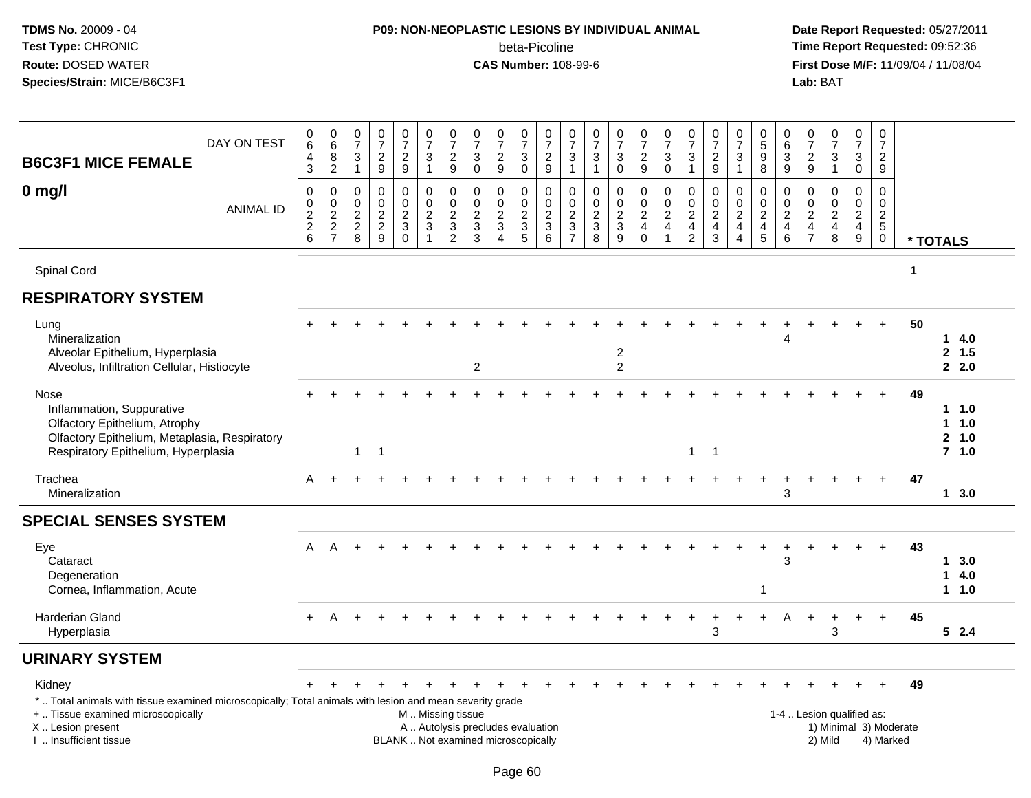**TDMS No.** 20009 - 04
**Test Type:** CHRONIC
**Route:** DOSED WATER
**Species/Strain:** MICE/B6C3F1

**P09: NON-NEOPLASTIC LESIONS BY INDIVIDUAL ANIMAL**
beta-Picoline
**CAS Number:** 108-99-6

**Date Report Requested:** 05/27/2011
**Time Report Requested:** 09:52:36
**First Dose M/F:** 11/09/04 / 11/08/04
**Lab:** BAT

| B6C3F1 MICE FEMALE 0 mg/l | | | | | | | | | | | | | | | | | | | | | | | | | | | |
|---|---|---|---|---|---|---|---|---|---|---|---|---|---|---|---|---|---|---|---|---|---|---|---|---|---|---|---|
| DAY ON TEST | 0643 | 0682 | 0731 | 0729 | 0729 | 0731 | 0729 | 0730 | 0729 | 0730 | 0729 | 0731 | 0731 | 0730 | 0729 | 0730 | 0731 | 0729 | 0731 | 0598 | 0639 | 0729 | 0731 | 0730 | 0729 | | |
| ANIMAL ID | 00226 | 00227 | 00228 | 00229 | 00230 | 00231 | 00232 | 00233 | 00234 | 00235 | 00236 | 00237 | 00238 | 00239 | 00240 | 00241 | 00242 | 00243 | 00244 | 00245 | 00246 | 00247 | 00248 | 00249 | 00250 | * TOTALS | |
| Spinal Cord | | | | | | | | | | | | | | | | | | | | | | | | | | 1 | |
| **RESPIRATORY SYSTEM** | | | | | | | | | | | | | | | | | | | | | | | | | | | |
| Lung | + | + | + | + | + | + | + | + | + | + | + | + | + | + | + | + | + | + | + | + | + | + | + | + | + | 50 | |
| Mineralization | | | | | | | | | | | | | | | | | | | | | 4 | | | | | 1 | 4.0 |
| Alveolar Epithelium, Hyperplasia | | | | | | | | | | | | | | 2 | | | | | | | | | | | | 2 | 1.5 |
| Alveolus, Infiltration Cellular, Histiocyte | | | | | | | | 2 | | | | | | 2 | | | | | | | | | | | | 2 | 2.0 |
| Nose | + | + | + | + | + | + | + | + | + | + | + | + | + | + | + | + | + | + | + | + | + | + | + | + | + | 49 | |
| Inflammation, Suppurative | | | | | | | | | | | | | | | | | | | | | | | | | | 1 | 1.0 |
| Olfactory Epithelium, Atrophy | | | | | | | | | | | | | | | | | | | | | | | | | | 1 | 1.0 |
| Olfactory Epithelium, Metaplasia, Respiratory | | | | | | | | | | | | | | | | | | | | | | | | | | 2 | 1.0 |
| Respiratory Epithelium, Hyperplasia | | | 1 | 1 | | | | | | | | | | | | | 1 | 1 | | | | | | | | 7 | 1.0 |
| Trachea | A | + | + | + | + | + | + | + | + | + | + | + | + | + | + | + | + | + | + | + | + | + | + | + | + | 47 | |
| Mineralization | | | | | | | | | | | | | | | | | | | | | 3 | | | | | 1 | 3.0 |
| **SPECIAL SENSES SYSTEM** | | | | | | | | | | | | | | | | | | | | | | | | | | | |
| Eye | A | A | + | + | + | + | + | + | + | + | + | + | + | + | + | + | + | + | + | + | + | + | + | + | + | 43 | |
| Cataract | | | | | | | | | | | | | | | | | | | | | 3 | | | | | 1 | 3.0 |
| Degeneration | | | | | | | | | | | | | | | | | | | | | | | | | | 1 | 4.0 |
| Cornea, Inflammation, Acute | | | | | | | | | | | | | | | | | | | | 1 | | | | | | 1 | 1.0 |
| Harderian Gland | + | A | + | + | + | + | + | + | + | + | + | + | + | + | + | + | + | + | + | + | A | + | + | + | + | 45 | |
| Hyperplasia | | | | | | | | | | | | | | | | | | 3 | | | | | 3 | | | 5 | 2.4 |
| **URINARY SYSTEM** | | | | | | | | | | | | | | | | | | | | | | | | | | | |
| Kidney | + | + | + | + | + | + | + | + | + | + | + | + | + | + | + | + | + | + | + | + | + | + | + | + | + | 49 | |

\* .. Total animals with tissue examined microscopically; Total animals with lesion and mean severity grade
\+ .. Tissue examined microscopically
X .. Lesion present
I .. Insufficient tissue

M .. Missing tissue
A .. Autolysis precludes evaluation
BLANK .. Not examined microscopically

1-4 .. Lesion qualified as:
1) Minimal 3) Moderate
2) Mild 4) Marked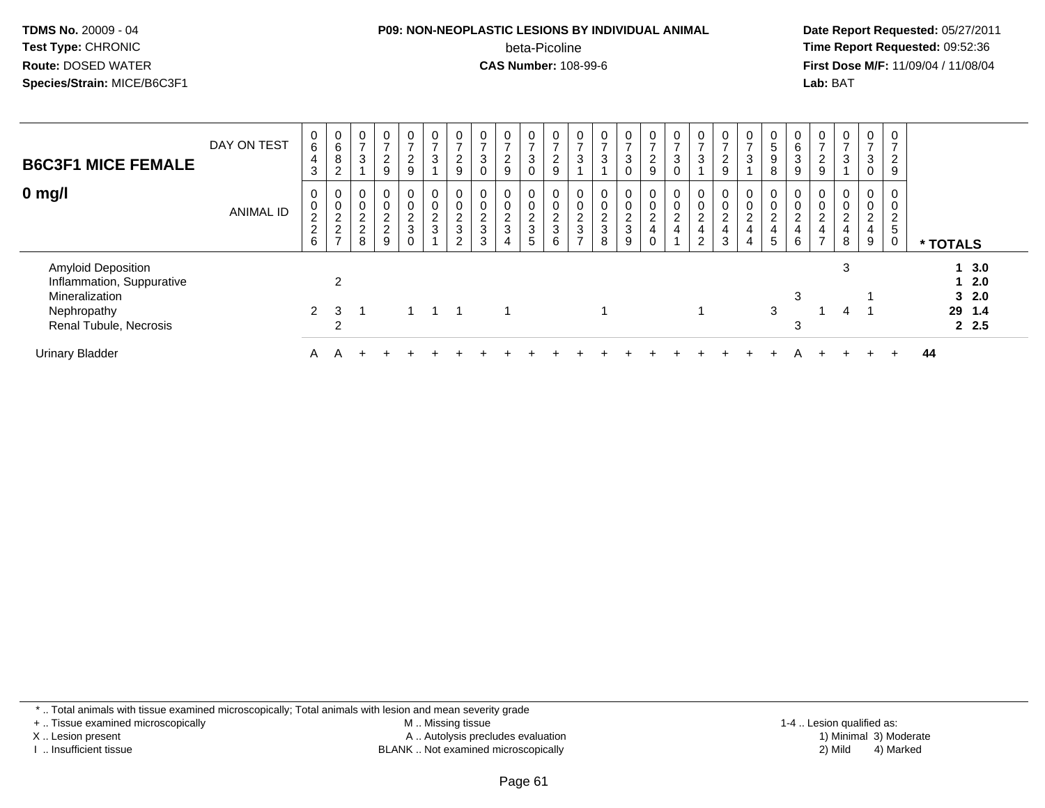**TDMS No.** 20009 - 04
**Test Type:** CHRONIC
**Route:** DOSED WATER
**Species/Strain:** MICE/B6C3F1

**P09: NON-NEOPLASTIC LESIONS BY INDIVIDUAL ANIMAL**
beta-Picoline
**CAS Number:** 108-99-6

**Date Report Requested:** 05/27/2011
**Time Report Requested:** 09:52:36
**First Dose M/F:** 11/09/04 / 11/08/04
**Lab:** BAT

| B6C3F1 MICE FEMALE — 0 mg/l | | | | | | | | | | | | | | | | | | | | | | | | | | |
|---|---|---|---|---|---|---|---|---|---|---|---|---|---|---|---|---|---|---|---|---|---|---|---|---|---|---|
| DAY ON TEST | 0643 | 0682 | 0731 | 0729 | 0729 | 0731 | 0729 | 0730 | 0729 | 0730 | 0729 | 0731 | 0731 | 0730 | 0729 | 0730 | 0731 | 0729 | 0731 | 0598 | 0639 | 0729 | 0731 | 0730 | 0729 | |
| ANIMAL ID | 0226 | 0227 | 0228 | 0229 | 0230 | 0231 | 0232 | 0233 | 0234 | 0235 | 0236 | 0237 | 0238 | 0239 | 0240 | 0241 | 0242 | 0243 | 0244 | 0245 | 0246 | 0247 | 0248 | 0249 | 0250 | * TOTALS |
| Amyloid Deposition | | | | | | | | | | | | | | | | | | | | | | | 3 | | | 1 3.0 |
| Inflammation, Suppurative | | 2 | | | | | | | | | | | | | | | | | | | | | | | | 1 2.0 |
| Mineralization | | | | | | | | | | | | | | | | | | | | | 3 | | | 1 | | 3 2.0 |
| Nephropathy | 2 | 3 | 1 | | 1 | 1 | 1 | | 1 | | | | 1 | | | | 1 | | | 3 | | 1 | 4 | 1 | | 29 1.4 |
| Renal Tubule, Necrosis | | 2 | | | | | | | | | | | | | | | | | | | 3 | | | | | 2 2.5 |
| Urinary Bladder | A | A | + | + | + | + | + | + | + | + | + | + | + | + | + | + | + | + | + | + | A | + | + | + | + | 44 |

* .. Total animals with tissue examined microscopically; Total animals with lesion and mean severity grade
+ .. Tissue examined microscopically
X .. Lesion present
I .. Insufficient tissue
M .. Missing tissue
A .. Autolysis precludes evaluation
BLANK .. Not examined microscopically
1-4 .. Lesion qualified as: 1) Minimal 2) Mild 3) Moderate 4) Marked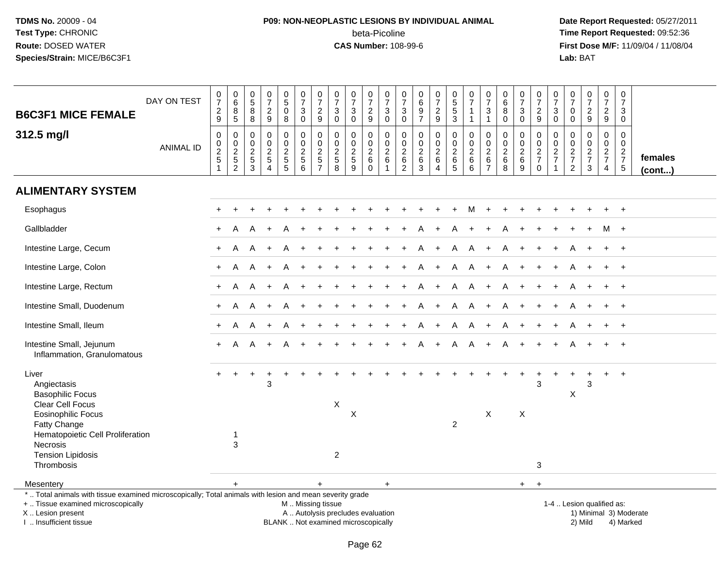**TDMS No.** 20009 - 04
**Test Type:** CHRONIC
**Route:** DOSED WATER
**Species/Strain:** MICE/B6C3F1

**P09: NON-NEOPLASTIC LESIONS BY INDIVIDUAL ANIMAL**
beta-Picoline
**CAS Number:** 108-99-6

**Date Report Requested:** 05/27/2011
**Time Report Requested:** 09:52:36
**First Dose M/F:** 11/09/04 / 11/08/04
**Lab:** BAT

## B6C3F1 MICE FEMALE 312.5 mg/l

| DAY ON TEST | 0729 | 0685 | 0588 | 0729 | 0508 | 0730 | 0729 | 0730 | 0730 | 0729 | 0730 | 0730 | 0697 | 0729 | 0553 | 0711 | 0731 | 0680 | 0730 | 0729 | 0730 | 0700 | 0729 | 0729 | 0730 | |
|---|---|---|---|---|---|---|---|---|---|---|---|---|---|---|---|---|---|---|---|---|---|---|---|---|---|---|
| **ANIMAL ID** | 0025 1 | 0025 2 | 0025 3 | 0025 4 | 0025 5 | 0025 6 | 0025 7 | 0025 8 | 0025 9 | 0026 0 | 0026 1 | 0026 2 | 0026 3 | 0026 4 | 0026 5 | 0026 6 | 0026 7 | 0026 8 | 0026 9 | 0027 0 | 0027 1 | 0027 2 | 0027 3 | 0027 4 | 0027 5 | **females (cont...)** |
| **ALIMENTARY SYSTEM** | | | | | | | | | | | | | | | | | | | | | | | | | | |
| Esophagus | + | + | + | + | + | + | + | + | + | + | + | + | + | + | + | M | + | + | + | + | + | + | + | + | + | |
| Gallbladder | + | A | A | + | A | + | + | + | + | + | + | + | A | + | A | + | + | A | + | + | + | + | + | M | + | |
| Intestine Large, Cecum | + | A | A | + | A | + | + | + | + | + | + | + | A | + | A | A | + | A | + | + | + | A | + | + | + | |
| Intestine Large, Colon | + | A | A | + | A | + | + | + | + | + | + | + | A | + | A | A | + | A | + | + | + | A | + | + | + | |
| Intestine Large, Rectum | + | A | A | + | A | + | + | + | + | + | + | + | A | + | A | A | + | A | + | + | + | A | + | + | + | |
| Intestine Small, Duodenum | + | A | A | + | A | + | + | + | + | + | + | + | A | + | A | A | + | A | + | + | + | A | + | + | + | |
| Intestine Small, Ileum | + | A | A | + | A | + | + | + | + | + | + | + | A | + | A | A | + | A | + | + | + | A | + | + | + | |
| Intestine Small, Jejunum | + | A | A | + | A | + | + | + | + | + | + | + | A | + | A | A | + | A | + | + | + | A | + | + | + | |
| Inflammation, Granulomatous | | | | | | | | | | | | | | | | | | | | | | | | | | |
| Liver | + | + | + | + | + | + | + | + | + | + | + | + | + | + | + | + | + | + | + | + | + | + | + | + | + | |
| Angiectasis | | | | 3 | | | | | | | | | | | | | | | | 3 | | | 3 | | | |
| Basophilic Focus | | | | | | | | | | | | | | | | | | | | | | X | | | | |
| Clear Cell Focus | | | | | | | | X | | | | | | | | | | | | | | | | | | |
| Eosinophilic Focus | | | | | | | | | X | | | | | | | | X | | X | | | | | | | |
| Fatty Change | | | | | | | | | | | | | | | 2 | | | | | | | | | | | |
| Hematopoietic Cell Proliferation | | 1 | | | | | | | | | | | | | | | | | | | | | | | | |
| Necrosis | | 3 | | | | | | | | | | | | | | | | | | | | | | | | |
| Tension Lipidosis | | | | | | | | 2 | | | | | | | | | | | | | | | | | | |
| Thrombosis | | | | | | | | | | | | | | | | | | | | 3 | | | | | | |
| Mesentery | | + | | | | | + | | | | + | | | | | | | | + | + | | | | | | |

\* .. Total animals with tissue examined microscopically; Total animals with lesion and mean severity grade
\+ .. Tissue examined microscopically
X .. Lesion present
I .. Insufficient tissue

M .. Missing tissue
A .. Autolysis precludes evaluation
BLANK .. Not examined microscopically

1-4 .. Lesion qualified as:
1) Minimal 3) Moderate
2) Mild 4) Marked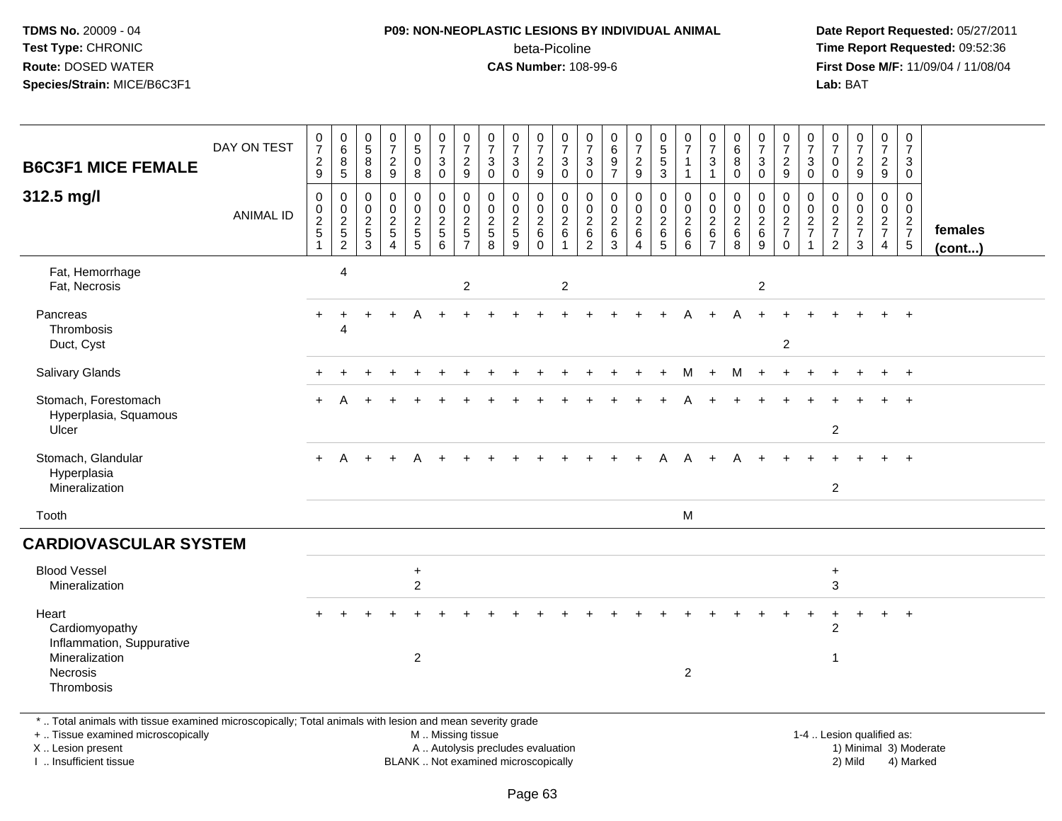TDMS No. 20009 - 04
Test Type: CHRONIC
Route: DOSED WATER
Species/Strain: MICE/B6C3F1

P09: NON-NEOPLASTIC LESIONS BY INDIVIDUAL ANIMAL
beta-Picoline
CAS Number: 108-99-6

Date Report Requested: 05/27/2011
Time Report Requested: 09:52:36
First Dose M/F: 11/09/04 / 11/08/04
Lab: BAT

| B6C3F1 MICE FEMALE 312.5 mg/l | DAY ON TEST | 0729 | 0685 | 0588 | 0729 | 0508 | 0730 | 0729 | 0730 | 0730 | 0729 | 0730 | 0730 | 0697 | 0729 | 0553 | 0711 | 0731 | 0680 | 0730 | 0729 | 0730 | 0700 | 0729 | 0729 | 0730 | |
|---|---|---|---|---|---|---|---|---|---|---|---|---|---|---|---|---|---|---|---|---|---|---|---|---|---|---|---|
| | ANIMAL ID | 0251 | 0252 | 0253 | 0254 | 0255 | 0256 | 0257 | 0258 | 0259 | 0260 | 0261 | 0262 | 0263 | 0264 | 0265 | 0266 | 0267 | 0268 | 0269 | 0270 | 0271 | 0272 | 0273 | 0274 | 0275 | females (cont...) |
| Fat, Hemorrhage | | | 4 | | | | | | | | | | | | | | | | | | | | | | | | |
| Fat, Necrosis | | | | | | | | 2 | | | | 2 | | | | | | | | 2 | | | | | | | |
| Pancreas | | + | + | + | + | A | + | + | + | + | + | + | + | + | + | + | A | + | A | + | + | + | + | + | + | + | |
| Thrombosis | | | 4 | | | | | | | | | | | | | | | | | | | | | | | | |
| Duct, Cyst | | | | | | | | | | | | | | | | | | | | | 2 | | | | | | |
| Salivary Glands | | + | + | + | + | + | + | + | + | + | + | + | + | + | + | + | M | + | M | + | + | + | + | + | + | + | |
| Stomach, Forestomach | | + | A | + | + | + | + | + | + | + | + | + | + | + | + | + | A | + | + | + | + | + | + | + | + | + | |
| Hyperplasia, Squamous | | | | | | | | | | | | | | | | | | | | | | | | | | | |
| Ulcer | | | | | | | | | | | | | | | | | | | | | | | 2 | | | | |
| Stomach, Glandular | | + | A | + | + | A | + | + | + | + | + | + | + | + | + | A | A | + | A | + | + | + | + | + | + | + | |
| Hyperplasia | | | | | | | | | | | | | | | | | | | | | | | | | | | |
| Mineralization | | | | | | | | | | | | | | | | | | | | | | | 2 | | | | |
| Tooth | | | | | | | | | | | | | | | | | M | | | | | | | | | | |
| **CARDIOVASCULAR SYSTEM** | | | | | | | | | | | | | | | | | | | | | | | | | | | |
| Blood Vessel | | | | | | + | | | | | | | | | | | | | | | | | + | | | | |
| Mineralization | | | | | | 2 | | | | | | | | | | | | | | | | | 3 | | | | |
| Heart | | + | + | + | + | + | + | + | + | + | + | + | + | + | + | + | + | + | + | + | + | + | + | + | + | + | |
| Cardiomyopathy | | | | | | | | | | | | | | | | | | | | | | | 2 | | | | |
| Inflammation, Suppurative | | | | | | | | | | | | | | | | | | | | | | | | | | | |
| Mineralization | | | | | | 2 | | | | | | | | | | | | | | | | | 1 | | | | |
| Necrosis | | | | | | | | | | | | | | | | | 2 | | | | | | | | | | |
| Thrombosis | | | | | | | | | | | | | | | | | | | | | | | | | | | |

* .. Total animals with tissue examined microscopically; Total animals with lesion and mean severity grade
+ .. Tissue examined microscopically
X .. Lesion present
I .. Insufficient tissue

M .. Missing tissue
A .. Autolysis precludes evaluation
BLANK .. Not examined microscopically

1-4 .. Lesion qualified as:
1) Minimal 3) Moderate
2) Mild 4) Marked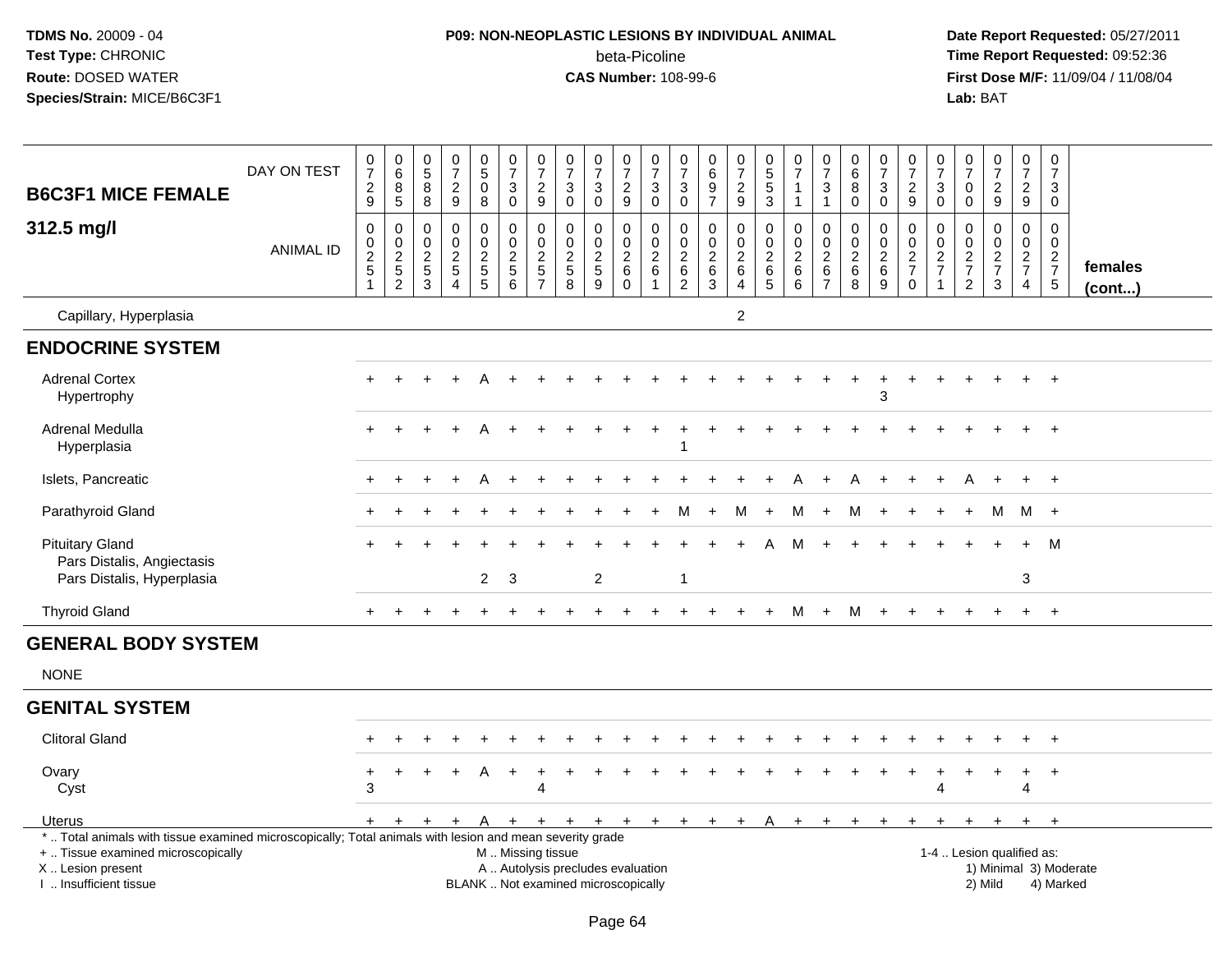TDMS No. 20009 - 04
Test Type: CHRONIC
Route: DOSED WATER
Species/Strain: MICE/B6C3F1

**P09: NON-NEOPLASTIC LESIONS BY INDIVIDUAL ANIMAL**
beta-Picoline
**CAS Number:** 108-99-6

Date Report Requested: 05/27/2011
Time Report Requested: 09:52:36
First Dose M/F: 11/09/04 / 11/08/04
Lab: BAT

| B6C3F1 MICE FEMALE 312.5 mg/l | DAY ON TEST | 729 | 685 | 588 | 729 | 508 | 730 | 729 | 730 | 730 | 729 | 730 | 730 | 697 | 729 | 553 | 711 | 731 | 680 | 730 | 729 | 730 | 700 | 729 | 729 | 730 | |
|---|---|---|---|---|---|---|---|---|---|---|---|---|---|---|---|---|---|---|---|---|---|---|---|---|---|---|---|
| | ANIMAL ID | 0251 | 0252 | 0253 | 0254 | 0255 | 0256 | 0257 | 0258 | 0259 | 0260 | 0261 | 0262 | 0263 | 0264 | 0265 | 0266 | 0267 | 0268 | 0269 | 0270 | 0271 | 0272 | 0273 | 0274 | 0275 | females (cont...) |
| Capillary, Hyperplasia | | | | | | | | | | | | | | | 2 | | | | | | | | | | | | |
| **ENDOCRINE SYSTEM** | | | | | | | | | | | | | | | | | | | | | | | | | | | |
| Adrenal Cortex | | + | + | + | + | A | + | + | + | + | + | + | + | + | + | + | + | + | + | + | + | + | + | + | + | + | |
| Hypertrophy | | | | | | | | | | | | | | | | | | | | 3 | | | | | | | |
| Adrenal Medulla | | + | + | + | + | A | + | + | + | + | + | + | + | + | + | + | + | + | + | + | + | + | + | + | + | + | |
| Hyperplasia | | | | | | | | | | | | | 1 | | | | | | | | | | | | | | |
| Islets, Pancreatic | | + | + | + | + | A | + | + | + | + | + | + | + | + | + | + | A | + | A | + | + | + | A | + | + | + | |
| Parathyroid Gland | | + | + | + | + | + | + | + | + | + | + | + | M | + | M | + | M | + | M | + | + | + | + | M | M | + | |
| Pituitary Gland | | + | + | + | + | + | + | + | + | + | + | + | + | + | + | A | M | + | + | + | + | + | + | + | + | M | |
| Pars Distalis, Angiectasis | | | | | | | | | | | | | | | | | | | | | | | | | | | |
| Pars Distalis, Hyperplasia | | | | | | 2 | 3 | | | 2 | | | 1 | | | | | | | | | | | | 3 | | |
| Thyroid Gland | | + | + | + | + | + | + | + | + | + | + | + | + | + | + | + | M | + | M | + | + | + | + | + | + | + | |
| **GENERAL BODY SYSTEM** | | | | | | | | | | | | | | | | | | | | | | | | | | | |
| NONE | | | | | | | | | | | | | | | | | | | | | | | | | | | |
| **GENITAL SYSTEM** | | | | | | | | | | | | | | | | | | | | | | | | | | | |
| Clitoral Gland | | + | + | + | + | + | + | + | + | + | + | + | + | + | + | + | + | + | + | + | + | + | + | + | + | + | |
| Ovary | | + | + | + | + | A | + | + | + | + | + | + | + | + | + | + | + | + | + | + | + | + | + | + | + | + | |
| Cyst | | 3 | | | | | | 4 | | | | | | | | | | | | | | 4 | | | 4 | | |
| Uterus | | + | + | + | + | A | + | + | + | + | + | + | + | + | + | A | + | + | + | + | + | + | + | + | + | + | |

\* .. Total animals with tissue examined microscopically; Total animals with lesion and mean severity grade
+ .. Tissue examined microscopically
X .. Lesion present
I .. Insufficient tissue

M .. Missing tissue
A .. Autolysis precludes evaluation
BLANK .. Not examined microscopically

1-4 .. Lesion qualified as:
1) Minimal 3) Moderate
2) Mild 4) Marked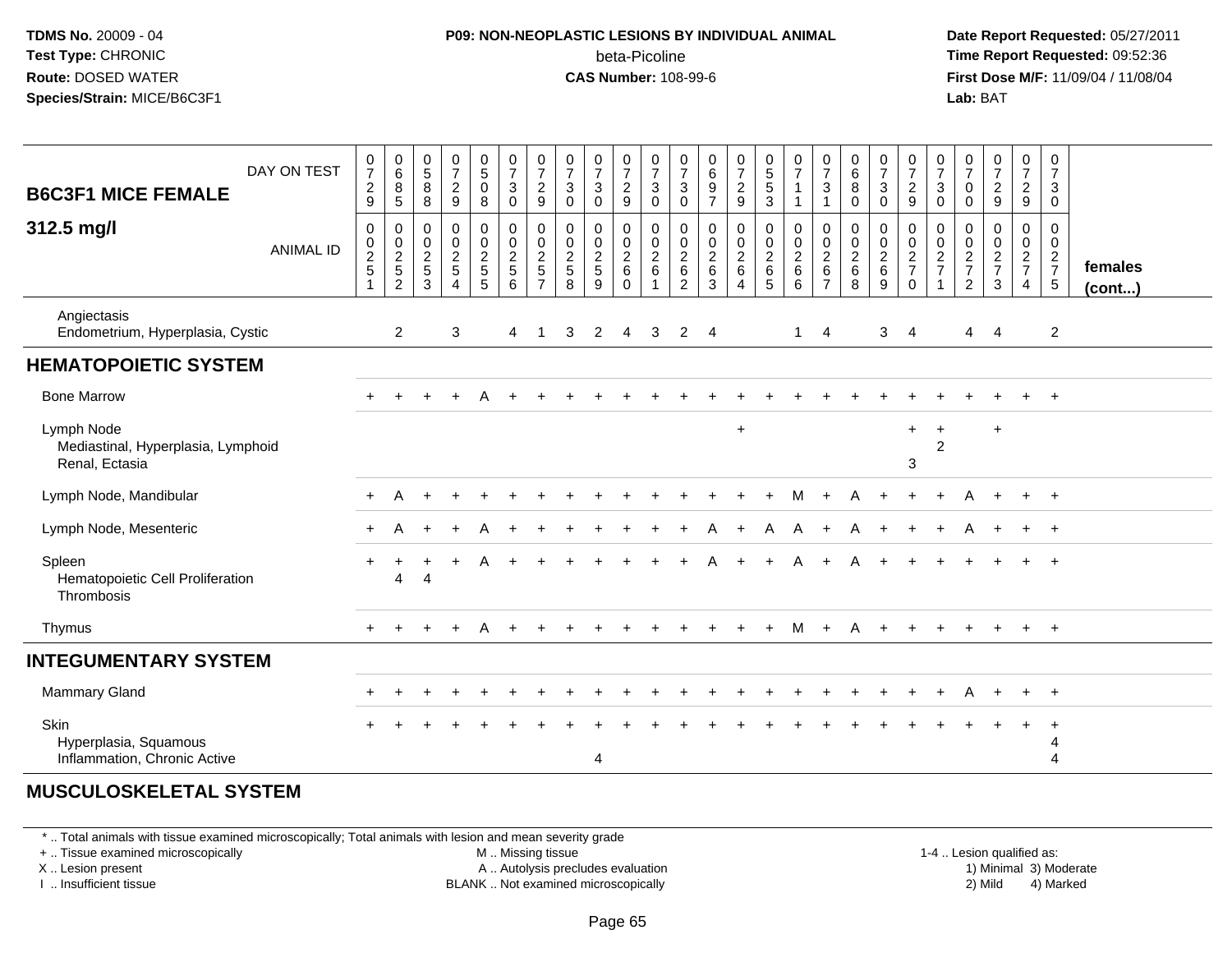TDMS No. 20009 - 04
Test Type: CHRONIC
Route: DOSED WATER
Species/Strain: MICE/B6C3F1

**P09: NON-NEOPLASTIC LESIONS BY INDIVIDUAL ANIMAL**
beta-Picoline
**CAS Number:** 108-99-6

Date Report Requested: 05/27/2011
Time Report Requested: 09:52:36
First Dose M/F: 11/09/04 / 11/08/04
Lab: BAT

| B6C3F1 MICE FEMALE 312.5 mg/l | | | | | | | | | | | | | | | | | | | | | | | | | | |
|---|---|---|---|---|---|---|---|---|---|---|---|---|---|---|---|---|---|---|---|---|---|---|---|---|---|---|
| DAY ON TEST | 0729 | 0685 | 0588 | 0729 | 0508 | 0730 | 0729 | 0730 | 0730 | 0729 | 0730 | 0730 | 0697 | 0729 | 0553 | 0711 | 0731 | 0680 | 0730 | 0729 | 0730 | 0700 | 0729 | 0729 | 0730 | |
| ANIMAL ID | 0025 1 | 0025 2 | 0025 3 | 0025 4 | 0025 5 | 0025 6 | 0025 7 | 0025 8 | 0025 9 | 0026 0 | 0026 1 | 0026 2 | 0026 3 | 0026 4 | 0026 5 | 0026 6 | 0026 7 | 0026 8 | 0026 9 | 0027 0 | 0027 1 | 0027 2 | 0027 3 | 0027 4 | 0027 5 | females (cont...) |
| Angiectasis | | | | | | | | | | | | | | | | | | | | | | | | | | |
| Endometrium, Hyperplasia, Cystic | | 2 | | 3 | | 4 | 1 | 3 | 2 | 4 | 3 | 2 | 4 | | | 1 | 4 | | 3 | 4 | | 4 | 4 | | 2 | |
| **HEMATOPOIETIC SYSTEM** | | | | | | | | | | | | | | | | | | | | | | | | | | |
| Bone Marrow | + | + | + | + | A | + | + | + | + | + | + | + | + | + | + | + | + | + | + | + | + | + | + | + | + | |
| Lymph Node | | | | | | | | | | | | | | + | | | | | | + | + | | + | | | |
| Mediastinal, Hyperplasia, Lymphoid | | | | | | | | | | | | | | | | | | | | | 2 | | | | | |
| Renal, Ectasia | | | | | | | | | | | | | | | | | | | | 3 | | | | | | |
| Lymph Node, Mandibular | + | A | + | + | + | + | + | + | + | + | + | + | + | + | + | M | + | A | + | + | + | A | + | + | + | |
| Lymph Node, Mesenteric | + | A | + | + | A | + | + | + | + | + | + | + | A | + | A | A | + | A | + | + | + | A | + | + | + | |
| Spleen | + | + | + | + | A | + | + | + | + | + | + | + | A | + | + | A | + | A | + | + | + | + | + | + | + | |
| Hematopoietic Cell Proliferation | | 4 | 4 | | | | | | | | | | | | | | | | | | | | | | | |
| Thrombosis | | | | | | | | | | | | | | | | | | | | | | | | | | |
| Thymus | + | + | + | + | A | + | + | + | + | + | + | + | + | + | + | M | + | A | + | + | + | + | + | + | + | |
| **INTEGUMENTARY SYSTEM** | | | | | | | | | | | | | | | | | | | | | | | | | | |
| Mammary Gland | + | + | + | + | + | + | + | + | + | + | + | + | + | + | + | + | + | + | + | + | + | A | + | + | + | |
| Skin | + | + | + | + | + | + | + | + | + | + | + | + | + | + | + | + | + | + | + | + | + | + | + | + | + | |
| Hyperplasia, Squamous | | | | | | | | | | | | | | | | | | | | | | | | | 4 | |
| Inflammation, Chronic Active | | | | | | | | | 4 | | | | | | | | | | | | | | | | 4 | |
| **MUSCULOSKELETAL SYSTEM** | | | | | | | | | | | | | | | | | | | | | | | | | | |

\* .. Total animals with tissue examined microscopically; Total animals with lesion and mean severity grade
+ .. Tissue examined microscopically
X .. Lesion present
I .. Insufficient tissue
M .. Missing tissue
A .. Autolysis precludes evaluation
BLANK .. Not examined microscopically
1-4 .. Lesion qualified as: 1) Minimal 2) Mild 3) Moderate 4) Marked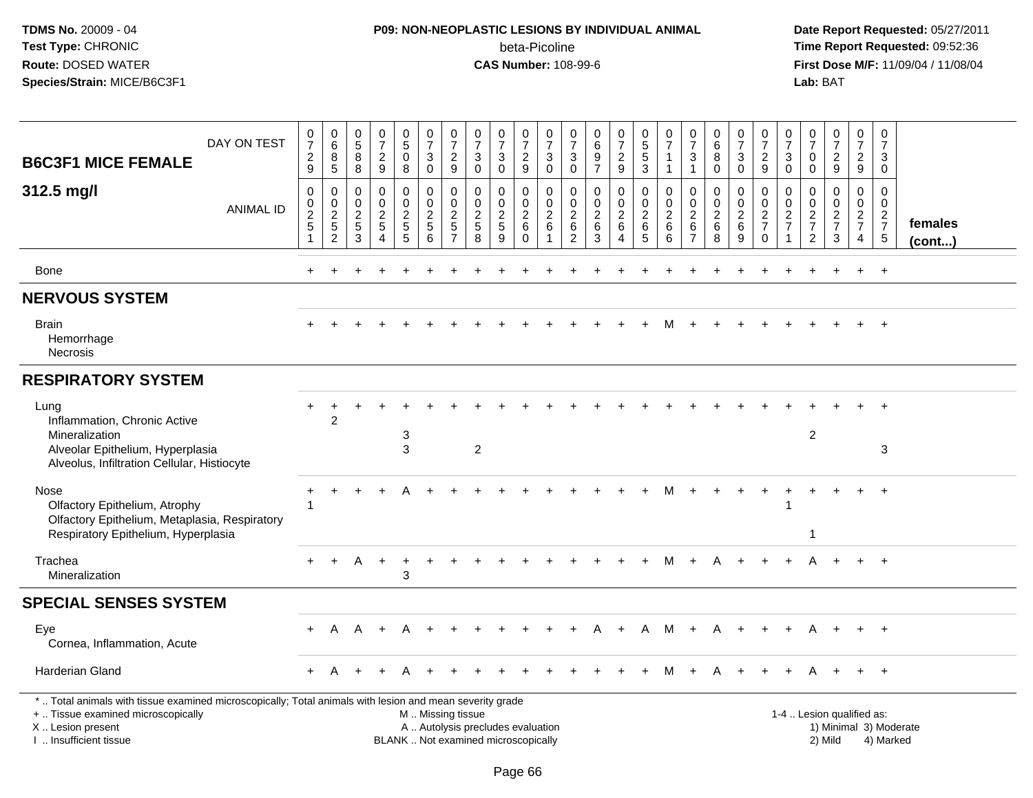**TDMS No.** 20009 - 04
**Test Type:** CHRONIC
**Route:** DOSED WATER
**Species/Strain:** MICE/B6C3F1

**P09: NON-NEOPLASTIC LESIONS BY INDIVIDUAL ANIMAL**
beta-Picoline
**CAS Number:** 108-99-6

**Date Report Requested:** 05/27/2011
**Time Report Requested:** 09:52:36
**First Dose M/F:** 11/09/04 / 11/08/04
**Lab:** BAT

| B6C3F1 MICE FEMALE 312.5 mg/l | DAY ON TEST | 0729 | 0685 | 0588 | 0729 | 0508 | 0730 | 0729 | 0730 | 0730 | 0729 | 0730 | 0730 | 0697 | 0729 | 0553 | 0711 | 0731 | 0680 | 0730 | 0729 | 0730 | 0700 | 0729 | 0729 | 0730 | |
|---|---|---|---|---|---|---|---|---|---|---|---|---|---|---|---|---|---|---|---|---|---|---|---|---|---|---|---|
| | ANIMAL ID | 0251 | 0252 | 0253 | 0254 | 0255 | 0256 | 0257 | 0258 | 0259 | 0260 | 0261 | 0262 | 0263 | 0264 | 0265 | 0266 | 0267 | 0268 | 0269 | 0270 | 0271 | 0272 | 0273 | 0274 | 0275 | females (cont...) |
| Bone | | + | + | + | + | + | + | + | + | + | + | + | + | + | + | + | + | + | + | + | + | + | + | + | + | + | |
| **NERVOUS SYSTEM** | | | | | | | | | | | | | | | | | | | | | | | | | | | |
| Brain | | + | + | + | + | + | + | + | + | + | + | + | + | + | + | + | M | + | + | + | + | + | + | + | + | + | |
| Hemorrhage | | | | | | | | | | | | | | | | | | | | | | | | | | | |
| Necrosis | | | | | | | | | | | | | | | | | | | | | | | | | | | |
| **RESPIRATORY SYSTEM** | | | | | | | | | | | | | | | | | | | | | | | | | | | |
| Lung | | + | + | + | + | + | + | + | + | + | + | + | + | + | + | + | + | + | + | + | + | + | + | + | + | + | |
| Inflammation, Chronic Active | | | 2 | | | | | | | | | | | | | | | | | | | | | | | | |
| Mineralization | | | | | | 3 | | | | | | | | | | | | | | | | | 2 | | | | |
| Alveolar Epithelium, Hyperplasia | | | | | | 3 | | | 2 | | | | | | | | | | | | | | | | | 3 | |
| Alveolus, Infiltration Cellular, Histiocyte | | | | | | | | | | | | | | | | | | | | | | | | | | | |
| Nose | | + | + | + | + | A | + | + | + | + | + | + | + | + | + | + | M | + | + | + | + | + | + | + | + | + | |
| Olfactory Epithelium, Atrophy | | 1 | | | | | | | | | | | | | | | | | | | | 1 | | | | | |
| Olfactory Epithelium, Metaplasia, Respiratory | | | | | | | | | | | | | | | | | | | | | | | | | | | |
| Respiratory Epithelium, Hyperplasia | | | | | | | | | | | | | | | | | | | | | | | 1 | | | | |
| Trachea | | + | + | A | + | + | + | + | + | + | + | + | + | + | + | + | M | + | A | + | + | + | A | + | + | + | |
| Mineralization | | | | | | 3 | | | | | | | | | | | | | | | | | | | | | |
| **SPECIAL SENSES SYSTEM** | | | | | | | | | | | | | | | | | | | | | | | | | | | |
| Eye | | + | A | A | + | A | + | + | + | + | + | + | + | A | + | A | M | + | A | + | + | + | A | + | + | + | |
| Cornea, Inflammation, Acute | | | | | | | | | | | | | | | | | | | | | | | | | | | |
| Harderian Gland | | + | A | + | + | A | + | + | + | + | + | + | + | + | + | + | M | + | A | + | + | + | A | + | + | + | |

\* .. Total animals with tissue examined microscopically; Total animals with lesion and mean severity grade
+ .. Tissue examined microscopically
X .. Lesion present
I .. Insufficient tissue

M .. Missing tissue
A .. Autolysis precludes evaluation
BLANK .. Not examined microscopically

1-4 .. Lesion qualified as:
1) Minimal 3) Moderate
2) Mild 4) Marked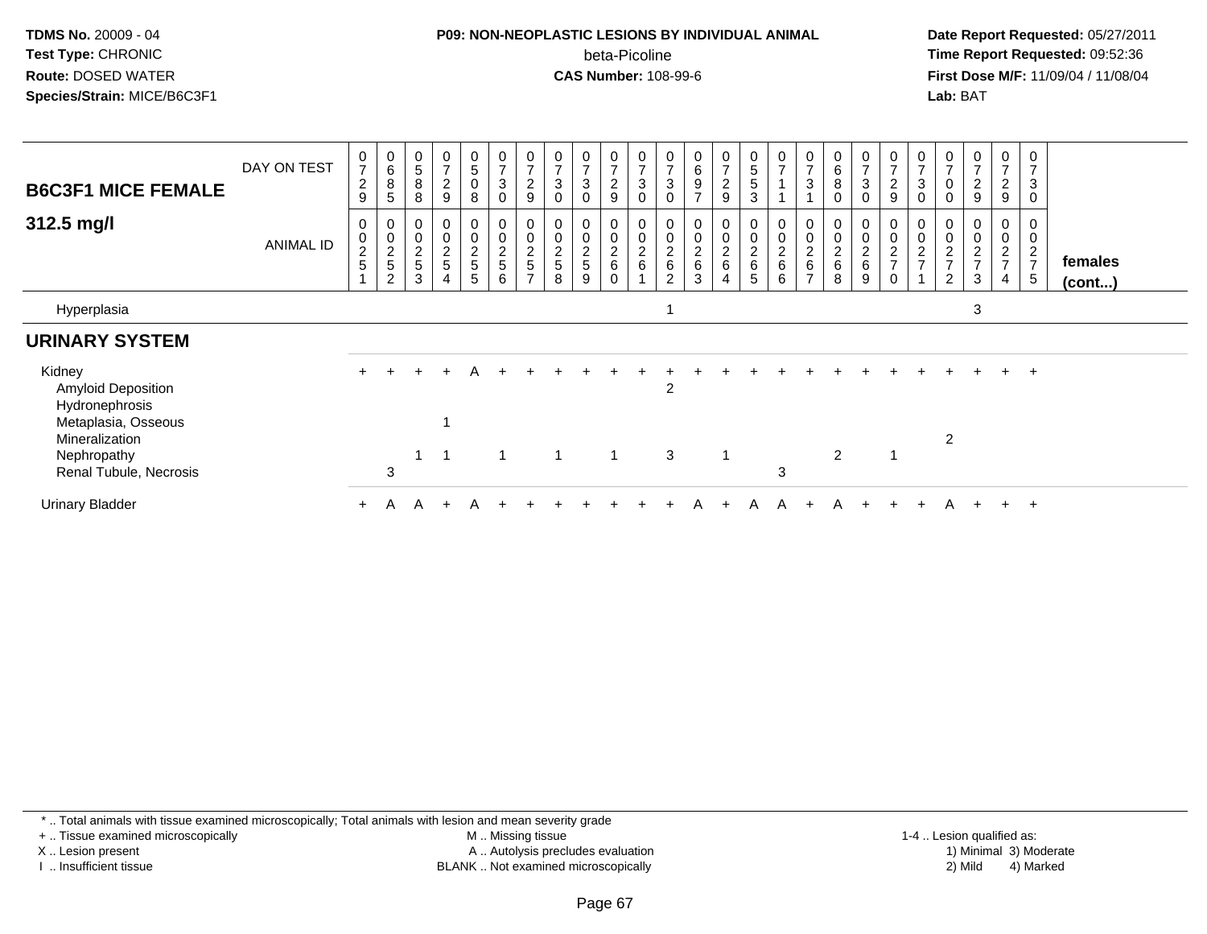**TDMS No.** 20009 - 04
**Test Type:** CHRONIC
**Route:** DOSED WATER
**Species/Strain:** MICE/B6C3F1

**P09: NON-NEOPLASTIC LESIONS BY INDIVIDUAL ANIMAL**
beta-Picoline
**CAS Number:** 108-99-6

**Date Report Requested:** 05/27/2011
**Time Report Requested:** 09:52:36
**First Dose M/F:** 11/09/04 / 11/08/04
**Lab:** BAT

| B6C3F1 MICE FEMALE 312.5 mg/l | | | | | | | | | | | | | | | | | | | | | | | | | | |
|---|---|---|---|---|---|---|---|---|---|---|---|---|---|---|---|---|---|---|---|---|---|---|---|---|---|---|
| DAY ON TEST | 0729 | 0685 | 0588 | 0729 | 0508 | 0730 | 0729 | 0730 | 0730 | 0729 | 0730 | 0730 | 0697 | 0729 | 0553 | 0711 | 0731 | 0680 | 0730 | 0729 | 0730 | 0700 | 0729 | 0729 | 0730 | |
| ANIMAL ID | 0251 | 0252 | 0253 | 0254 | 0255 | 0256 | 0257 | 0258 | 0259 | 0260 | 0261 | 0262 | 0263 | 0264 | 0265 | 0266 | 0267 | 0268 | 0269 | 0270 | 0271 | 0272 | 0273 | 0274 | 0275 | females (cont...) |
| Hyperplasia | | | | | | | | | | | | 1 | | | | | | | | | | | 3 | | | |
| **URINARY SYSTEM** | | | | | | | | | | | | | | | | | | | | | | | | | | |
| Kidney | + | + | + | + | A | + | + | + | + | + | + | + | + | + | + | + | + | + | + | + | + | + | + | + | + | |
| Amyloid Deposition | | | | | | | | | | | | 2 | | | | | | | | | | | | | | |
| Hydronephrosis | | | | | | | | | | | | | | | | | | | | | | | | | | |
| Metaplasia, Osseous | | | | 1 | | | | | | | | | | | | | | | | | | | | | | |
| Mineralization | | | | | | | | | | | | | | | | | | | | | | 2 | | | | |
| Nephropathy | | | 1 | 1 | | 1 | | 1 | | 1 | | 3 | | 1 | | | | 2 | | 1 | | | | | | |
| Renal Tubule, Necrosis | | 3 | | | | | | | | | | | | | | 3 | | | | | | | | | | |
| Urinary Bladder | + | A | A | + | A | + | + | + | + | + | + | + | A | + | A | A | + | A | + | + | + | A | + | + | + | |

\* .. Total animals with tissue examined microscopically; Total animals with lesion and mean severity grade
+ .. Tissue examined microscopically
X .. Lesion present
I .. Insufficient tissue
M .. Missing tissue
A .. Autolysis precludes evaluation
BLANK .. Not examined microscopically
1-4 .. Lesion qualified as: 1) Minimal 2) Mild 3) Moderate 4) Marked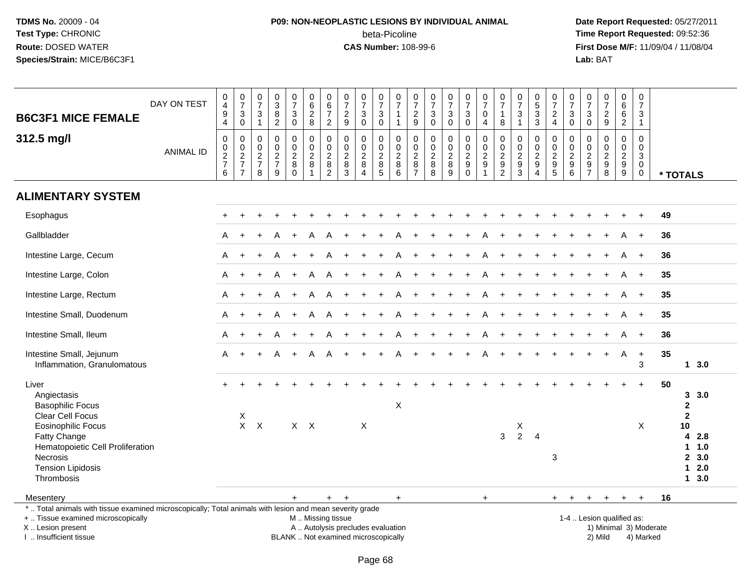TDMS No. 20009 - 04
Test Type: CHRONIC
Route: DOSED WATER
Species/Strain: MICE/B6C3F1

**P09: NON-NEOPLASTIC LESIONS BY INDIVIDUAL ANIMAL**
beta-Picoline
**CAS Number:** 108-99-6

Date Report Requested: 05/27/2011
Time Report Requested: 09:52:36
First Dose M/F: 11/09/04 / 11/08/04
Lab: BAT

## B6C3F1 MICE FEMALE 312.5 mg/l

| DAY ON TEST | 0494 | 0730 | 0731 | 0382 | 0730 | 0628 | 0672 | 0729 | 0730 | 0730 | 0711 | 0729 | 0730 | 0730 | 0730 | 0704 | 0718 | 0731 | 0533 | 0724 | 0730 | 0730 | 0729 | 0662 | 0731 | |
|---|---|---|---|---|---|---|---|---|---|---|---|---|---|---|---|---|---|---|---|---|---|---|---|---|---|---|
| **ANIMAL ID** | 0276 | 0277 | 0278 | 0279 | 0280 | 0281 | 0282 | 0283 | 0284 | 0285 | 0286 | 0287 | 0288 | 0289 | 0290 | 0291 | 0292 | 0293 | 0294 | 0295 | 0296 | 0297 | 0298 | 0299 | 0300 | *** TOTALS** |
| **ALIMENTARY SYSTEM** | | | | | | | | | | | | | | | | | | | | | | | | | | |
| Esophagus | + | + | + | + | + | + | + | + | + | + | + | + | + | + | + | + | + | + | + | + | + | + | + | + | + | 49 |
| Gallbladder | A | + | + | A | + | A | A | + | + | + | A | + | + | + | + | A | + | + | + | + | + | + | + | A | + | 36 |
| Intestine Large, Cecum | A | + | + | A | + | + | A | + | + | + | A | + | + | + | + | A | + | + | + | + | + | + | + | A | + | 36 |
| Intestine Large, Colon | A | + | + | A | + | A | A | + | + | + | A | + | + | + | + | A | + | + | + | + | + | + | + | A | + | 35 |
| Intestine Large, Rectum | A | + | + | A | + | A | A | + | + | + | A | + | + | + | + | A | + | + | + | + | + | + | + | A | + | 35 |
| Intestine Small, Duodenum | A | + | + | A | + | A | A | + | + | + | A | + | + | + | + | A | + | + | + | + | + | + | + | A | + | 35 |
| Intestine Small, Ileum | A | + | + | A | + | + | A | + | + | + | A | + | + | + | + | A | + | + | + | + | + | + | + | A | + | 36 |
| Intestine Small, Jejunum | A | + | + | A | + | A | A | + | + | + | A | + | + | + | + | A | + | + | + | + | + | + | + | A | + | 35 |
| Inflammation, Granulomatous | | | | | | | | | | | | | | | | | | | | | | | | | 3 | 1 3.0 |
| Liver | + | + | + | + | + | + | + | + | + | + | + | + | + | + | + | + | + | + | + | + | + | + | + | + | + | 50 |
| Angiectasis | | | | | | | | | | | | | | | | | | | | | | | | | | 3 3.0 |
| Basophilic Focus | | | | | | | | | | | X | | | | | | | | | | | | | | | 2 |
| Clear Cell Focus | | X | | | | | | | | | | | | | | | | | | | | | | | | 2 |
| Eosinophilic Focus | | X | X | | X | X | | | X | | | | | | | | | X | | | | | | | X | 10 |
| Fatty Change | | | | | | | | | | | | | | | | | 3 | 2 | 4 | | | | | | | 4 2.8 |
| Hematopoietic Cell Proliferation | | | | | | | | | | | | | | | | | | | | | | | | | | 1 1.0 |
| Necrosis | | | | | | | | | | | | | | | | | | | | 3 | | | | | | 2 3.0 |
| Tension Lipidosis | | | | | | | | | | | | | | | | | | | | | | | | | | 1 2.0 |
| Thrombosis | | | | | | | | | | | | | | | | | | | | | | | | | | 1 3.0 |
| Mesentery | | | | | + | | + | + | | | + | | | | | + | | | | + | + | + | + | + | + | 16 |

\* .. Total animals with tissue examined microscopically; Total animals with lesion and mean severity grade
\+ .. Tissue examined microscopically
X .. Lesion present
I .. Insufficient tissue

M .. Missing tissue
A .. Autolysis precludes evaluation
BLANK .. Not examined microscopically

1-4 .. Lesion qualified as:
1) Minimal 3) Moderate
2) Mild 4) Marked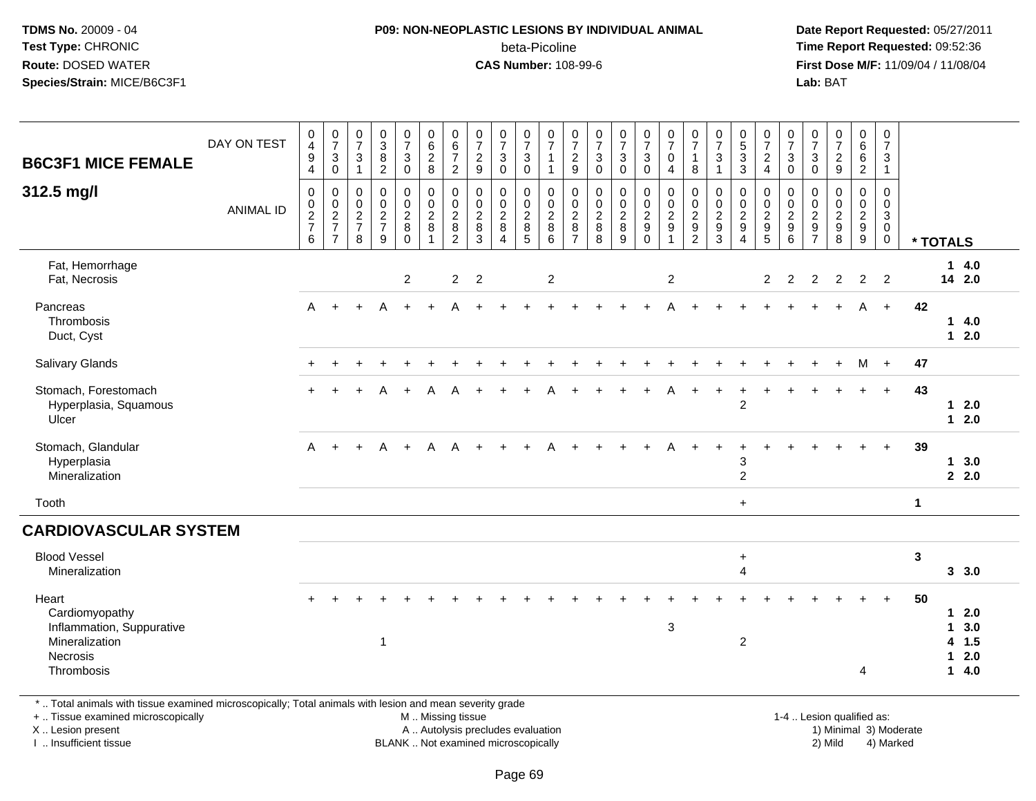**P09: NON-NEOPLASTIC LESIONS BY INDIVIDUAL ANIMAL**
beta-Picoline
**CAS Number:** 108-99-6

**TDMS No.** 20009 - 04
**Test Type:** CHRONIC
**Route:** DOSED WATER
**Species/Strain:** MICE/B6C3F1

**Date Report Requested:** 05/27/2011
**Time Report Requested:** 09:52:36
**First Dose M/F:** 11/09/04 / 11/08/04
**Lab:** BAT

## B6C3F1 MICE FEMALE 312.5 mg/l

| DAY ON TEST | 494 | 730 | 731 | 382 | 730 | 628 | 672 | 729 | 730 | 730 | 711 | 729 | 730 | 730 | 730 | 704 | 718 | 731 | 533 | 724 | 730 | 730 | 729 | 662 | 731 | |
|---|---|---|---|---|---|---|---|---|---|---|---|---|---|---|---|---|---|---|---|---|---|---|---|---|---|---|
| **ANIMAL ID** | 0276 | 0277 | 0278 | 0279 | 0280 | 0281 | 0282 | 0283 | 0284 | 0285 | 0286 | 0287 | 0288 | 0289 | 0290 | 0291 | 0292 | 0293 | 0294 | 0295 | 0296 | 0297 | 0298 | 0299 | 0300 | *** TOTALS** |
| Fat, Hemorrhage | | | | | | | | | | | | | | | | | | | | | | | | | | 1 4.0 |
| Fat, Necrosis | | | | | 2 | | 2 | 2 | | | 2 | | | | | 2 | | | | 2 | 2 | 2 | 2 | 2 | 2 | 14 2.0 |
| Pancreas | A | + | + | A | + | + | A | + | + | + | + | + | + | + | + | A | + | + | + | + | + | + | + | A | + | 42 |
| Thrombosis | | | | | | | | | | | | | | | | | | | | | | | | | | 1 4.0 |
| Duct, Cyst | | | | | | | | | | | | | | | | | | | | | | | | | | 1 2.0 |
| Salivary Glands | + | + | + | + | + | + | + | + | + | + | + | + | + | + | + | + | + | + | + | + | + | + | + | M | + | 47 |
| Stomach, Forestomach | + | + | + | A | + | A | A | + | + | + | A | + | + | + | + | A | + | + | + | + | + | + | + | + | + | 43 |
| Hyperplasia, Squamous | | | | | | | | | | | | | | | | | | | 2 | | | | | | | 1 2.0 |
| Ulcer | | | | | | | | | | | | | | | | | | | | | | | | | | 1 2.0 |
| Stomach, Glandular | A | + | + | A | + | A | A | + | + | + | A | + | + | + | + | A | + | + | + | + | + | + | + | + | + | 39 |
| Hyperplasia | | | | | | | | | | | | | | | | | | | 3 | | | | | | | 1 3.0 |
| Mineralization | | | | | | | | | | | | | | | | | | | 2 | | | | | | | 2 2.0 |
| Tooth | | | | | | | | | | | | | | | | | | | + | | | | | | | 1 |
| **CARDIOVASCULAR SYSTEM** | | | | | | | | | | | | | | | | | | | | | | | | | | |
| Blood Vessel | | | | | | | | | | | | | | | | | | | + | | | | | | | 3 |
| Mineralization | | | | | | | | | | | | | | | | | | | 4 | | | | | | | 3 3.0 |
| Heart | + | + | + | + | + | + | + | + | + | + | + | + | + | + | + | + | + | + | + | + | + | + | + | + | + | 50 |
| Cardiomyopathy | | | | | | | | | | | | | | | | | | | | | | | | | | 1 2.0 |
| Inflammation, Suppurative | | | | | | | | | | | | | | | | 3 | | | | | | | | | | 1 3.0 |
| Mineralization | | | | 1 | | | | | | | | | | | | | | | 2 | | | | | | | 4 1.5 |
| Necrosis | | | | | | | | | | | | | | | | | | | | | | | | | | 1 2.0 |
| Thrombosis | | | | | | | | | | | | | | | | | | | | | | | | 4 | | 1 4.0 |

\* .. Total animals with tissue examined microscopically; Total animals with lesion and mean severity grade
\+ .. Tissue examined microscopically
X .. Lesion present
I .. Insufficient tissue
M .. Missing tissue
A .. Autolysis precludes evaluation
BLANK .. Not examined microscopically
1-4 .. Lesion qualified as: 1) Minimal 2) Mild 3) Moderate 4) Marked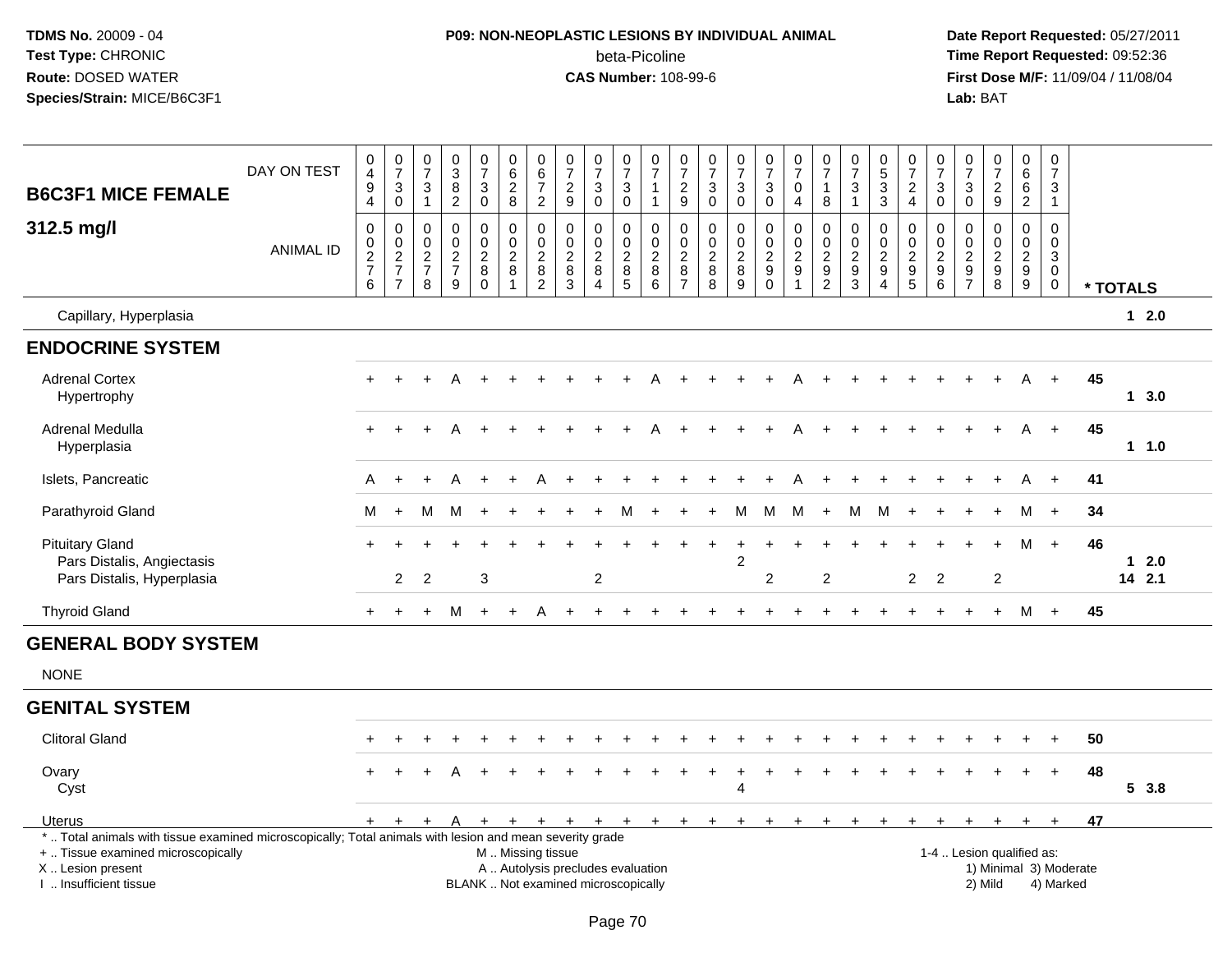**TDMS No.** 20009 - 04
**Test Type:** CHRONIC
**Route:** DOSED WATER
**Species/Strain:** MICE/B6C3F1

**P09: NON-NEOPLASTIC LESIONS BY INDIVIDUAL ANIMAL**
beta-Picoline
**CAS Number:** 108-99-6

**Date Report Requested:** 05/27/2011
**Time Report Requested:** 09:52:36
**First Dose M/F:** 11/09/04 / 11/08/04
**Lab:** BAT

## B6C3F1 MICE FEMALE 312.5 mg/l

| DAY ON TEST | 0494 | 0730 | 0731 | 0382 | 0730 | 0628 | 0672 | 0729 | 0730 | 0730 | 0711 | 0729 | 0730 | 0730 | 0730 | 0704 | 0718 | 0731 | 0533 | 0724 | 0730 | 0730 | 0729 | 0662 | 0731 | |
|---|---|---|---|---|---|---|---|---|---|---|---|---|---|---|---|---|---|---|---|---|---|---|---|---|---|---|
| **ANIMAL ID** | 00276 | 00277 | 00278 | 00279 | 00280 | 00281 | 00282 | 00283 | 00284 | 00285 | 00286 | 00287 | 00288 | 00289 | 00290 | 00291 | 00292 | 00293 | 00294 | 00295 | 00296 | 00297 | 00298 | 00299 | 00300 | *** TOTALS** |
| Capillary, Hyperplasia | | | | | | | | | | | | | | | | | | | | | | | | | | 1 2.0 |
| **ENDOCRINE SYSTEM** | | | | | | | | | | | | | | | | | | | | | | | | | | |
| Adrenal Cortex | + | + | + | A | + | + | + | + | + | + | A | + | + | + | + | A | + | + | + | + | + | + | + | A | + | 45 |
| Hypertrophy | | | | | | | | | | | | | | | | | | | | | | | | | | 1 3.0 |
| Adrenal Medulla | + | + | + | A | + | + | + | + | + | + | A | + | + | + | + | A | + | + | + | + | + | + | + | A | + | 45 |
| Hyperplasia | | | | | | | | | | | | | | | | | | | | | | | | | | 1 1.0 |
| Islets, Pancreatic | A | + | + | A | + | + | A | + | + | + | + | + | + | + | + | A | + | + | + | + | + | + | + | A | + | 41 |
| Parathyroid Gland | M | + | M | M | + | + | + | + | + | M | + | + | + | M | M | M | + | M | M | + | + | + | + | M | + | 34 |
| Pituitary Gland | + | + | + | + | + | + | + | + | + | + | + | + | + | + | + | + | + | + | + | + | + | + | + | M | + | 46 |
| Pars Distalis, Angiectasis | | | | | | | | | | | | | | 2 | | | | | | | | | | | | 1 2.0 |
| Pars Distalis, Hyperplasia | | 2 | 2 | | 3 | | | | 2 | | | | | | 2 | | 2 | | | 2 | 2 | | 2 | | | 14 2.1 |
| Thyroid Gland | + | + | + | M | + | + | A | + | + | + | + | + | + | + | + | + | + | + | + | + | + | + | + | M | + | 45 |
| **GENERAL BODY SYSTEM** | | | | | | | | | | | | | | | | | | | | | | | | | | |
| NONE | | | | | | | | | | | | | | | | | | | | | | | | | | |
| **GENITAL SYSTEM** | | | | | | | | | | | | | | | | | | | | | | | | | | |
| Clitoral Gland | + | + | + | + | + | + | + | + | + | + | + | + | + | + | + | + | + | + | + | + | + | + | + | + | + | 50 |
| Ovary | + | + | + | A | + | + | + | + | + | + | + | + | + | + | + | + | + | + | + | + | + | + | + | + | + | 48 |
| Cyst | | | | | | | | | | | | | | 4 | | | | | | | | | | | | 5 3.8 |
| Uterus | + | + | + | A | + | + | + | + | + | + | + | + | + | + | + | + | + | + | + | + | + | + | + | + | + | 47 |

* .. Total animals with tissue examined microscopically; Total animals with lesion and mean severity grade
+ .. Tissue examined microscopically
X .. Lesion present
I .. Insufficient tissue

M .. Missing tissue
A .. Autolysis precludes evaluation
BLANK .. Not examined microscopically

1-4 .. Lesion qualified as:
1) Minimal 3) Moderate
2) Mild 4) Marked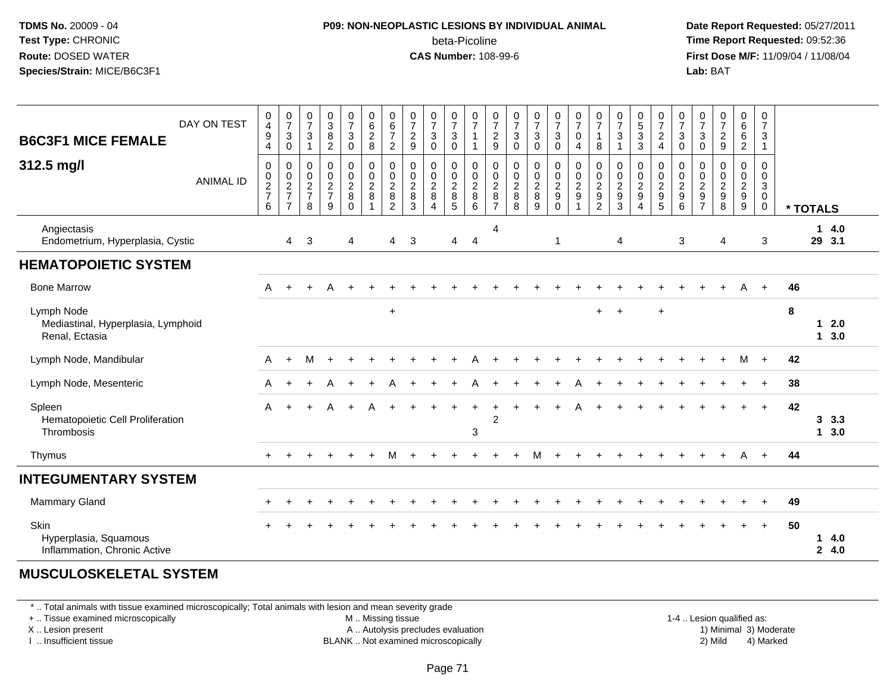TDMS No. 20009 - 04
Test Type: CHRONIC
Route: DOSED WATER
Species/Strain: MICE/B6C3F1

**P09: NON-NEOPLASTIC LESIONS BY INDIVIDUAL ANIMAL**
beta-Picoline
**CAS Number:** 108-99-6

Date Report Requested: 05/27/2011
Time Report Requested: 09:52:36
First Dose M/F: 11/09/04 / 11/08/04
Lab: BAT

**B6C3F1 MICE FEMALE**
**312.5 mg/l**

| DAY ON TEST | 0494 | 0730 | 0731 | 0382 | 0730 | 0628 | 0672 | 0729 | 0730 | 0730 | 0711 | 0729 | 0730 | 0730 | 0730 | 0704 | 0718 | 0731 | 0533 | 0724 | 0730 | 0730 | 0729 | 0662 | 0731 | |
|---|---|---|---|---|---|---|---|---|---|---|---|---|---|---|---|---|---|---|---|---|---|---|---|---|---|---|
| **ANIMAL ID** | 0276 | 0277 | 0278 | 0279 | 0280 | 0281 | 0282 | 0283 | 0284 | 0285 | 0286 | 0287 | 0288 | 0289 | 0290 | 0291 | 0292 | 0293 | 0294 | 0295 | 0296 | 0297 | 0298 | 0299 | 0300 | *** TOTALS** |
| Angiectasis | | | | | | | | | | | | 4 | | | | | | | | | | | | | | **1 4.0** |
| Endometrium, Hyperplasia, Cystic | | 4 | 3 | | 4 | | 4 | 3 | | 4 | 4 | | | | 1 | | | 4 | | | 3 | | 4 | | 3 | **29 3.1** |
| **HEMATOPOIETIC SYSTEM** | | | | | | | | | | | | | | | | | | | | | | | | | | |
| Bone Marrow | A | + | + | A | + | + | + | + | + | + | + | + | + | + | + | + | + | + | + | + | + | + | + | A | + | **46** |
| Lymph Node | | | | | | | + | | | | | | | | | | + | + | | + | | | | | | **8** |
| Mediastinal, Hyperplasia, Lymphoid | | | | | | | | | | | | | | | | | | | | | | | | | | **1 2.0** |
| Renal, Ectasia | | | | | | | | | | | | | | | | | | | | | | | | | | **1 3.0** |
| Lymph Node, Mandibular | A | + | M | + | + | + | + | + | + | + | A | + | + | + | + | + | + | + | + | + | + | + | + | M | + | **42** |
| Lymph Node, Mesenteric | A | + | + | A | + | + | A | + | + | + | A | + | + | + | + | A | + | + | + | + | + | + | + | + | + | **38** |
| Spleen | A | + | + | A | + | A | + | + | + | + | + | + | + | + | + | A | + | + | + | + | + | + | + | + | + | **42** |
| Hematopoietic Cell Proliferation | | | | | | | | | | | | 2 | | | | | | | | | | | | | | **3 3.3** |
| Thrombosis | | | | | | | | | | | 3 | | | | | | | | | | | | | | | **1 3.0** |
| Thymus | + | + | + | + | + | + | M | + | + | + | + | + | + | M | + | + | + | + | + | + | + | + | + | A | + | **44** |
| **INTEGUMENTARY SYSTEM** | | | | | | | | | | | | | | | | | | | | | | | | | | |
| Mammary Gland | + | + | + | + | + | + | + | + | + | + | + | + | + | + | + | + | + | + | + | + | + | + | + | + | + | **49** |
| Skin | + | + | + | + | + | + | + | + | + | + | + | + | + | + | + | + | + | + | + | + | + | + | + | + | + | **50** |
| Hyperplasia, Squamous | | | | | | | | | | | | | | | | | | | | | | | | | | **1 4.0** |
| Inflammation, Chronic Active | | | | | | | | | | | | | | | | | | | | | | | | | | **2 4.0** |
| **MUSCULOSKELETAL SYSTEM** | | | | | | | | | | | | | | | | | | | | | | | | | | |

\* .. Total animals with tissue examined microscopically; Total animals with lesion and mean severity grade
\+ .. Tissue examined microscopically
X .. Lesion present
I .. Insufficient tissue

M .. Missing tissue
A .. Autolysis precludes evaluation
BLANK .. Not examined microscopically

1-4 .. Lesion qualified as:
1) Minimal 3) Moderate
2) Mild 4) Marked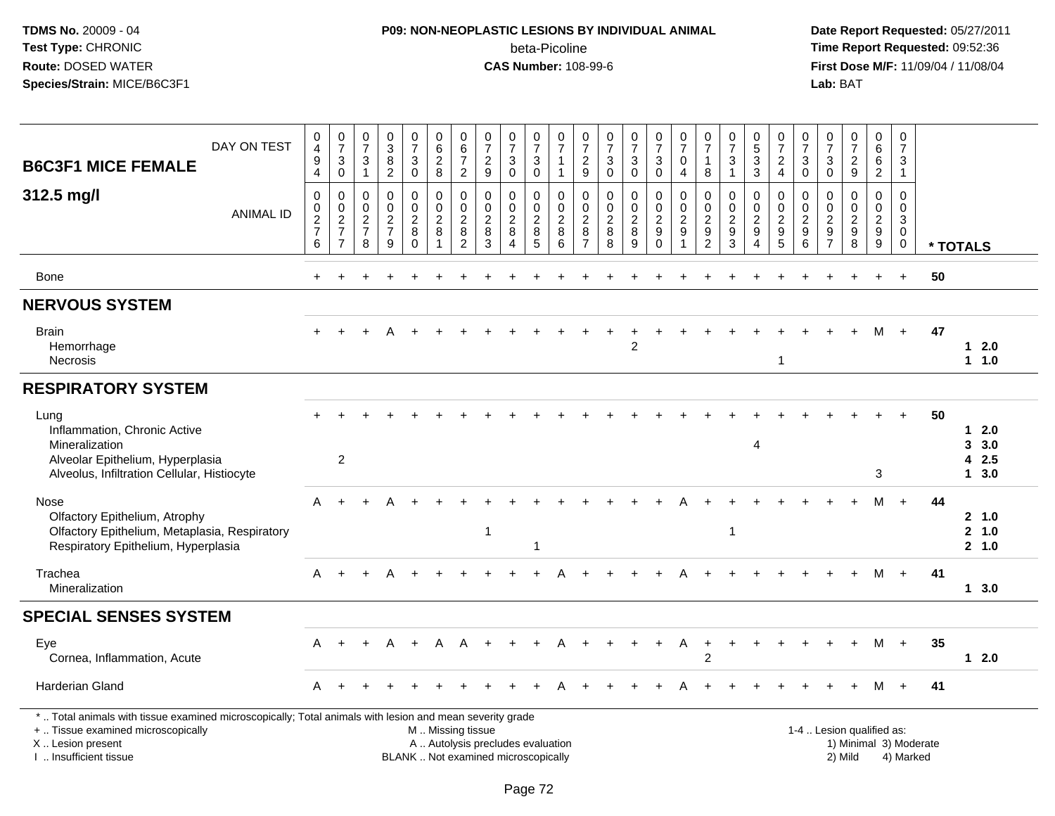**TDMS No.** 20009 - 04
**Test Type:** CHRONIC
**Route:** DOSED WATER
**Species/Strain:** MICE/B6C3F1

**P09: NON-NEOPLASTIC LESIONS BY INDIVIDUAL ANIMAL**
beta-Picoline
**CAS Number:** 108-99-6

**Date Report Requested:** 05/27/2011
**Time Report Requested:** 09:52:36
**First Dose M/F:** 11/09/04 / 11/08/04
**Lab:** BAT

## B6C3F1 MICE FEMALE

## 312.5 mg/l

| DAY ON TEST | 0494 | 0730 | 0731 | 0382 | 0730 | 0628 | 0672 | 0729 | 0730 | 0730 | 0711 | 0729 | 0730 | 0730 | 0730 | 0704 | 0718 | 0731 | 0533 | 0724 | 0730 | 0730 | 0729 | 0662 | 0731 | |
|---|---|---|---|---|---|---|---|---|---|---|---|---|---|---|---|---|---|---|---|---|---|---|---|---|---|---|
| **ANIMAL ID** | 00276 | 00277 | 00278 | 00279 | 00280 | 00281 | 00282 | 00283 | 00284 | 00285 | 00286 | 00287 | 00288 | 00289 | 00290 | 00291 | 00292 | 00293 | 00294 | 00295 | 00296 | 00297 | 00298 | 00299 | 00300 | *** TOTALS** |
| Bone | + | + | + | + | + | + | + | + | + | + | + | + | + | + | + | + | + | + | + | + | + | + | + | + | + | 50 |
| **NERVOUS SYSTEM** | | | | | | | | | | | | | | | | | | | | | | | | | | |
| Brain | + | + | + | A | + | + | + | + | + | + | + | + | + | + | + | + | + | + | + | + | + | + | + | M | + | 47 |
| Hemorrhage | | | | | | | | | | | | | | 2 | | | | | | | | | | | | 1 2.0 |
| Necrosis | | | | | | | | | | | | | | | | | | | | 1 | | | | | | 1 1.0 |
| **RESPIRATORY SYSTEM** | | | | | | | | | | | | | | | | | | | | | | | | | | |
| Lung | + | + | + | + | + | + | + | + | + | + | + | + | + | + | + | + | + | + | + | + | + | + | + | + | + | 50 |
| Inflammation, Chronic Active | | | | | | | | | | | | | | | | | | | | | | | | | | 1 2.0 |
| Mineralization | | | | | | | | | | | | | | | | | | | 4 | | | | | | | 3 3.0 |
| Alveolar Epithelium, Hyperplasia | | 2 | | | | | | | | | | | | | | | | | | | | | | | | 4 2.5 |
| Alveolus, Infiltration Cellular, Histiocyte | | | | | | | | | | | | | | | | | | | | | | | | 3 | | 1 3.0 |
| Nose | A | + | + | A | + | + | + | + | + | + | + | + | + | + | + | A | + | + | + | + | + | + | + | M | + | 44 |
| Olfactory Epithelium, Atrophy | | | | | | | | | | | | | | | | | | | | | | | | | | 2 1.0 |
| Olfactory Epithelium, Metaplasia, Respiratory | | | | | | | | 1 | | | | | | | | | | 1 | | | | | | | | 2 1.0 |
| Respiratory Epithelium, Hyperplasia | | | | | | | | | | 1 | | | | | | | | | | | | | | | | 2 1.0 |
| Trachea | A | + | + | A | + | + | + | + | + | + | A | + | + | + | + | A | + | + | + | + | + | + | + | M | + | 41 |
| Mineralization | | | | | | | | | | | | | | | | | | | | | | | | | | 1 3.0 |
| **SPECIAL SENSES SYSTEM** | | | | | | | | | | | | | | | | | | | | | | | | | | |
| Eye | A | + | + | A | + | A | A | + | + | + | A | + | + | + | + | A | + | + | + | + | + | + | + | M | + | 35 |
| Cornea, Inflammation, Acute | | | | | | | | | | | | | | | | | 2 | | | | | | | | | 1 2.0 |
| Harderian Gland | A | + | + | + | + | + | + | + | + | + | A | + | + | + | + | A | + | + | + | + | + | + | + | M | + | 41 |

* .. Total animals with tissue examined microscopically; Total animals with lesion and mean severity grade
+ .. Tissue examined microscopically
X .. Lesion present
I .. Insufficient tissue

M .. Missing tissue
A .. Autolysis precludes evaluation
BLANK .. Not examined microscopically

1-4 .. Lesion qualified as:
1) Minimal 3) Moderate
2) Mild 4) Marked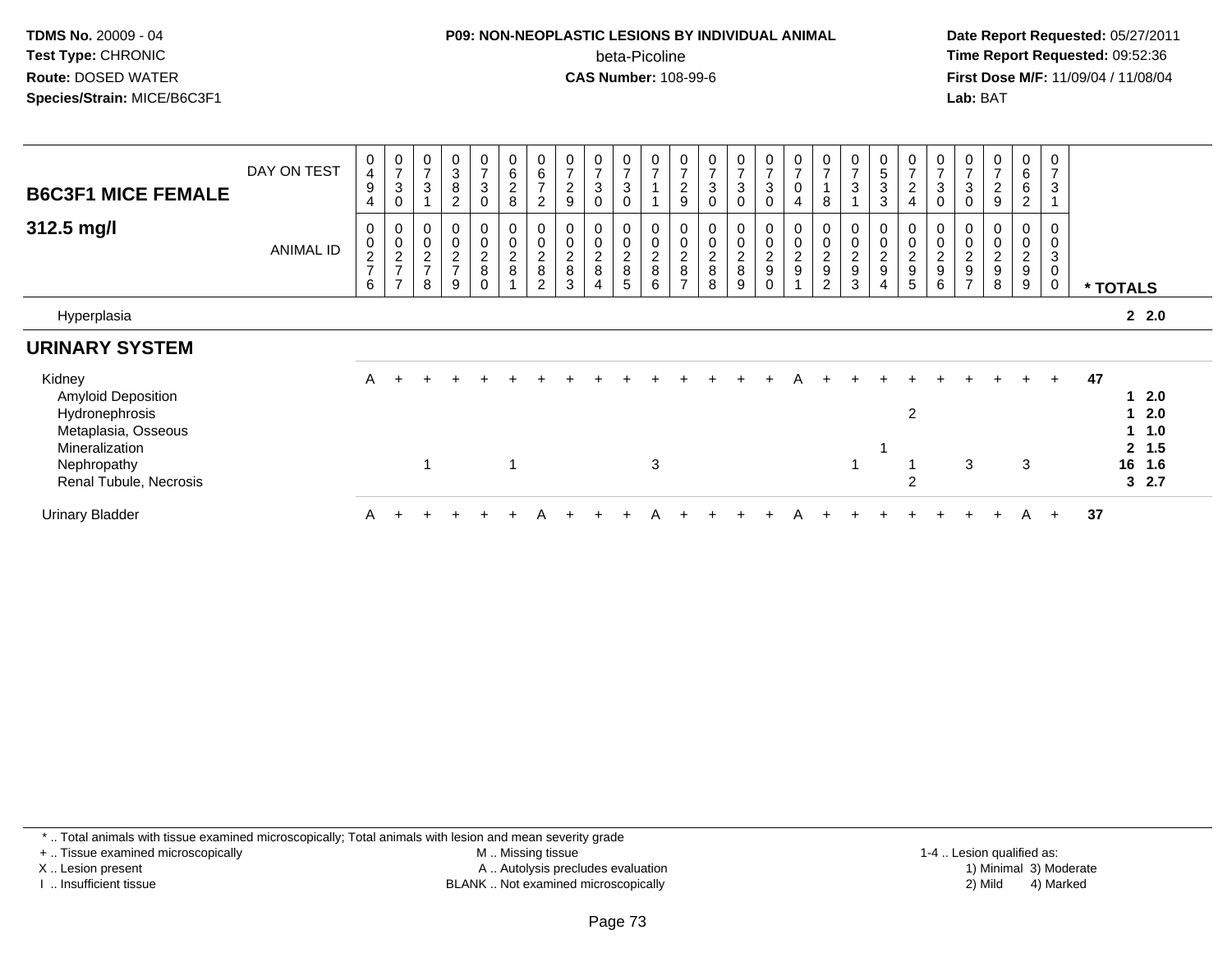**TDMS No.** 20009 - 04
**Test Type:** CHRONIC
**Route:** DOSED WATER
**Species/Strain:** MICE/B6C3F1

**P09: NON-NEOPLASTIC LESIONS BY INDIVIDUAL ANIMAL**
beta-Picoline
**CAS Number:** 108-99-6

**Date Report Requested:** 05/27/2011
**Time Report Requested:** 09:52:36
**First Dose M/F:** 11/09/04 / 11/08/04
**Lab:** BAT

## B6C3F1 MICE FEMALE 312.5 mg/l

| DAY ON TEST | 0494 | 0730 | 0731 | 0382 | 0730 | 0628 | 0672 | 0729 | 0730 | 0730 | 0711 | 0729 | 0730 | 0730 | 0730 | 0704 | 0718 | 0731 | 0533 | 0724 | 0730 | 0730 | 0729 | 0662 | 0731 | |
|---|---|---|---|---|---|---|---|---|---|---|---|---|---|---|---|---|---|---|---|---|---|---|---|---|---|---|
| **ANIMAL ID** | 00276 | 00277 | 00278 | 00279 | 00280 | 00281 | 00282 | 00283 | 00284 | 00285 | 00286 | 00287 | 00288 | 00289 | 00290 | 00291 | 00292 | 00293 | 00294 | 00295 | 00296 | 00297 | 00298 | 00299 | 00300 | *** TOTALS** |
| Hyperplasia | | | | | | | | | | | | | | | | | | | | | | | | | | **2 2.0** |
| **URINARY SYSTEM** | | | | | | | | | | | | | | | | | | | | | | | | | | |
| Kidney | A | + | + | + | + | + | + | + | + | + | + | + | + | + | + | A | + | + | + | + | + | + | + | + | + | **47** |
| Amyloid Deposition | | | | | | | | | | | | | | | | | | | | | | | | | | **1 2.0** |
| Hydronephrosis | | | | | | | | | | | | | | | | | | | | 2 | | | | | | **1 2.0** |
| Metaplasia, Osseous | | | | | | | | | | | | | | | | | | | | | | | | | | **1 1.0** |
| Mineralization | | | | | | | | | | | | | | | | | | | 1 | | | | | | | **2 1.5** |
| Nephropathy | | | 1 | | | 1 | | | | | 3 | | | | | | | 1 | | 1 | | 3 | | 3 | | **16 1.6** |
| Renal Tubule, Necrosis | | | | | | | | | | | | | | | | | | | | 2 | | | | | | **3 2.7** |
| Urinary Bladder | A | + | + | + | + | + | A | + | + | + | A | + | + | + | + | A | + | + | + | + | + | + | + | A | + | **37** |

\* .. Total animals with tissue examined microscopically; Total animals with lesion and mean severity grade
\+ .. Tissue examined microscopically
X .. Lesion present
I .. Insufficient tissue

M .. Missing tissue
A .. Autolysis precludes evaluation
BLANK .. Not examined microscopically

1-4 .. Lesion qualified as:
1) Minimal 3) Moderate
2) Mild 4) Marked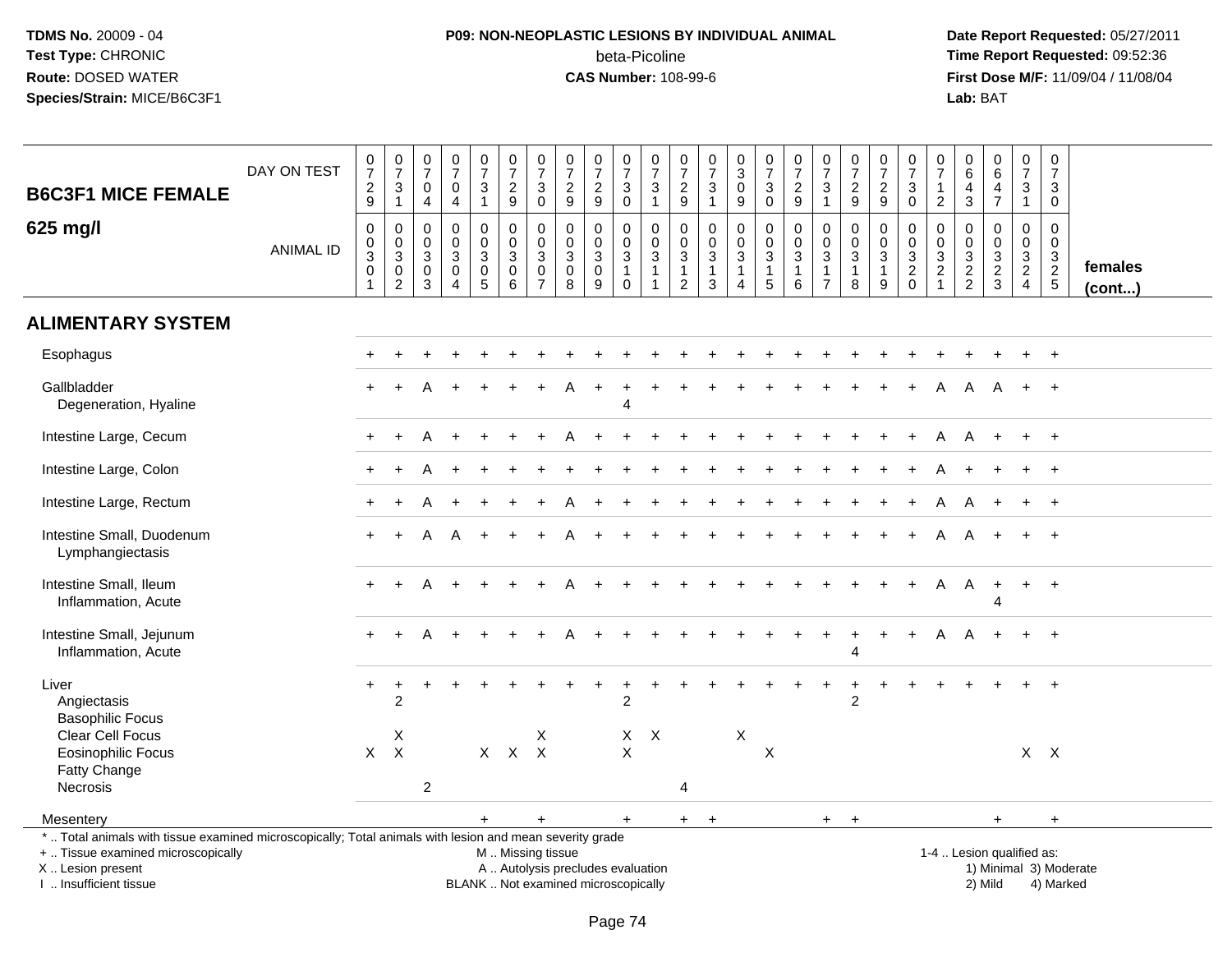**TDMS No.** 20009 - 04
**Test Type:** CHRONIC
**Route:** DOSED WATER
**Species/Strain:** MICE/B6C3F1

**P09: NON-NEOPLASTIC LESIONS BY INDIVIDUAL ANIMAL**
beta-Picoline
**CAS Number:** 108-99-6

**Date Report Requested:** 05/27/2011
**Time Report Requested:** 09:52:36
**First Dose M/F:** 11/09/04 / 11/08/04
**Lab:** BAT

## B6C3F1 MICE FEMALE 625 mg/l

| DAY ON TEST | 0729 | 0731 | 0704 | 0704 | 0731 | 0729 | 0730 | 0729 | 0729 | 0730 | 0731 | 0729 | 0731 | 0309 | 0730 | 0729 | 0731 | 0729 | 0729 | 0730 | 0712 | 0643 | 0647 | 0731 | 0730 | females (cont...) |
|---|---|---|---|---|---|---|---|---|---|---|---|---|---|---|---|---|---|---|---|---|---|---|---|---|---|---|
| **ANIMAL ID** | 00301 | 00302 | 00303 | 00304 | 00305 | 00306 | 00307 | 00308 | 00309 | 00310 | 00311 | 00312 | 00313 | 00314 | 00315 | 00316 | 00317 | 00318 | 00319 | 00320 | 00321 | 00322 | 00323 | 00324 | 00325 | |
| **ALIMENTARY SYSTEM** | | | | | | | | | | | | | | | | | | | | | | | | | | |
| Esophagus | + | + | + | + | + | + | + | + | + | + | + | + | + | + | + | + | + | + | + | + | + | + | + | + | + | |
| Gallbladder | + | + | A | + | + | + | + | A | + | + | + | + | + | + | + | + | + | + | + | + | A | A | A | + | + | |
| Degeneration, Hyaline | | | | | | | | | | 4 | | | | | | | | | | | | | | | | |
| Intestine Large, Cecum | + | + | A | + | + | + | + | A | + | + | + | + | + | + | + | + | + | + | + | + | A | A | + | + | + | |
| Intestine Large, Colon | + | + | A | + | + | + | + | + | + | + | + | + | + | + | + | + | + | + | + | + | A | + | + | + | + | |
| Intestine Large, Rectum | + | + | A | + | + | + | + | A | + | + | + | + | + | + | + | + | + | + | + | + | A | A | + | + | + | |
| Intestine Small, Duodenum | + | + | A | A | + | + | + | A | + | + | + | + | + | + | + | + | + | + | + | + | A | A | + | + | + | |
| Lymphangiectasis | | | | | | | | | | | | | | | | | | | | | | | | | | |
| Intestine Small, Ileum | + | + | A | + | + | + | + | A | + | + | + | + | + | + | + | + | + | + | + | + | A | A | + | + | + | |
| Inflammation, Acute | | | | | | | | | | | | | | | | | | | | | | | 4 | | | |
| Intestine Small, Jejunum | + | + | A | + | + | + | + | A | + | + | + | + | + | + | + | + | + | + | + | + | A | A | + | + | + | |
| Inflammation, Acute | | | | | | | | | | | | | | | | | | 4 | | | | | | | | |
| Liver | + | + | + | + | + | + | + | + | + | + | + | + | + | + | + | + | + | + | + | + | + | + | + | + | + | |
| Angiectasis | | 2 | | | | | | | | 2 | | | | | | | | 2 | | | | | | | | |
| Basophilic Focus | | | | | | | | | | | | | | | | | | | | | | | | | | |
| Clear Cell Focus | | X | | | | | X | | | X | X | | | X | | | | | | | | | | | | |
| Eosinophilic Focus | X | X | | | X | X | X | | | X | | | | | X | | | | | | | | | X | X | |
| Fatty Change | | | | | | | | | | | | | | | | | | | | | | | | | | |
| Necrosis | | | 2 | | | | | | | | | 4 | | | | | | | | | | | | | | |
| Mesentery | | | | | + | | + | | | + | | + | + | | | | + | + | | | | | + | | + | |

\* .. Total animals with tissue examined microscopically; Total animals with lesion and mean severity grade
\+ .. Tissue examined microscopically
X .. Lesion present
I .. Insufficient tissue

M .. Missing tissue
A .. Autolysis precludes evaluation
BLANK .. Not examined microscopically

1-4 .. Lesion qualified as:
1) Minimal 3) Moderate
2) Mild 4) Marked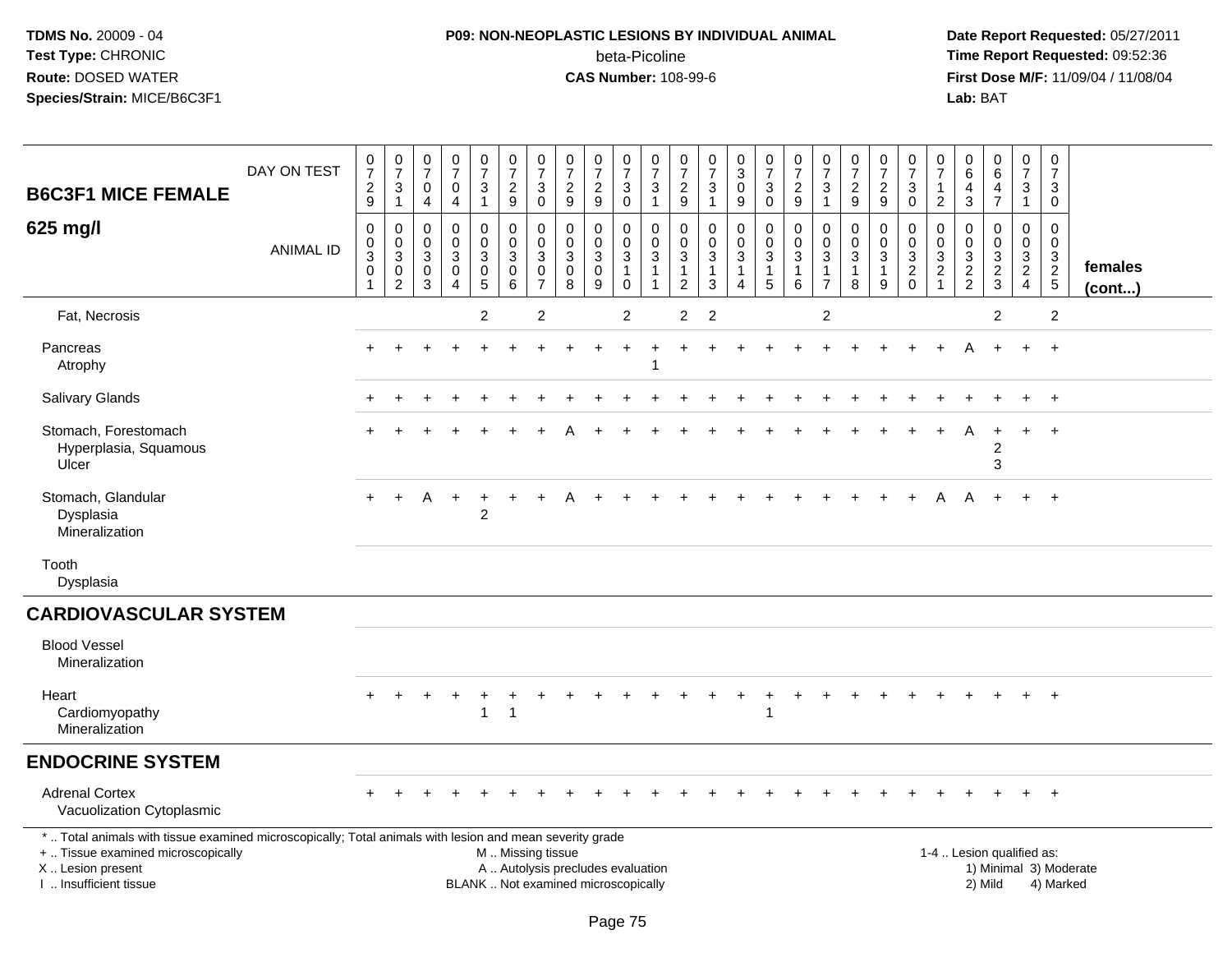**TDMS No.** 20009 - 04
**Test Type:** CHRONIC
**Route:** DOSED WATER
**Species/Strain:** MICE/B6C3F1

**P09: NON-NEOPLASTIC LESIONS BY INDIVIDUAL ANIMAL**
beta-Picoline
**CAS Number:** 108-99-6

**Date Report Requested:** 05/27/2011
**Time Report Requested:** 09:52:36
**First Dose M/F:** 11/09/04 / 11/08/04
**Lab:** BAT

## B6C3F1 MICE FEMALE 625 mg/l

| DAY ON TEST | 0729 | 0731 | 0704 | 0704 | 0731 | 0729 | 0730 | 0729 | 0729 | 0730 | 0731 | 0729 | 0731 | 0309 | 0730 | 0729 | 0731 | 0729 | 0729 | 0730 | 0712 | 0643 | 0647 | 0731 | 0730 | |
|---|---|---|---|---|---|---|---|---|---|---|---|---|---|---|---|---|---|---|---|---|---|---|---|---|---|---|
| **ANIMAL ID** | 0030 1 | 0030 2 | 0030 3 | 0030 4 | 0030 5 | 0030 6 | 0030 7 | 0030 8 | 0030 9 | 0031 0 | 0031 1 | 0031 2 | 0031 3 | 0031 4 | 0031 5 | 0031 6 | 0031 7 | 0031 8 | 0031 9 | 0032 0 | 0032 1 | 0032 2 | 0032 3 | 0032 4 | 0032 5 | **females (cont...)** |
| Fat, Necrosis | | | | | 2 | | 2 | | | 2 | | 2 | 2 | | | | 2 | | | | | | 2 | | 2 | |
| Pancreas | + | + | + | + | + | + | + | + | + | + | + | + | + | + | + | + | + | + | + | + | + | A | + | + | + | |
| Atrophy | | | | | | | | | | | 1 | | | | | | | | | | | | | | | |
| Salivary Glands | + | + | + | + | + | + | + | + | + | + | + | + | + | + | + | + | + | + | + | + | + | + | + | + | + | |
| Stomach, Forestomach | + | + | + | + | + | + | + | A | + | + | + | + | + | + | + | + | + | + | + | + | + | A | + | + | + | |
| Hyperplasia, Squamous | | | | | | | | | | | | | | | | | | | | | | | 2 | | | |
| Ulcer | | | | | | | | | | | | | | | | | | | | | | | 3 | | | |
| Stomach, Glandular | + | + | A | + | + | + | + | A | + | + | + | + | + | + | + | + | + | + | + | + | A | A | + | + | + | |
| Dysplasia | | | | | 2 | | | | | | | | | | | | | | | | | | | | | |
| Mineralization | | | | | | | | | | | | | | | | | | | | | | | | | | |
| Tooth | | | | | | | | | | | | | | | | | | | | | | | | | | |
| Dysplasia | | | | | | | | | | | | | | | | | | | | | | | | | | |
| **CARDIOVASCULAR SYSTEM** | | | | | | | | | | | | | | | | | | | | | | | | | | |
| Blood Vessel | | | | | | | | | | | | | | | | | | | | | | | | | | |
| Mineralization | | | | | | | | | | | | | | | | | | | | | | | | | | |
| Heart | + | + | + | + | + | + | + | + | + | + | + | + | + | + | + | + | + | + | + | + | + | + | + | + | + | |
| Cardiomyopathy | | | | | 1 | 1 | | | | | | | | | 1 | | | | | | | | | | | |
| Mineralization | | | | | | | | | | | | | | | | | | | | | | | | | | |
| **ENDOCRINE SYSTEM** | | | | | | | | | | | | | | | | | | | | | | | | | | |
| Adrenal Cortex | + | + | + | + | + | + | + | + | + | + | + | + | + | + | + | + | + | + | + | + | + | + | + | + | + | |
| Vacuolization Cytoplasmic | | | | | | | | | | | | | | | | | | | | | | | | | | |

* .. Total animals with tissue examined microscopically; Total animals with lesion and mean severity grade
+ .. Tissue examined microscopically
X .. Lesion present
I .. Insufficient tissue

M .. Missing tissue
A .. Autolysis precludes evaluation
BLANK .. Not examined microscopically

1-4 .. Lesion qualified as:
1) Minimal 3) Moderate
2) Mild 4) Marked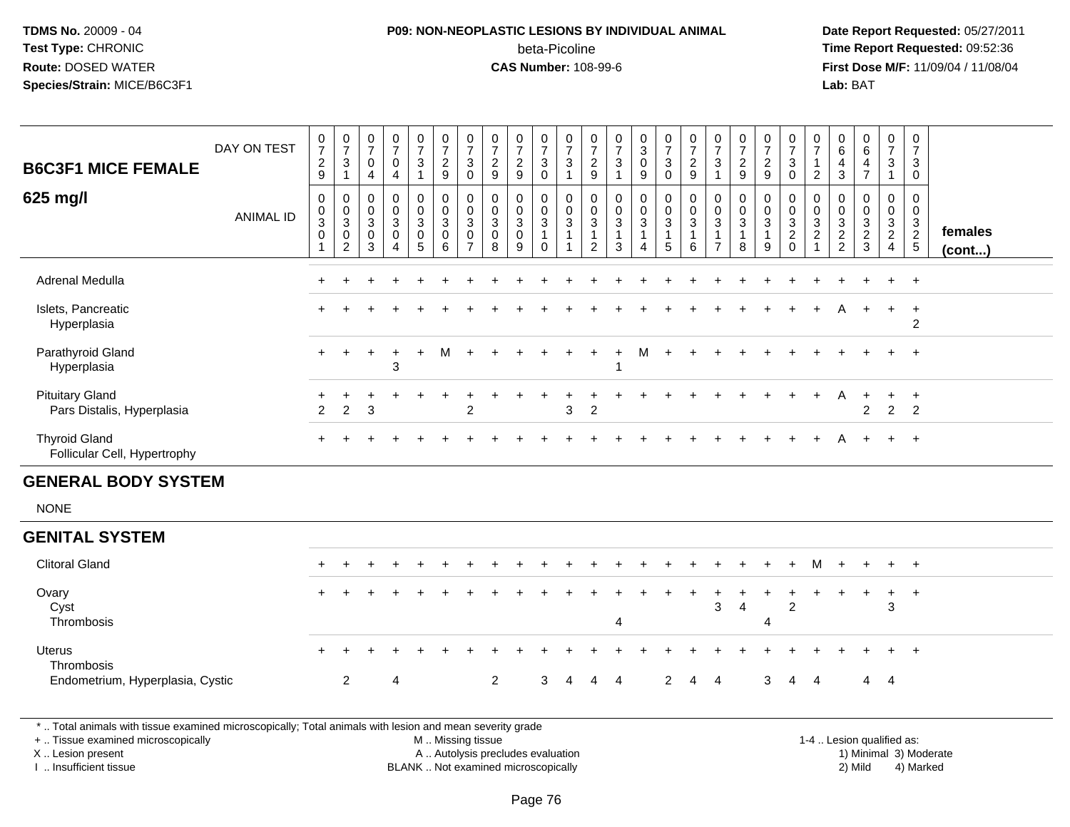**TDMS No.** 20009 - 04
**Test Type:** CHRONIC
**Route:** DOSED WATER
**Species/Strain:** MICE/B6C3F1

**P09: NON-NEOPLASTIC LESIONS BY INDIVIDUAL ANIMAL**
beta-Picoline
**CAS Number:** 108-99-6

**Date Report Requested:** 05/27/2011
**Time Report Requested:** 09:52:36
**First Dose M/F:** 11/09/04 / 11/08/04
**Lab:** BAT

## B6C3F1 MICE FEMALE 625 mg/l

| DAY ON TEST | 0729 | 0731 | 0704 | 0704 | 0731 | 0729 | 0730 | 0729 | 0729 | 0730 | 0731 | 0729 | 0731 | 0309 | 0730 | 0729 | 0731 | 0729 | 0729 | 0730 | 0712 | 0643 | 0647 | 0731 | 0730 | |
|---|---|---|---|---|---|---|---|---|---|---|---|---|---|---|---|---|---|---|---|---|---|---|---|---|---|---|
| **ANIMAL ID** | 0030 1 | 0030 2 | 0030 3 | 0030 4 | 0030 5 | 0030 6 | 0030 7 | 0030 8 | 0030 9 | 0031 0 | 0031 1 | 0031 2 | 0031 3 | 0031 4 | 0031 5 | 0031 6 | 0031 7 | 0031 8 | 0031 9 | 0032 0 | 0032 1 | 0032 2 | 0032 3 | 0032 4 | 0032 5 | **females (cont...)** |
| Adrenal Medulla | + | + | + | + | + | + | + | + | + | + | + | + | + | + | + | + | + | + | + | + | + | + | + | + | + | |
| Islets, Pancreatic | + | + | + | + | + | + | + | + | + | + | + | + | + | + | + | + | + | + | + | + | + | A | + | + | + | |
| Hyperplasia | | | | | | | | | | | | | | | | | | | | | | | | | 2 | |
| Parathyroid Gland | + | + | + | + | + | M | + | + | + | + | + | + | + | M | + | + | + | + | + | + | + | + | + | + | + | |
| Hyperplasia | | | | 3 | | | | | | | | | 1 | | | | | | | | | | | | | |
| Pituitary Gland | + | + | + | + | + | + | + | + | + | + | + | + | + | + | + | + | + | + | + | + | + | A | + | + | + | |
| Pars Distalis, Hyperplasia | 2 | 2 | 3 | | | | 2 | | | | 3 | 2 | | | | | | | | | | | 2 | 2 | 2 | |
| Thyroid Gland | + | + | + | + | + | + | + | + | + | + | + | + | + | + | + | + | + | + | + | + | + | A | + | + | + | |
| Follicular Cell, Hypertrophy | | | | | | | | | | | | | | | | | | | | | | | | | | |

## GENERAL BODY SYSTEM

NONE

## GENITAL SYSTEM

| | | | | | | | | | | | | | | | | | | | | | | | | | | |
|---|---|---|---|---|---|---|---|---|---|---|---|---|---|---|---|---|---|---|---|---|---|---|---|---|---|---|
| Clitoral Gland | + | + | + | + | + | + | + | + | + | + | + | + | + | + | + | + | + | + | + | + | M | + | + | + | + | |
| Ovary | + | + | + | + | + | + | + | + | + | + | + | + | + | + | + | + | + | + | + | + | + | + | + | + | + | |
| Cyst | | | | | | | | | | | | | | | | | 3 | 4 | | 2 | | | | 3 | | |
| Thrombosis | | | | | | | | | | | | | 4 | | | | | | 4 | | | | | | | |
| Uterus | + | + | + | + | + | + | + | + | + | + | + | + | + | + | + | + | + | + | + | + | + | + | + | + | + | |
| Thrombosis | | | | | | | | | | | | | | | | | | | | | | | | | | |
| Endometrium, Hyperplasia, Cystic | | 2 | | 4 | | | | 2 | | 3 | 4 | 4 | 4 | | 2 | 4 | 4 | | 3 | 4 | 4 | | 4 | 4 | | |

\* .. Total animals with tissue examined microscopically; Total animals with lesion and mean severity grade
\+ .. Tissue examined microscopically
X .. Lesion present
I .. Insufficient tissue

M .. Missing tissue
A .. Autolysis precludes evaluation
BLANK .. Not examined microscopically

1-4 .. Lesion qualified as:
1) Minimal 3) Moderate
2) Mild 4) Marked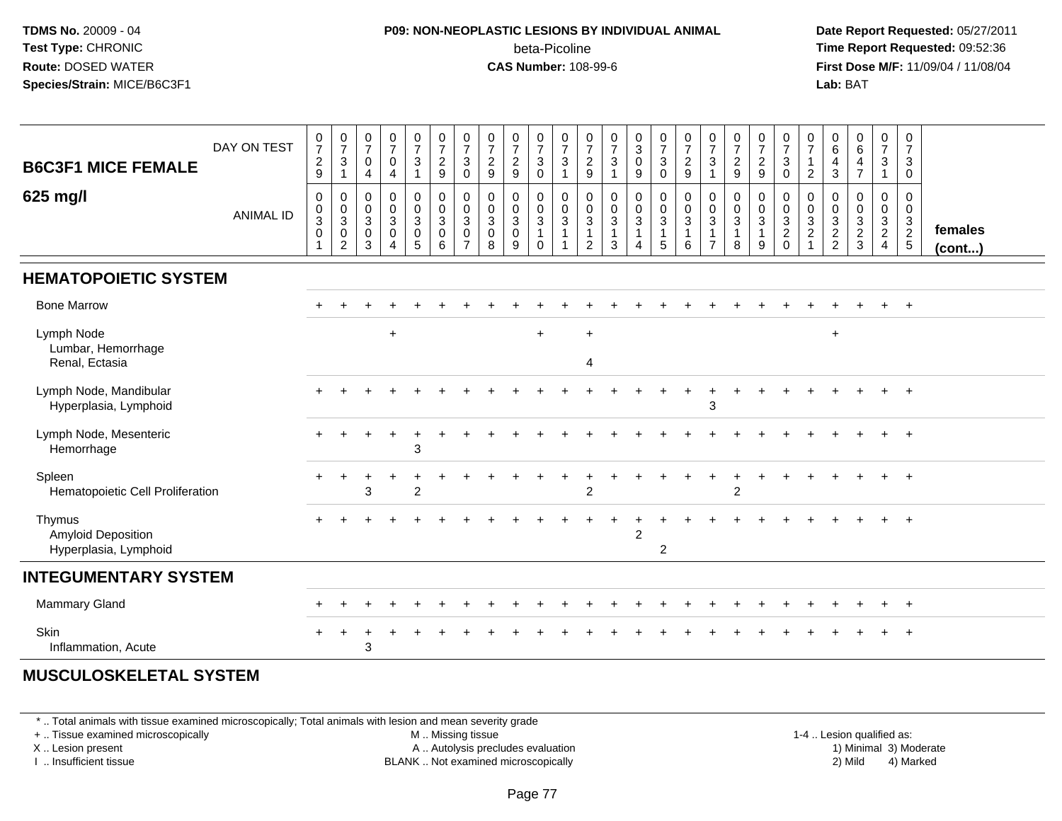**TDMS No.** 20009 - 04
**Test Type:** CHRONIC
**Route:** DOSED WATER
**Species/Strain:** MICE/B6C3F1

**P09: NON-NEOPLASTIC LESIONS BY INDIVIDUAL ANIMAL**
beta-Picoline
**CAS Number:** 108-99-6

**Date Report Requested:** 05/27/2011
**Time Report Requested:** 09:52:36
**First Dose M/F:** 11/09/04 / 11/08/04
**Lab:** BAT

| B6C3F1 MICE FEMALE 625 mg/l | | | | | | | | | | | | | | | | | | | | | | | | | | |
|---|---|---|---|---|---|---|---|---|---|---|---|---|---|---|---|---|---|---|---|---|---|---|---|---|---|---|
| DAY ON TEST | 0729 | 0731 | 0704 | 0704 | 0731 | 0729 | 0730 | 0729 | 0729 | 0730 | 0731 | 0729 | 0731 | 0309 | 0730 | 0729 | 0731 | 0729 | 0729 | 0730 | 0712 | 0643 | 0647 | 0731 | 0730 | |
| ANIMAL ID | 00301 | 00302 | 00303 | 00304 | 00305 | 00306 | 00307 | 00308 | 00309 | 00310 | 00311 | 00312 | 00313 | 00314 | 00315 | 00316 | 00317 | 00318 | 00319 | 00320 | 00321 | 00322 | 00323 | 00324 | 00325 | females (cont...) |
| **HEMATOPOIETIC SYSTEM** | | | | | | | | | | | | | | | | | | | | | | | | | | |
| Bone Marrow | + | + | + | + | + | + | + | + | + | + | + | + | + | + | + | + | + | + | + | + | + | + | + | + | + | |
| Lymph Node | | | | + | | | | | | + | | + | | | | | | | | | | + | | | | |
| Lumbar, Hemorrhage | | | | | | | | | | | | | | | | | | | | | | | | | | |
| Renal, Ectasia | | | | | | | | | | | | 4 | | | | | | | | | | | | | | |
| Lymph Node, Mandibular | + | + | + | + | + | + | + | + | + | + | + | + | + | + | + | + | + | + | + | + | + | + | + | + | + | |
| Hyperplasia, Lymphoid | | | | | | | | | | | | | | | | | 3 | | | | | | | | | |
| Lymph Node, Mesenteric | + | + | + | + | + | + | + | + | + | + | + | + | + | + | + | + | + | + | + | + | + | + | + | + | + | |
| Hemorrhage | | | | | 3 | | | | | | | | | | | | | | | | | | | | | |
| Spleen | + | + | + | + | + | + | + | + | + | + | + | + | + | + | + | + | + | + | + | + | + | + | + | + | + | |
| Hematopoietic Cell Proliferation | | | 3 | | 2 | | | | | | | 2 | | | | | | 2 | | | | | | | | |
| Thymus | + | + | + | + | + | + | + | + | + | + | + | + | + | + | + | + | + | + | + | + | + | + | + | + | + | |
| Amyloid Deposition | | | | | | | | | | | | | | 2 | | | | | | | | | | | | |
| Hyperplasia, Lymphoid | | | | | | | | | | | | | | | 2 | | | | | | | | | | | |
| **INTEGUMENTARY SYSTEM** | | | | | | | | | | | | | | | | | | | | | | | | | | |
| Mammary Gland | + | + | + | + | + | + | + | + | + | + | + | + | + | + | + | + | + | + | + | + | + | + | + | + | + | |
| Skin | + | + | + | + | + | + | + | + | + | + | + | + | + | + | + | + | + | + | + | + | + | + | + | + | + | |
| Inflammation, Acute | | | 3 | | | | | | | | | | | | | | | | | | | | | | | |
| **MUSCULOSKELETAL SYSTEM** | | | | | | | | | | | | | | | | | | | | | | | | | | |

\* .. Total animals with tissue examined microscopically; Total animals with lesion and mean severity grade
+ .. Tissue examined microscopically
X .. Lesion present
I .. Insufficient tissue

M .. Missing tissue
A .. Autolysis precludes evaluation
BLANK .. Not examined microscopically

1-4 .. Lesion qualified as:
1) Minimal 3) Moderate
2) Mild 4) Marked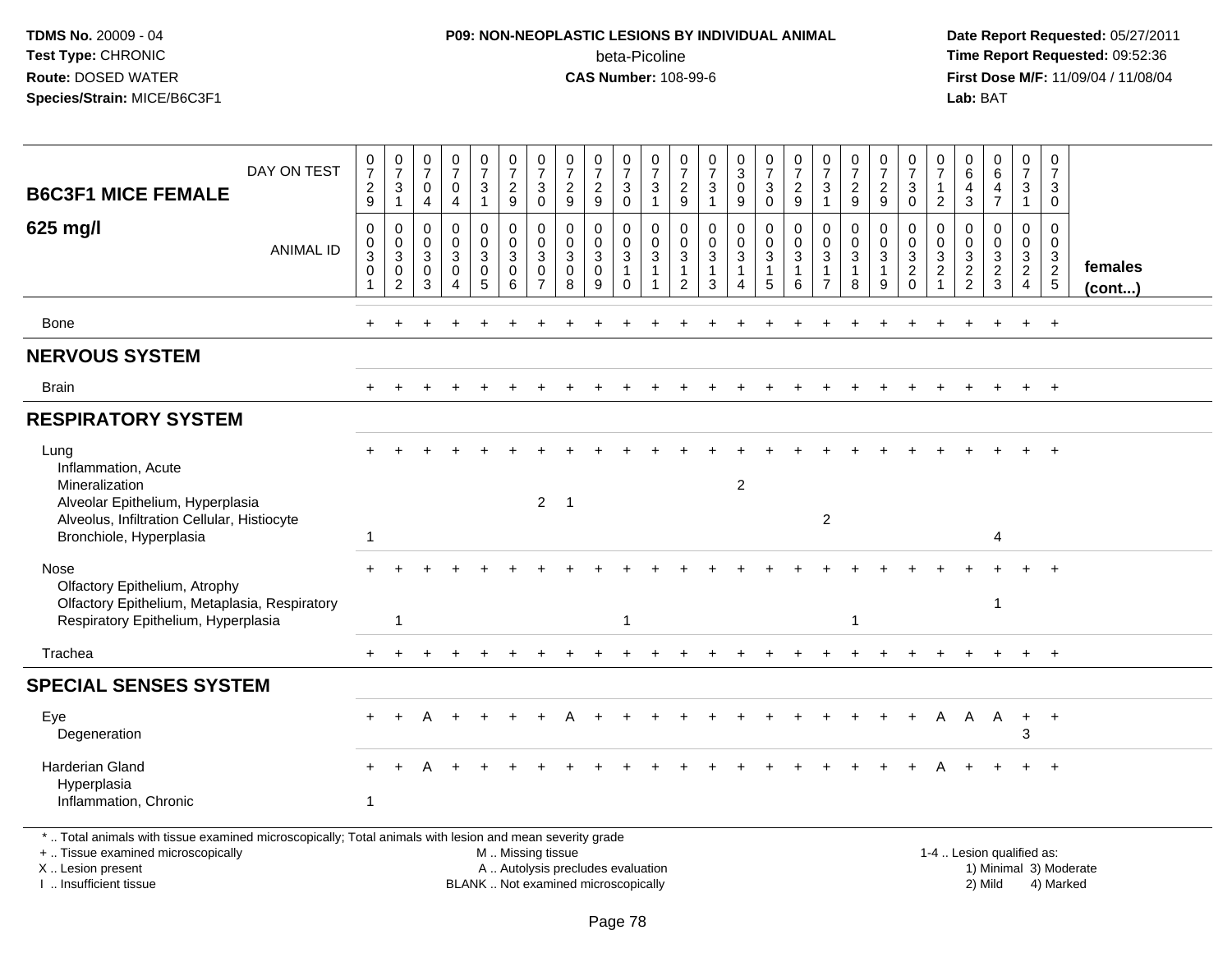**TDMS No.** 20009 - 04
**Test Type:** CHRONIC
**Route:** DOSED WATER
**Species/Strain:** MICE/B6C3F1

**P09: NON-NEOPLASTIC LESIONS BY INDIVIDUAL ANIMAL**
beta-Picoline
**CAS Number:** 108-99-6

**Date Report Requested:** 05/27/2011
**Time Report Requested:** 09:52:36
**First Dose M/F:** 11/09/04 / 11/08/04
**Lab:** BAT

| B6C3F1 MICE FEMALE 625 mg/l | | | | | | | | | | | | | | | | | | | | | | | | | | |
|---|---|---|---|---|---|---|---|---|---|---|---|---|---|---|---|---|---|---|---|---|---|---|---|---|---|---|
| DAY ON TEST | 0729 | 0731 | 0704 | 0704 | 0731 | 0729 | 0730 | 0729 | 0729 | 0730 | 0731 | 0729 | 0731 | 0309 | 0730 | 0729 | 0731 | 0729 | 0729 | 0730 | 0712 | 0643 | 0647 | 0731 | 0730 | |
| ANIMAL ID | 0030 1 | 0030 2 | 0030 3 | 0030 4 | 0030 5 | 0030 6 | 0030 7 | 0030 8 | 0030 9 | 0031 0 | 0031 1 | 0031 2 | 0031 3 | 0031 4 | 0031 5 | 0031 6 | 0031 7 | 0031 8 | 0031 9 | 0032 0 | 0032 1 | 0032 2 | 0032 3 | 0032 4 | 0032 5 | females (cont...) |
| Bone | + | + | + | + | + | + | + | + | + | + | + | + | + | + | + | + | + | + | + | + | + | + | + | + | + | |
| **NERVOUS SYSTEM** | | | | | | | | | | | | | | | | | | | | | | | | | | |
| Brain | + | + | + | + | + | + | + | + | + | + | + | + | + | + | + | + | + | + | + | + | + | + | + | + | + | |
| **RESPIRATORY SYSTEM** | | | | | | | | | | | | | | | | | | | | | | | | | | |
| Lung | + | + | + | + | + | + | + | + | + | + | + | + | + | + | + | + | + | + | + | + | + | + | + | + | + | |
| Inflammation, Acute | | | | | | | | | | | | | | | | | | | | | | | | | | |
| Mineralization | | | | | | | | | | | | | | 2 | | | | | | | | | | | | |
| Alveolar Epithelium, Hyperplasia | | | | | | | 2 | 1 | | | | | | | | | | | | | | | | | | |
| Alveolus, Infiltration Cellular, Histiocyte | | | | | | | | | | | | | | | | | 2 | | | | | | | | | |
| Bronchiole, Hyperplasia | 1 | | | | | | | | | | | | | | | | | | | | | | 4 | | | |
| Nose | + | + | + | + | + | + | + | + | + | + | + | + | + | + | + | + | + | + | + | + | + | + | + | + | + | |
| Olfactory Epithelium, Atrophy | | | | | | | | | | | | | | | | | | | | | | | | | | |
| Olfactory Epithelium, Metaplasia, Respiratory | | | | | | | | | | | | | | | | | | | | | | | 1 | | | |
| Respiratory Epithelium, Hyperplasia | | 1 | | | | | | | | 1 | | | | | | | | 1 | | | | | | | | |
| Trachea | + | + | + | + | + | + | + | + | + | + | + | + | + | + | + | + | + | + | + | + | + | + | + | + | + | |
| **SPECIAL SENSES SYSTEM** | | | | | | | | | | | | | | | | | | | | | | | | | | |
| Eye | + | + | A | + | + | + | + | A | + | + | + | + | + | + | + | + | + | + | + | + | A | A | A | + | + | |
| Degeneration | | | | | | | | | | | | | | | | | | | | | | | | 3 | | |
| Harderian Gland | + | + | A | + | + | + | + | + | + | + | + | + | + | + | + | + | + | + | + | + | A | + | + | + | + | |
| Hyperplasia | | | | | | | | | | | | | | | | | | | | | | | | | | |
| Inflammation, Chronic | 1 | | | | | | | | | | | | | | | | | | | | | | | | | |

\* .. Total animals with tissue examined microscopically; Total animals with lesion and mean severity grade
+ .. Tissue examined microscopically
X .. Lesion present
I .. Insufficient tissue

M .. Missing tissue
A .. Autolysis precludes evaluation
BLANK .. Not examined microscopically

1-4 .. Lesion qualified as:
1) Minimal 3) Moderate
2) Mild 4) Marked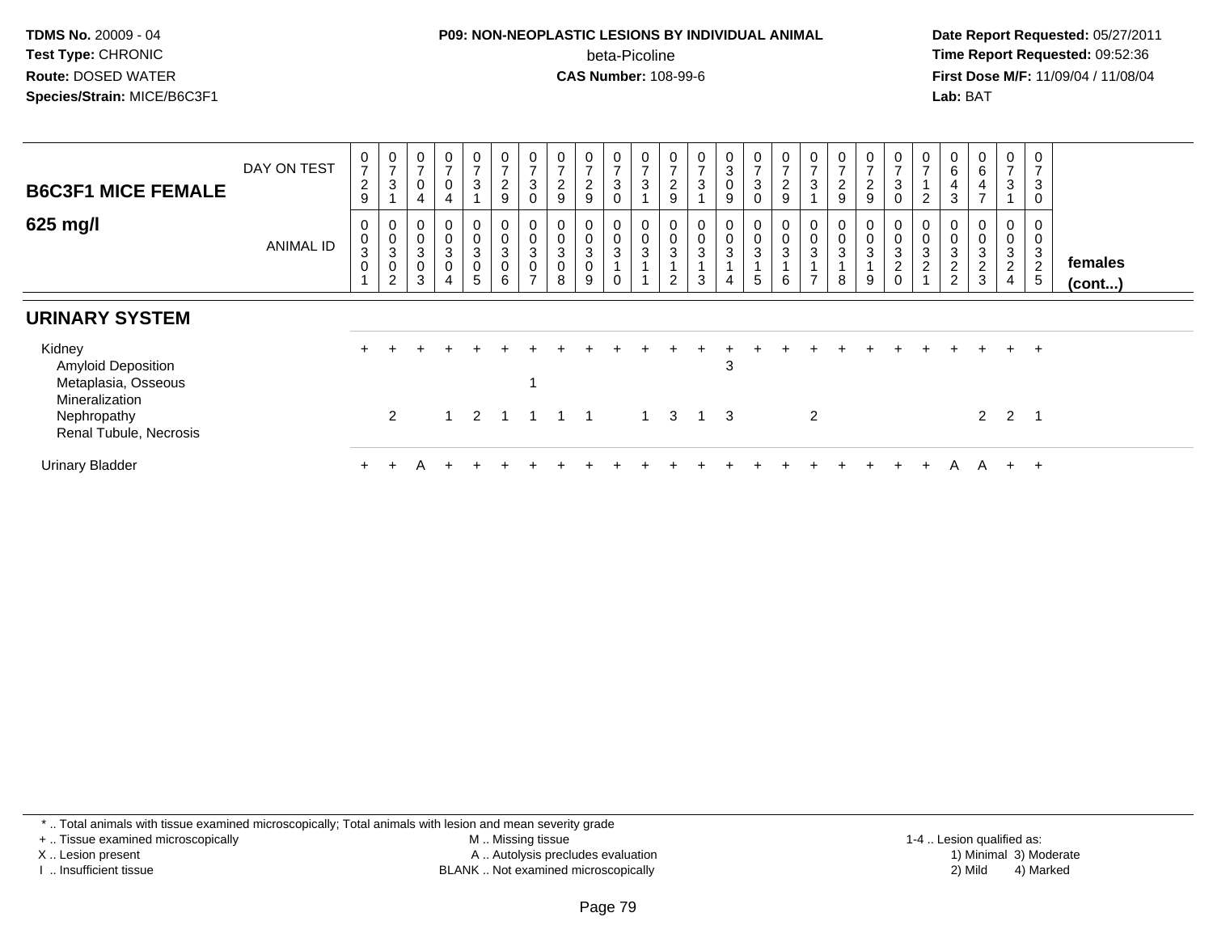**TDMS No.** 20009 - 04
**Test Type:** CHRONIC
**Route:** DOSED WATER
**Species/Strain:** MICE/B6C3F1

**P09: NON-NEOPLASTIC LESIONS BY INDIVIDUAL ANIMAL**
beta-Picoline
**CAS Number:** 108-99-6

**Date Report Requested:** 05/27/2011
**Time Report Requested:** 09:52:36
**First Dose M/F:** 11/09/04 / 11/08/04
**Lab:** BAT

## B6C3F1 MICE FEMALE 625 mg/l

| DAY ON TEST | 0729 | 0731 | 0704 | 0704 | 0731 | 0729 | 0730 | 0729 | 0729 | 0730 | 0731 | 0729 | 0731 | 0309 | 0730 | 0729 | 0731 | 0729 | 0729 | 0730 | 0712 | 0643 | 0647 | 0731 | 0730 | |
|---|---|---|---|---|---|---|---|---|---|---|---|---|---|---|---|---|---|---|---|---|---|---|---|---|---|---|
| **ANIMAL ID** | 00301 | 00302 | 00303 | 00304 | 00305 | 00306 | 00307 | 00308 | 00309 | 00310 | 00311 | 00312 | 00313 | 00314 | 00315 | 00316 | 00317 | 00318 | 00319 | 00320 | 00321 | 00322 | 00323 | 00324 | 00325 | **females (cont...)** |
| **URINARY SYSTEM** | | | | | | | | | | | | | | | | | | | | | | | | | | |
| Kidney | + | + | + | + | + | + | + | + | + | + | + | + | + | + | + | + | + | + | + | + | + | + | + | + | + | |
| Amyloid Deposition | | | | | | | | | | | | | | 3 | | | | | | | | | | | | |
| Metaplasia, Osseous | | | | | | | 1 | | | | | | | | | | | | | | | | | | | |
| Mineralization | | | | | | | | | | | | | | | | | | | | | | | | | | |
| Nephropathy | | 2 | | 1 | 2 | 1 | 1 | 1 | 1 | | 1 | 3 | 1 | 3 | | | 2 | | | | | | 2 | 2 | 1 | |
| Renal Tubule, Necrosis | | | | | | | | | | | | | | | | | | | | | | | | | | |
| Urinary Bladder | + | + | A | + | + | + | + | + | + | + | + | + | + | + | + | + | + | + | + | + | + | A | A | + | + | |

\* .. Total animals with tissue examined microscopically; Total animals with lesion and mean severity grade
\+ .. Tissue examined microscopically
X .. Lesion present
I .. Insufficient tissue

M .. Missing tissue
A .. Autolysis precludes evaluation
BLANK .. Not examined microscopically

1-4 .. Lesion qualified as:
1) Minimal 3) Moderate
2) Mild 4) Marked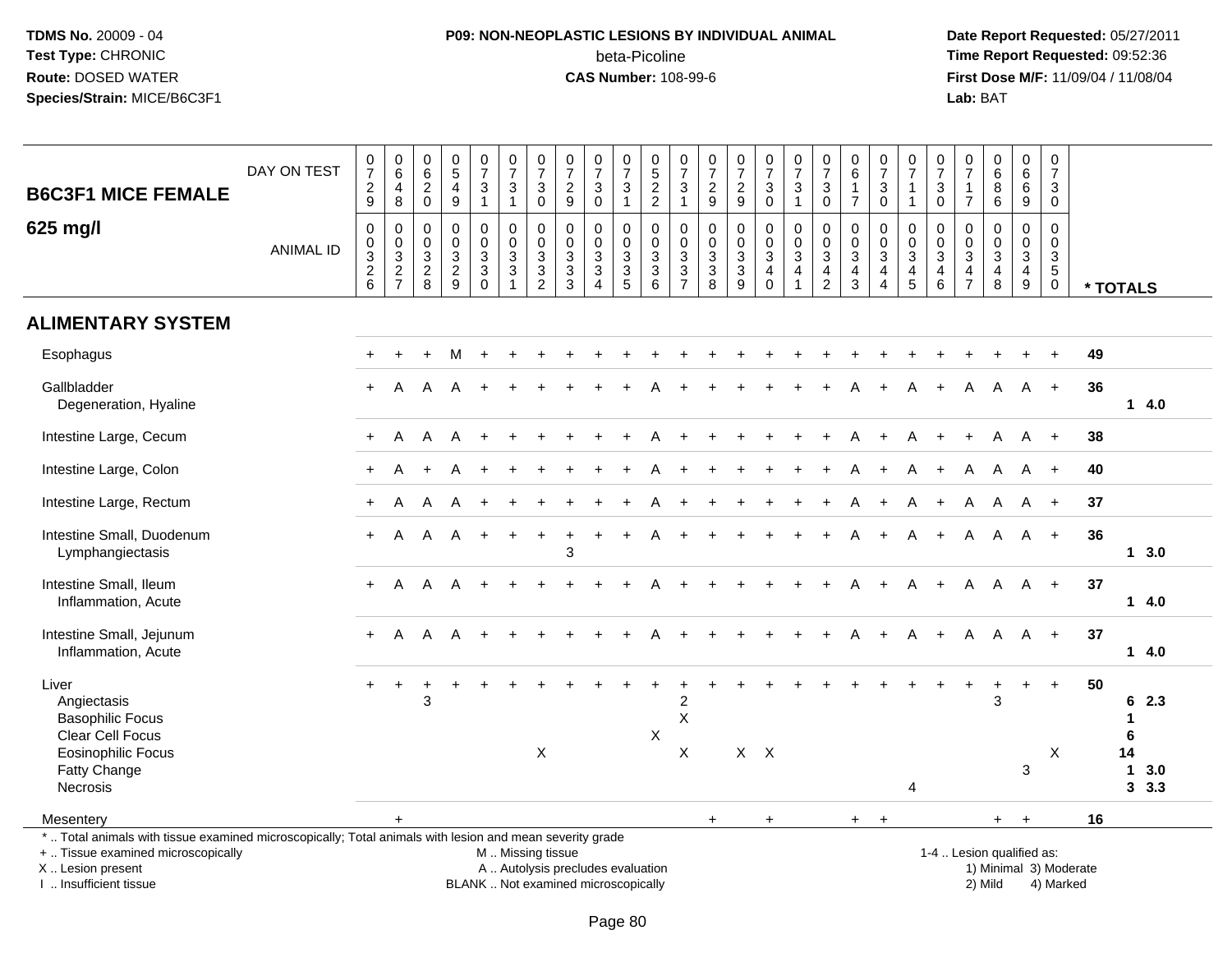**TDMS No.** 20009 - 04
**Test Type:** CHRONIC
**Route:** DOSED WATER
**Species/Strain:** MICE/B6C3F1

**P09: NON-NEOPLASTIC LESIONS BY INDIVIDUAL ANIMAL**
beta-Picoline
**CAS Number:** 108-99-6

**Date Report Requested:** 05/27/2011
**Time Report Requested:** 09:52:36
**First Dose M/F:** 11/09/04 / 11/08/04
**Lab:** BAT

## B6C3F1 MICE FEMALE 625 mg/l

| DAY ON TEST | 0729 | 0648 | 0620 | 0549 | 0731 | 0731 | 0730 | 0729 | 0730 | 0731 | 0522 | 0731 | 0729 | 0729 | 0730 | 0731 | 0730 | 0617 | 0730 | 0711 | 0730 | 0717 | 0686 | 0669 | 0730 | |
|---|---|---|---|---|---|---|---|---|---|---|---|---|---|---|---|---|---|---|---|---|---|---|---|---|---|---|
| **ANIMAL ID** | 0326 | 0327 | 0328 | 0329 | 0330 | 0331 | 0332 | 0333 | 0334 | 0335 | 0336 | 0337 | 0338 | 0339 | 0340 | 0341 | 0342 | 0343 | 0344 | 0345 | 0346 | 0347 | 0348 | 0349 | 0350 | *** TOTALS** |
| **ALIMENTARY SYSTEM** | | | | | | | | | | | | | | | | | | | | | | | | | | |
| Esophagus | + | + | + | M | + | + | + | + | + | + | + | + | + | + | + | + | + | + | + | + | + | + | + | + | + | 49 |
| Gallbladder | + | A | A | A | + | + | + | + | + | + | A | + | + | + | + | + | + | A | + | A | + | A | A | A | + | 36 |
| Degeneration, Hyaline | | | | | | | | | | | | | | | | | | | | | | | | | | 1 4.0 |
| Intestine Large, Cecum | + | A | A | A | + | + | + | + | + | + | A | + | + | + | + | + | + | A | + | A | + | + | A | A | + | 38 |
| Intestine Large, Colon | + | A | + | A | + | + | + | + | + | + | A | + | + | + | + | + | + | A | + | A | + | A | A | A | + | 40 |
| Intestine Large, Rectum | + | A | A | A | + | + | + | + | + | + | A | + | + | + | + | + | + | A | + | A | + | A | A | A | + | 37 |
| Intestine Small, Duodenum | + | A | A | A | + | + | + | + | + | + | A | + | + | + | + | + | + | A | + | A | + | A | A | A | + | 36 |
| Lymphangiectasis | | | | | | | | 3 | | | | | | | | | | | | | | | | | | 1 3.0 |
| Intestine Small, Ileum | + | A | A | A | + | + | + | + | + | + | A | + | + | + | + | + | + | A | + | A | + | A | A | A | + | 37 |
| Inflammation, Acute | | | | | | | | | | | | | | | | | | | | | | | | | | 1 4.0 |
| Intestine Small, Jejunum | + | A | A | A | + | + | + | + | + | + | A | + | + | + | + | + | + | A | + | A | + | A | A | A | + | 37 |
| Inflammation, Acute | | | | | | | | | | | | | | | | | | | | | | | | | | 1 4.0 |
| Liver | + | + | + | + | + | + | + | + | + | + | + | + | + | + | + | + | + | + | + | + | + | + | + | + | + | 50 |
| Angiectasis | | | 3 | | | | | | | | | 2 | | | | | | | | | | | 3 | | | 6 2.3 |
| Basophilic Focus | | | | | | | | | | | | X | | | | | | | | | | | | | | 1 |
| Clear Cell Focus | | | | | | | | | | | X | | | | | | | | | | | | | | | 6 |
| Eosinophilic Focus | | | | | | | X | | | | | X | | X | X | | | | | | | | | | X | 14 |
| Fatty Change | | | | | | | | | | | | | | | | | | | | | | | | 3 | | 1 3.0 |
| Necrosis | | | | | | | | | | | | | | | | | | | | 4 | | | | | | 3 3.3 |
| Mesentery | | + | | | | | | | | | | | + | | + | | | + | + | | | | + | + | | 16 |

\* .. Total animals with tissue examined microscopically; Total animals with lesion and mean severity grade
\+ .. Tissue examined microscopically
X .. Lesion present
I .. Insufficient tissue

M .. Missing tissue
A .. Autolysis precludes evaluation
BLANK .. Not examined microscopically

1-4 .. Lesion qualified as:
1) Minimal 3) Moderate
2) Mild 4) Marked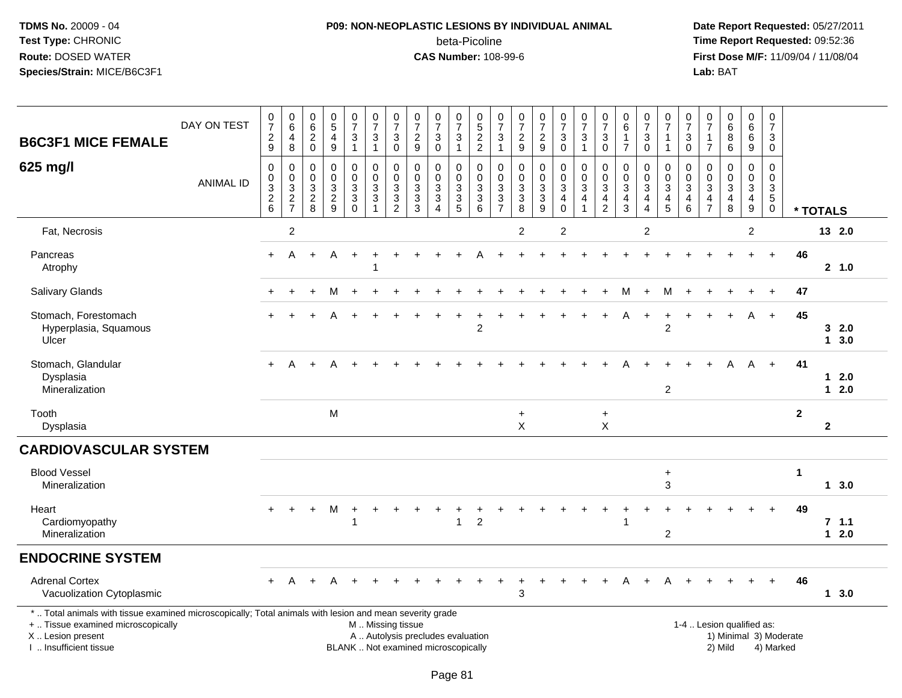TDMS No. 20009 - 04
Test Type: CHRONIC
Route: DOSED WATER
Species/Strain: MICE/B6C3F1

**P09: NON-NEOPLASTIC LESIONS BY INDIVIDUAL ANIMAL**
beta-Picoline
**CAS Number:** 108-99-6

Date Report Requested: 05/27/2011
Time Report Requested: 09:52:36
First Dose M/F: 11/09/04 / 11/08/04
Lab: BAT

| B6C3F1 MICE FEMALE 625 mg/l | DAY ON TEST | 0729 | 0648 | 0620 | 0549 | 0731 | 0731 | 0730 | 0729 | 0730 | 0731 | 0522 | 0731 | 0729 | 0729 | 0730 | 0731 | 0730 | 0617 | 0730 | 0711 | 0730 | 0717 | 0686 | 0669 | 0730 | |
|---|---|---|---|---|---|---|---|---|---|---|---|---|---|---|---|---|---|---|---|---|---|---|---|---|---|---|---|
| | ANIMAL ID | 00326 | 00327 | 00328 | 00329 | 00330 | 00331 | 00332 | 00333 | 00334 | 00335 | 00336 | 00337 | 00338 | 00339 | 00340 | 00341 | 00342 | 00343 | 00344 | 00345 | 00346 | 00347 | 00348 | 00349 | 00350 | * TOTALS |
| Fat, Necrosis | | | 2 | | | | | | | | | | | 2 | | 2 | | | | 2 | | | | | 2 | | 13 2.0 |
| Pancreas | | + | A | + | A | + | + | + | + | + | + | A | + | + | + | + | + | + | + | + | + | + | + | + | + | + | 46 |
| Atrophy | | | | | | | 1 | | | | | | | | | | | | | | | | | | | | 2 1.0 |
| Salivary Glands | | + | + | + | M | + | + | + | + | + | + | + | + | + | + | + | + | + | M | + | M | + | + | + | + | + | 47 |
| Stomach, Forestomach | | + | + | + | A | + | + | + | + | + | + | + | + | + | + | + | + | + | A | + | + | + | + | + | A | + | 45 |
| Hyperplasia, Squamous | | | | | | | | | | | | 2 | | | | | | | | | 2 | | | | | | 3 2.0 |
| Ulcer | | | | | | | | | | | | | | | | | | | | | | | | | | | 1 3.0 |
| Stomach, Glandular | | + | A | + | A | + | + | + | + | + | + | + | + | + | + | + | + | + | A | + | + | + | + | A | A | + | 41 |
| Dysplasia | | | | | | | | | | | | | | | | | | | | | | | | | | | 1 2.0 |
| Mineralization | | | | | | | | | | | | | | | | | | | | | 2 | | | | | | 1 2.0 |
| Tooth | | | | | M | | | | | | | | | + | | | | + | | | | | | | | | 2 |
| Dysplasia | | | | | | | | | | | | | | X | | | | X | | | | | | | | | 2 |
| **CARDIOVASCULAR SYSTEM** | | | | | | | | | | | | | | | | | | | | | | | | | | | |
| Blood Vessel | | | | | | | | | | | | | | | | | | | | | + | | | | | | 1 |
| Mineralization | | | | | | | | | | | | | | | | | | | | | 3 | | | | | | 1 3.0 |
| Heart | | + | + | + | M | + | + | + | + | + | + | + | + | + | + | + | + | + | + | + | + | + | + | + | + | + | 49 |
| Cardiomyopathy | | | | | | 1 | | | | | 1 | 2 | | | | | | | 1 | | | | | | | | 7 1.1 |
| Mineralization | | | | | | | | | | | | | | | | | | | | | 2 | | | | | | 1 2.0 |
| **ENDOCRINE SYSTEM** | | | | | | | | | | | | | | | | | | | | | | | | | | | |
| Adrenal Cortex | | + | A | + | A | + | + | + | + | + | + | + | + | + | + | + | + | + | A | + | A | + | + | + | + | + | 46 |
| Vacuolization Cytoplasmic | | | | | | | | | | | | | | 3 | | | | | | | | | | | | | 1 3.0 |

\* .. Total animals with tissue examined microscopically; Total animals with lesion and mean severity grade
+ .. Tissue examined microscopically
X .. Lesion present
I .. Insufficient tissue

M .. Missing tissue
A .. Autolysis precludes evaluation
BLANK .. Not examined microscopically

1-4 .. Lesion qualified as:
1) Minimal 3) Moderate
2) Mild 4) Marked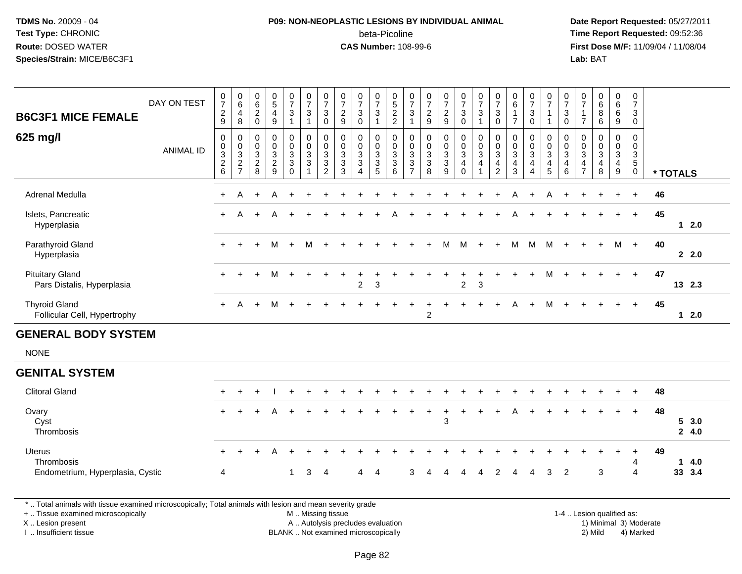**TDMS No.** 20009 - 04
**Test Type:** CHRONIC
**Route:** DOSED WATER
**Species/Strain:** MICE/B6C3F1

**P09: NON-NEOPLASTIC LESIONS BY INDIVIDUAL ANIMAL**
beta-Picoline
**CAS Number:** 108-99-6

**Date Report Requested:** 05/27/2011
**Time Report Requested:** 09:52:36
**First Dose M/F:** 11/09/04 / 11/08/04
**Lab:** BAT

## B6C3F1 MICE FEMALE
## 625 mg/l

| DAY ON TEST | 0729 | 0648 | 0620 | 0549 | 0731 | 0731 | 0730 | 0729 | 0730 | 0731 | 0522 | 0731 | 0729 | 0729 | 0730 | 0731 | 0730 | 0617 | 0730 | 0711 | 0730 | 0717 | 0686 | 0669 | 0730 | |
|---|---|---|---|---|---|---|---|---|---|---|---|---|---|---|---|---|---|---|---|---|---|---|---|---|---|---|
| ANIMAL ID | 00326 | 00327 | 00328 | 00329 | 00330 | 00331 | 00332 | 00333 | 00334 | 00335 | 00336 | 00337 | 00338 | 00339 | 00340 | 00341 | 00342 | 00343 | 00344 | 00345 | 00346 | 00347 | 00348 | 00349 | 00350 | * TOTALS |
| Adrenal Medulla | + | A | + | A | + | + | + | + | + | + | + | + | + | + | + | + | + | A | + | A | + | + | + | + | + | 46 |
| Islets, Pancreatic | + | A | + | A | + | + | + | + | + | + | A | + | + | + | + | + | + | A | + | + | + | + | + | + | + | 45 |
| Hyperplasia | | | | | | | | | | | | | | | | | | | | | | | | | | 1 2.0 |
| Parathyroid Gland | + | + | + | M | + | M | + | + | + | + | + | + | + | M | M | + | + | M | M | M | + | + | + | M | + | 40 |
| Hyperplasia | | | | | | | | | | | | | | | | | | | | | | | | | | 2 2.0 |
| Pituitary Gland | + | + | + | M | + | + | + | + | + | + | + | + | + | + | + | + | + | + | + | M | + | + | + | + | + | 47 |
| Pars Distalis, Hyperplasia | | | | | | | | | 2 | 3 | | | | | 2 | 3 | | | | | | | | | | 13 2.3 |
| Thyroid Gland | + | A | + | M | + | + | + | + | + | + | + | + | + | + | + | + | + | A | + | M | + | + | + | + | + | 45 |
| Follicular Cell, Hypertrophy | | | | | | | | | | | | | 2 | | | | | | | | | | | | | 1 2.0 |

## GENERAL BODY SYSTEM

NONE

## GENITAL SYSTEM

| | | | | | | | | | | | | | | | | | | | | | | | | | | |
|---|---|---|---|---|---|---|---|---|---|---|---|---|---|---|---|---|---|---|---|---|---|---|---|---|---|---|
| Clitoral Gland | + | + | + | I | + | + | + | + | + | + | + | + | + | + | + | + | + | + | + | + | + | + | + | + | + | 48 |
| Ovary | + | + | + | A | + | + | + | + | + | + | + | + | + | + | + | + | + | A | + | + | + | + | + | + | + | 48 |
| Cyst | | | | | | | | | | | | | | 3 | | | | | | | | | | | | 5 3.0 |
| Thrombosis | | | | | | | | | | | | | | | | | | | | | | | | | | 2 4.0 |
| Uterus | + | + | + | A | + | + | + | + | + | + | + | + | + | + | + | + | + | + | + | + | + | + | + | + | + | 49 |
| Thrombosis | | | | | | | | | | | | | | | | | | | | | | | | | 4 | 1 4.0 |
| Endometrium, Hyperplasia, Cystic | 4 | | | | 1 | 3 | 4 | | 4 | 4 | | 3 | 4 | 4 | 4 | 4 | 2 | 4 | 4 | 3 | 2 | | 3 | | 4 | 33 3.4 |

\* .. Total animals with tissue examined microscopically; Total animals with lesion and mean severity grade
\+ .. Tissue examined microscopically
X .. Lesion present
I .. Insufficient tissue

M .. Missing tissue
A .. Autolysis precludes evaluation
BLANK .. Not examined microscopically

1-4 .. Lesion qualified as:
1) Minimal 3) Moderate
2) Mild 4) Marked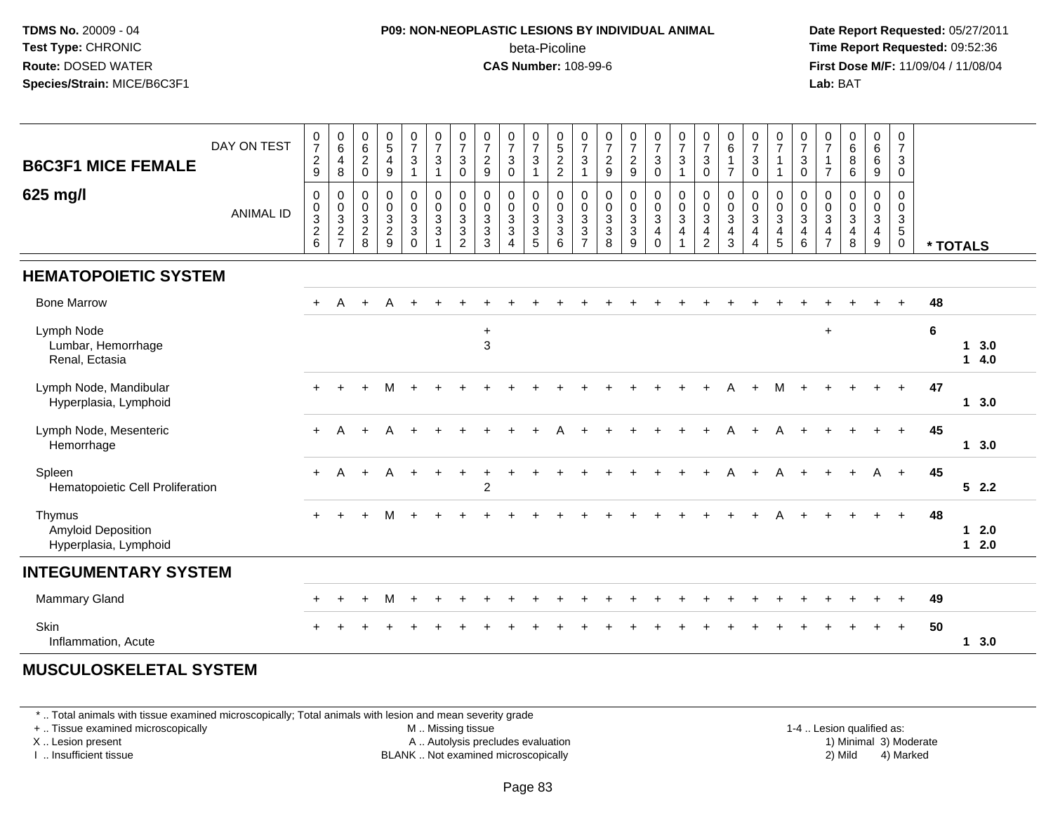**TDMS No.** 20009 - 04
**Test Type:** CHRONIC
**Route:** DOSED WATER
**Species/Strain:** MICE/B6C3F1

**P09: NON-NEOPLASTIC LESIONS BY INDIVIDUAL ANIMAL**
beta-Picoline
**CAS Number:** 108-99-6

**Date Report Requested:** 05/27/2011
**Time Report Requested:** 09:52:36
**First Dose M/F:** 11/09/04 / 11/08/04
**Lab:** BAT

| B6C3F1 MICE FEMALE 625 mg/l | 0 | 0 | 0 | 0 | 0 | 0 | 0 | 0 | 0 | 0 | 0 | 0 | 0 | 0 | 0 | 0 | 0 | 0 | 0 | 0 | 0 | 0 | 0 | 0 | 0 | |
|---|---|---|---|---|---|---|---|---|---|---|---|---|---|---|---|---|---|---|---|---|---|---|---|---|---|---|
| DAY ON TEST | 7 | 6 | 6 | 5 | 7 | 7 | 7 | 7 | 7 | 7 | 5 | 7 | 7 | 7 | 7 | 7 | 7 | 6 | 7 | 7 | 7 | 7 | 6 | 6 | 7 | |
| | 2 | 4 | 2 | 4 | 3 | 3 | 3 | 2 | 3 | 3 | 2 | 3 | 2 | 2 | 3 | 3 | 3 | 1 | 3 | 1 | 3 | 1 | 8 | 6 | 3 | |
| | 9 | 8 | 0 | 9 | 1 | 1 | 0 | 9 | 0 | 1 | 2 | 1 | 9 | 9 | 0 | 1 | 0 | 7 | 0 | 1 | 0 | 7 | 6 | 9 | 0 | |
| ANIMAL ID | 0 | 0 | 0 | 0 | 0 | 0 | 0 | 0 | 0 | 0 | 0 | 0 | 0 | 0 | 0 | 0 | 0 | 0 | 0 | 0 | 0 | 0 | 0 | 0 | 0 | |
| | 0 | 0 | 0 | 0 | 0 | 0 | 0 | 0 | 0 | 0 | 0 | 0 | 0 | 0 | 0 | 0 | 0 | 0 | 0 | 0 | 0 | 0 | 0 | 0 | 0 | |
| | 3 | 3 | 3 | 3 | 3 | 3 | 3 | 3 | 3 | 3 | 3 | 3 | 3 | 3 | 3 | 3 | 3 | 3 | 3 | 3 | 3 | 3 | 3 | 3 | 3 | |
| | 2 | 2 | 2 | 2 | 3 | 3 | 3 | 3 | 3 | 3 | 3 | 3 | 3 | 3 | 4 | 4 | 4 | 4 | 4 | 4 | 4 | 4 | 4 | 4 | 5 | |
| | 6 | 7 | 8 | 9 | 0 | 1 | 2 | 3 | 4 | 5 | 6 | 7 | 8 | 9 | 0 | 1 | 2 | 3 | 4 | 5 | 6 | 7 | 8 | 9 | 0 | * TOTALS |
| **HEMATOPOIETIC SYSTEM** | | | | | | | | | | | | | | | | | | | | | | | | | | |
| Bone Marrow | + | A | + | A | + | + | + | + | + | + | + | + | + | + | + | + | + | + | + | + | + | + | + | + | + | 48 |
| Lymph Node | | | | | | | | + | | | | | | | | | | | | | | + | | | | 6 |
| Lumbar, Hemorrhage | | | | | | | | 3 | | | | | | | | | | | | | | | | | | 1 3.0 |
| Renal, Ectasia | | | | | | | | | | | | | | | | | | | | | | | | | | 1 4.0 |
| Lymph Node, Mandibular | + | + | + | M | + | + | + | + | + | + | + | + | + | + | + | + | + | A | + | M | + | + | + | + | + | 47 |
| Hyperplasia, Lymphoid | | | | | | | | | | | | | | | | | | | | | | | | | | 1 3.0 |
| Lymph Node, Mesenteric | + | A | + | A | + | + | + | + | + | + | A | + | + | + | + | + | + | A | + | A | + | + | + | + | + | 45 |
| Hemorrhage | | | | | | | | | | | | | | | | | | | | | | | | | | 1 3.0 |
| Spleen | + | A | + | A | + | + | + | + | + | + | + | + | + | + | + | + | + | A | + | A | + | + | + | A | + | 45 |
| Hematopoietic Cell Proliferation | | | | | | | | 2 | | | | | | | | | | | | | | | | | | 5 2.2 |
| Thymus | + | + | + | M | + | + | + | + | + | + | + | + | + | + | + | + | + | + | + | A | + | + | + | + | + | 48 |
| Amyloid Deposition | | | | | | | | | | | | | | | | | | | | | | | | | | 1 2.0 |
| Hyperplasia, Lymphoid | | | | | | | | | | | | | | | | | | | | | | | | | | 1 2.0 |
| **INTEGUMENTARY SYSTEM** | | | | | | | | | | | | | | | | | | | | | | | | | | |
| Mammary Gland | + | + | + | M | + | + | + | + | + | + | + | + | + | + | + | + | + | + | + | + | + | + | + | + | + | 49 |
| Skin | + | + | + | + | + | + | + | + | + | + | + | + | + | + | + | + | + | + | + | + | + | + | + | + | + | 50 |
| Inflammation, Acute | | | | | | | | | | | | | | | | | | | | | | | | | | 1 3.0 |
| **MUSCULOSKELETAL SYSTEM** | | | | | | | | | | | | | | | | | | | | | | | | | | |

\* .. Total animals with tissue examined microscopically; Total animals with lesion and mean severity grade
\+ .. Tissue examined microscopically
X .. Lesion present
I .. Insufficient tissue
M .. Missing tissue
A .. Autolysis precludes evaluation
BLANK .. Not examined microscopically
1-4 .. Lesion qualified as:
1) Minimal 3) Moderate
2) Mild 4) Marked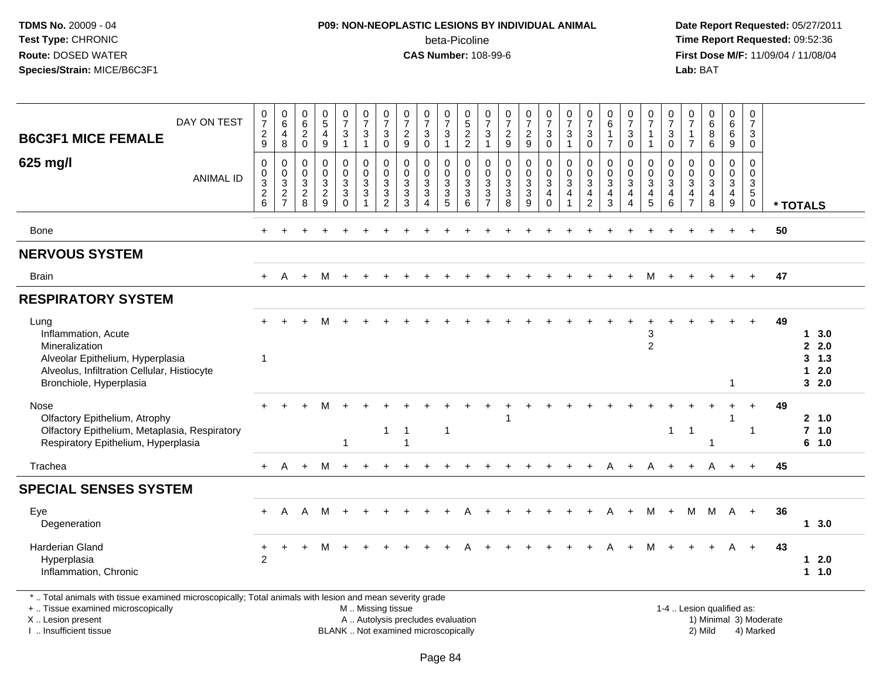**TDMS No.** 20009 - 04
**Test Type:** CHRONIC
**Route:** DOSED WATER
**Species/Strain:** MICE/B6C3F1

**P09: NON-NEOPLASTIC LESIONS BY INDIVIDUAL ANIMAL**
beta-Picoline
**CAS Number:** 108-99-6

**Date Report Requested:** 05/27/2011
**Time Report Requested:** 09:52:36
**First Dose M/F:** 11/09/04 / 11/08/04
**Lab:** BAT

| B6C3F1 MICE FEMALE 625 mg/l | | | | | | | | | | | | | | | | | | | | | | | | | | |
|---|---|---|---|---|---|---|---|---|---|---|---|---|---|---|---|---|---|---|---|---|---|---|---|---|---|---|
| DAY ON TEST | 0729 | 0648 | 0620 | 0549 | 0731 | 0731 | 0730 | 0729 | 0730 | 0731 | 0522 | 0731 | 0729 | 0729 | 0730 | 0731 | 0730 | 0617 | 0730 | 0711 | 0730 | 0717 | 0686 | 0669 | 0730 | |
| ANIMAL ID | 0326 | 0327 | 0328 | 0329 | 0330 | 0331 | 0332 | 0333 | 0334 | 0335 | 0336 | 0337 | 0338 | 0339 | 0340 | 0341 | 0342 | 0343 | 0344 | 0345 | 0346 | 0347 | 0348 | 0349 | 0350 | * TOTALS |
| Bone | + | + | + | + | + | + | + | + | + | + | + | + | + | + | + | + | + | + | + | + | + | + | + | + | + | 50 |
| **NERVOUS SYSTEM** | | | | | | | | | | | | | | | | | | | | | | | | | | |
| Brain | + | A | + | M | + | + | + | + | + | + | + | + | + | + | + | + | + | + | + | M | + | + | + | + | + | 47 |
| **RESPIRATORY SYSTEM** | | | | | | | | | | | | | | | | | | | | | | | | | | |
| Lung | + | + | + | M | + | + | + | + | + | + | + | + | + | + | + | + | + | + | + | + | + | + | + | + | + | 49 |
| Inflammation, Acute | | | | | | | | | | | | | | | | | | | | 3 | | | | | | 1 3.0 |
| Mineralization | | | | | | | | | | | | | | | | | | | | 2 | | | | | | 2 2.0 |
| Alveolar Epithelium, Hyperplasia | 1 | | | | | | | | | | | | | | | | | | | | | | | | | 3 1.3 |
| Alveolus, Infiltration Cellular, Histiocyte | | | | | | | | | | | | | | | | | | | | | | | | | | 1 2.0 |
| Bronchiole, Hyperplasia | | | | | | | | | | | | | | | | | | | | | | | | 1 | | 3 2.0 |
| Nose | + | + | + | M | + | + | + | + | + | + | + | + | + | + | + | + | + | + | + | + | + | + | + | + | + | 49 |
| Olfactory Epithelium, Atrophy | | | | | | | | | | | | | 1 | | | | | | | | | | | 1 | | 2 1.0 |
| Olfactory Epithelium, Metaplasia, Respiratory | | | | | | | 1 | 1 | | 1 | | | | | | | | | | | 1 | 1 | | | 1 | 7 1.0 |
| Respiratory Epithelium, Hyperplasia | | | | | 1 | | | 1 | | | | | | | | | | | | | | | 1 | | | 6 1.0 |
| Trachea | + | A | + | M | + | + | + | + | + | + | + | + | + | + | + | + | + | A | + | A | + | + | A | + | + | 45 |
| **SPECIAL SENSES SYSTEM** | | | | | | | | | | | | | | | | | | | | | | | | | | |
| Eye | + | A | A | M | + | + | + | + | + | + | A | + | + | + | + | + | + | A | + | M | + | M | M | A | + | 36 |
| Degeneration | | | | | | | | | | | | | | | | | | | | | | | | | | 1 3.0 |
| Harderian Gland | + | + | + | M | + | + | + | + | + | + | A | + | + | + | + | + | + | A | + | M | + | + | + | A | + | 43 |
| Hyperplasia | 2 | | | | | | | | | | | | | | | | | | | | | | | | | 1 2.0 |
| Inflammation, Chronic | | | | | | | | | | | | | | | | | | | | | | | | | | 1 1.0 |

* .. Total animals with tissue examined microscopically; Total animals with lesion and mean severity grade
+ .. Tissue examined microscopically
X .. Lesion present
I .. Insufficient tissue

M .. Missing tissue
A .. Autolysis precludes evaluation
BLANK .. Not examined microscopically

1-4 .. Lesion qualified as:
1) Minimal 3) Moderate
2) Mild 4) Marked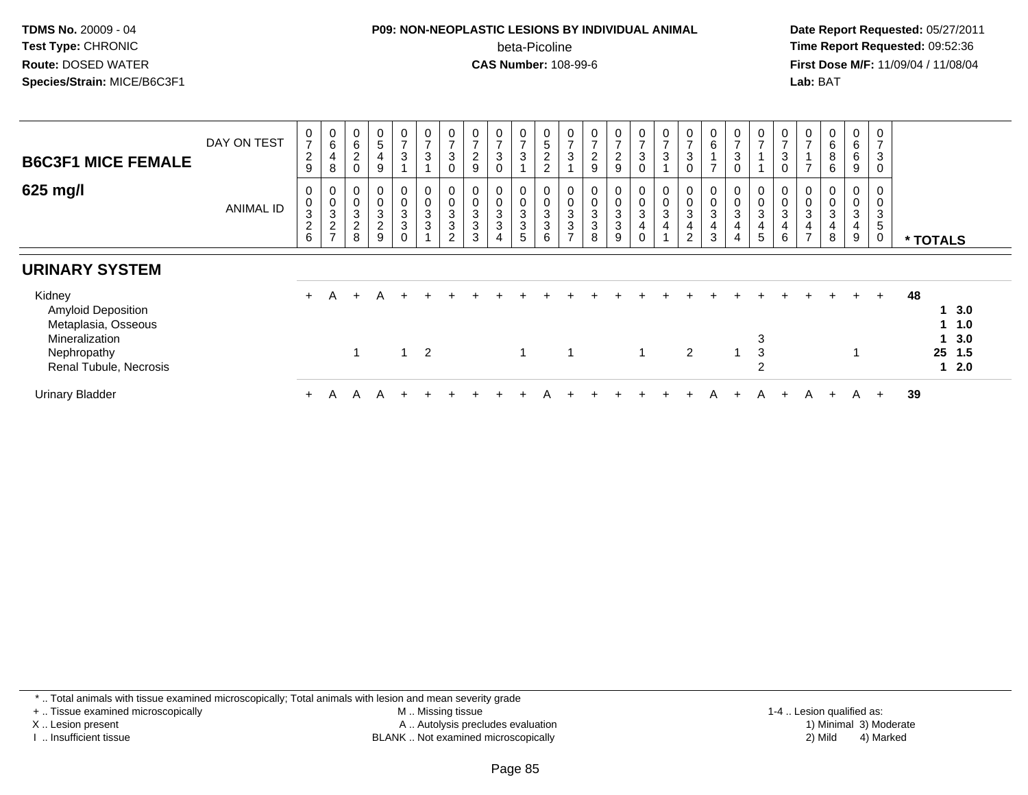**TDMS No.** 20009 - 04
**Test Type:** CHRONIC
**Route:** DOSED WATER
**Species/Strain:** MICE/B6C3F1

**P09: NON-NEOPLASTIC LESIONS BY INDIVIDUAL ANIMAL**
beta-Picoline
**CAS Number:** 108-99-6

**Date Report Requested:** 05/27/2011
**Time Report Requested:** 09:52:36
**First Dose M/F:** 11/09/04 / 11/08/04
**Lab:** BAT

## B6C3F1 MICE FEMALE

### 625 mg/l

| DAY ON TEST | 0729 | 0648 | 0620 | 0549 | 0731 | 0731 | 0730 | 0729 | 0730 | 0731 | 0522 | 0731 | 0729 | 0729 | 0730 | 0731 | 0730 | 0617 | 0730 | 0711 | 0730 | 0717 | 0686 | 0669 | 0730 | |
|---|---|---|---|---|---|---|---|---|---|---|---|---|---|---|---|---|---|---|---|---|---|---|---|---|---|---|
| **ANIMAL ID** | 00326 | 00327 | 00328 | 00329 | 00330 | 00331 | 00332 | 00333 | 00334 | 00335 | 00336 | 00337 | 00338 | 00339 | 00340 | 00341 | 00342 | 00343 | 00344 | 00345 | 00346 | 00347 | 00348 | 00349 | 00350 | *** TOTALS** |
| **URINARY SYSTEM** | | | | | | | | | | | | | | | | | | | | | | | | | | |
| Kidney | + | A | + | A | + | + | + | + | + | + | + | + | + | + | + | + | + | + | + | + | + | + | + | + | + | 48 |
| Amyloid Deposition | | | | | | | | | | | | | | | | | | | | | | | | | | 1 3.0 |
| Metaplasia, Osseous | | | | | | | | | | | | | | | | | | | | | | | | | | 1 1.0 |
| Mineralization | | | | | | | | | | | | | | | | | | | | 3 | | | | | | 1 3.0 |
| Nephropathy | | | 1 | | 1 | 2 | | | | 1 | | 1 | | | 1 | | 2 | | 1 | 3 | | | | 1 | | 25 1.5 |
| Renal Tubule, Necrosis | | | | | | | | | | | | | | | | | | | | 2 | | | | | | 1 2.0 |
| Urinary Bladder | + | A | A | A | + | + | + | + | + | + | A | + | + | + | + | + | + | A | + | A | + | A | + | A | + | 39 |

\* .. Total animals with tissue examined microscopically; Total animals with lesion and mean severity grade
\+ .. Tissue examined microscopically
X .. Lesion present
I .. Insufficient tissue
M .. Missing tissue
A .. Autolysis precludes evaluation
BLANK .. Not examined microscopically
1-4 .. Lesion qualified as:
1) Minimal 3) Moderate
2) Mild 4) Marked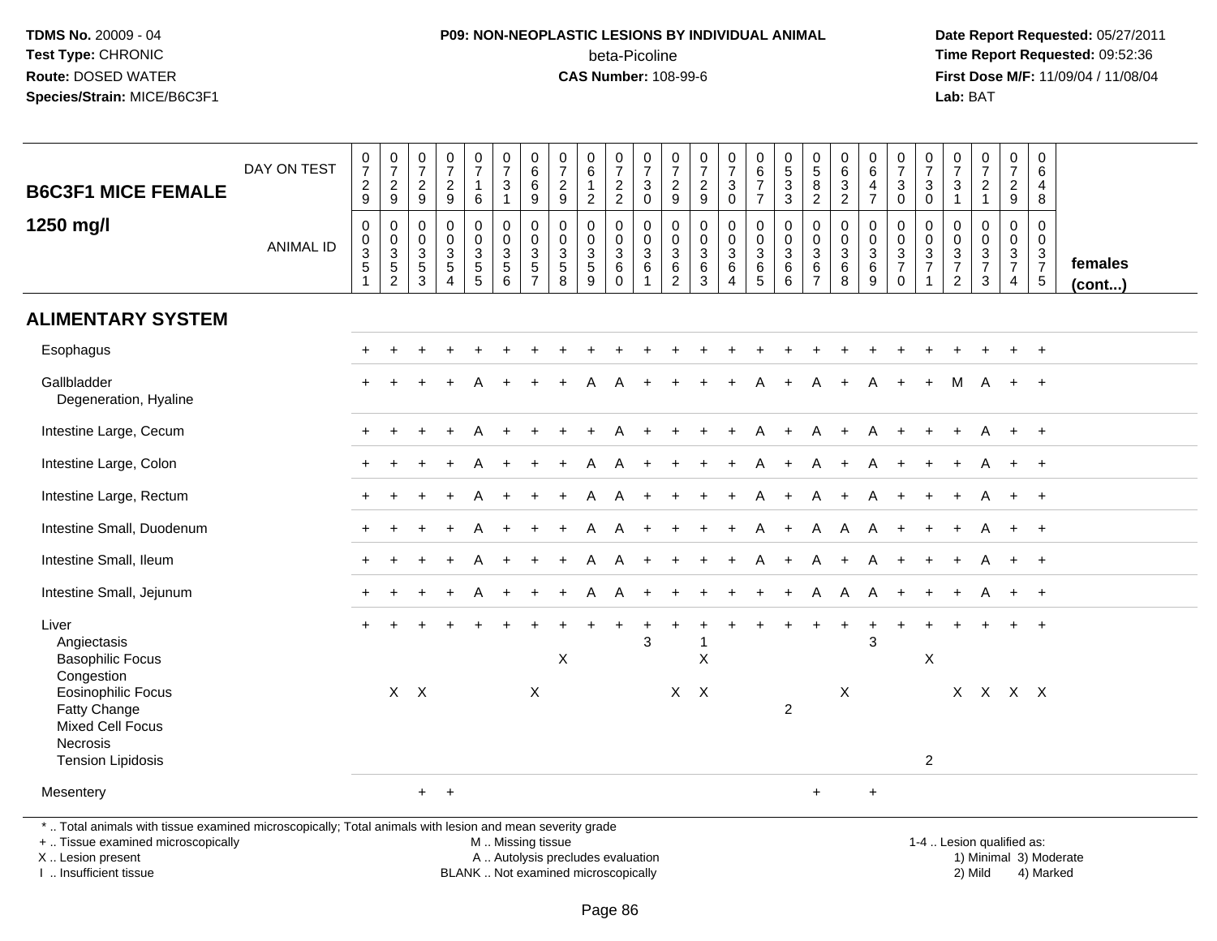**TDMS No.** 20009 - 04
**Test Type:** CHRONIC
**Route:** DOSED WATER
**Species/Strain:** MICE/B6C3F1

**P09: NON-NEOPLASTIC LESIONS BY INDIVIDUAL ANIMAL**
beta-Picoline
**CAS Number:** 108-99-6

**Date Report Requested:** 05/27/2011
**Time Report Requested:** 09:52:36
**First Dose M/F:** 11/09/04 / 11/08/04
**Lab:** BAT

## B6C3F1 MICE FEMALE 1250 mg/l

| DAY ON TEST | 0729 | 0729 | 0729 | 0729 | 0716 | 0731 | 0669 | 0729 | 0612 | 0722 | 0730 | 0729 | 0729 | 0730 | 0677 | 0533 | 0582 | 0632 | 0647 | 0730 | 0730 | 0731 | 0721 | 0729 | 0648 | |
|---|---|---|---|---|---|---|---|---|---|---|---|---|---|---|---|---|---|---|---|---|---|---|---|---|---|---|
| **ANIMAL ID** | 0035 1 | 0035 2 | 0035 3 | 0035 4 | 0035 5 | 0035 6 | 0035 7 | 0035 8 | 0035 9 | 0036 0 | 0036 1 | 0036 2 | 0036 3 | 0036 4 | 0036 5 | 0036 6 | 0036 7 | 0036 8 | 0036 9 | 0037 0 | 0037 1 | 0037 2 | 0037 3 | 0037 4 | 0037 5 | **females (cont...)** |
| **ALIMENTARY SYSTEM** | | | | | | | | | | | | | | | | | | | | | | | | | | |
| Esophagus | + | + | + | + | + | + | + | + | + | + | + | + | + | + | + | + | + | + | + | + | + | + | + | + | + | |
| Gallbladder | + | + | + | + | A | + | + | + | A | A | + | + | + | + | A | + | A | + | A | + | + | M | A | + | + | |
| Degeneration, Hyaline | | | | | | | | | | | | | | | | | | | | | | | | | | |
| Intestine Large, Cecum | + | + | + | + | A | + | + | + | + | A | + | + | + | + | A | + | A | + | A | + | + | + | A | + | + | |
| Intestine Large, Colon | + | + | + | + | A | + | + | + | A | A | + | + | + | + | A | + | A | + | A | + | + | + | A | + | + | |
| Intestine Large, Rectum | + | + | + | + | A | + | + | + | A | A | + | + | + | + | A | + | A | + | A | + | + | + | A | + | + | |
| Intestine Small, Duodenum | + | + | + | + | A | + | + | + | A | A | + | + | + | + | A | + | A | A | A | + | + | + | A | + | + | |
| Intestine Small, Ileum | + | + | + | + | A | + | + | + | A | A | + | + | + | + | A | + | A | + | A | + | + | + | A | + | + | |
| Intestine Small, Jejunum | + | + | + | + | A | + | + | + | A | A | + | + | + | + | + | + | A | A | A | + | + | + | A | + | + | |
| Liver | + | + | + | + | + | + | + | + | + | + | + | + | + | + | + | + | + | + | + | + | + | + | + | + | + | |
| Angiectasis | | | | | | | | | | | 3 | | 1 | | | | | | 3 | | | | | | | |
| Basophilic Focus | | | | | | | | X | | | | | X | | | | | | | | X | | | | | |
| Congestion | | | | | | | | | | | | | | | | | | | | | | | | | | |
| Eosinophilic Focus | | X | X | | | | X | | | | | X | X | | | | | X | | | | X | X | X | X | |
| Fatty Change | | | | | | | | | | | | | | | | 2 | | | | | | | | | | |
| Mixed Cell Focus | | | | | | | | | | | | | | | | | | | | | | | | | | |
| Necrosis | | | | | | | | | | | | | | | | | | | | | | | | | | |
| Tension Lipidosis | | | | | | | | | | | | | | | | | | | | | 2 | | | | | |
| Mesentery | | | + | + | | | | | | | | | | | | | + | | + | | | | | | | |

\* .. Total animals with tissue examined microscopically; Total animals with lesion and mean severity grade
\+ .. Tissue examined microscopically
X .. Lesion present
I .. Insufficient tissue

M .. Missing tissue
A .. Autolysis precludes evaluation
BLANK .. Not examined microscopically

1-4 .. Lesion qualified as:
1) Minimal 3) Moderate
2) Mild 4) Marked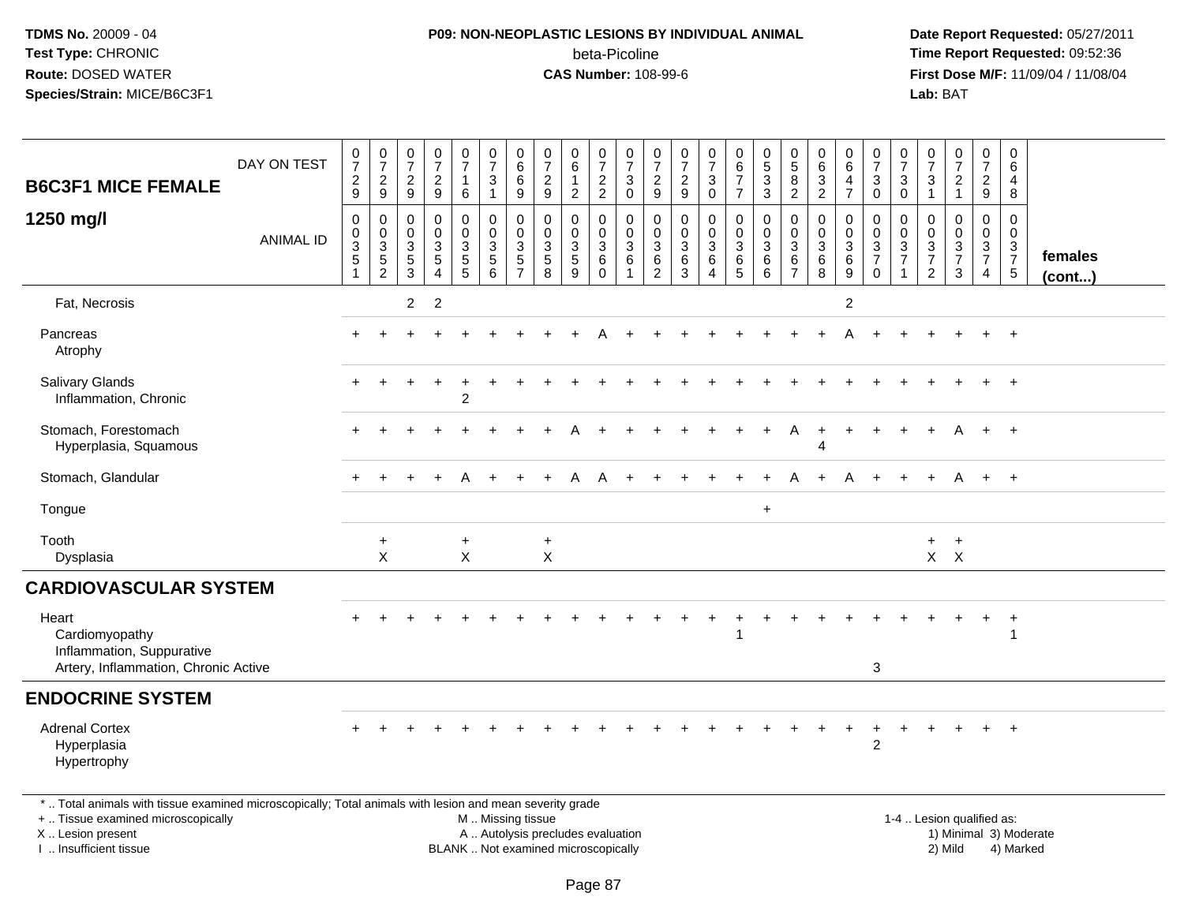**TDMS No.** 20009 - 04
**Test Type:** CHRONIC
**Route:** DOSED WATER
**Species/Strain:** MICE/B6C3F1

**P09: NON-NEOPLASTIC LESIONS BY INDIVIDUAL ANIMAL**
beta-Picoline
**CAS Number:** 108-99-6

**Date Report Requested:** 05/27/2011
**Time Report Requested:** 09:52:36
**First Dose M/F:** 11/09/04 / 11/08/04
**Lab:** BAT

## B6C3F1 MICE FEMALE 1250 mg/l

| DAY ON TEST | 0729 | 0729 | 0729 | 0729 | 0716 | 0731 | 0669 | 0729 | 0612 | 0722 | 0730 | 0729 | 0729 | 0730 | 0677 | 0533 | 0582 | 0632 | 0647 | 0730 | 0730 | 0731 | 0721 | 0729 | 0648 | |
|---|---|---|---|---|---|---|---|---|---|---|---|---|---|---|---|---|---|---|---|---|---|---|---|---|---|---|
| **ANIMAL ID** | 00351 | 00352 | 00353 | 00354 | 00355 | 00356 | 00357 | 00358 | 00359 | 00360 | 00361 | 00362 | 00363 | 00364 | 00365 | 00366 | 00367 | 00368 | 00369 | 00370 | 00371 | 00372 | 00373 | 00374 | 00375 | **females (cont...)** |
| Fat, Necrosis | | | 2 | 2 | | | | | | | | | | | | | | | 2 | | | | | | | |
| Pancreas | + | + | + | + | + | + | + | + | + | A | + | + | + | + | + | + | + | + | A | + | + | + | + | + | + | |
| Atrophy | | | | | | | | | | | | | | | | | | | | | | | | | | |
| Salivary Glands | + | + | + | + | + | + | + | + | + | + | + | + | + | + | + | + | + | + | + | + | + | + | + | + | + | |
| Inflammation, Chronic | | | | | 2 | | | | | | | | | | | | | | | | | | | | | |
| Stomach, Forestomach | + | + | + | + | + | + | + | + | A | + | + | + | + | + | + | + | A | + | + | + | + | + | A | + | + | |
| Hyperplasia, Squamous | | | | | | | | | | | | | | | | | | 4 | | | | | | | | |
| Stomach, Glandular | + | + | + | + | A | + | + | + | A | A | + | + | + | + | + | + | A | + | A | + | + | + | A | + | + | |
| Tongue | | | | | | | | | | | | | | | | + | | | | | | | | | | |
| Tooth | | + | | | + | | | + | | | | | | | | | | | | | | + | + | | | |
| Dysplasia | | X | | | X | | | X | | | | | | | | | | | | | | X | X | | | |
| **CARDIOVASCULAR SYSTEM** | | | | | | | | | | | | | | | | | | | | | | | | | | |
| Heart | + | + | + | + | + | + | + | + | + | + | + | + | + | + | + | + | + | + | + | + | + | + | + | + | + | |
| Cardiomyopathy | | | | | | | | | | | | | | | 1 | | | | | | | | | | 1 | |
| Inflammation, Suppurative | | | | | | | | | | | | | | | | | | | | | | | | | | |
| Artery, Inflammation, Chronic Active | | | | | | | | | | | | | | | | | | | | 3 | | | | | | |
| **ENDOCRINE SYSTEM** | | | | | | | | | | | | | | | | | | | | | | | | | | |
| Adrenal Cortex | + | + | + | + | + | + | + | + | + | + | + | + | + | + | + | + | + | + | + | + | + | + | + | + | + | |
| Hyperplasia | | | | | | | | | | | | | | | | | | | | 2 | | | | | | |
| Hypertrophy | | | | | | | | | | | | | | | | | | | | | | | | | | |

\* .. Total animals with tissue examined microscopically; Total animals with lesion and mean severity grade
+ .. Tissue examined microscopically
X .. Lesion present
I .. Insufficient tissue

M .. Missing tissue
A .. Autolysis precludes evaluation
BLANK .. Not examined microscopically

1-4 .. Lesion qualified as:
1) Minimal 3) Moderate
2) Mild 4) Marked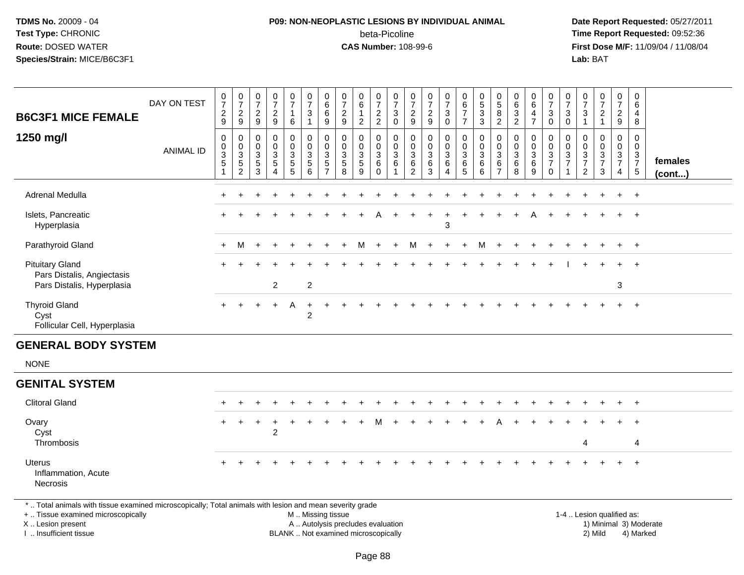TDMS No. 20009 - 04
Test Type: CHRONIC
Route: DOSED WATER
Species/Strain: MICE/B6C3F1

**P09: NON-NEOPLASTIC LESIONS BY INDIVIDUAL ANIMAL**
beta-Picoline
**CAS Number:** 108-99-6

Date Report Requested: 05/27/2011
Time Report Requested: 09:52:36
First Dose M/F: 11/09/04 / 11/08/04
Lab: BAT

| B6C3F1 MICE FEMALE 1250 mg/l | DAY ON TEST | 0729 | 0729 | 0729 | 0729 | 0716 | 0731 | 0669 | 0729 | 0612 | 0722 | 0730 | 0729 | 0729 | 0730 | 0677 | 0533 | 0582 | 0632 | 0647 | 0730 | 0730 | 0731 | 0721 | 0729 | 0648 | |
|---|---|---|---|---|---|---|---|---|---|---|---|---|---|---|---|---|---|---|---|---|---|---|---|---|---|---|---|
| | ANIMAL ID | 0351 | 0352 | 0353 | 0354 | 0355 | 0356 | 0357 | 0358 | 0359 | 0360 | 0361 | 0362 | 0363 | 0364 | 0365 | 0366 | 0367 | 0368 | 0369 | 0370 | 0371 | 0372 | 0373 | 0374 | 0375 | females (cont...) |
| Adrenal Medulla | | + | + | + | + | + | + | + | + | + | + | + | + | + | + | + | + | + | + | + | + | + | + | + | + | + | |
| Islets, Pancreatic | | + | + | + | + | + | + | + | + | + | A | + | + | + | + | + | + | + | + | A | + | + | + | + | + | + | |
| Hyperplasia | | | | | | | | | | | | | | | 3 | | | | | | | | | | | | |
| Parathyroid Gland | | + | M | + | + | + | + | + | + | M | + | + | M | + | + | + | M | + | + | + | + | + | + | + | + | + | |
| Pituitary Gland | | + | + | + | + | + | + | + | + | + | + | + | + | + | + | + | + | + | + | + | + | I | + | + | + | + | |
| Pars Distalis, Angiectasis | | | | | | | | | | | | | | | | | | | | | | | | | | | |
| Pars Distalis, Hyperplasia | | | | | 2 | | 2 | | | | | | | | | | | | | | | | | | 3 | | |
| Thyroid Gland | | + | + | + | + | A | + | + | + | + | + | + | + | + | + | + | + | + | + | + | + | + | + | + | + | + | |
| Cyst | | | | | | | 2 | | | | | | | | | | | | | | | | | | | | |
| Follicular Cell, Hyperplasia | | | | | | | | | | | | | | | | | | | | | | | | | | | |

## GENERAL BODY SYSTEM

NONE

## GENITAL SYSTEM

| | | | | | | | | | | | | | | | | | | | | | | | | | | | |
|---|---|---|---|---|---|---|---|---|---|---|---|---|---|---|---|---|---|---|---|---|---|---|---|---|---|---|---|
| Clitoral Gland | | + | + | + | + | + | + | + | + | + | + | + | + | + | + | + | + | + | + | + | + | + | + | + | + | + | |
| Ovary | | + | + | + | + | + | + | + | + | + | M | + | + | + | + | + | + | A | + | + | + | + | + | + | + | + | |
| Cyst | | | | | 2 | | | | | | | | | | | | | | | | | | | | | | |
| Thrombosis | | | | | | | | | | | | | | | | | | | | | | | 4 | | | 4 | |
| Uterus | | + | + | + | + | + | + | + | + | + | + | + | + | + | + | + | + | + | + | + | + | + | + | + | + | + | |
| Inflammation, Acute | | | | | | | | | | | | | | | | | | | | | | | | | | | |
| Necrosis | | | | | | | | | | | | | | | | | | | | | | | | | | | |

* .. Total animals with tissue examined microscopically; Total animals with lesion and mean severity grade
+ .. Tissue examined microscopically
X .. Lesion present
I .. Insufficient tissue
M .. Missing tissue
A .. Autolysis precludes evaluation
BLANK .. Not examined microscopically
1-4 .. Lesion qualified as: 1) Minimal 2) Mild 3) Moderate 4) Marked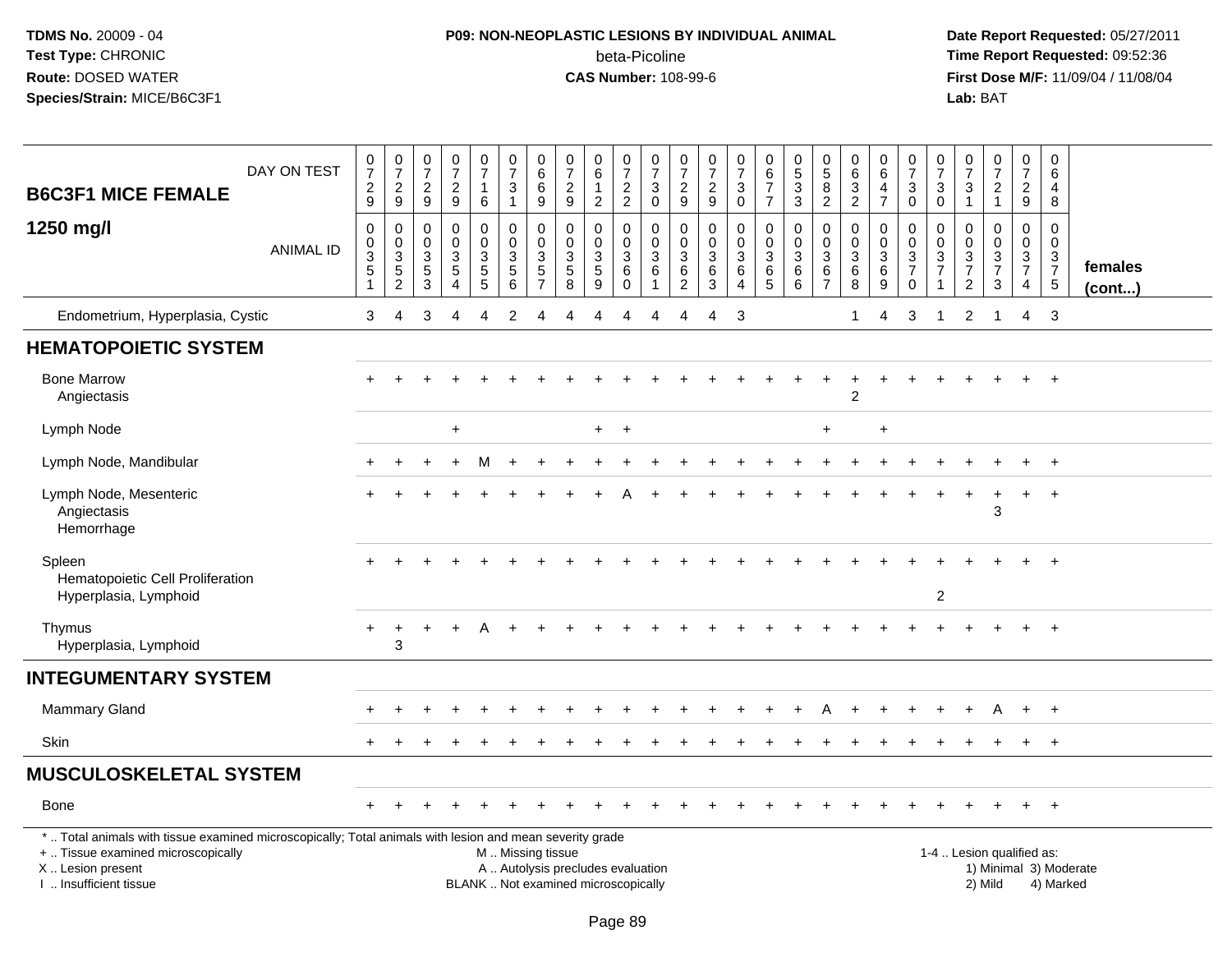**TDMS No.** 20009 - 04
**Test Type:** CHRONIC
**Route:** DOSED WATER
**Species/Strain:** MICE/B6C3F1

**P09: NON-NEOPLASTIC LESIONS BY INDIVIDUAL ANIMAL**
beta-Picoline
**CAS Number:** 108-99-6

**Date Report Requested:** 05/27/2011
**Time Report Requested:** 09:52:36
**First Dose M/F:** 11/09/04 / 11/08/04
**Lab:** BAT

| B6C3F1 MICE FEMALE 1250 mg/l | | | | | | | | | | | | | | | | | | | | | | | | | | |
|---|---|---|---|---|---|---|---|---|---|---|---|---|---|---|---|---|---|---|---|---|---|---|---|---|---|---|
| DAY ON TEST | 0729 | 0729 | 0729 | 0729 | 0716 | 0731 | 0669 | 0729 | 0612 | 0722 | 0730 | 0729 | 0729 | 0730 | 0677 | 0533 | 0582 | 0632 | 0647 | 0730 | 0730 | 0731 | 0721 | 0729 | 0648 | |
| ANIMAL ID | 0035 1 | 0035 2 | 0035 3 | 0035 4 | 0035 5 | 0035 6 | 0035 7 | 0035 8 | 0035 9 | 0036 0 | 0036 1 | 0036 2 | 0036 3 | 0036 4 | 0036 5 | 0036 6 | 0036 7 | 0036 8 | 0036 9 | 0037 0 | 0037 1 | 0037 2 | 0037 3 | 0037 4 | 0037 5 | females (cont...) |
| Endometrium, Hyperplasia, Cystic | 3 | 4 | 3 | 4 | 4 | 2 | 4 | 4 | 4 | 4 | 4 | 4 | 4 | 3 | | | | 1 | 4 | 3 | 1 | 2 | 1 | 4 | 3 | |
| **HEMATOPOIETIC SYSTEM** | | | | | | | | | | | | | | | | | | | | | | | | | | |
| Bone Marrow | + | + | + | + | + | + | + | + | + | + | + | + | + | + | + | + | + | + | + | + | + | + | + | + | + | |
| Angiectasis | | | | | | | | | | | | | | | | | | 2 | | | | | | | | |
| Lymph Node | | | | + | | | | | + | + | | | | | | | + | | + | | | | | | | |
| Lymph Node, Mandibular | + | + | + | + | M | + | + | + | + | + | + | + | + | + | + | + | + | + | + | + | + | + | + | + | + | |
| Lymph Node, Mesenteric | + | + | + | + | + | + | + | + | + | A | + | + | + | + | + | + | + | + | + | + | + | + | + | + | + | |
| Angiectasis | | | | | | | | | | | | | | | | | | | | | | | 3 | | | |
| Hemorrhage | | | | | | | | | | | | | | | | | | | | | | | | | | |
| Spleen | + | + | + | + | + | + | + | + | + | + | + | + | + | + | + | + | + | + | + | + | + | + | + | + | + | |
| Hematopoietic Cell Proliferation | | | | | | | | | | | | | | | | | | | | | | | | | | |
| Hyperplasia, Lymphoid | | | | | | | | | | | | | | | | | | | | | 2 | | | | | |
| Thymus | + | + | + | + | A | + | + | + | + | + | + | + | + | + | + | + | + | + | + | + | + | + | + | + | + | |
| Hyperplasia, Lymphoid | | 3 | | | | | | | | | | | | | | | | | | | | | | | | |
| **INTEGUMENTARY SYSTEM** | | | | | | | | | | | | | | | | | | | | | | | | | | |
| Mammary Gland | + | + | + | + | + | + | + | + | + | + | + | + | + | + | + | + | A | + | + | + | + | + | A | + | + | |
| Skin | + | + | + | + | + | + | + | + | + | + | + | + | + | + | + | + | + | + | + | + | + | + | + | + | + | |
| **MUSCULOSKELETAL SYSTEM** | | | | | | | | | | | | | | | | | | | | | | | | | | |
| Bone | + | + | + | + | + | + | + | + | + | + | + | + | + | + | + | + | + | + | + | + | + | + | + | + | + | |

\* .. Total animals with tissue examined microscopically; Total animals with lesion and mean severity grade
\+ .. Tissue examined microscopically
X .. Lesion present
I .. Insufficient tissue

M .. Missing tissue
A .. Autolysis precludes evaluation
BLANK .. Not examined microscopically

1-4 .. Lesion qualified as:
1) Minimal 3) Moderate
2) Mild 4) Marked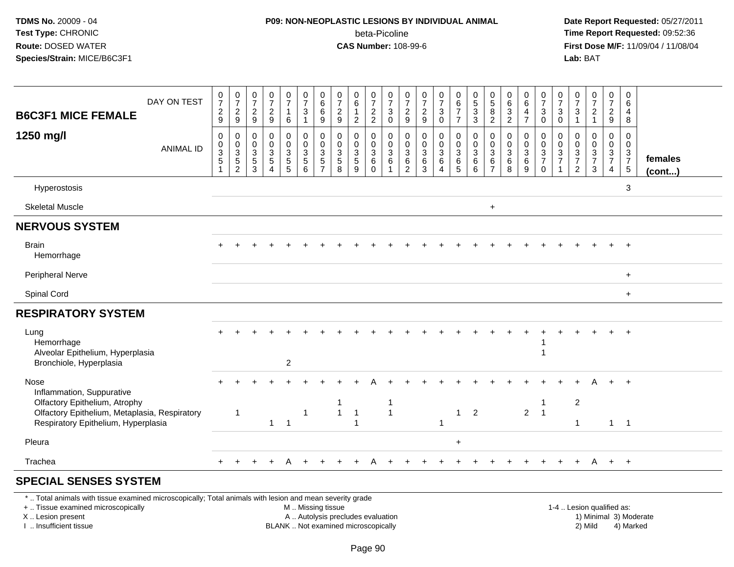**TDMS No.** 20009 - 04
**Test Type:** CHRONIC
**Route:** DOSED WATER
**Species/Strain:** MICE/B6C3F1

**P09: NON-NEOPLASTIC LESIONS BY INDIVIDUAL ANIMAL**
beta-Picoline
**CAS Number:** 108-99-6

**Date Report Requested:** 05/27/2011
**Time Report Requested:** 09:52:36
**First Dose M/F:** 11/09/04 / 11/08/04
**Lab:** BAT

| B6C3F1 MICE FEMALE 1250 mg/l | | | | | | | | | | | | | | | | | | | | | | | | | | |
|---|---|---|---|---|---|---|---|---|---|---|---|---|---|---|---|---|---|---|---|---|---|---|---|---|---|---|
| DAY ON TEST | 0729 | 0729 | 0729 | 0729 | 0716 | 0731 | 0669 | 0729 | 0612 | 0722 | 0730 | 0729 | 0729 | 0730 | 0677 | 0533 | 0582 | 0632 | 0647 | 0730 | 0730 | 0731 | 0721 | 0729 | 0648 | |
| ANIMAL ID | 0351 | 0352 | 0353 | 0354 | 0355 | 0356 | 0357 | 0358 | 0359 | 0360 | 0361 | 0362 | 0363 | 0364 | 0365 | 0366 | 0367 | 0368 | 0369 | 0370 | 0371 | 0372 | 0373 | 0374 | 0375 | females (cont...) |
| Hyperostosis | | | | | | | | | | | | | | | | | | | | | | | | | 3 | |
| Skeletal Muscle | | | | | | | | | | | | | | | | | + | | | | | | | | | |
| **NERVOUS SYSTEM** | | | | | | | | | | | | | | | | | | | | | | | | | | |
| Brain | + | + | + | + | + | + | + | + | + | + | + | + | + | + | + | + | + | + | + | + | + | + | + | + | + | |
| Hemorrhage | | | | | | | | | | | | | | | | | | | | | | | | | | |
| Peripheral Nerve | | | | | | | | | | | | | | | | | | | | | | | | | + | |
| Spinal Cord | | | | | | | | | | | | | | | | | | | | | | | | | + | |
| **RESPIRATORY SYSTEM** | | | | | | | | | | | | | | | | | | | | | | | | | | |
| Lung | + | + | + | + | + | + | + | + | + | + | + | + | + | + | + | + | + | + | + | + | + | + | + | + | + | |
| Hemorrhage | | | | | | | | | | | | | | | | | | | | 1 | | | | | | |
| Alveolar Epithelium, Hyperplasia | | | | | | | | | | | | | | | | | | | | 1 | | | | | | |
| Bronchiole, Hyperplasia | | | | | 2 | | | | | | | | | | | | | | | | | | | | | |
| Nose | + | + | + | + | + | + | + | + | + | A | + | + | + | + | + | + | + | + | + | + | + | + | A | + | + | |
| Inflammation, Suppurative | | | | | | | | | | | | | | | | | | | | | | | | | | |
| Olfactory Epithelium, Atrophy | | | | | | | | 1 | | | 1 | | | | | | | | | 1 | | 2 | | | | |
| Olfactory Epithelium, Metaplasia, Respiratory | | 1 | | | | 1 | | 1 | 1 | | 1 | | | | 1 | 2 | | | 2 | 1 | | | | | | |
| Respiratory Epithelium, Hyperplasia | | | | 1 | 1 | | | | 1 | | | | | 1 | | | | | | | | 1 | | 1 | 1 | |
| Pleura | | | | | | | | | | | | | | | + | | | | | | | | | | | |
| Trachea | + | + | + | + | A | + | + | + | + | A | + | + | + | + | + | + | + | + | + | + | + | + | A | + | + | |
| **SPECIAL SENSES SYSTEM** | | | | | | | | | | | | | | | | | | | | | | | | | | |

\* .. Total animals with tissue examined microscopically; Total animals with lesion and mean severity grade
\+ .. Tissue examined microscopically
X .. Lesion present
I .. Insufficient tissue

M .. Missing tissue
A .. Autolysis precludes evaluation
BLANK .. Not examined microscopically

1-4 .. Lesion qualified as:
1) Minimal 3) Moderate
2) Mild 4) Marked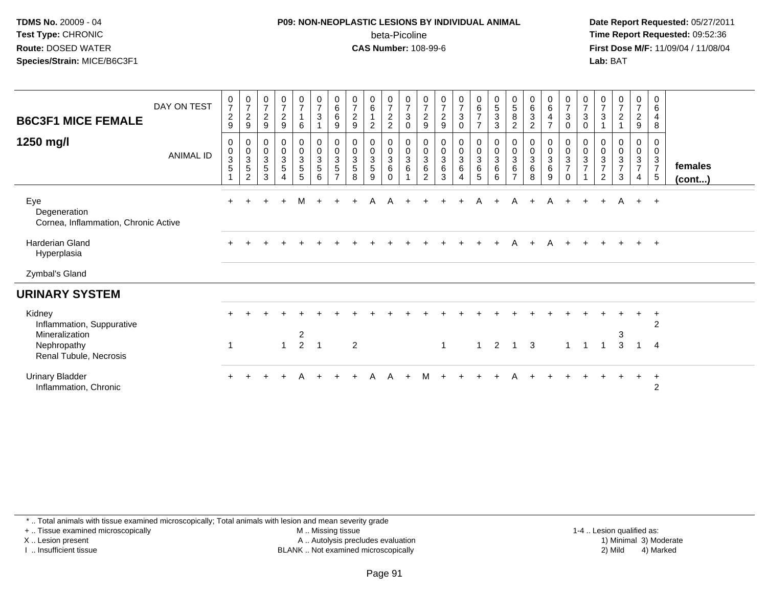**TDMS No.** 20009 - 04
**Test Type:** CHRONIC
**Route:** DOSED WATER
**Species/Strain:** MICE/B6C3F1

**P09: NON-NEOPLASTIC LESIONS BY INDIVIDUAL ANIMAL**
beta-Picoline
**CAS Number:** 108-99-6

**Date Report Requested:** 05/27/2011
**Time Report Requested:** 09:52:36
**First Dose M/F:** 11/09/04 / 11/08/04
**Lab:** BAT

| B6C3F1 MICE FEMALE 1250 mg/l — DAY ON TEST | 0729 | 0729 | 0729 | 0729 | 0716 | 0731 | 0669 | 0729 | 0612 | 0722 | 0730 | 0729 | 0729 | 0730 | 0677 | 0533 | 0582 | 0632 | 0647 | 0730 | 0730 | 0731 | 0721 | 0729 | 0648 | |
|---|---|---|---|---|---|---|---|---|---|---|---|---|---|---|---|---|---|---|---|---|---|---|---|---|---|---|
| ANIMAL ID | 00351 | 00352 | 00353 | 00354 | 00355 | 00356 | 00357 | 00358 | 00359 | 00360 | 00361 | 00362 | 00363 | 00364 | 00365 | 00366 | 00367 | 00368 | 00369 | 00370 | 00371 | 00372 | 00373 | 00374 | 00375 | females (cont...) |
| Eye | + | + | + | + | M | + | + | + | A | A | + | + | + | + | A | + | A | + | A | + | + | + | A | + | + | |
| Degeneration | | | | | | | | | | | | | | | | | | | | | | | | | | |
| Cornea, Inflammation, Chronic Active | | | | | | | | | | | | | | | | | | | | | | | | | | |
| Harderian Gland | + | + | + | + | + | + | + | + | + | + | + | + | + | + | + | + | A | + | A | + | + | + | + | + | + | |
| Hyperplasia | | | | | | | | | | | | | | | | | | | | | | | | | | |
| Zymbal's Gland | | | | | | | | | | | | | | | | | | | | | | | | | | |
| **URINARY SYSTEM** | | | | | | | | | | | | | | | | | | | | | | | | | | |
| Kidney | + | + | + | + | + | + | + | + | + | + | + | + | + | + | + | + | + | + | + | + | + | + | + | + | + | |
| Inflammation, Suppurative | | | | | | | | | | | | | | | | | | | | | | | | | 2 | |
| Mineralization | | | | | 2 | | | | | | | | | | | | | | | | | | 3 | | | |
| Nephropathy | 1 | | | 1 | 2 | 1 | | 2 | | | | | 1 | | 1 | 2 | 1 | 3 | | 1 | 1 | 1 | 3 | 1 | 4 | |
| Renal Tubule, Necrosis | | | | | | | | | | | | | | | | | | | | | | | | | | |
| Urinary Bladder | + | + | + | + | A | + | + | + | A | A | + | M | + | + | + | + | A | + | + | + | + | + | + | + | + | |
| Inflammation, Chronic | | | | | | | | | | | | | | | | | | | | | | | | | 2 | |

\* .. Total animals with tissue examined microscopically; Total animals with lesion and mean severity grade
+ .. Tissue examined microscopically
X .. Lesion present
I .. Insufficient tissue
M .. Missing tissue
A .. Autolysis precludes evaluation
BLANK .. Not examined microscopically
1-4 .. Lesion qualified as: 1) Minimal 2) Mild 3) Moderate 4) Marked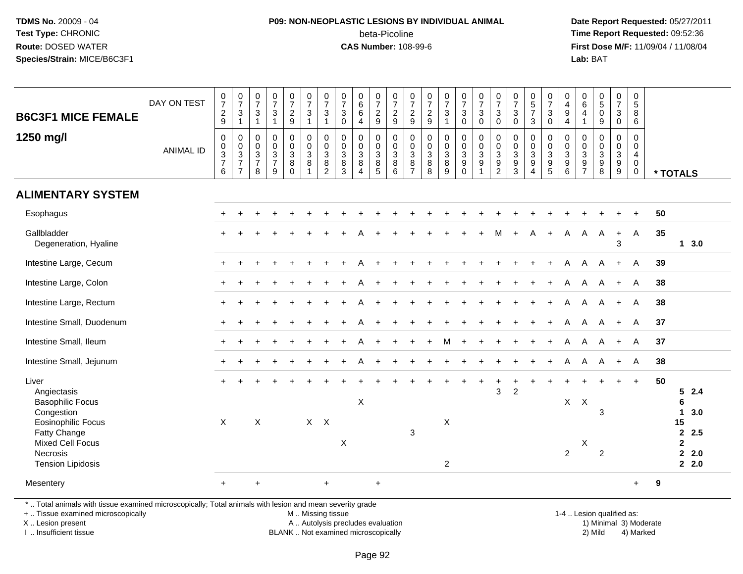**TDMS No.** 20009 - 04
**Test Type:** CHRONIC
**Route:** DOSED WATER
**Species/Strain:** MICE/B6C3F1

**P09: NON-NEOPLASTIC LESIONS BY INDIVIDUAL ANIMAL**
beta-Picoline
**CAS Number:** 108-99-6

**Date Report Requested:** 05/27/2011
**Time Report Requested:** 09:52:36
**First Dose M/F:** 11/09/04 / 11/08/04
**Lab:** BAT

## B6C3F1 MICE FEMALE 1250 mg/l

| DAY ON TEST | 0729 | 0731 | 0731 | 0731 | 0729 | 0731 | 0731 | 0730 | 0664 | 0729 | 0729 | 0729 | 0729 | 0731 | 0730 | 0730 | 0730 | 0730 | 0573 | 0730 | 0494 | 0641 | 0509 | 0730 | 0586 | |
|---|---|---|---|---|---|---|---|---|---|---|---|---|---|---|---|---|---|---|---|---|---|---|---|---|---|---|
| **ANIMAL ID** | 00376 | 00377 | 00378 | 00379 | 00380 | 00381 | 00382 | 00383 | 00384 | 00385 | 00386 | 00387 | 00388 | 00389 | 00390 | 00391 | 00392 | 00393 | 00394 | 00395 | 00396 | 00397 | 00398 | 00399 | 00400 | *** TOTALS** |
| **ALIMENTARY SYSTEM** | | | | | | | | | | | | | | | | | | | | | | | | | | |
| Esophagus | + | + | + | + | + | + | + | + | + | + | + | + | + | + | + | + | + | + | + | + | + | + | + | + | + | 50 |
| Gallbladder | + | + | + | + | + | + | + | + | A | + | + | + | + | + | + | + | M | + | A | + | A | A | A | + | A | 35 |
| Degeneration, Hyaline | | | | | | | | | | | | | | | | | | | | | | | | 3 | | 1 3.0 |
| Intestine Large, Cecum | + | + | + | + | + | + | + | + | A | + | + | + | + | + | + | + | + | + | + | + | A | A | A | + | A | 39 |
| Intestine Large, Colon | + | + | + | + | + | + | + | + | A | + | + | + | + | + | + | + | + | + | + | + | A | A | A | + | A | 38 |
| Intestine Large, Rectum | + | + | + | + | + | + | + | + | A | + | + | + | + | + | + | + | + | + | + | + | A | A | A | + | A | 38 |
| Intestine Small, Duodenum | + | + | + | + | + | + | + | + | A | + | + | + | + | + | + | + | + | + | + | + | A | A | A | + | A | 37 |
| Intestine Small, Ileum | + | + | + | + | + | + | + | + | A | + | + | + | + | M | + | + | + | + | + | + | A | A | A | + | A | 37 |
| Intestine Small, Jejunum | + | + | + | + | + | + | + | + | A | + | + | + | + | + | + | + | + | + | + | + | A | A | A | + | A | 38 |
| Liver | + | + | + | + | + | + | + | + | + | + | + | + | + | + | + | + | + | + | + | + | + | + | + | + | + | 50 |
| Angiectasis | | | | | | | | | | | | | | | | | 3 | 2 | | | | | | | | 5 2.4 |
| Basophilic Focus | | | | | | | | | X | | | | | | | | | | | | X | X | | | | 6 |
| Congestion | | | | | | | | | | | | | | | | | | | | | | | 3 | | | 1 3.0 |
| Eosinophilic Focus | X | | X | | | X | X | | | | | | | X | | | | | | | | | | | | 15 |
| Fatty Change | | | | | | | | | | | | 3 | | | | | | | | | | | | | | 2 2.5 |
| Mixed Cell Focus | | | | | | | | X | | | | | | | | | | | | | | X | | | | 2 |
| Necrosis | | | | | | | | | | | | | | | | | | | | | 2 | | 2 | | | 2 2.0 |
| Tension Lipidosis | | | | | | | | | | | | | | 2 | | | | | | | | | | | | 2 2.0 |
| Mesentery | + | | + | | | | + | | | + | | | | | | | | | | | | | | | + | 9 |

* .. Total animals with tissue examined microscopically; Total animals with lesion and mean severity grade
+ .. Tissue examined microscopically
X .. Lesion present
I .. Insufficient tissue

M .. Missing tissue
A .. Autolysis precludes evaluation
BLANK .. Not examined microscopically

1-4 .. Lesion qualified as:
1) Minimal 3) Moderate
2) Mild 4) Marked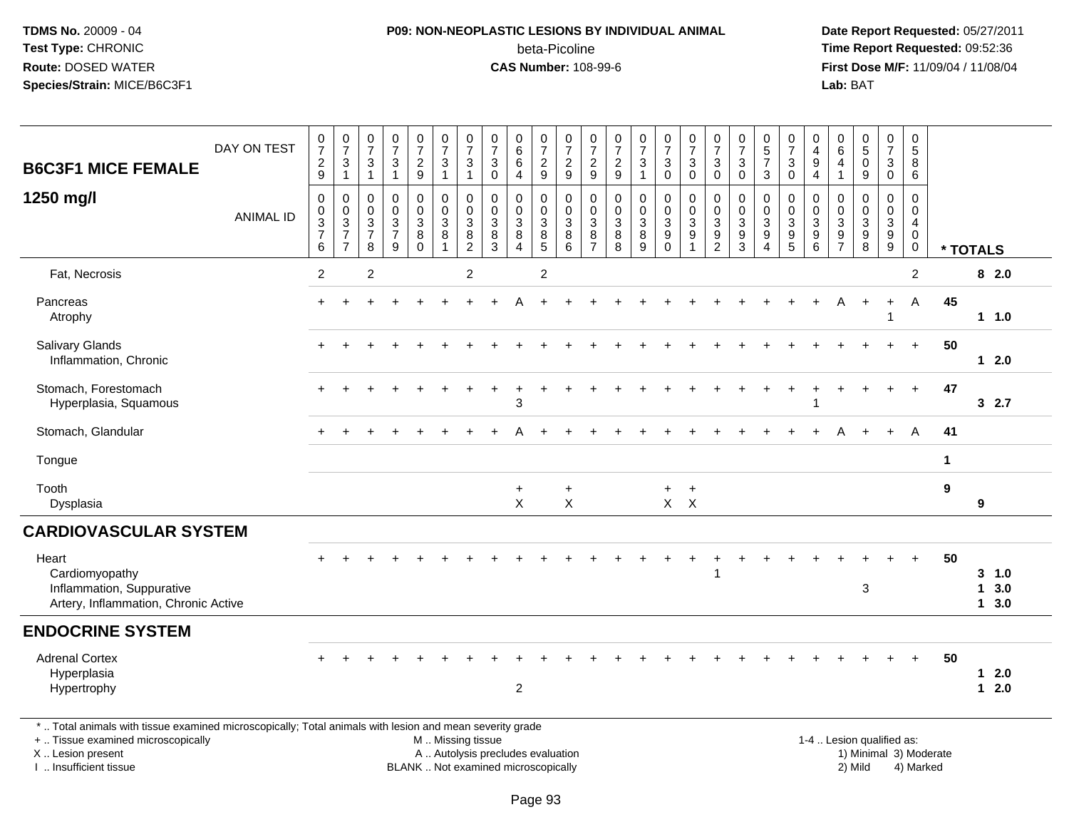**TDMS No.** 20009 - 04
**Test Type:** CHRONIC
**Route:** DOSED WATER
**Species/Strain:** MICE/B6C3F1

**P09: NON-NEOPLASTIC LESIONS BY INDIVIDUAL ANIMAL**
beta-Picoline
**CAS Number:** 108-99-6

**Date Report Requested:** 05/27/2011
**Time Report Requested:** 09:52:36
**First Dose M/F:** 11/09/04 / 11/08/04
**Lab:** BAT

## B6C3F1 MICE FEMALE 1250 mg/l

| DAY ON TEST | 0729 | 0731 | 0731 | 0731 | 0729 | 0731 | 0731 | 0730 | 0664 | 0729 | 0729 | 0729 | 0729 | 0731 | 0730 | 0730 | 0730 | 0730 | 0573 | 0730 | 0494 | 0641 | 0509 | 0730 | 0586 | | |
|---|---|---|---|---|---|---|---|---|---|---|---|---|---|---|---|---|---|---|---|---|---|---|---|---|---|---|---|
| **ANIMAL ID** | 0376 | 0377 | 0378 | 0379 | 0380 | 0381 | 0382 | 0383 | 0384 | 0385 | 0386 | 0387 | 0388 | 0389 | 0390 | 0391 | 0392 | 0393 | 0394 | 0395 | 0396 | 0397 | 0398 | 0399 | 0400 | *** TOTALS** | |
| Fat, Necrosis | 2 | | 2 | | | | 2 | | | 2 | | | | | | | | | | | | | | | 2 | | 8 2.0 |
| Pancreas | + | + | + | + | + | + | + | + | A | + | + | + | + | + | + | + | + | + | + | + | + | A | + | + | A | 45 | |
| Atrophy | | | | | | | | | | | | | | | | | | | | | | | | 1 | | | 1 1.0 |
| Salivary Glands | + | + | + | + | + | + | + | + | + | + | + | + | + | + | + | + | + | + | + | + | + | + | + | + | + | 50 | |
| Inflammation, Chronic | | | | | | | | | | | | | | | | | | | | | | | | | | | 1 2.0 |
| Stomach, Forestomach | + | + | + | + | + | + | + | + | + | + | + | + | + | + | + | + | + | + | + | + | + | + | + | + | + | 47 | |
| Hyperplasia, Squamous | | | | | | | | | 3 | | | | | | | | | | | | 1 | | | | | | 3 2.7 |
| Stomach, Glandular | + | + | + | + | + | + | + | + | A | + | + | + | + | + | + | + | + | + | + | + | + | A | + | + | A | 41 | |
| Tongue | | | | | | | | | | | | | | | | | | | | | | | | | | 1 | |
| Tooth | | | | | | | | | + | | + | | | | + | + | | | | | | | | | | 9 | |
| Dysplasia | | | | | | | | | X | | X | | | | X | X | | | | | | | | | | | 9 |
| **CARDIOVASCULAR SYSTEM** | | | | | | | | | | | | | | | | | | | | | | | | | | | |
| Heart | + | + | + | + | + | + | + | + | + | + | + | + | + | + | + | + | + | + | + | + | + | + | + | + | + | 50 | |
| Cardiomyopathy | | | | | | | | | | | | | | | | | 1 | | | | | | | | | | 3 1.0 |
| Inflammation, Suppurative | | | | | | | | | | | | | | | | | | | | | | | 3 | | | | 1 3.0 |
| Artery, Inflammation, Chronic Active | | | | | | | | | | | | | | | | | | | | | | | | | | | 1 3.0 |
| **ENDOCRINE SYSTEM** | | | | | | | | | | | | | | | | | | | | | | | | | | | |
| Adrenal Cortex | + | + | + | + | + | + | + | + | + | + | + | + | + | + | + | + | + | + | + | + | + | + | + | + | + | 50 | |
| Hyperplasia | | | | | | | | | | | | | | | | | | | | | | | | | | | 1 2.0 |
| Hypertrophy | | | | | | | | | 2 | | | | | | | | | | | | | | | | | | 1 2.0 |

\* .. Total animals with tissue examined microscopically; Total animals with lesion and mean severity grade
+ .. Tissue examined microscopically
X .. Lesion present
I .. Insufficient tissue

M .. Missing tissue
A .. Autolysis precludes evaluation
BLANK .. Not examined microscopically

1-4 .. Lesion qualified as:
1) Minimal 3) Moderate
2) Mild 4) Marked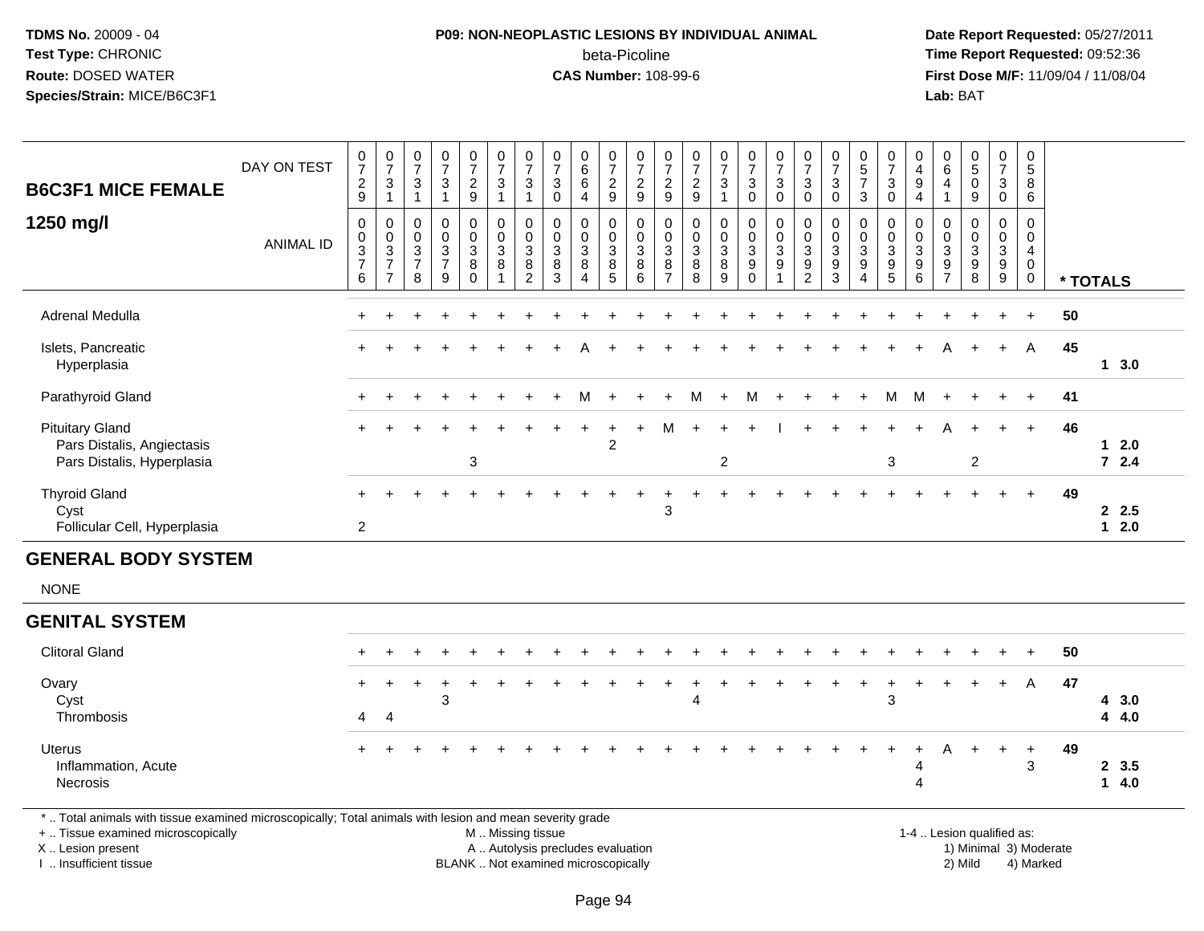TDMS No. 20009 - 04
Test Type: CHRONIC
Route: DOSED WATER
Species/Strain: MICE/B6C3F1

**P09: NON-NEOPLASTIC LESIONS BY INDIVIDUAL ANIMAL**
beta-Picoline
**CAS Number:** 108-99-6

Date Report Requested: 05/27/2011
Time Report Requested: 09:52:36
First Dose M/F: 11/09/04 / 11/08/04
Lab: BAT

| B6C3F1 MICE FEMALE 1250 mg/l | DAY ON TEST | 0729 | 0731 | 0731 | 0731 | 0729 | 0731 | 0731 | 0730 | 0664 | 0729 | 0729 | 0729 | 0729 | 0731 | 0730 | 0730 | 0730 | 0730 | 0573 | 0730 | 0494 | 0641 | 0509 | 0730 | 0586 | |
|---|---|---|---|---|---|---|---|---|---|---|---|---|---|---|---|---|---|---|---|---|---|---|---|---|---|---|---|
| | ANIMAL ID | 00376 | 00377 | 00378 | 00379 | 00380 | 00381 | 00382 | 00383 | 00384 | 00385 | 00386 | 00387 | 00388 | 00389 | 00390 | 00391 | 00392 | 00393 | 00394 | 00395 | 00396 | 00397 | 00398 | 00399 | 00400 | * TOTALS |
| Adrenal Medulla | | + | + | + | + | + | + | + | + | + | + | + | + | + | + | + | + | + | + | + | + | + | + | + | + | + | 50 |
| Islets, Pancreatic | | + | + | + | + | + | + | + | + | A | + | + | + | + | + | + | + | + | + | + | + | + | A | + | + | A | 45 |
| Hyperplasia | | | | | | | | | | | | | | | | | | | | | | | | | | | 1 3.0 |
| Parathyroid Gland | | + | + | + | + | + | + | + | + | M | + | + | + | M | + | M | + | + | + | + | M | M | + | + | + | + | 41 |
| Pituitary Gland | | + | + | + | + | + | + | + | + | + | + | + | M | + | + | + | I | + | + | + | + | + | A | + | + | + | 46 |
| Pars Distalis, Angiectasis | | | | | | | | | | | 2 | | | | | | | | | | | | | | | | 1 2.0 |
| Pars Distalis, Hyperplasia | | | | | | 3 | | | | | | | | | 2 | | | | | | 3 | | | 2 | | | 7 2.4 |
| Thyroid Gland | | + | + | + | + | + | + | + | + | + | + | + | + | + | + | + | + | + | + | + | + | + | + | + | + | + | 49 |
| Cyst | | | | | | | | | | | | | 3 | | | | | | | | | | | | | | 2 2.5 |
| Follicular Cell, Hyperplasia | | 2 | | | | | | | | | | | | | | | | | | | | | | | | | 1 2.0 |
| **GENERAL BODY SYSTEM** | | | | | | | | | | | | | | | | | | | | | | | | | | | |
| NONE | | | | | | | | | | | | | | | | | | | | | | | | | | | |
| **GENITAL SYSTEM** | | | | | | | | | | | | | | | | | | | | | | | | | | | |
| Clitoral Gland | | + | + | + | + | + | + | + | + | + | + | + | + | + | + | + | + | + | + | + | + | + | + | + | + | + | 50 |
| Ovary | | + | + | + | + | + | + | + | + | + | + | + | + | + | + | + | + | + | + | + | + | + | + | + | + | A | 47 |
| Cyst | | | | | 3 | | | | | | | | | 4 | | | | | | | 3 | | | | | | 4 3.0 |
| Thrombosis | | 4 | 4 | | | | | | | | | | | | | | | | | | | | | | | | 4 4.0 |
| Uterus | | + | + | + | + | + | + | + | + | + | + | + | + | + | + | + | + | + | + | + | + | + | A | + | + | + | 49 |
| Inflammation, Acute | | | | | | | | | | | | | | | | | | | | | | 4 | | | | 3 | 2 3.5 |
| Necrosis | | | | | | | | | | | | | | | | | | | | | | 4 | | | | | 1 4.0 |

* .. Total animals with tissue examined microscopically; Total animals with lesion and mean severity grade
+ .. Tissue examined microscopically
X .. Lesion present
I .. Insufficient tissue

M .. Missing tissue
A .. Autolysis precludes evaluation
BLANK .. Not examined microscopically

1-4 .. Lesion qualified as:
1) Minimal 3) Moderate
2) Mild 4) Marked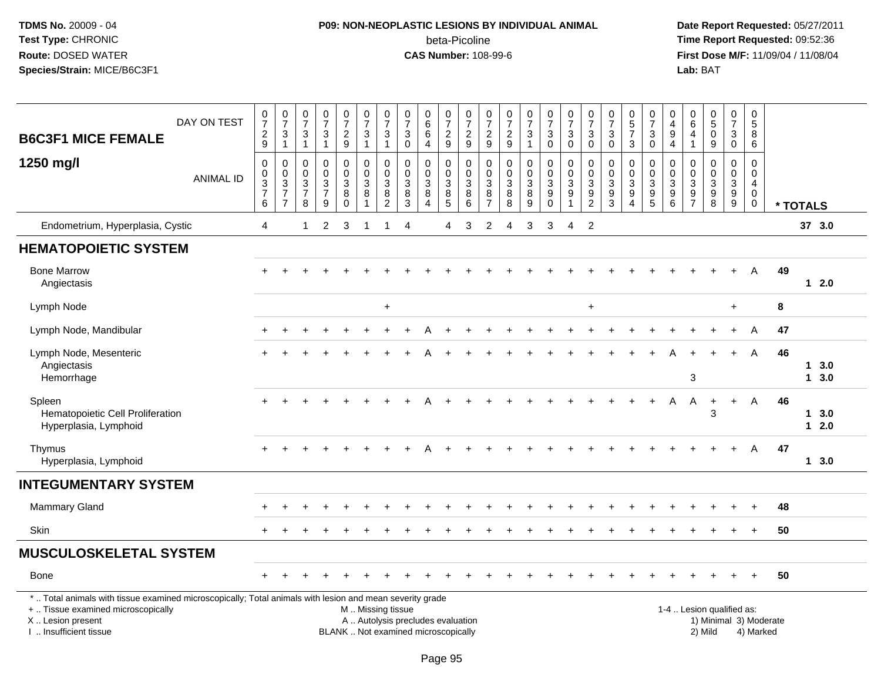TDMS No. 20009 - 04
Test Type: CHRONIC
Route: DOSED WATER
Species/Strain: MICE/B6C3F1

**P09: NON-NEOPLASTIC LESIONS BY INDIVIDUAL ANIMAL**
beta-Picoline
**CAS Number:** 108-99-6

Date Report Requested: 05/27/2011
Time Report Requested: 09:52:36
First Dose M/F: 11/09/04 / 11/08/04
Lab: BAT

**B6C3F1 MICE FEMALE**

**1250 mg/l**

| DAY ON TEST | 0729 | 0731 | 0731 | 0731 | 0729 | 0731 | 0731 | 0730 | 0664 | 0729 | 0729 | 0729 | 0729 | 0731 | 0730 | 0730 | 0730 | 0730 | 0573 | 0730 | 0494 | 0641 | 0509 | 0730 | 0586 | | |
|---|---|---|---|---|---|---|---|---|---|---|---|---|---|---|---|---|---|---|---|---|---|---|---|---|---|---|---|
| **ANIMAL ID** | 0376 | 0377 | 0378 | 0379 | 0380 | 0381 | 0382 | 0383 | 0384 | 0385 | 0386 | 0387 | 0388 | 0389 | 0390 | 0391 | 0392 | 0393 | 0394 | 0395 | 0396 | 0397 | 0398 | 0399 | 0400 | *** TOTALS** | |
| Endometrium, Hyperplasia, Cystic | 4 | | 1 | 2 | 3 | 1 | 1 | 4 | | 4 | 3 | 2 | 4 | 3 | 3 | 4 | 2 | | | | | | | | | 37 | 3.0 |
| **HEMATOPOIETIC SYSTEM** | | | | | | | | | | | | | | | | | | | | | | | | | | | |
| Bone Marrow | + | + | + | + | + | + | + | + | + | + | + | + | + | + | + | + | + | + | + | + | + | + | + | + | A | 49 | |
| Angiectasis | | | | | | | | | | | | | | | | | | | | | | | | | | 1 | 2.0 |
| Lymph Node | | | | | | | + | | | | | | | | | | | + | | | | | | + | | 8 | |
| Lymph Node, Mandibular | + | + | + | + | + | + | + | + | A | + | + | + | + | + | + | + | + | + | + | + | + | + | + | + | A | 47 | |
| Lymph Node, Mesenteric | + | + | + | + | + | + | + | + | A | + | + | + | + | + | + | + | + | + | + | + | A | + | + | + | A | 46 | |
| Angiectasis | | | | | | | | | | | | | | | | | | | | | | | | | | 1 | 3.0 |
| Hemorrhage | | | | | | | | | | | | | | | | | | | | | | 3 | | | | 1 | 3.0 |
| Spleen | + | + | + | + | + | + | + | + | A | + | + | + | + | + | + | + | + | + | + | + | A | A | + | + | A | 46 | |
| Hematopoietic Cell Proliferation | | | | | | | | | | | | | | | | | | | | | | | 3 | | | 1 | 3.0 |
| Hyperplasia, Lymphoid | | | | | | | | | | | | | | | | | | | | | | | | | | 1 | 2.0 |
| Thymus | + | + | + | + | + | + | + | + | A | + | + | + | + | + | + | + | + | + | + | + | + | + | + | + | A | 47 | |
| Hyperplasia, Lymphoid | | | | | | | | | | | | | | | | | | | | | | | | | | 1 | 3.0 |
| **INTEGUMENTARY SYSTEM** | | | | | | | | | | | | | | | | | | | | | | | | | | | |
| Mammary Gland | + | + | + | + | + | + | + | + | + | + | + | + | + | + | + | + | + | + | + | + | + | + | + | + | + | 48 | |
| Skin | + | + | + | + | + | + | + | + | + | + | + | + | + | + | + | + | + | + | + | + | + | + | + | + | + | 50 | |
| **MUSCULOSKELETAL SYSTEM** | | | | | | | | | | | | | | | | | | | | | | | | | | | |
| Bone | + | + | + | + | + | + | + | + | + | + | + | + | + | + | + | + | + | + | + | + | + | + | + | + | + | 50 | |

* .. Total animals with tissue examined microscopically; Total animals with lesion and mean severity grade
+ .. Tissue examined microscopically
X .. Lesion present
I .. Insufficient tissue

M .. Missing tissue
A .. Autolysis precludes evaluation
BLANK .. Not examined microscopically

1-4 .. Lesion qualified as:
1) Minimal 3) Moderate
2) Mild 4) Marked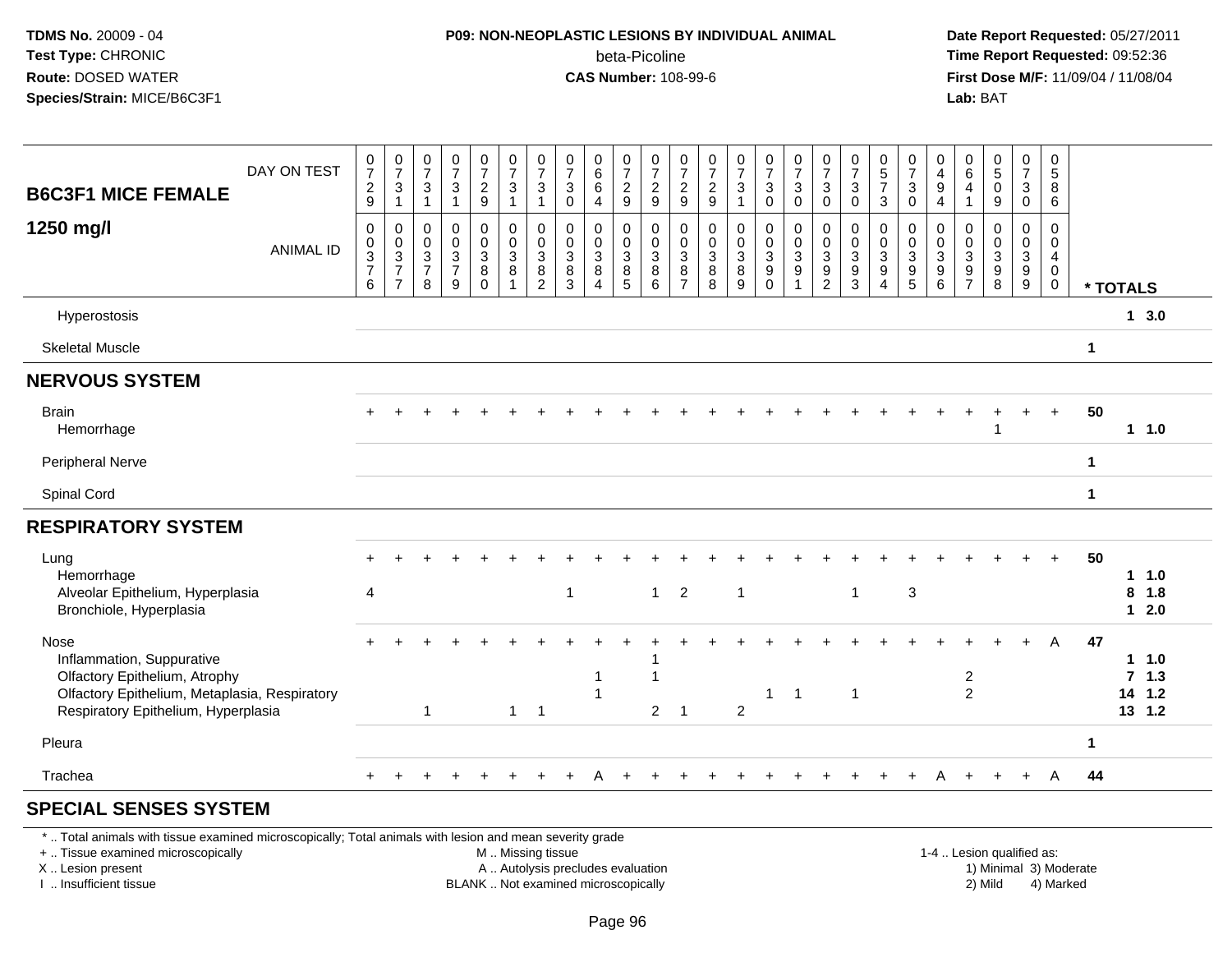**TDMS No.** 20009 - 04
**Test Type:** CHRONIC
**Route:** DOSED WATER
**Species/Strain:** MICE/B6C3F1

**P09: NON-NEOPLASTIC LESIONS BY INDIVIDUAL ANIMAL**
beta-Picoline
**CAS Number:** 108-99-6

**Date Report Requested:** 05/27/2011
**Time Report Requested:** 09:52:36
**First Dose M/F:** 11/09/04 / 11/08/04
**Lab:** BAT

| B6C3F1 MICE FEMALE 1250 mg/l DAY ON TEST | 0729 | 0731 | 0731 | 0731 | 0729 | 0731 | 0731 | 0730 | 0664 | 0729 | 0729 | 0729 | 0729 | 0731 | 0730 | 0730 | 0730 | 0730 | 0573 | 0730 | 0494 | 0641 | 0509 | 0730 | 0586 | |
|---|---|---|---|---|---|---|---|---|---|---|---|---|---|---|---|---|---|---|---|---|---|---|---|---|---|---|
| **ANIMAL ID** | 0376 | 0377 | 0378 | 0379 | 0380 | 0381 | 0382 | 0383 | 0384 | 0385 | 0386 | 0387 | 0388 | 0389 | 0390 | 0391 | 0392 | 0393 | 0394 | 0395 | 0396 | 0397 | 0398 | 0399 | 0400 | *** TOTALS** |
| Hyperostosis | | | | | | | | | | | | | | | | | | | | | | | | | | 1 3.0 |
| Skeletal Muscle | | | | | | | | | | | | | | | | | | | | | | | | | | 1 |
| **NERVOUS SYSTEM** | | | | | | | | | | | | | | | | | | | | | | | | | | |
| Brain | + | + | + | + | + | + | + | + | + | + | + | + | + | + | + | + | + | + | + | + | + | + | + | + | + | 50 |
| Hemorrhage | | | | | | | | | | | | | | | | | | | | | | | 1 | | | 1 1.0 |
| Peripheral Nerve | | | | | | | | | | | | | | | | | | | | | | | | | | 1 |
| Spinal Cord | | | | | | | | | | | | | | | | | | | | | | | | | | 1 |
| **RESPIRATORY SYSTEM** | | | | | | | | | | | | | | | | | | | | | | | | | | |
| Lung | + | + | + | + | + | + | + | + | + | + | + | + | + | + | + | + | + | + | + | + | + | + | + | + | + | 50 |
| Hemorrhage | | | | | | | | | | | | | | | | | | | | | | | | | | 1 1.0 |
| Alveolar Epithelium, Hyperplasia | 4 | | | | | | | 1 | | | 1 | 2 | | 1 | | | | 1 | | 3 | | | | | | 8 1.8 |
| Bronchiole, Hyperplasia | | | | | | | | | | | | | | | | | | | | | | | | | | 1 2.0 |
| Nose | + | + | + | + | + | + | + | + | + | + | + | + | + | + | + | + | + | + | + | + | + | + | + | + | A | 47 |
| Inflammation, Suppurative | | | | | | | | | | | 1 | | | | | | | | | | | | | | | 1 1.0 |
| Olfactory Epithelium, Atrophy | | | | | | | | | 1 | | 1 | | | | | | | | | | | 2 | | | | 7 1.3 |
| Olfactory Epithelium, Metaplasia, Respiratory | | | | | | | | | 1 | | | | | | 1 | 1 | | 1 | | | | 2 | | | | 14 1.2 |
| Respiratory Epithelium, Hyperplasia | | | 1 | | | 1 | 1 | | | | 2 | 1 | | 2 | | | | | | | | | | | | 13 1.2 |
| Pleura | | | | | | | | | | | | | | | | | | | | | | | | | | 1 |
| Trachea | + | + | + | + | + | + | + | + | A | + | + | + | + | + | + | + | + | + | + | + | A | + | + | + | A | 44 |
| **SPECIAL SENSES SYSTEM** | | | | | | | | | | | | | | | | | | | | | | | | | | |

\* .. Total animals with tissue examined microscopically; Total animals with lesion and mean severity grade
+ .. Tissue examined microscopically
X .. Lesion present
I .. Insufficient tissue

M .. Missing tissue
A .. Autolysis precludes evaluation
BLANK .. Not examined microscopically

1-4 .. Lesion qualified as:
1) Minimal 3) Moderate
2) Mild 4) Marked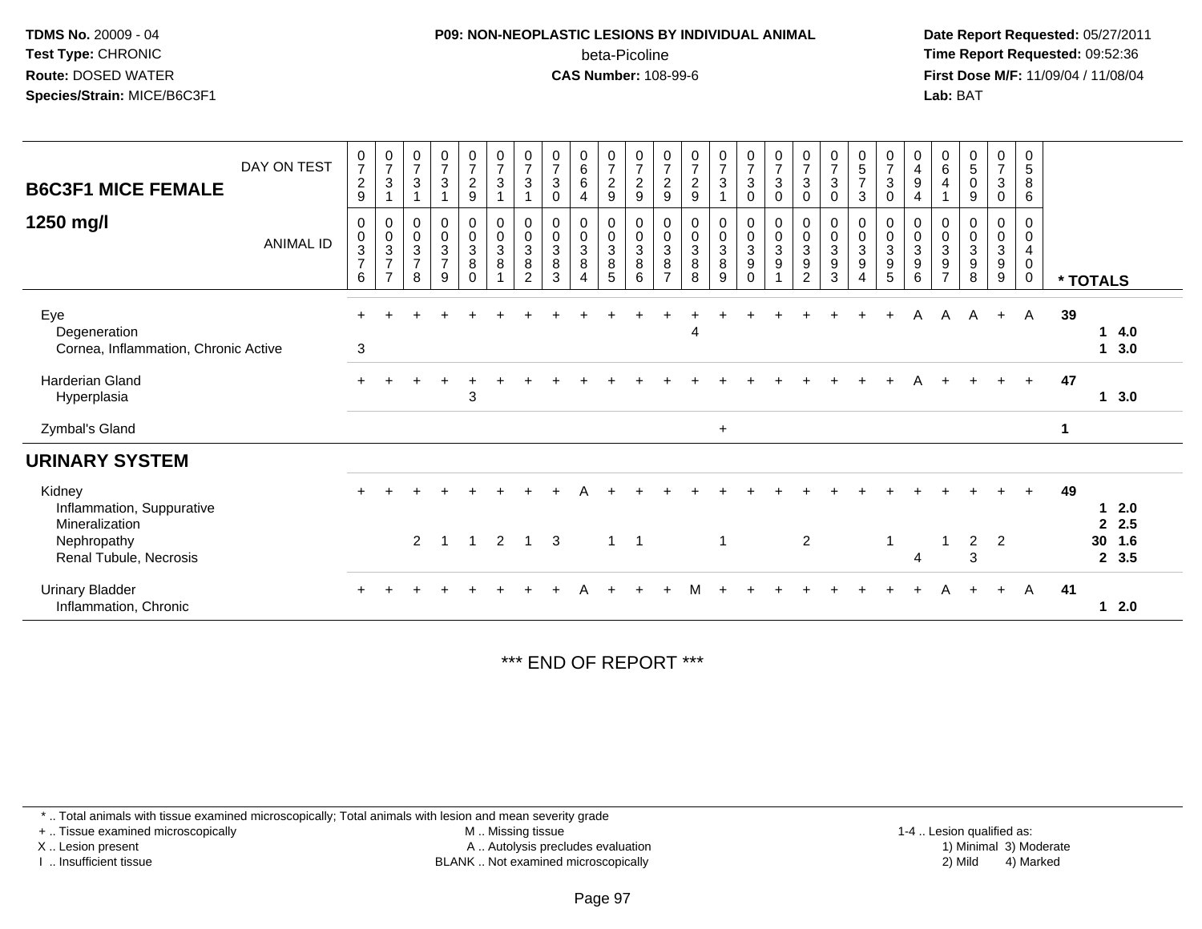**TDMS No.** 20009 - 04
**Test Type:** CHRONIC
**Route:** DOSED WATER
**Species/Strain:** MICE/B6C3F1

**P09: NON-NEOPLASTIC LESIONS BY INDIVIDUAL ANIMAL**
beta-Picoline
**CAS Number:** 108-99-6

**Date Report Requested:** 05/27/2011
**Time Report Requested:** 09:52:36
**First Dose M/F:** 11/09/04 / 11/08/04
**Lab:** BAT

| B6C3F1 MICE FEMALE 1250 mg/l | | | | | | | | | | | | | | | | | | | | | | | | | | |
|---|---|---|---|---|---|---|---|---|---|---|---|---|---|---|---|---|---|---|---|---|---|---|---|---|---|---|
| DAY ON TEST | 0729 | 0731 | 0731 | 0731 | 0729 | 0731 | 0731 | 0730 | 0664 | 0729 | 0729 | 0729 | 0729 | 0731 | 0730 | 0730 | 0730 | 0730 | 0573 | 0730 | 0494 | 0641 | 0509 | 0730 | 0586 | |
| ANIMAL ID | 0376 | 0377 | 0378 | 0379 | 0380 | 0381 | 0382 | 0383 | 0384 | 0385 | 0386 | 0387 | 0388 | 0389 | 0390 | 0391 | 0392 | 0393 | 0394 | 0395 | 0396 | 0397 | 0398 | 0399 | 0400 | * TOTALS |
| Eye | + | + | + | + | + | + | + | + | + | + | + | + | + | + | + | + | + | + | + | + | A | A | A | + | A | 39 |
| Degeneration | | | | | | | | | | | | | 4 | | | | | | | | | | | | | 1 4.0 |
| Cornea, Inflammation, Chronic Active | 3 | | | | | | | | | | | | | | | | | | | | | | | | | 1 3.0 |
| Harderian Gland | + | + | + | + | + | + | + | + | + | + | + | + | + | + | + | + | + | + | + | + | A | + | + | + | + | 47 |
| Hyperplasia | | | | | 3 | | | | | | | | | | | | | | | | | | | | | 1 3.0 |
| Zymbal's Gland | | | | | | | | | | | | | | + | | | | | | | | | | | | 1 |
| **URINARY SYSTEM** | | | | | | | | | | | | | | | | | | | | | | | | | | |
| Kidney | + | + | + | + | + | + | + | + | A | + | + | + | + | + | + | + | + | + | + | + | + | + | + | + | + | 49 |
| Inflammation, Suppurative | | | | | | | | | | | | | | | | | | | | | | | | | | 1 2.0 |
| Mineralization | | | | | | | | | | | | | | | | | | | | | | | | | | 2 2.5 |
| Nephropathy | | | 2 | 1 | 1 | 2 | 1 | 3 | | 1 | 1 | | | 1 | | | 2 | | | 1 | | 1 | 2 | 2 | | 30 1.6 |
| Renal Tubule, Necrosis | | | | | | | | | | | | | | | | | | | | | 4 | | 3 | | | 2 3.5 |
| Urinary Bladder | + | + | + | + | + | + | + | + | A | + | + | + | M | + | + | + | + | + | + | + | + | A | + | + | A | 41 |
| Inflammation, Chronic | | | | | | | | | | | | | | | | | | | | | | | | | | 1 2.0 |

*** END OF REPORT ***

\* .. Total animals with tissue examined microscopically; Total animals with lesion and mean severity grade
+ .. Tissue examined microscopically
X .. Lesion present
I .. Insufficient tissue
M .. Missing tissue
A .. Autolysis precludes evaluation
BLANK .. Not examined microscopically
1-4 .. Lesion qualified as: 1) Minimal 2) Mild 3) Moderate 4) Marked